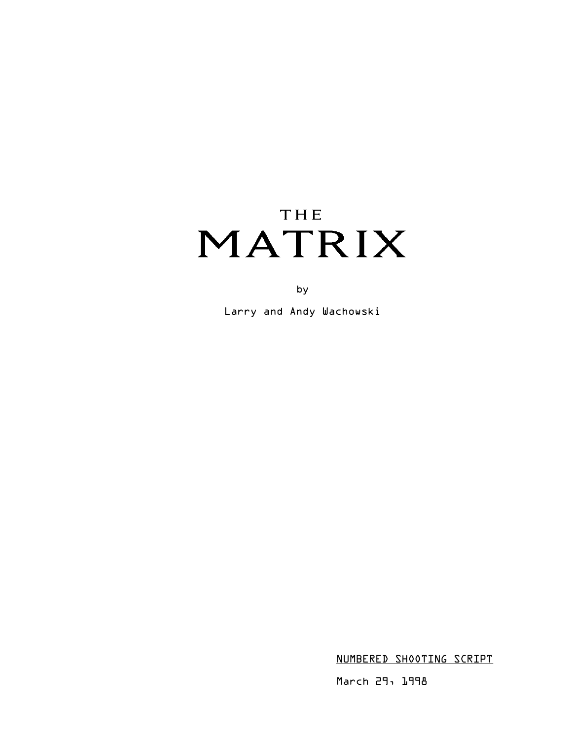# THE MATRIX

by

Larry and Andy Wachowski

NUMBERED SHOOTING SCRIPT

March 29, 1998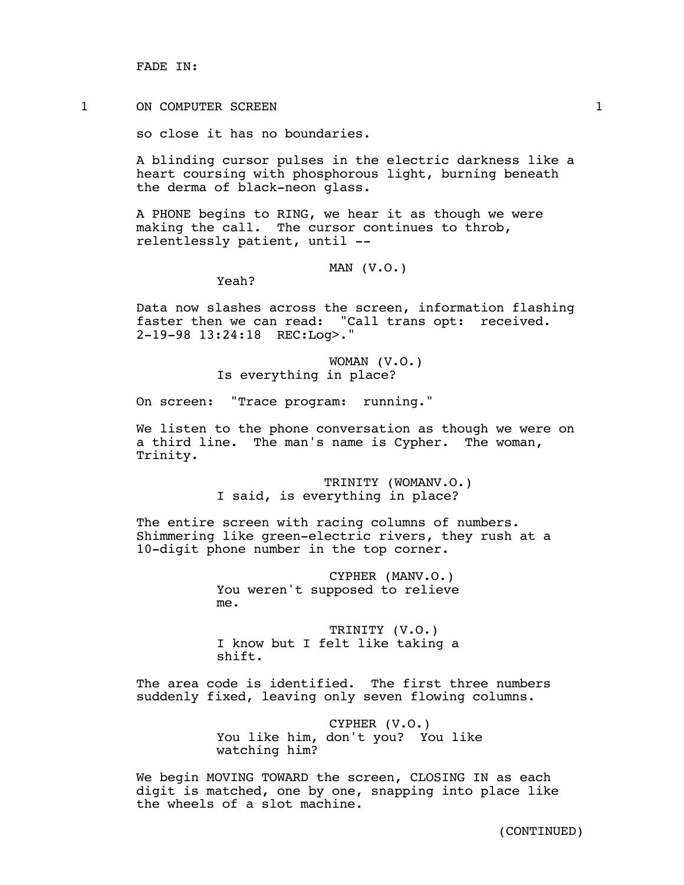FADE IN:

1 ON COMPUTER SCREEN 1

so close it has no boundaries.

A blinding cursor pulses in the electric darkness like a heart coursing with phosphorous light, burning beneath the derma of black-neon glass.

A PHONE begins to RING, we hear it as though we were making the call. The cursor continues to throb, relentlessly patient, until --

MAN (V.O.)
Yeah?

Data now slashes across the screen, information flashing faster then we can read: "Call trans opt: received. 2-19-98 13:24:18 REC:Log>."

WOMAN (V.O.)
Is everything in place?

On screen: "Trace program: running."

We listen to the phone conversation as though we were on a third line. The man's name is Cypher. The woman, Trinity.

TRINITY (WOMANV.O.)
I said, is everything in place?

The entire screen with racing columns of numbers. Shimmering like green-electric rivers, they rush at a 10-digit phone number in the top corner.

CYPHER (MANV.O.)
You weren't supposed to relieve me.

TRINITY (V.O.)
I know but I felt like taking a shift.

The area code is identified. The first three numbers suddenly fixed, leaving only seven flowing columns.

CYPHER (V.O.)
You like him, don't you? You like watching him?

We begin MOVING TOWARD the screen, CLOSING IN as each digit is matched, one by one, snapping into place like the wheels of a slot machine.

(CONTINUED)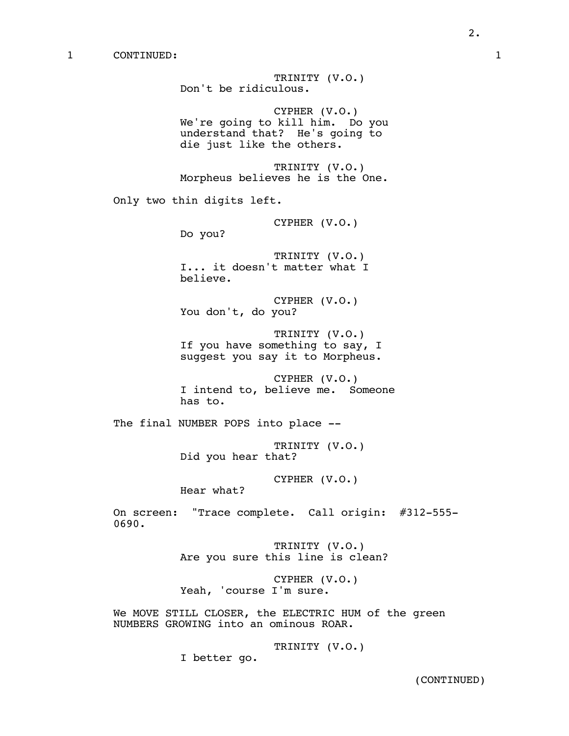1 CONTINUED: 1

TRINITY (V.O.)
Don't be ridiculous.

CYPHER (V.O.)
We're going to kill him. Do you understand that? He's going to die just like the others.

TRINITY (V.O.)
Morpheus believes he is the One.

Only two thin digits left.

CYPHER (V.O.)
Do you?

TRINITY (V.O.)
I... it doesn't matter what I believe.

CYPHER (V.O.)
You don't, do you?

TRINITY (V.O.)
If you have something to say, I suggest you say it to Morpheus.

CYPHER (V.O.)
I intend to, believe me. Someone has to.

The final NUMBER POPS into place --

TRINITY (V.O.)
Did you hear that?

CYPHER (V.O.)
Hear what?

On screen: "Trace complete. Call origin: #312-555-0690.

TRINITY (V.O.)
Are you sure this line is clean?

CYPHER (V.O.)
Yeah, 'course I'm sure.

We MOVE STILL CLOSER, the ELECTRIC HUM of the green NUMBERS GROWING into an ominous ROAR.

TRINITY (V.O.)
I better go.

(CONTINUED)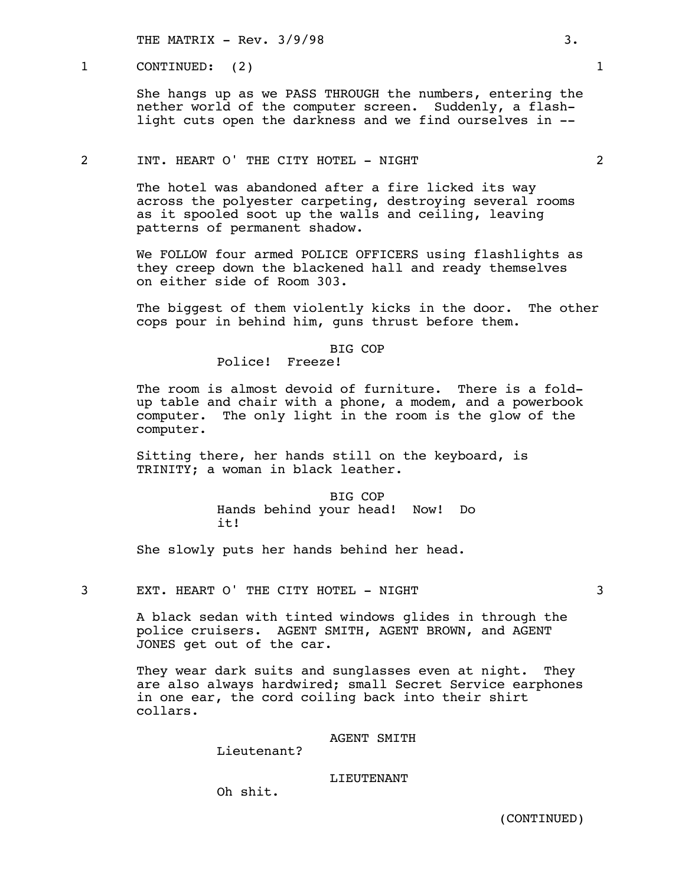1 CONTINUED: (2) 1

She hangs up as we PASS THROUGH the numbers, entering the nether world of the computer screen. Suddenly, a flash-light cuts open the darkness and we find ourselves in --

2 INT. HEART O' THE CITY HOTEL - NIGHT 2

The hotel was abandoned after a fire licked its way across the polyester carpeting, destroying several rooms as it spooled soot up the walls and ceiling, leaving patterns of permanent shadow.

We FOLLOW four armed POLICE OFFICERS using flashlights as they creep down the blackened hall and ready themselves on either side of Room 303.

The biggest of them violently kicks in the door. The other cops pour in behind him, guns thrust before them.

BIG COP
Police! Freeze!

The room is almost devoid of furniture. There is a fold-up table and chair with a phone, a modem, and a powerbook computer. The only light in the room is the glow of the computer.

Sitting there, her hands still on the keyboard, is TRINITY; a woman in black leather.

BIG COP
Hands behind your head! Now! Do it!

She slowly puts her hands behind her head.

3 EXT. HEART O' THE CITY HOTEL - NIGHT 3

A black sedan with tinted windows glides in through the police cruisers. AGENT SMITH, AGENT BROWN, and AGENT JONES get out of the car.

They wear dark suits and sunglasses even at night. They are also always hardwired; small Secret Service earphones in one ear, the cord coiling back into their shirt collars.

AGENT SMITH
Lieutenant?

LIEUTENANT
Oh shit.

(CONTINUED)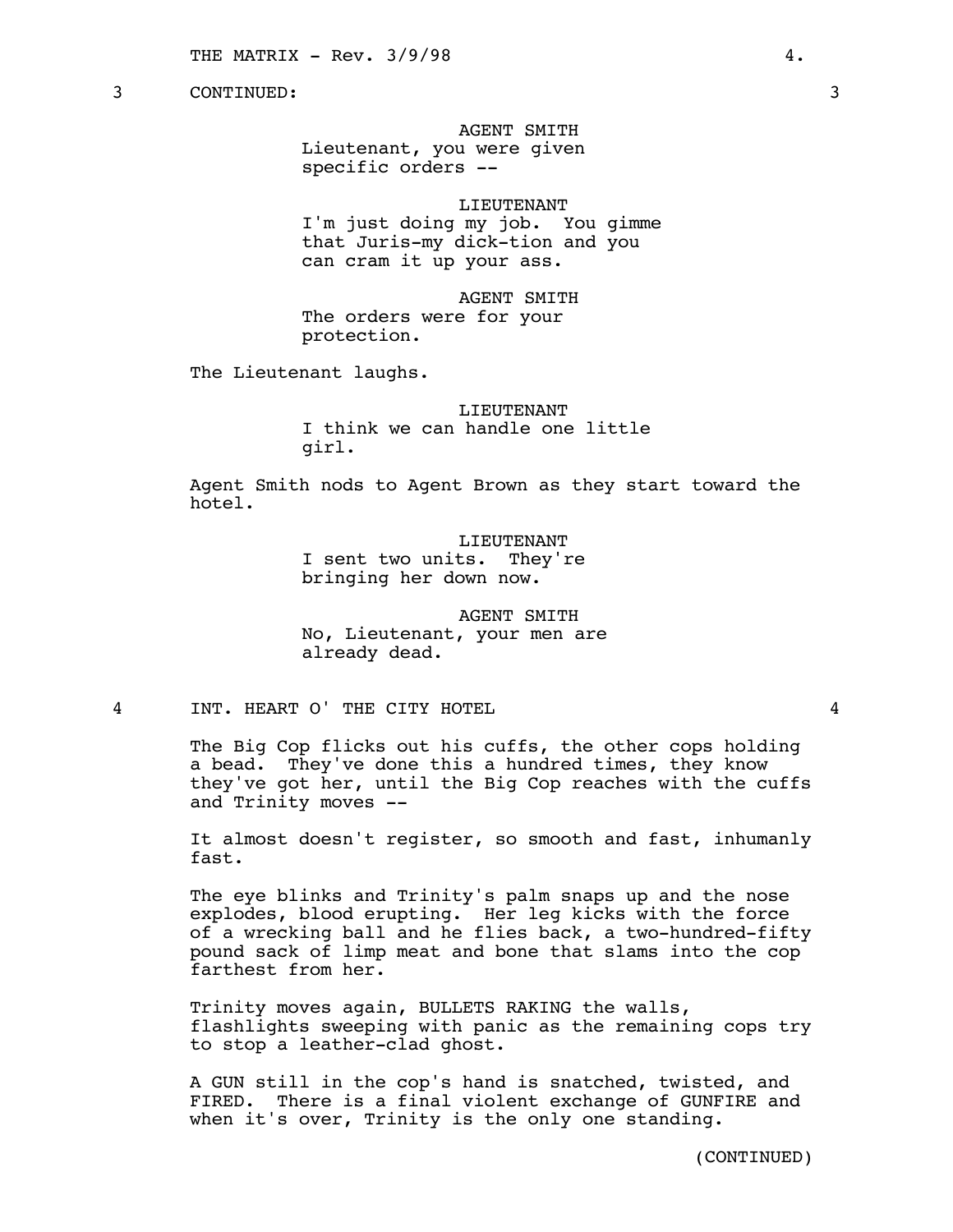3 CONTINUED: 3

AGENT SMITH
Lieutenant, you were given specific orders --

LIEUTENANT
I'm just doing my job. You gimme that Juris-my dick-tion and you can cram it up your ass.

AGENT SMITH
The orders were for your protection.

The Lieutenant laughs.

LIEUTENANT
I think we can handle one little girl.

Agent Smith nods to Agent Brown as they start toward the hotel.

LIEUTENANT
I sent two units. They're bringing her down now.

AGENT SMITH
No, Lieutenant, your men are already dead.

4 INT. HEART O' THE CITY HOTEL 4

The Big Cop flicks out his cuffs, the other cops holding a bead. They've done this a hundred times, they know they've got her, until the Big Cop reaches with the cuffs and Trinity moves --

It almost doesn't register, so smooth and fast, inhumanly fast.

The eye blinks and Trinity's palm snaps up and the nose explodes, blood erupting. Her leg kicks with the force of a wrecking ball and he flies back, a two-hundred-fifty pound sack of limp meat and bone that slams into the cop farthest from her.

Trinity moves again, BULLETS RAKING the walls, flashlights sweeping with panic as the remaining cops try to stop a leather-clad ghost.

A GUN still in the cop's hand is snatched, twisted, and FIRED. There is a final violent exchange of GUNFIRE and when it's over, Trinity is the only one standing.

(CONTINUED)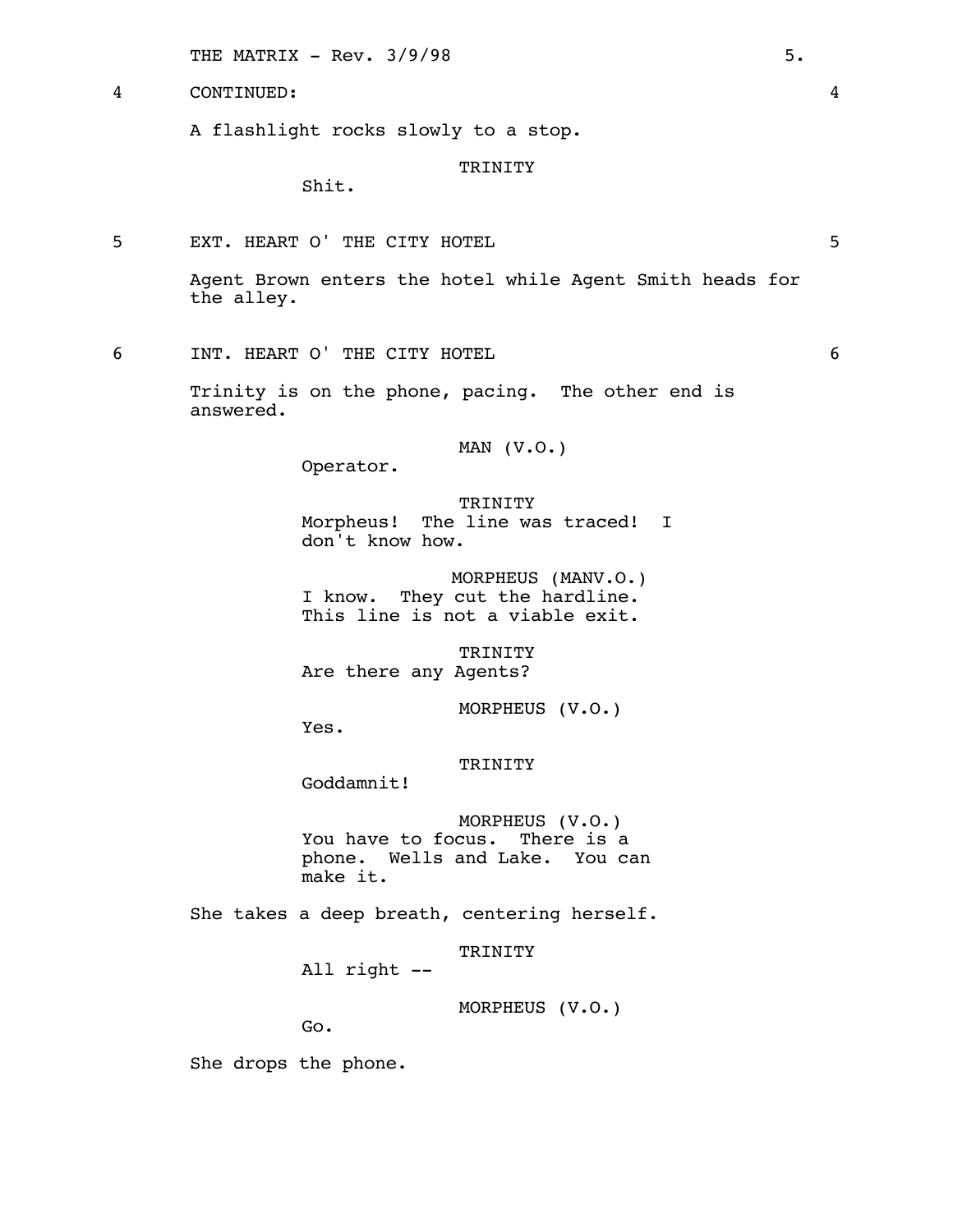4 CONTINUED: 4

A flashlight rocks slowly to a stop.

TRINITY

Shit.

5 EXT. HEART O' THE CITY HOTEL 5

Agent Brown enters the hotel while Agent Smith heads for the alley.

6 INT. HEART O' THE CITY HOTEL 6

Trinity is on the phone, pacing. The other end is answered.

MAN (V.O.)

Operator.

TRINITY

Morpheus! The line was traced! I don't know how.

MORPHEUS (MANV.O.)

I know. They cut the hardline. This line is not a viable exit.

TRINITY

Are there any Agents?

MORPHEUS (V.O.)

Yes.

TRINITY

Goddamnit!

MORPHEUS (V.O.)

You have to focus. There is a phone. Wells and Lake. You can make it.

She takes a deep breath, centering herself.

TRINITY

All right --

MORPHEUS (V.O.)

Go.

She drops the phone.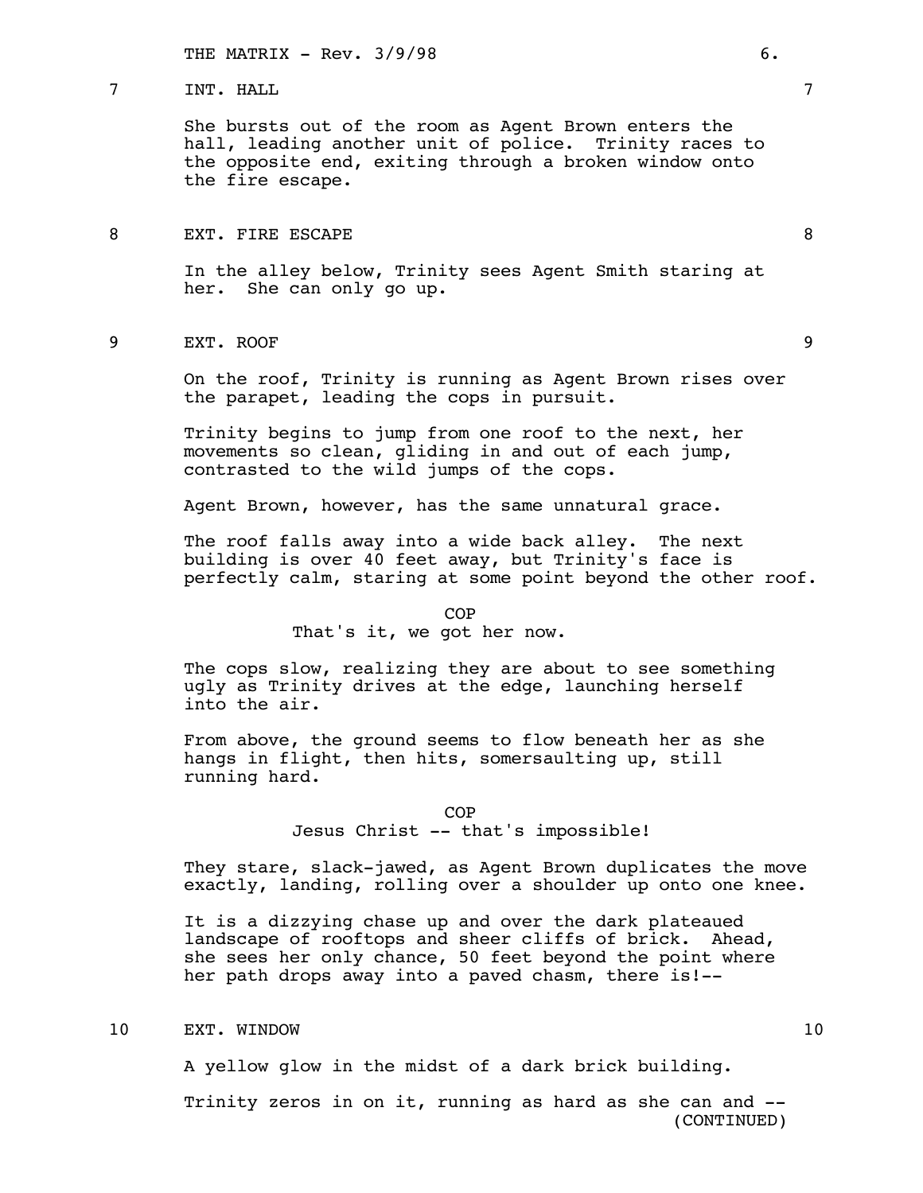7 INT. HALL 7

She bursts out of the room as Agent Brown enters the hall, leading another unit of police. Trinity races to the opposite end, exiting through a broken window onto the fire escape.

8 EXT. FIRE ESCAPE 8

In the alley below, Trinity sees Agent Smith staring at her. She can only go up.

9 EXT. ROOF 9

On the roof, Trinity is running as Agent Brown rises over the parapet, leading the cops in pursuit.

Trinity begins to jump from one roof to the next, her movements so clean, gliding in and out of each jump, contrasted to the wild jumps of the cops.

Agent Brown, however, has the same unnatural grace.

The roof falls away into a wide back alley. The next building is over 40 feet away, but Trinity's face is perfectly calm, staring at some point beyond the other roof.

COP
That's it, we got her now.

The cops slow, realizing they are about to see something ugly as Trinity drives at the edge, launching herself into the air.

From above, the ground seems to flow beneath her as she hangs in flight, then hits, somersaulting up, still running hard.

COP
Jesus Christ -- that's impossible!

They stare, slack-jawed, as Agent Brown duplicates the move exactly, landing, rolling over a shoulder up onto one knee.

It is a dizzying chase up and over the dark plateaued landscape of rooftops and sheer cliffs of brick. Ahead, she sees her only chance, 50 feet beyond the point where her path drops away into a paved chasm, there is!--

10 EXT. WINDOW 10

A yellow glow in the midst of a dark brick building.

Trinity zeros in on it, running as hard as she can and --
(CONTINUED)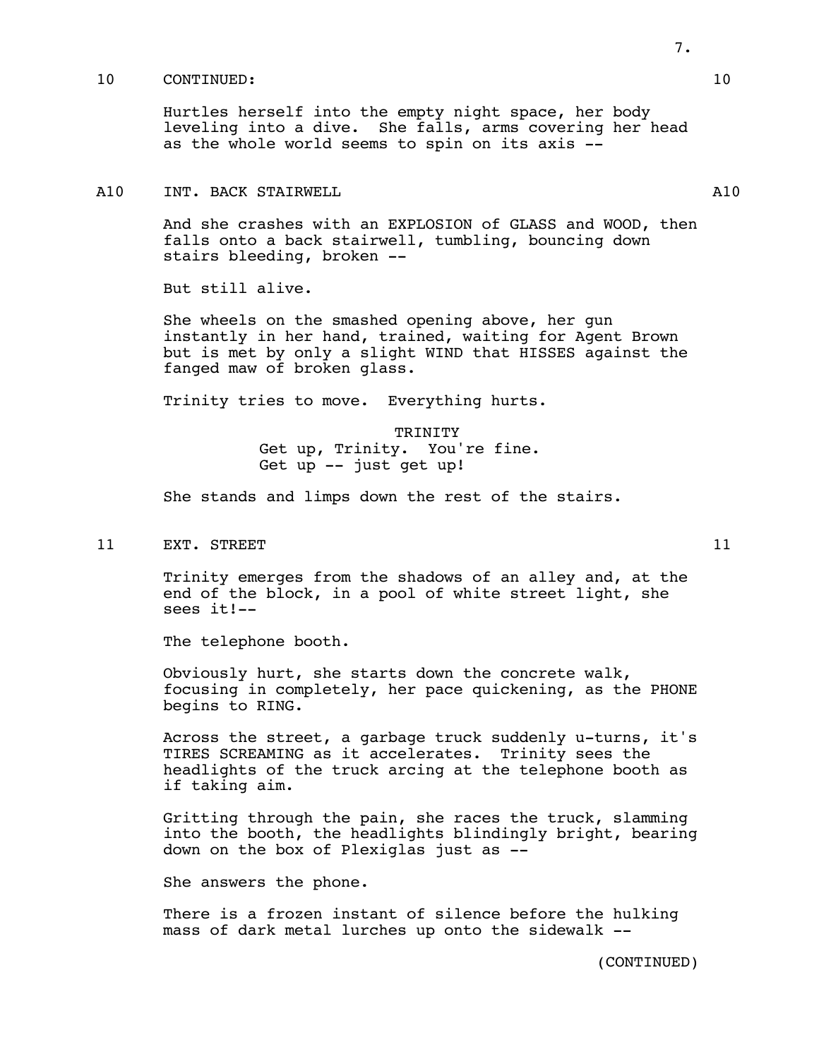10 CONTINUED: 10

Hurtles herself into the empty night space, her body leveling into a dive. She falls, arms covering her head as the whole world seems to spin on its axis --

A10 INT. BACK STAIRWELL A10

And she crashes with an EXPLOSION of GLASS and WOOD, then falls onto a back stairwell, tumbling, bouncing down stairs bleeding, broken --

But still alive.

She wheels on the smashed opening above, her gun instantly in her hand, trained, waiting for Agent Brown but is met by only a slight WIND that HISSES against the fanged maw of broken glass.

Trinity tries to move. Everything hurts.

TRINITY
Get up, Trinity. You're fine.
Get up -- just get up!

She stands and limps down the rest of the stairs.

11 EXT. STREET 11

Trinity emerges from the shadows of an alley and, at the end of the block, in a pool of white street light, she sees it!--

The telephone booth.

Obviously hurt, she starts down the concrete walk, focusing in completely, her pace quickening, as the PHONE begins to RING.

Across the street, a garbage truck suddenly u-turns, it's TIRES SCREAMING as it accelerates. Trinity sees the headlights of the truck arcing at the telephone booth as if taking aim.

Gritting through the pain, she races the truck, slamming into the booth, the headlights blindingly bright, bearing down on the box of Plexiglas just as --

She answers the phone.

There is a frozen instant of silence before the hulking mass of dark metal lurches up onto the sidewalk --

(CONTINUED)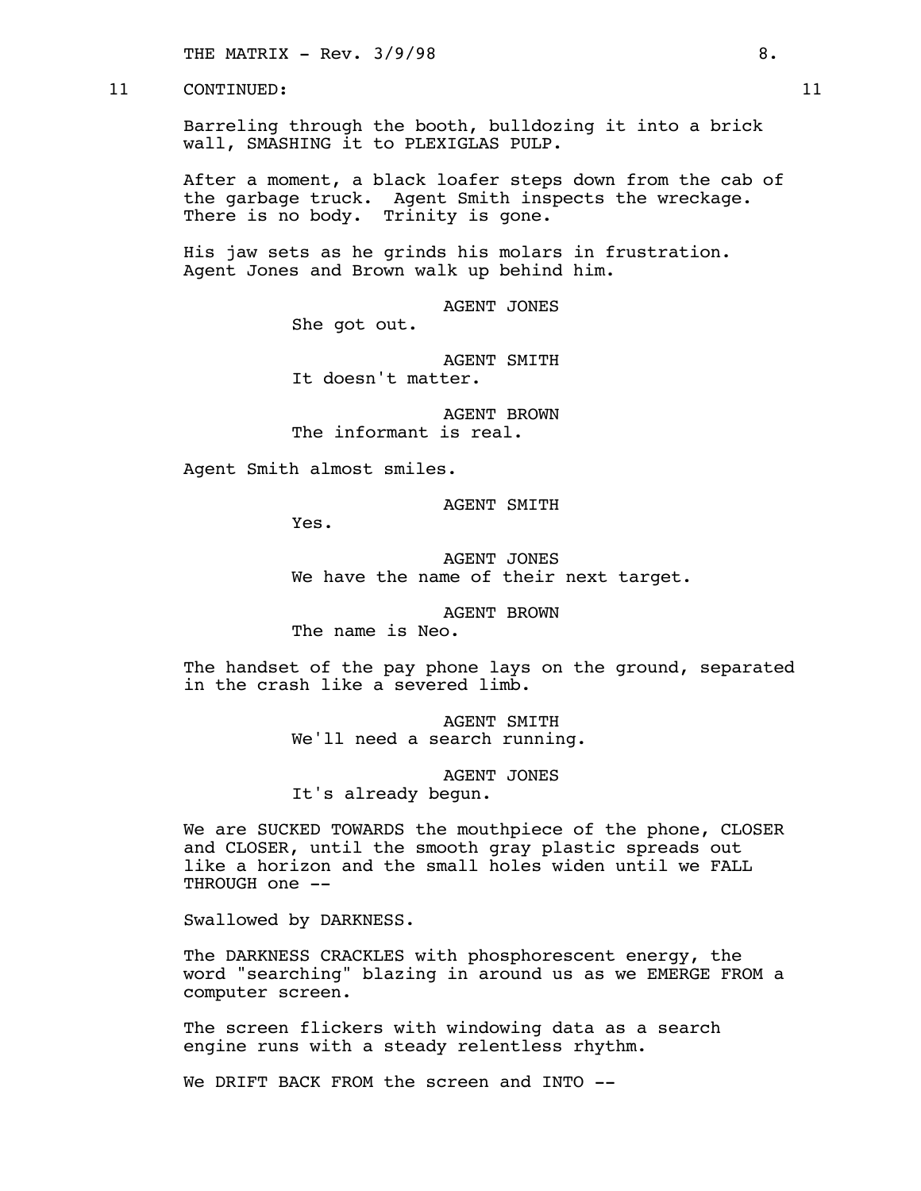11 CONTINUED: 11

Barreling through the booth, bulldozing it into a brick wall, SMASHING it to PLEXIGLAS PULP.

After a moment, a black loafer steps down from the cab of the garbage truck. Agent Smith inspects the wreckage. There is no body. Trinity is gone.

His jaw sets as he grinds his molars in frustration. Agent Jones and Brown walk up behind him.

AGENT JONES
She got out.

AGENT SMITH
It doesn't matter.

AGENT BROWN
The informant is real.

Agent Smith almost smiles.

AGENT SMITH
Yes.

AGENT JONES
We have the name of their next target.

AGENT BROWN
The name is Neo.

The handset of the pay phone lays on the ground, separated in the crash like a severed limb.

AGENT SMITH
We'll need a search running.

AGENT JONES
It's already begun.

We are SUCKED TOWARDS the mouthpiece of the phone, CLOSER and CLOSER, until the smooth gray plastic spreads out like a horizon and the small holes widen until we FALL THROUGH one --

Swallowed by DARKNESS.

The DARKNESS CRACKLES with phosphorescent energy, the word "searching" blazing in around us as we EMERGE FROM a computer screen.

The screen flickers with windowing data as a search engine runs with a steady relentless rhythm.

We DRIFT BACK FROM the screen and INTO --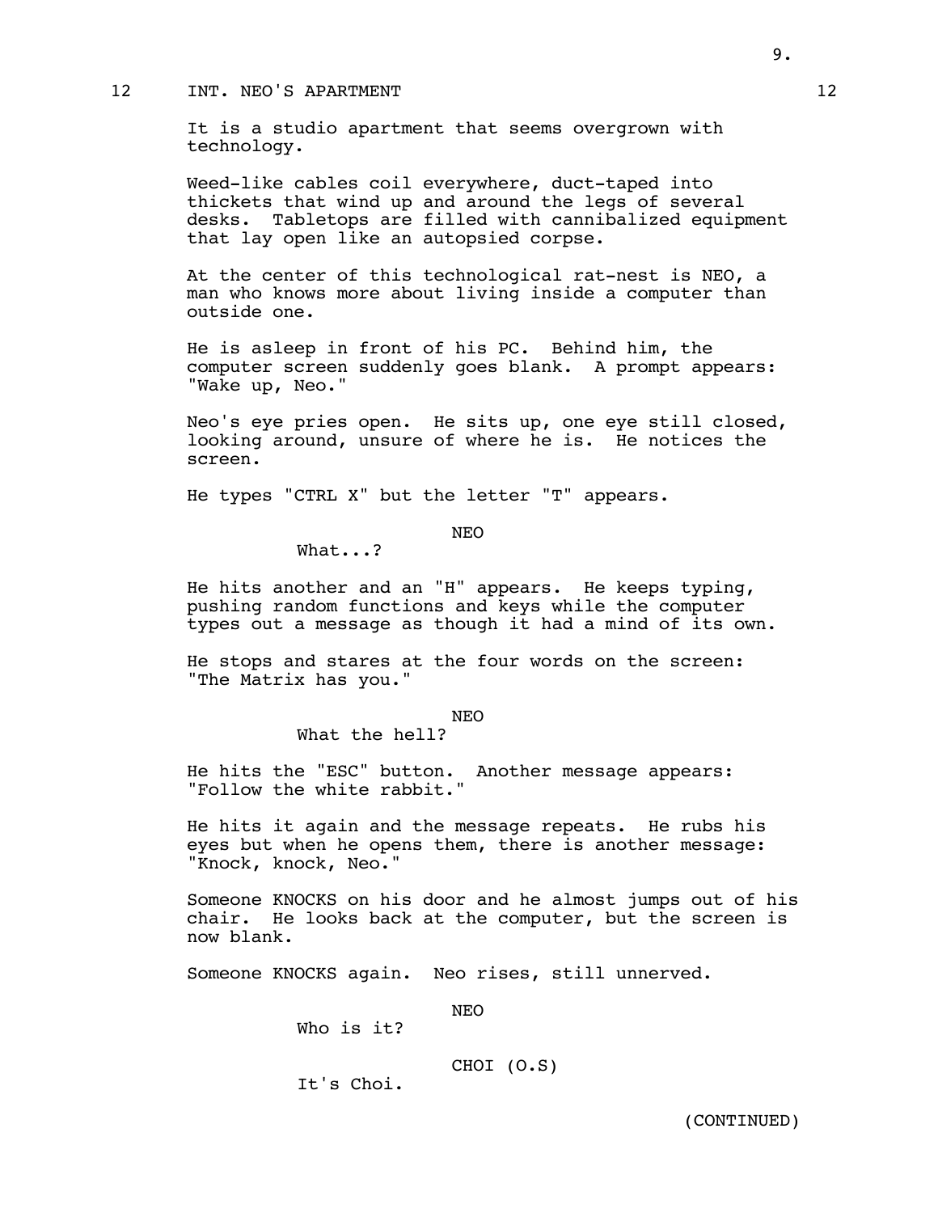12 INT. NEO'S APARTMENT 12

It is a studio apartment that seems overgrown with technology.

Weed-like cables coil everywhere, duct-taped into thickets that wind up and around the legs of several desks. Tabletops are filled with cannibalized equipment that lay open like an autopsied corpse.

At the center of this technological rat-nest is NEO, a man who knows more about living inside a computer than outside one.

He is asleep in front of his PC. Behind him, the computer screen suddenly goes blank. A prompt appears: "Wake up, Neo."

Neo's eye pries open. He sits up, one eye still closed, looking around, unsure of where he is. He notices the screen.

He types "CTRL X" but the letter "T" appears.

NEO
What...?

He hits another and an "H" appears. He keeps typing, pushing random functions and keys while the computer types out a message as though it had a mind of its own.

He stops and stares at the four words on the screen: "The Matrix has you."

NEO
What the hell?

He hits the "ESC" button. Another message appears: "Follow the white rabbit."

He hits it again and the message repeats. He rubs his eyes but when he opens them, there is another message: "Knock, knock, Neo."

Someone KNOCKS on his door and he almost jumps out of his chair. He looks back at the computer, but the screen is now blank.

Someone KNOCKS again. Neo rises, still unnerved.

NEO
Who is it?

CHOI (O.S)
It's Choi.

(CONTINUED)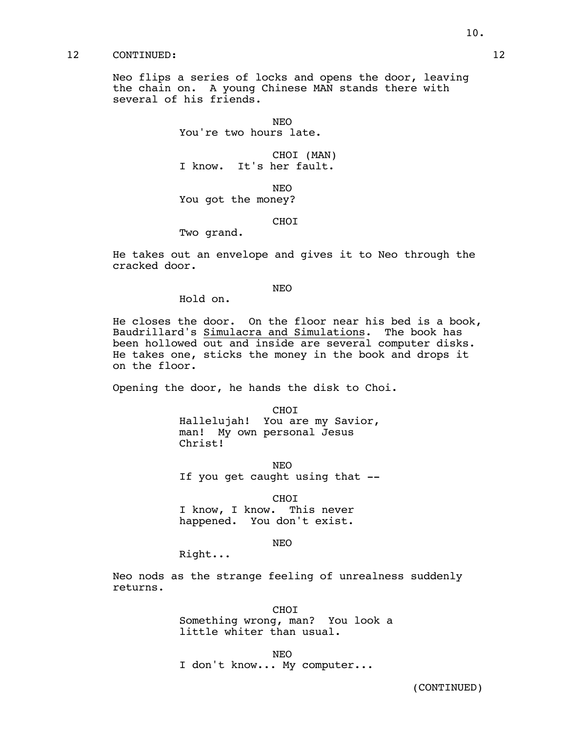12 CONTINUED: 12

Neo flips a series of locks and opens the door, leaving the chain on. A young Chinese MAN stands there with several of his friends.

NEO
You're two hours late.

CHOI (MAN)
I know. It's her fault.

NEO
You got the money?

CHOI
Two grand.

He takes out an envelope and gives it to Neo through the cracked door.

NEO
Hold on.

He closes the door. On the floor near his bed is a book, Baudrillard's Simulacra and Simulations. The book has been hollowed out and inside are several computer disks. He takes one, sticks the money in the book and drops it on the floor.

Opening the door, he hands the disk to Choi.

CHOI
Hallelujah! You are my Savior, man! My own personal Jesus Christ!

NEO
If you get caught using that --

CHOI
I know, I know. This never happened. You don't exist.

NEO
Right...

Neo nods as the strange feeling of unrealness suddenly returns.

CHOI
Something wrong, man? You look a little whiter than usual.

NEO
I don't know... My computer...

(CONTINUED)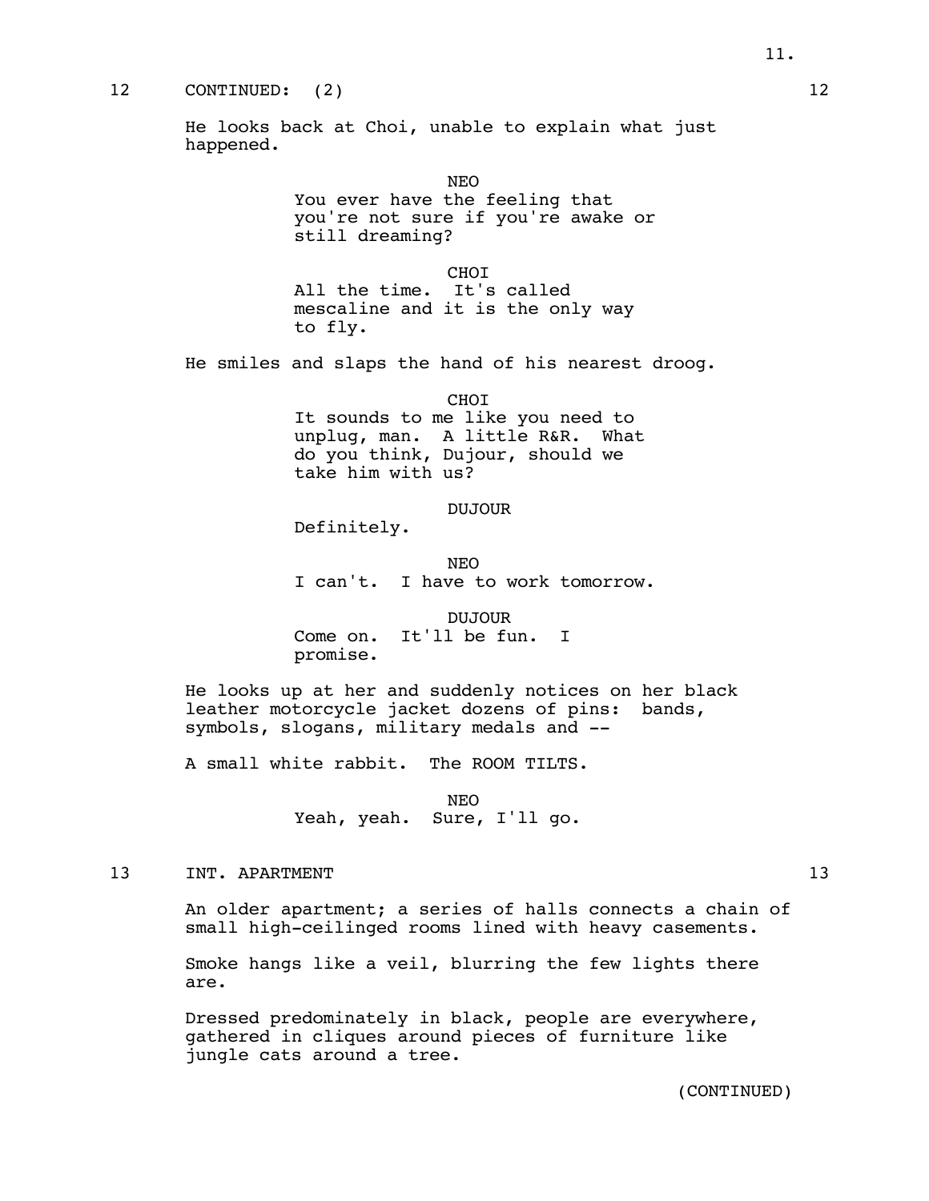12 CONTINUED: (2) 12

He looks back at Choi, unable to explain what just happened.

NEO
You ever have the feeling that you're not sure if you're awake or still dreaming?

CHOI
All the time. It's called mescaline and it is the only way to fly.

He smiles and slaps the hand of his nearest droog.

CHOI
It sounds to me like you need to unplug, man. A little R&R. What do you think, Dujour, should we take him with us?

DUJOUR
Definitely.

NEO
I can't. I have to work tomorrow.

DUJOUR
Come on. It'll be fun. I promise.

He looks up at her and suddenly notices on her black leather motorcycle jacket dozens of pins: bands, symbols, slogans, military medals and --

A small white rabbit. The ROOM TILTS.

NEO
Yeah, yeah. Sure, I'll go.

13 INT. APARTMENT 13

An older apartment; a series of halls connects a chain of small high-ceilinged rooms lined with heavy casements.

Smoke hangs like a veil, blurring the few lights there are.

Dressed predominately in black, people are everywhere, gathered in cliques around pieces of furniture like jungle cats around a tree.

(CONTINUED)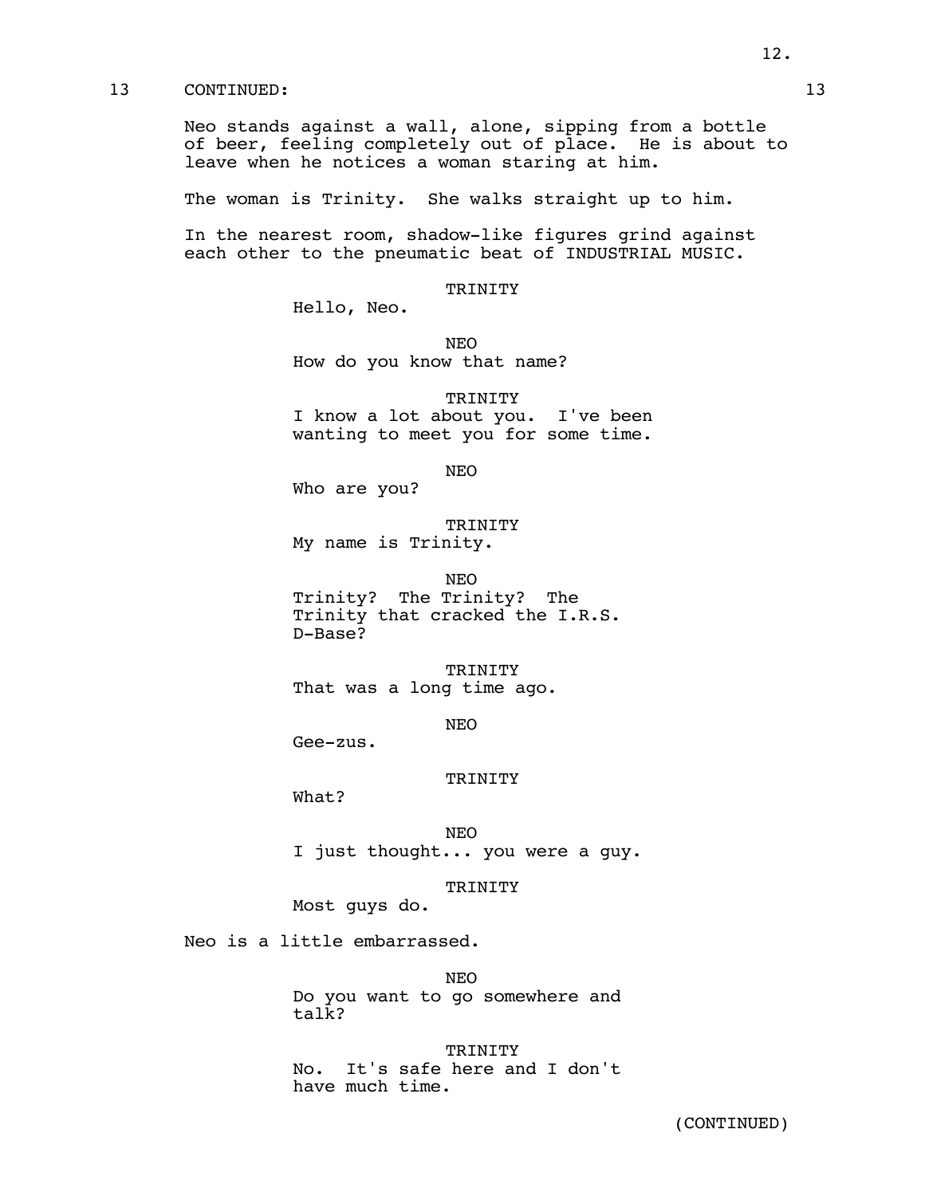13 CONTINUED: 13

Neo stands against a wall, alone, sipping from a bottle of beer, feeling completely out of place. He is about to leave when he notices a woman staring at him.

The woman is Trinity. She walks straight up to him.

In the nearest room, shadow-like figures grind against each other to the pneumatic beat of INDUSTRIAL MUSIC.

TRINITY
Hello, Neo.

NEO
How do you know that name?

TRINITY
I know a lot about you. I've been wanting to meet you for some time.

NEO
Who are you?

TRINITY
My name is Trinity.

NEO
Trinity? The Trinity? The Trinity that cracked the I.R.S. D-Base?

TRINITY
That was a long time ago.

NEO
Gee-zus.

TRINITY
What?

NEO
I just thought... you were a guy.

TRINITY
Most guys do.

Neo is a little embarrassed.

NEO
Do you want to go somewhere and talk?

TRINITY
No. It's safe here and I don't have much time.

(CONTINUED)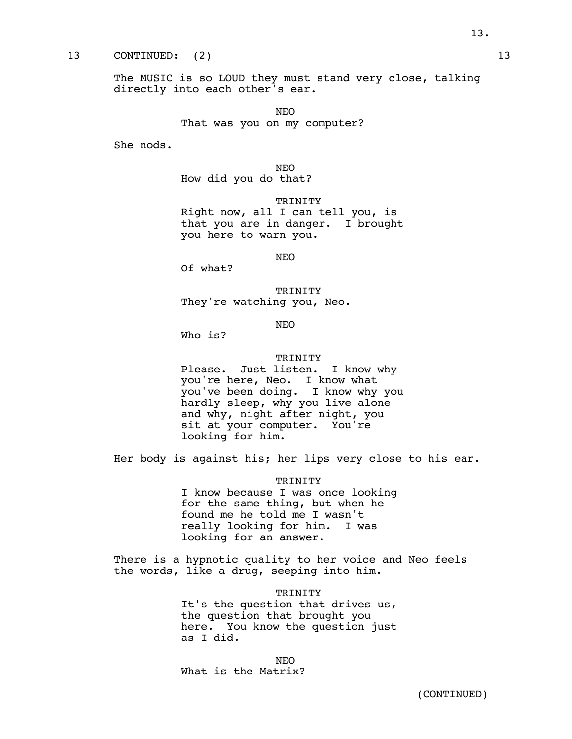13 CONTINUED: (2) 13

The MUSIC is so LOUD they must stand very close, talking directly into each other's ear.

NEO
That was you on my computer?

She nods.

NEO
How did you do that?

TRINITY
Right now, all I can tell you, is that you are in danger. I brought you here to warn you.

NEO
Of what?

TRINITY
They're watching you, Neo.

NEO
Who is?

TRINITY
Please. Just listen. I know why you're here, Neo. I know what you've been doing. I know why you hardly sleep, why you live alone and why, night after night, you sit at your computer. You're looking for him.

Her body is against his; her lips very close to his ear.

TRINITY
I know because I was once looking for the same thing, but when he found me he told me I wasn't really looking for him. I was looking for an answer.

There is a hypnotic quality to her voice and Neo feels the words, like a drug, seeping into him.

TRINITY
It's the question that drives us, the question that brought you here. You know the question just as I did.

NEO
What is the Matrix?

(CONTINUED)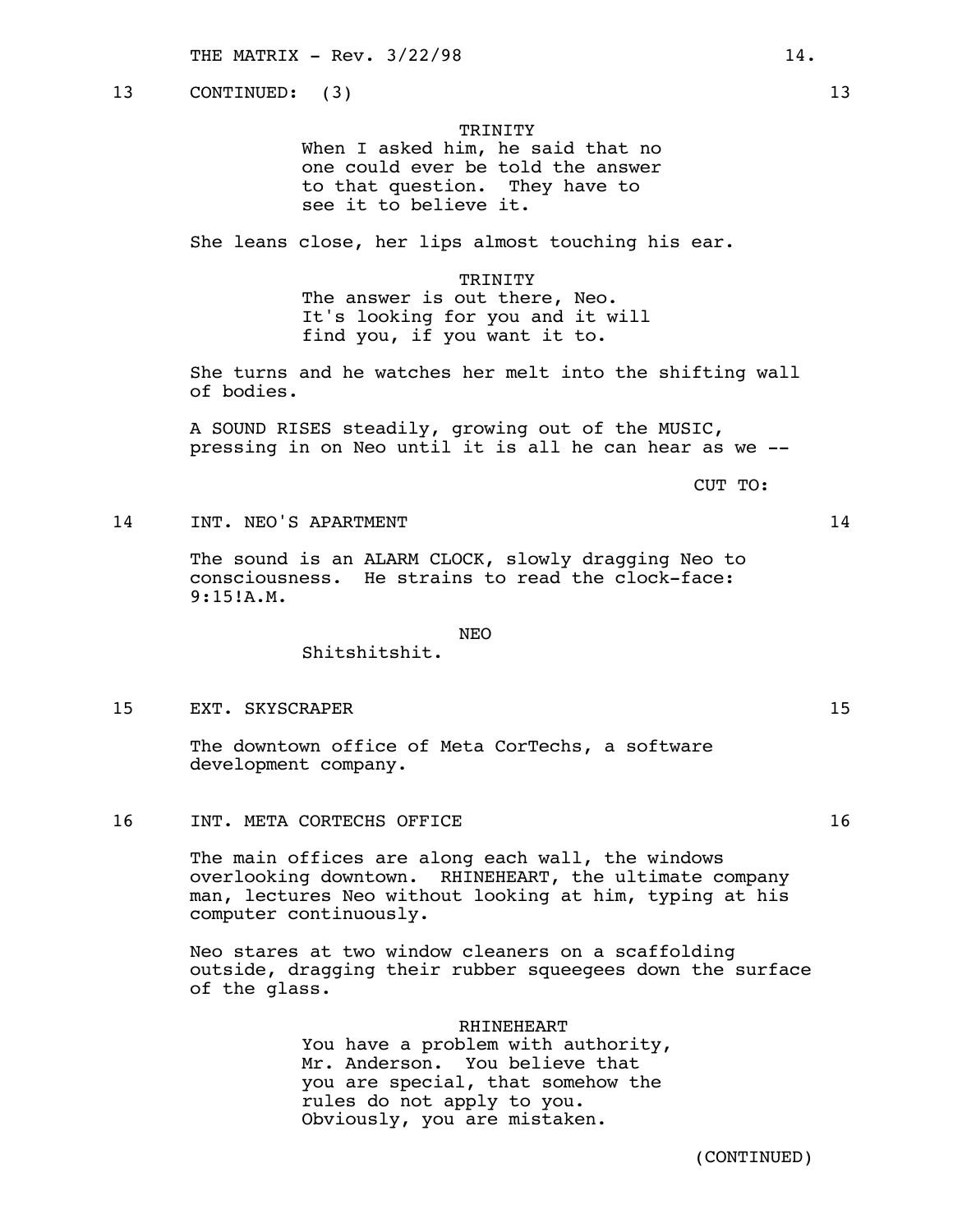13 CONTINUED: (3) 13

TRINITY
When I asked him, he said that no one could ever be told the answer to that question. They have to see it to believe it.

She leans close, her lips almost touching his ear.

TRINITY
The answer is out there, Neo. It's looking for you and it will find you, if you want it to.

She turns and he watches her melt into the shifting wall of bodies.

A SOUND RISES steadily, growing out of the MUSIC, pressing in on Neo until it is all he can hear as we --

CUT TO:

14 INT. NEO'S APARTMENT 14

The sound is an ALARM CLOCK, slowly dragging Neo to consciousness. He strains to read the clock-face: 9:15!A.M.

NEO
Shitshitshit.

15 EXT. SKYSCRAPER 15

The downtown office of Meta CorTechs, a software development company.

16 INT. META CORTECHS OFFICE 16

The main offices are along each wall, the windows overlooking downtown. RHINEHEART, the ultimate company man, lectures Neo without looking at him, typing at his computer continuously.

Neo stares at two window cleaners on a scaffolding outside, dragging their rubber squeegees down the surface of the glass.

RHINEHEART
You have a problem with authority, Mr. Anderson. You believe that you are special, that somehow the rules do not apply to you. Obviously, you are mistaken.

(CONTINUED)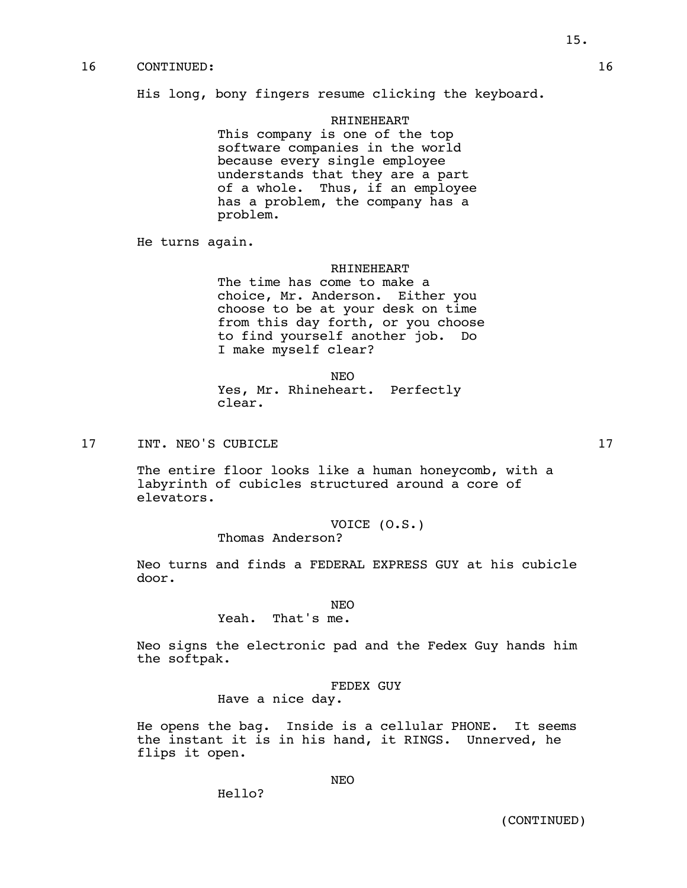16 CONTINUED: 16

His long, bony fingers resume clicking the keyboard.

RHINEHEART
This company is one of the top software companies in the world because every single employee understands that they are a part of a whole. Thus, if an employee has a problem, the company has a problem.

He turns again.

RHINEHEART
The time has come to make a choice, Mr. Anderson. Either you choose to be at your desk on time from this day forth, or you choose to find yourself another job. Do I make myself clear?

NEO
Yes, Mr. Rhineheart. Perfectly clear.

17 INT. NEO'S CUBICLE 17

The entire floor looks like a human honeycomb, with a labyrinth of cubicles structured around a core of elevators.

VOICE (O.S.)
Thomas Anderson?

Neo turns and finds a FEDERAL EXPRESS GUY at his cubicle door.

NEO
Yeah. That's me.

Neo signs the electronic pad and the Fedex Guy hands him the softpak.

FEDEX GUY
Have a nice day.

He opens the bag. Inside is a cellular PHONE. It seems the instant it is in his hand, it RINGS. Unnerved, he flips it open.

NEO
Hello?

(CONTINUED)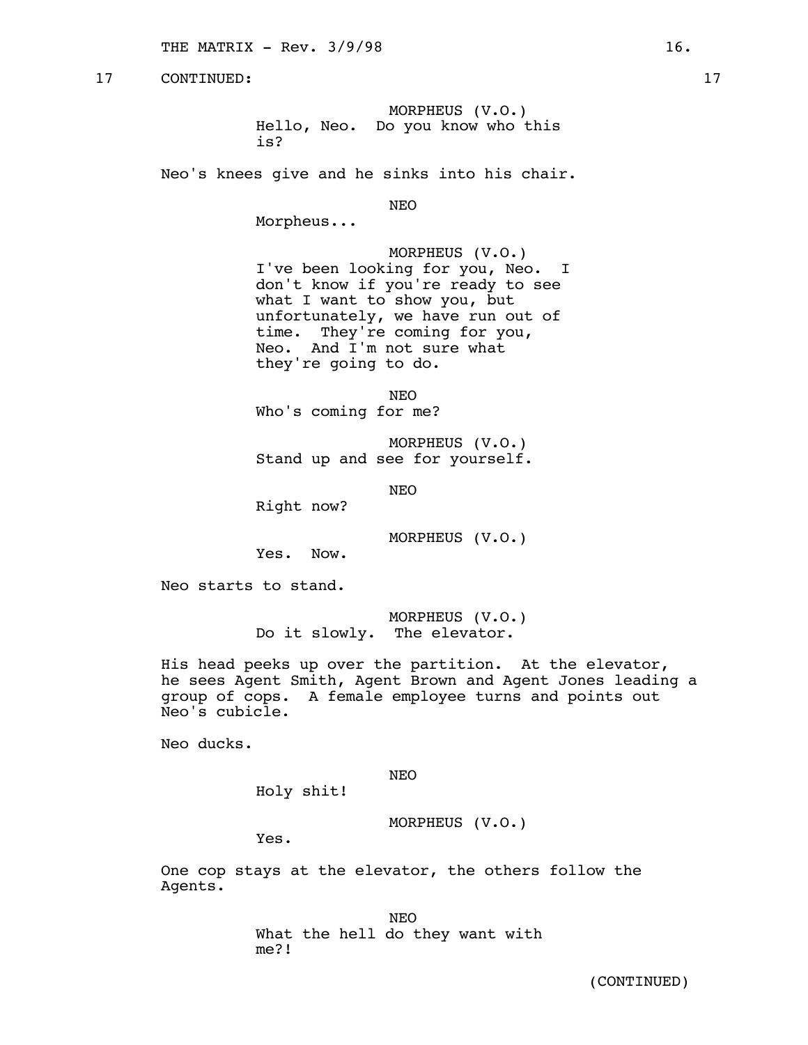17 CONTINUED: 17

MORPHEUS (V.O.)
Hello, Neo. Do you know who this is?

Neo's knees give and he sinks into his chair.

NEO
Morpheus...

MORPHEUS (V.O.)
I've been looking for you, Neo. I don't know if you're ready to see what I want to show you, but unfortunately, we have run out of time. They're coming for you, Neo. And I'm not sure what they're going to do.

NEO
Who's coming for me?

MORPHEUS (V.O.)
Stand up and see for yourself.

NEO
Right now?

MORPHEUS (V.O.)
Yes. Now.

Neo starts to stand.

MORPHEUS (V.O.)
Do it slowly. The elevator.

His head peeks up over the partition. At the elevator, he sees Agent Smith, Agent Brown and Agent Jones leading a group of cops. A female employee turns and points out Neo's cubicle.

Neo ducks.

NEO
Holy shit!

MORPHEUS (V.O.)
Yes.

One cop stays at the elevator, the others follow the Agents.

NEO
What the hell do they want with me?!

(CONTINUED)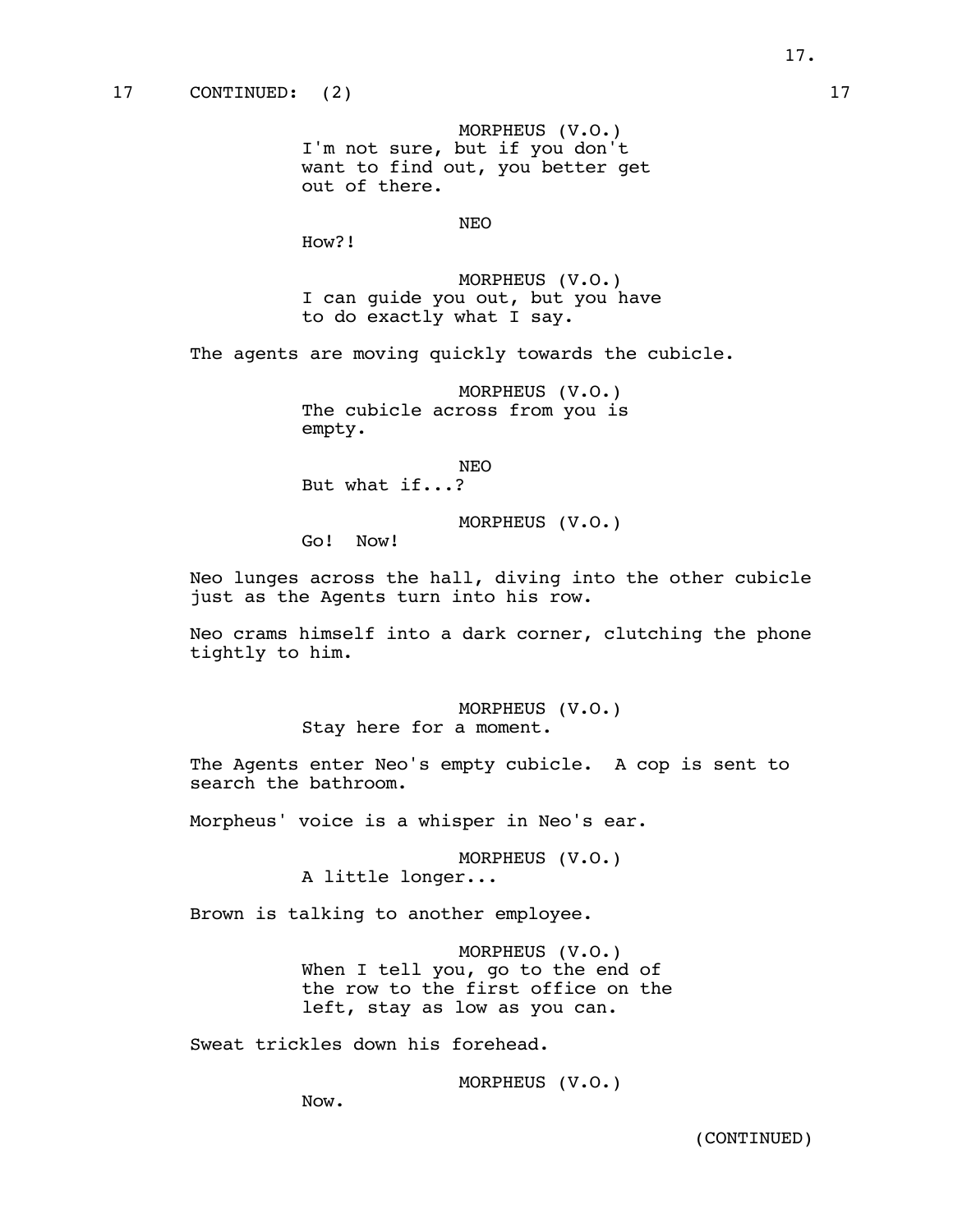17 CONTINUED: (2) 17

MORPHEUS (V.O.)
I'm not sure, but if you don't want to find out, you better get out of there.

NEO
How?!

MORPHEUS (V.O.)
I can guide you out, but you have to do exactly what I say.

The agents are moving quickly towards the cubicle.

MORPHEUS (V.O.)
The cubicle across from you is empty.

NEO
But what if...?

MORPHEUS (V.O.)
Go! Now!

Neo lunges across the hall, diving into the other cubicle just as the Agents turn into his row.

Neo crams himself into a dark corner, clutching the phone tightly to him.

MORPHEUS (V.O.)
Stay here for a moment.

The Agents enter Neo's empty cubicle. A cop is sent to search the bathroom.

Morpheus' voice is a whisper in Neo's ear.

MORPHEUS (V.O.)
A little longer...

Brown is talking to another employee.

MORPHEUS (V.O.)
When I tell you, go to the end of the row to the first office on the left, stay as low as you can.

Sweat trickles down his forehead.

MORPHEUS (V.O.)
Now.

(CONTINUED)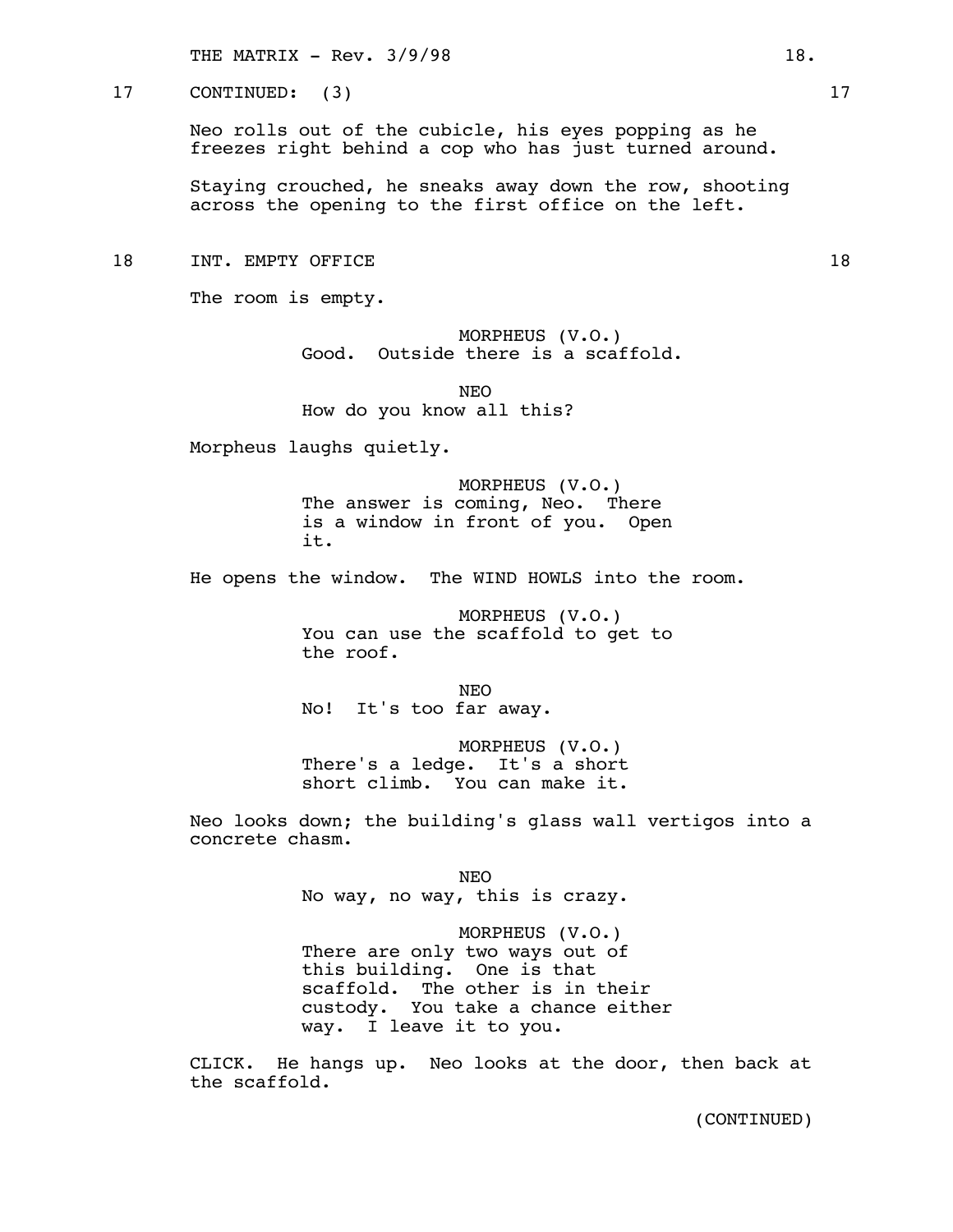17 CONTINUED: (3) 17

Neo rolls out of the cubicle, his eyes popping as he freezes right behind a cop who has just turned around.

Staying crouched, he sneaks away down the row, shooting across the opening to the first office on the left.

18 INT. EMPTY OFFICE 18

The room is empty.

MORPHEUS (V.O.)
Good. Outside there is a scaffold.

NEO
How do you know all this?

Morpheus laughs quietly.

MORPHEUS (V.O.)
The answer is coming, Neo. There is a window in front of you. Open it.

He opens the window. The WIND HOWLS into the room.

MORPHEUS (V.O.)
You can use the scaffold to get to the roof.

NEO
No! It's too far away.

MORPHEUS (V.O.)
There's a ledge. It's a short short climb. You can make it.

Neo looks down; the building's glass wall vertigos into a concrete chasm.

NEO
No way, no way, this is crazy.

MORPHEUS (V.O.)
There are only two ways out of this building. One is that scaffold. The other is in their custody. You take a chance either way. I leave it to you.

CLICK. He hangs up. Neo looks at the door, then back at the scaffold.

(CONTINUED)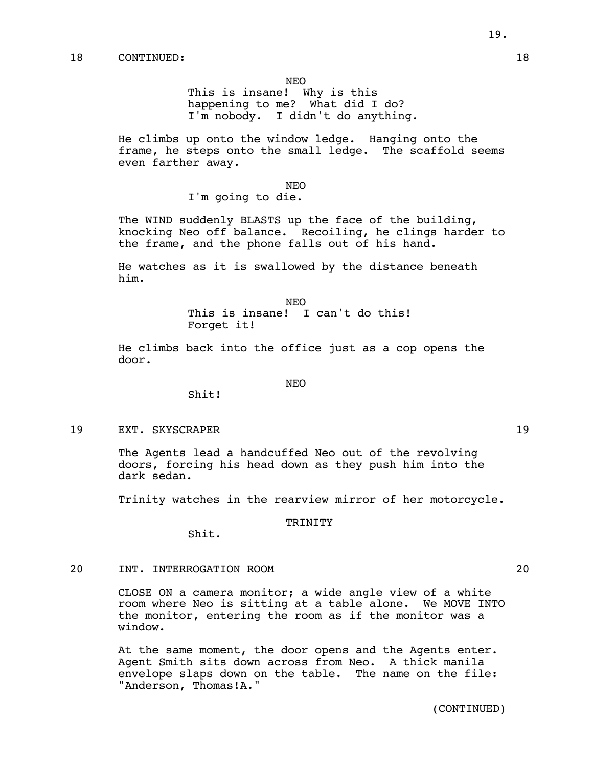18 CONTINUED: 18

NEO
This is insane! Why is this happening to me? What did I do? I'm nobody. I didn't do anything.

He climbs up onto the window ledge. Hanging onto the frame, he steps onto the small ledge. The scaffold seems even farther away.

NEO
I'm going to die.

The WIND suddenly BLASTS up the face of the building, knocking Neo off balance. Recoiling, he clings harder to the frame, and the phone falls out of his hand.

He watches as it is swallowed by the distance beneath him.

NEO
This is insane! I can't do this! Forget it!

He climbs back into the office just as a cop opens the door.

NEO
Shit!

19 EXT. SKYSCRAPER 19

The Agents lead a handcuffed Neo out of the revolving doors, forcing his head down as they push him into the dark sedan.

Trinity watches in the rearview mirror of her motorcycle.

TRINITY
Shit.

20 INT. INTERROGATION ROOM 20

CLOSE ON a camera monitor; a wide angle view of a white room where Neo is sitting at a table alone. We MOVE INTO the monitor, entering the room as if the monitor was a window.

At the same moment, the door opens and the Agents enter. Agent Smith sits down across from Neo. A thick manila envelope slaps down on the table. The name on the file: "Anderson, Thomas!A."

(CONTINUED)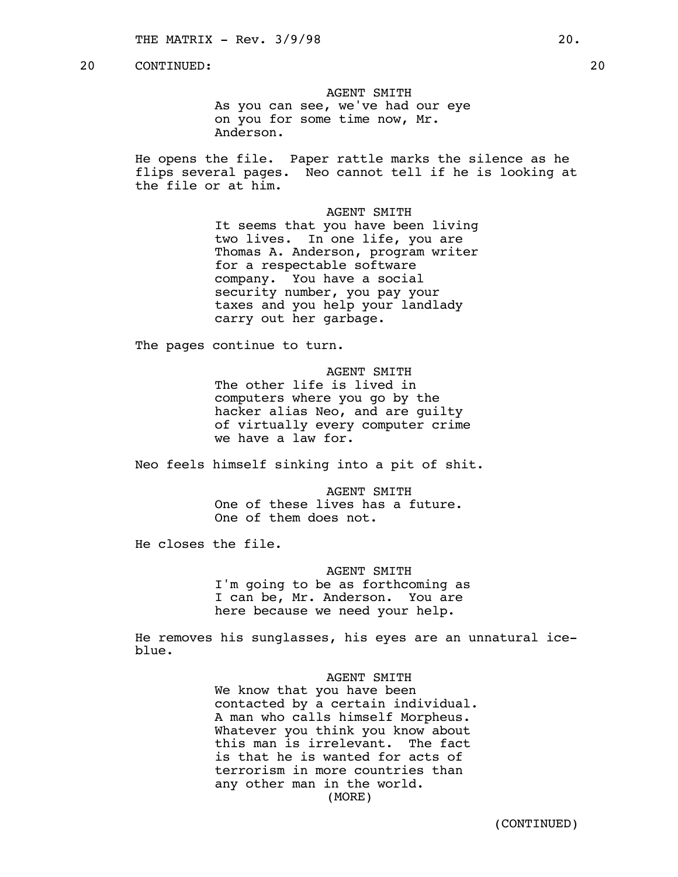20 CONTINUED: 20

AGENT SMITH
As you can see, we've had our eye on you for some time now, Mr. Anderson.

He opens the file. Paper rattle marks the silence as he flips several pages. Neo cannot tell if he is looking at the file or at him.

AGENT SMITH
It seems that you have been living two lives. In one life, you are Thomas A. Anderson, program writer for a respectable software company. You have a social security number, you pay your taxes and you help your landlady carry out her garbage.

The pages continue to turn.

AGENT SMITH
The other life is lived in computers where you go by the hacker alias Neo, and are guilty of virtually every computer crime we have a law for.

Neo feels himself sinking into a pit of shit.

AGENT SMITH
One of these lives has a future. One of them does not.

He closes the file.

AGENT SMITH
I'm going to be as forthcoming as I can be, Mr. Anderson. You are here because we need your help.

He removes his sunglasses, his eyes are an unnatural ice-blue.

AGENT SMITH
We know that you have been contacted by a certain individual. A man who calls himself Morpheus. Whatever you think you know about this man is irrelevant. The fact is that he is wanted for acts of terrorism in more countries than any other man in the world.
(MORE)

(CONTINUED)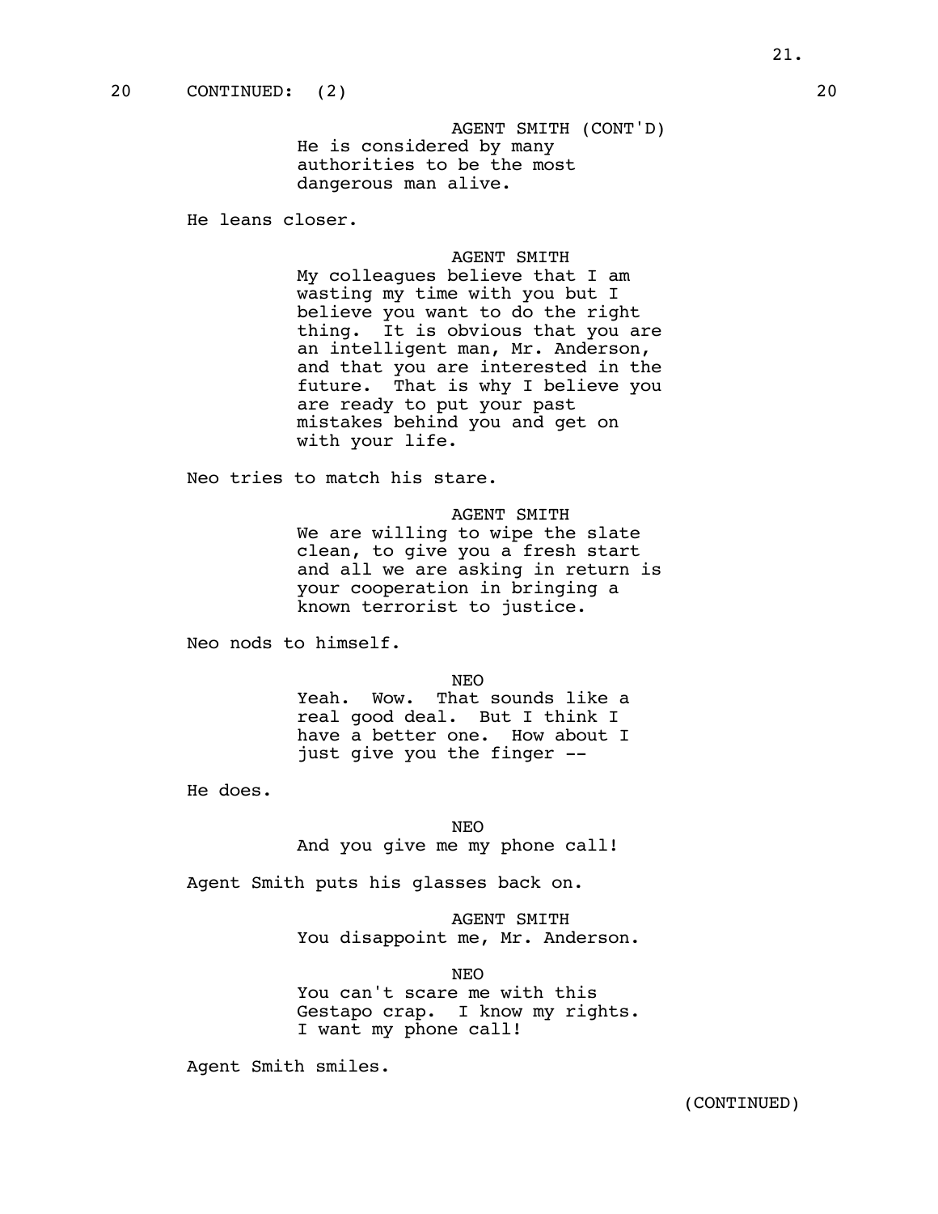20 CONTINUED: (2) 20

AGENT SMITH (CONT'D)
He is considered by many authorities to be the most dangerous man alive.

He leans closer.

AGENT SMITH
My colleagues believe that I am wasting my time with you but I believe you want to do the right thing. It is obvious that you are an intelligent man, Mr. Anderson, and that you are interested in the future. That is why I believe you are ready to put your past mistakes behind you and get on with your life.

Neo tries to match his stare.

AGENT SMITH
We are willing to wipe the slate clean, to give you a fresh start and all we are asking in return is your cooperation in bringing a known terrorist to justice.

Neo nods to himself.

NEO
Yeah. Wow. That sounds like a real good deal. But I think I have a better one. How about I just give you the finger --

He does.

NEO
And you give me my phone call!

Agent Smith puts his glasses back on.

AGENT SMITH
You disappoint me, Mr. Anderson.

NEO
You can't scare me with this Gestapo crap. I know my rights. I want my phone call!

Agent Smith smiles.

(CONTINUED)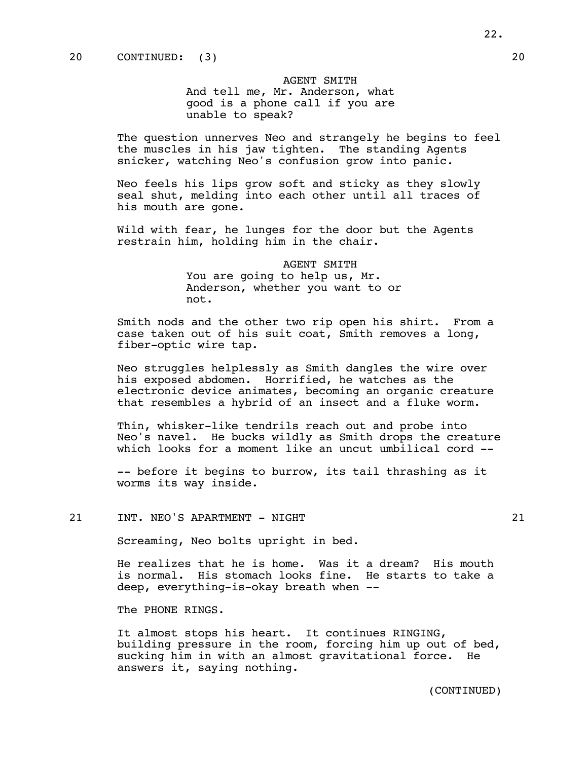20 CONTINUED: (3) 20

AGENT SMITH
And tell me, Mr. Anderson, what good is a phone call if you are unable to speak?

The question unnerves Neo and strangely he begins to feel the muscles in his jaw tighten. The standing Agents snicker, watching Neo's confusion grow into panic.

Neo feels his lips grow soft and sticky as they slowly seal shut, melding into each other until all traces of his mouth are gone.

Wild with fear, he lunges for the door but the Agents restrain him, holding him in the chair.

AGENT SMITH
You are going to help us, Mr. Anderson, whether you want to or not.

Smith nods and the other two rip open his shirt. From a case taken out of his suit coat, Smith removes a long, fiber-optic wire tap.

Neo struggles helplessly as Smith dangles the wire over his exposed abdomen. Horrified, he watches as the electronic device animates, becoming an organic creature that resembles a hybrid of an insect and a fluke worm.

Thin, whisker-like tendrils reach out and probe into Neo's navel. He bucks wildly as Smith drops the creature which looks for a moment like an uncut umbilical cord --

-- before it begins to burrow, its tail thrashing as it worms its way inside.

21 INT. NEO'S APARTMENT - NIGHT 21

Screaming, Neo bolts upright in bed.

He realizes that he is home. Was it a dream? His mouth is normal. His stomach looks fine. He starts to take a deep, everything-is-okay breath when --

The PHONE RINGS.

It almost stops his heart. It continues RINGING, building pressure in the room, forcing him up out of bed, sucking him in with an almost gravitational force. He answers it, saying nothing.

(CONTINUED)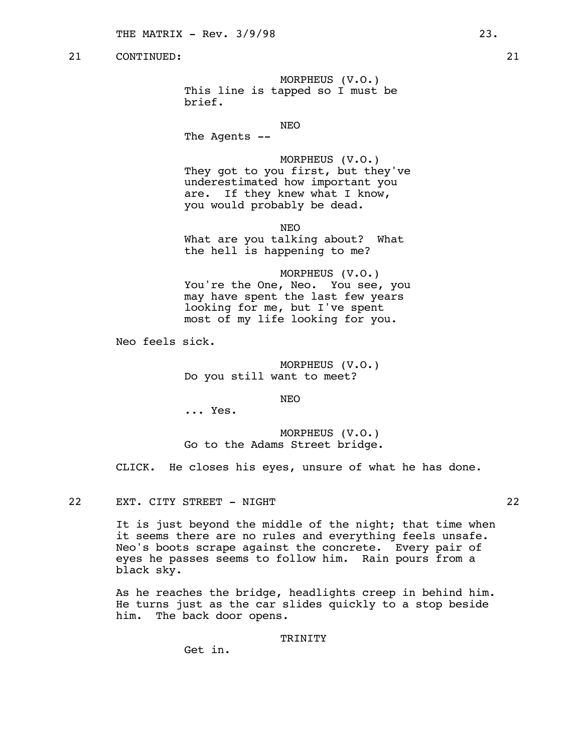21 CONTINUED: 21

MORPHEUS (V.O.)
This line is tapped so I must be brief.

NEO
The Agents --

MORPHEUS (V.O.)
They got to you first, but they've underestimated how important you are. If they knew what I know, you would probably be dead.

NEO
What are you talking about? What the hell is happening to me?

MORPHEUS (V.O.)
You're the One, Neo. You see, you may have spent the last few years looking for me, but I've spent most of my life looking for you.

Neo feels sick.

MORPHEUS (V.O.)
Do you still want to meet?

NEO
... Yes.

MORPHEUS (V.O.)
Go to the Adams Street bridge.

CLICK. He closes his eyes, unsure of what he has done.

22 EXT. CITY STREET - NIGHT 22

It is just beyond the middle of the night; that time when it seems there are no rules and everything feels unsafe. Neo's boots scrape against the concrete. Every pair of eyes he passes seems to follow him. Rain pours from a black sky.

As he reaches the bridge, headlights creep in behind him. He turns just as the car slides quickly to a stop beside him. The back door opens.

TRINITY
Get in.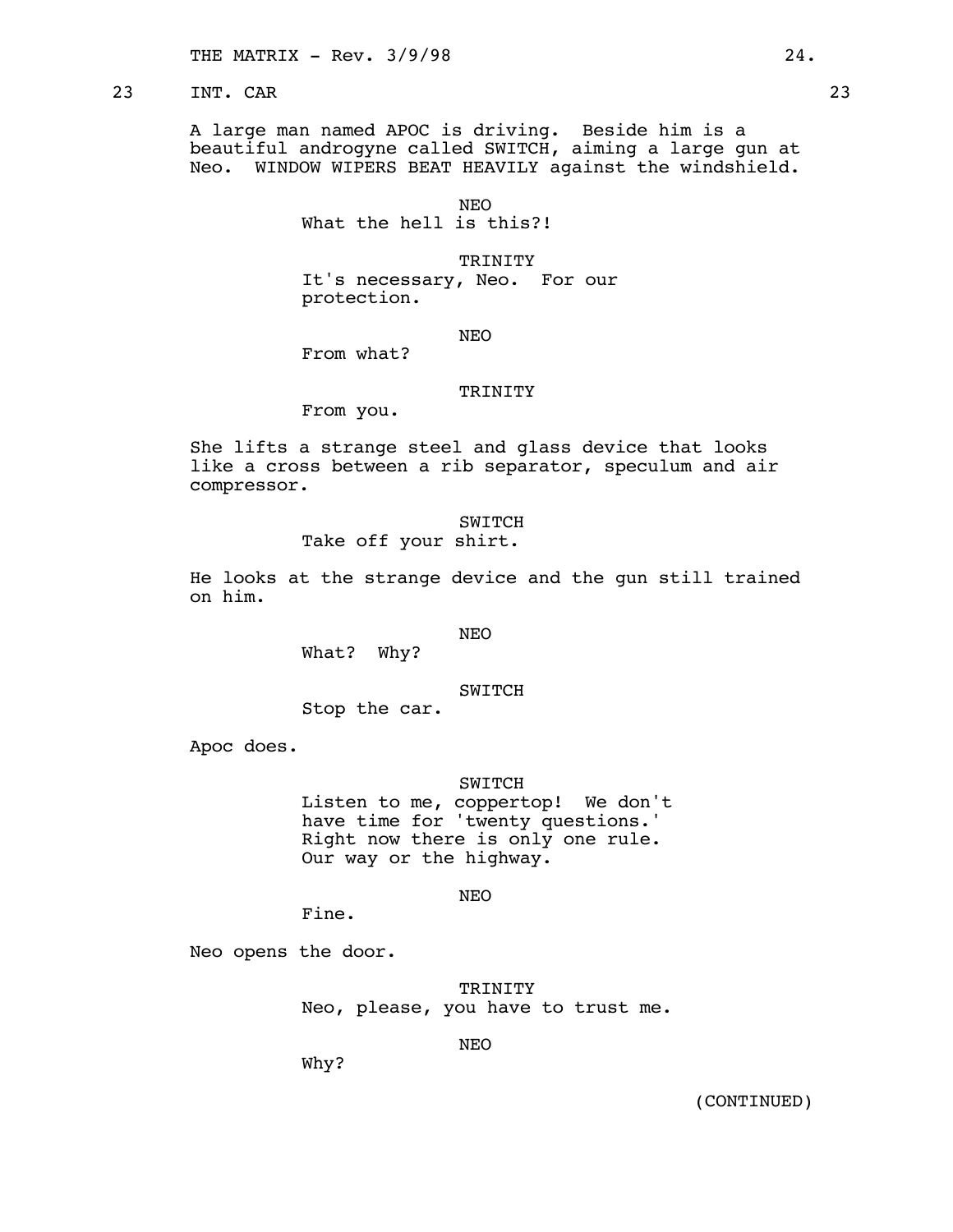23 INT. CAR 23

A large man named APOC is driving. Beside him is a beautiful androgyne called SWITCH, aiming a large gun at Neo. WINDOW WIPERS BEAT HEAVILY against the windshield.

NEO
What the hell is this?!

TRINITY
It's necessary, Neo. For our protection.

NEO
From what?

TRINITY
From you.

She lifts a strange steel and glass device that looks like a cross between a rib separator, speculum and air compressor.

SWITCH
Take off your shirt.

He looks at the strange device and the gun still trained on him.

NEO
What? Why?

SWITCH
Stop the car.

Apoc does.

SWITCH
Listen to me, coppertop! We don't have time for 'twenty questions.' Right now there is only one rule. Our way or the highway.

NEO
Fine.

Neo opens the door.

TRINITY
Neo, please, you have to trust me.

NEO
Why?

(CONTINUED)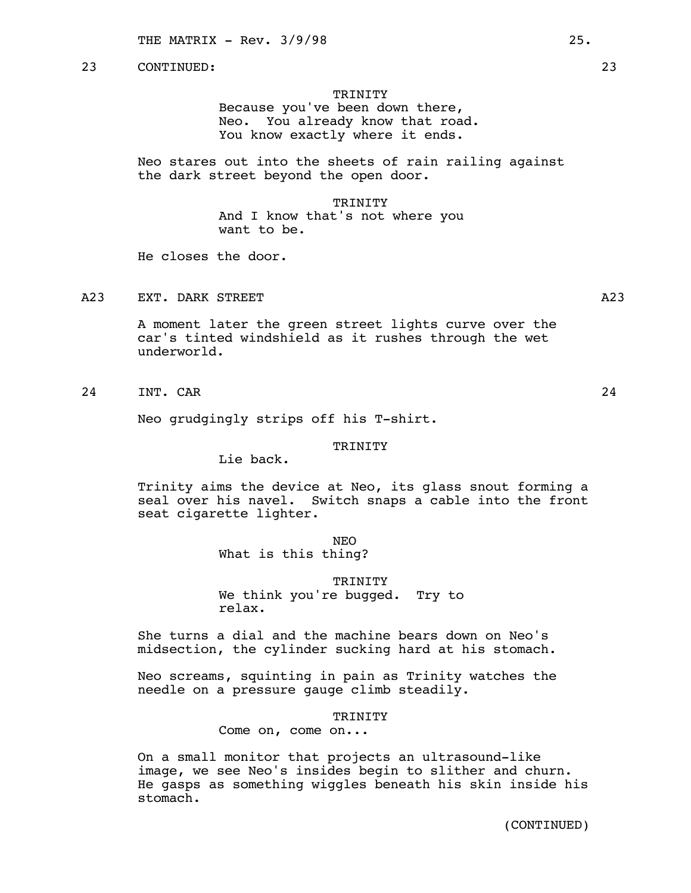23 CONTINUED: 23

TRINITY
Because you've been down there, Neo. You already know that road. You know exactly where it ends.

Neo stares out into the sheets of rain railing against the dark street beyond the open door.

TRINITY
And I know that's not where you want to be.

He closes the door.

A23 EXT. DARK STREET A23

A moment later the green street lights curve over the car's tinted windshield as it rushes through the wet underworld.

24 INT. CAR 24

Neo grudgingly strips off his T-shirt.

TRINITY
Lie back.

Trinity aims the device at Neo, its glass snout forming a seal over his navel. Switch snaps a cable into the front seat cigarette lighter.

NEO
What is this thing?

TRINITY
We think you're bugged. Try to relax.

She turns a dial and the machine bears down on Neo's midsection, the cylinder sucking hard at his stomach.

Neo screams, squinting in pain as Trinity watches the needle on a pressure gauge climb steadily.

TRINITY
Come on, come on...

On a small monitor that projects an ultrasound-like image, we see Neo's insides begin to slither and churn. He gasps as something wiggles beneath his skin inside his stomach.

(CONTINUED)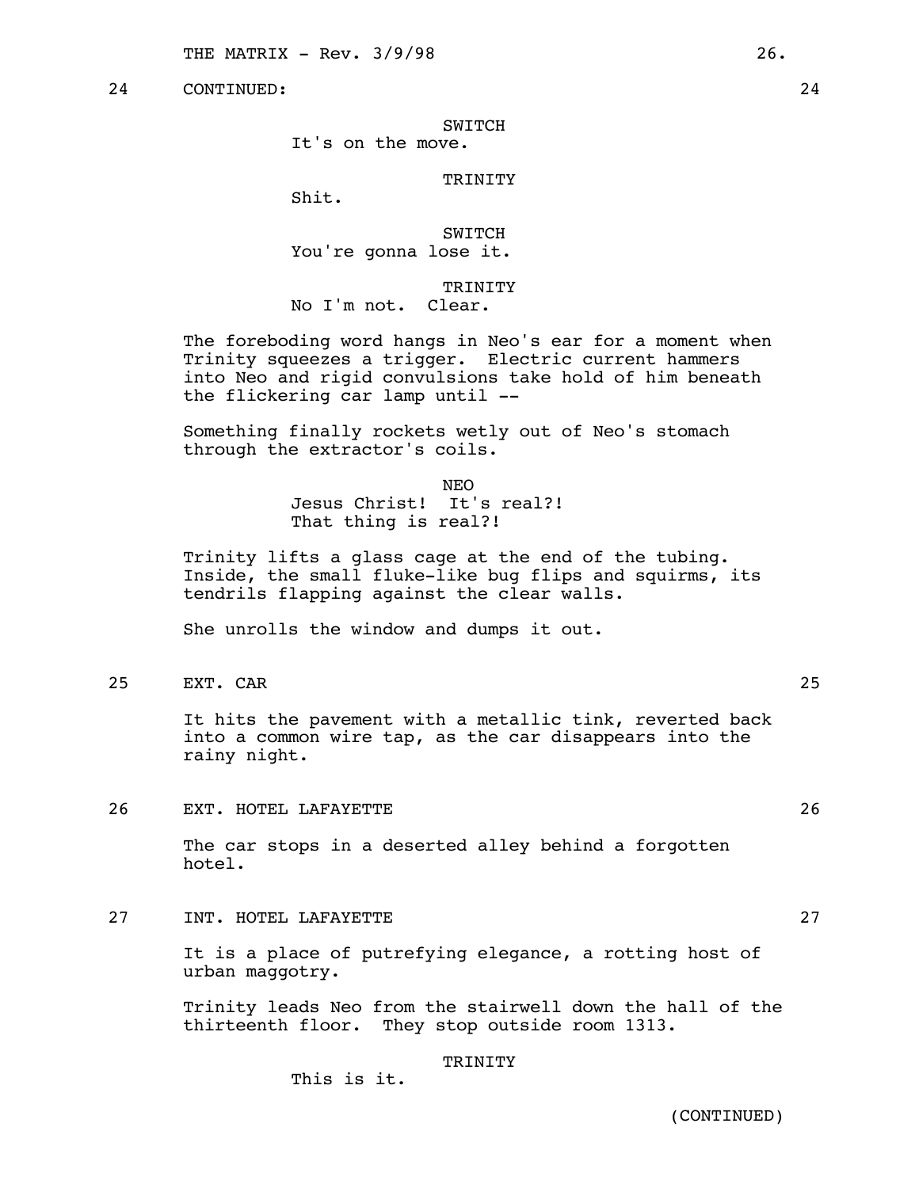24 CONTINUED: 24

SWITCH
It's on the move.

TRINITY
Shit.

SWITCH
You're gonna lose it.

TRINITY
No I'm not. Clear.

The foreboding word hangs in Neo's ear for a moment when Trinity squeezes a trigger. Electric current hammers into Neo and rigid convulsions take hold of him beneath the flickering car lamp until --

Something finally rockets wetly out of Neo's stomach through the extractor's coils.

NEO
Jesus Christ! It's real?!
That thing is real?!

Trinity lifts a glass cage at the end of the tubing. Inside, the small fluke-like bug flips and squirms, its tendrils flapping against the clear walls.

She unrolls the window and dumps it out.

25 EXT. CAR 25

It hits the pavement with a metallic tink, reverted back into a common wire tap, as the car disappears into the rainy night.

26 EXT. HOTEL LAFAYETTE 26

The car stops in a deserted alley behind a forgotten hotel.

27 INT. HOTEL LAFAYETTE 27

It is a place of putrefying elegance, a rotting host of urban maggotry.

Trinity leads Neo from the stairwell down the hall of the thirteenth floor. They stop outside room 1313.

TRINITY
This is it.

(CONTINUED)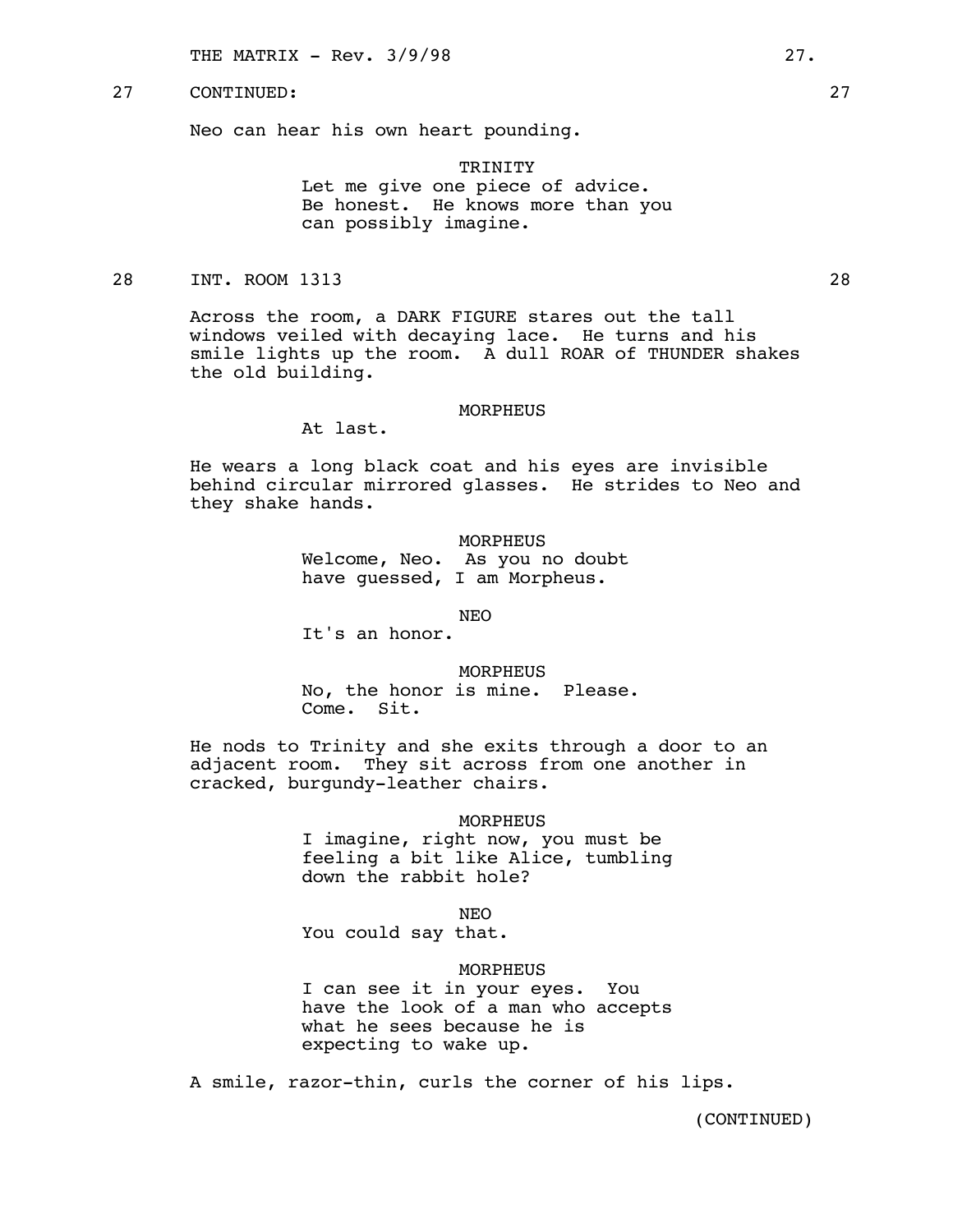27 CONTINUED: 27

Neo can hear his own heart pounding.

TRINITY
Let me give one piece of advice. Be honest. He knows more than you can possibly imagine.

28 INT. ROOM 1313 28

Across the room, a DARK FIGURE stares out the tall windows veiled with decaying lace. He turns and his smile lights up the room. A dull ROAR of THUNDER shakes the old building.

MORPHEUS
At last.

He wears a long black coat and his eyes are invisible behind circular mirrored glasses. He strides to Neo and they shake hands.

MORPHEUS
Welcome, Neo. As you no doubt have guessed, I am Morpheus.

NEO
It's an honor.

MORPHEUS
No, the honor is mine. Please. Come. Sit.

He nods to Trinity and she exits through a door to an adjacent room. They sit across from one another in cracked, burgundy-leather chairs.

MORPHEUS
I imagine, right now, you must be feeling a bit like Alice, tumbling down the rabbit hole?

NEO
You could say that.

MORPHEUS
I can see it in your eyes. You have the look of a man who accepts what he sees because he is expecting to wake up.

A smile, razor-thin, curls the corner of his lips.

(CONTINUED)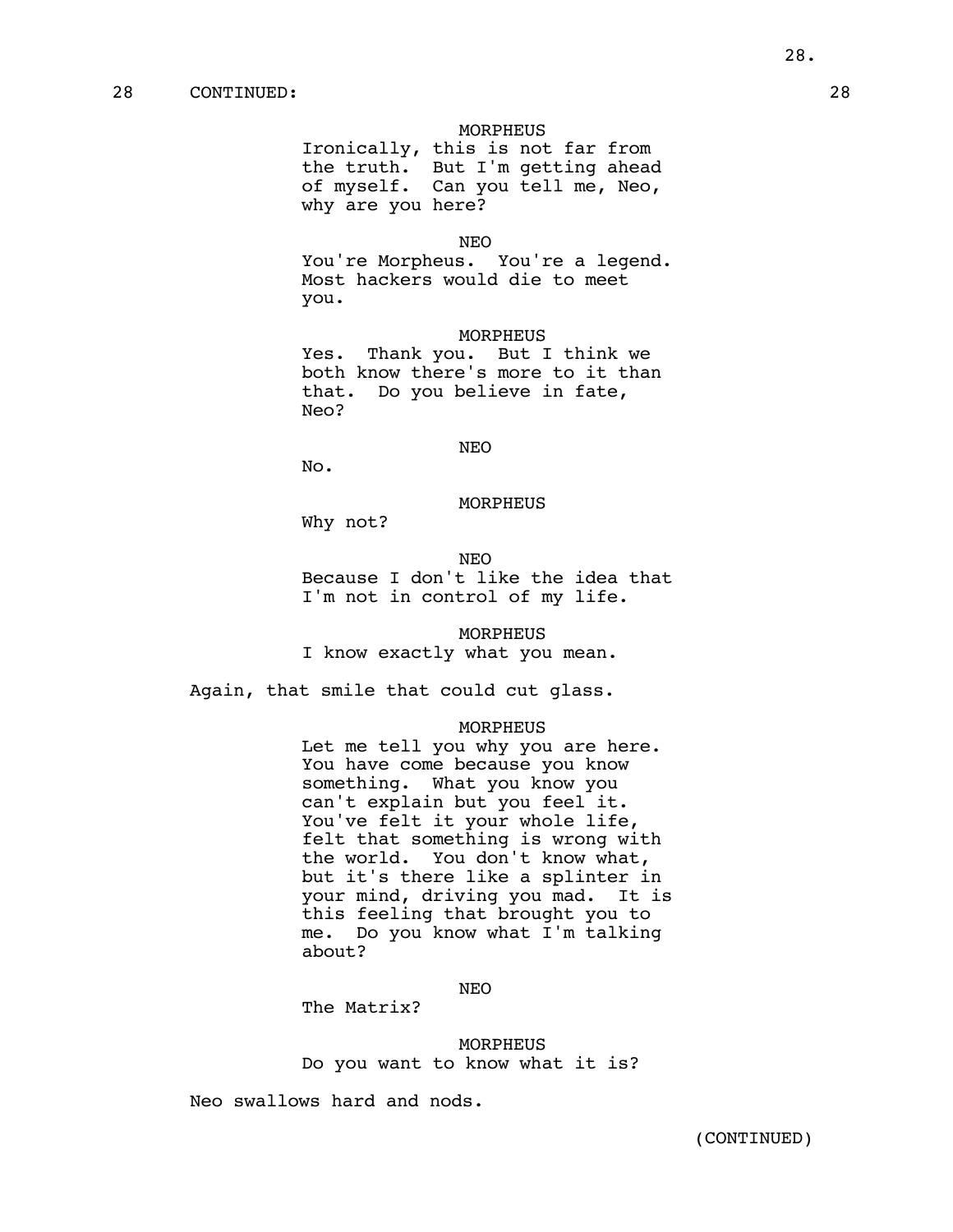28 CONTINUED: 28

MORPHEUS

Ironically, this is not far from the truth. But I'm getting ahead of myself. Can you tell me, Neo, why are you here?

NEO

You're Morpheus. You're a legend. Most hackers would die to meet you.

MORPHEUS

Yes. Thank you. But I think we both know there's more to it than that. Do you believe in fate, Neo?

NEO

No.

MORPHEUS

Why not?

NEO

Because I don't like the idea that I'm not in control of my life.

MORPHEUS

I know exactly what you mean.

Again, that smile that could cut glass.

MORPHEUS

Let me tell you why you are here. You have come because you know something. What you know you can't explain but you feel it. You've felt it your whole life, felt that something is wrong with the world. You don't know what, but it's there like a splinter in your mind, driving you mad. It is this feeling that brought you to me. Do you know what I'm talking about?

NEO

The Matrix?

MORPHEUS

Do you want to know what it is?

Neo swallows hard and nods.

(CONTINUED)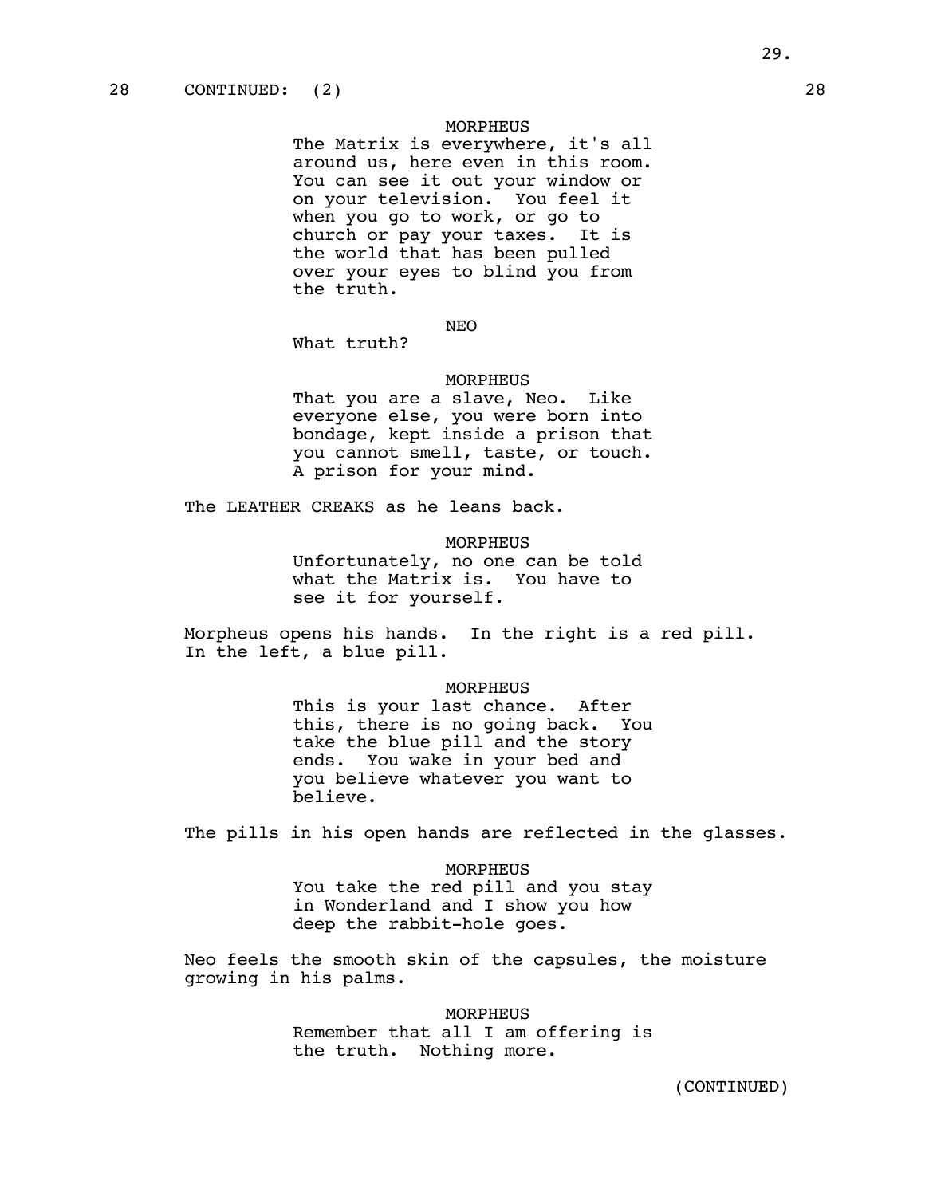28 CONTINUED: (2) 28

MORPHEUS

The Matrix is everywhere, it's all around us, here even in this room. You can see it out your window or on your television. You feel it when you go to work, or go to church or pay your taxes. It is the world that has been pulled over your eyes to blind you from the truth.

NEO

What truth?

MORPHEUS

That you are a slave, Neo. Like everyone else, you were born into bondage, kept inside a prison that you cannot smell, taste, or touch. A prison for your mind.

The LEATHER CREAKS as he leans back.

MORPHEUS

Unfortunately, no one can be told what the Matrix is. You have to see it for yourself.

Morpheus opens his hands. In the right is a red pill. In the left, a blue pill.

MORPHEUS

This is your last chance. After this, there is no going back. You take the blue pill and the story ends. You wake in your bed and you believe whatever you want to believe.

The pills in his open hands are reflected in the glasses.

MORPHEUS

You take the red pill and you stay in Wonderland and I show you how deep the rabbit-hole goes.

Neo feels the smooth skin of the capsules, the moisture growing in his palms.

MORPHEUS

Remember that all I am offering is the truth. Nothing more.

(CONTINUED)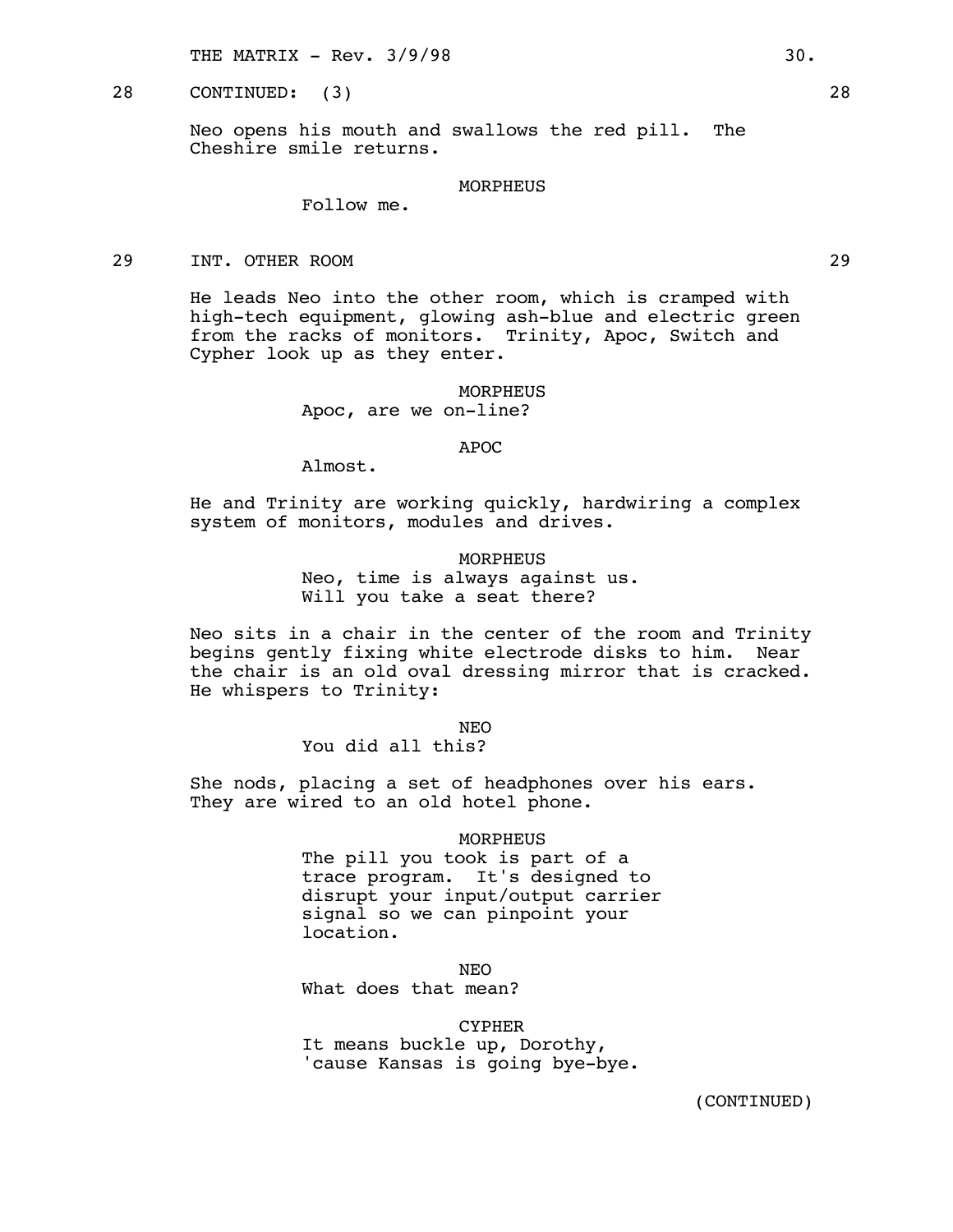28 CONTINUED: (3) 28

Neo opens his mouth and swallows the red pill. The Cheshire smile returns.

MORPHEUS
Follow me.

29 INT. OTHER ROOM 29

He leads Neo into the other room, which is cramped with high-tech equipment, glowing ash-blue and electric green from the racks of monitors. Trinity, Apoc, Switch and Cypher look up as they enter.

MORPHEUS
Apoc, are we on-line?

APOC
Almost.

He and Trinity are working quickly, hardwiring a complex system of monitors, modules and drives.

MORPHEUS
Neo, time is always against us. Will you take a seat there?

Neo sits in a chair in the center of the room and Trinity begins gently fixing white electrode disks to him. Near the chair is an old oval dressing mirror that is cracked. He whispers to Trinity:

NEO
You did all this?

She nods, placing a set of headphones over his ears. They are wired to an old hotel phone.

MORPHEUS
The pill you took is part of a trace program. It's designed to disrupt your input/output carrier signal so we can pinpoint your location.

NEO
What does that mean?

CYPHER
It means buckle up, Dorothy, 'cause Kansas is going bye-bye.

(CONTINUED)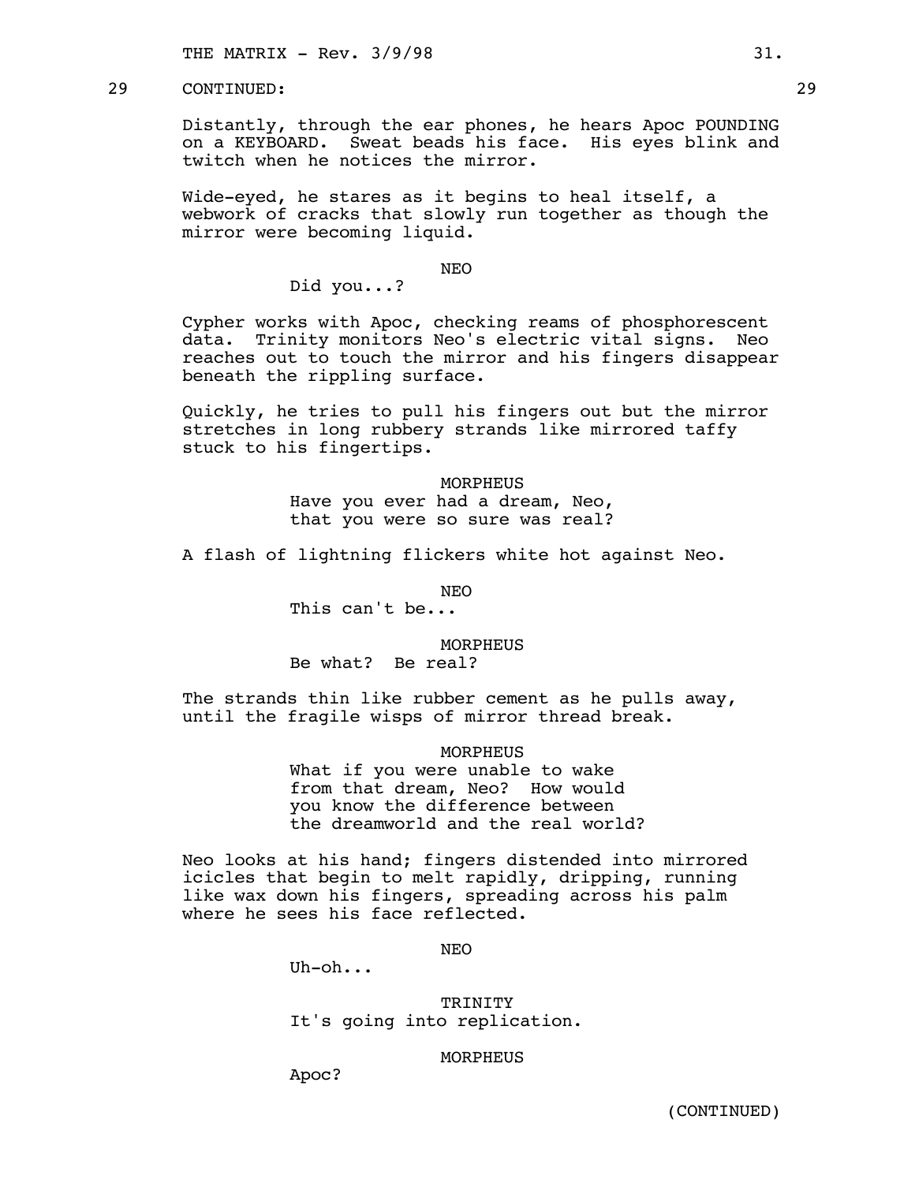29 CONTINUED: 29

Distantly, through the ear phones, he hears Apoc POUNDING on a KEYBOARD. Sweat beads his face. His eyes blink and twitch when he notices the mirror.

Wide-eyed, he stares as it begins to heal itself, a webwork of cracks that slowly run together as though the mirror were becoming liquid.

NEO

Did you...?

Cypher works with Apoc, checking reams of phosphorescent data. Trinity monitors Neo's electric vital signs. Neo reaches out to touch the mirror and his fingers disappear beneath the rippling surface.

Quickly, he tries to pull his fingers out but the mirror stretches in long rubbery strands like mirrored taffy stuck to his fingertips.

MORPHEUS

Have you ever had a dream, Neo, that you were so sure was real?

A flash of lightning flickers white hot against Neo.

NEO

This can't be...

MORPHEUS

Be what? Be real?

The strands thin like rubber cement as he pulls away, until the fragile wisps of mirror thread break.

MORPHEUS

What if you were unable to wake from that dream, Neo? How would you know the difference between the dreamworld and the real world?

Neo looks at his hand; fingers distended into mirrored icicles that begin to melt rapidly, dripping, running like wax down his fingers, spreading across his palm where he sees his face reflected.

NEO

Uh-oh...

TRINITY

It's going into replication.

MORPHEUS

Apoc?

(CONTINUED)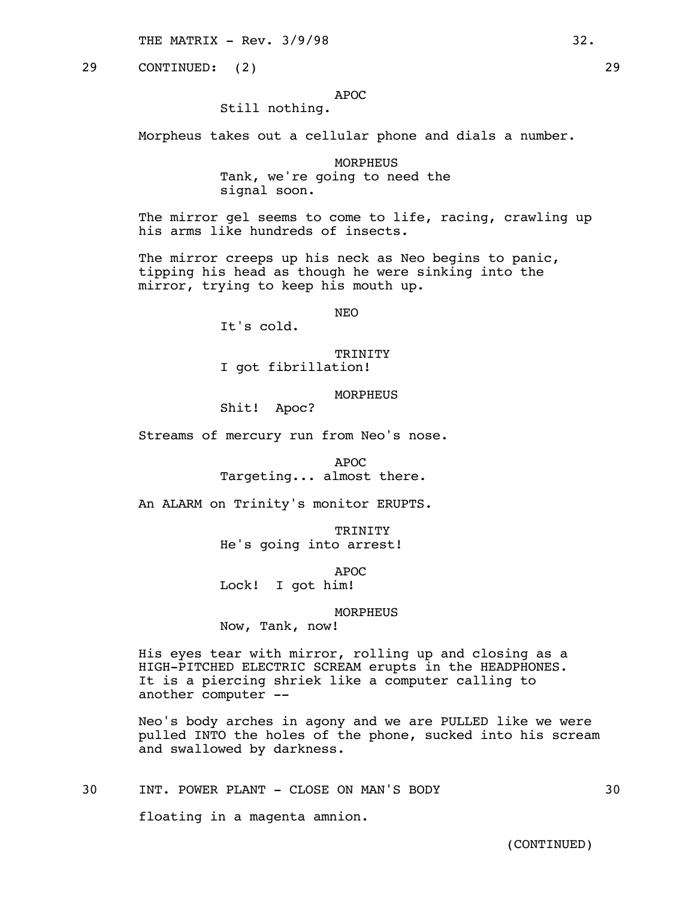29 CONTINUED: (2) 29

APOC
Still nothing.

Morpheus takes out a cellular phone and dials a number.

MORPHEUS
Tank, we're going to need the signal soon.

The mirror gel seems to come to life, racing, crawling up his arms like hundreds of insects.

The mirror creeps up his neck as Neo begins to panic, tipping his head as though he were sinking into the mirror, trying to keep his mouth up.

NEO
It's cold.

TRINITY
I got fibrillation!

MORPHEUS
Shit! Apoc?

Streams of mercury run from Neo's nose.

APOC
Targeting... almost there.

An ALARM on Trinity's monitor ERUPTS.

TRINITY
He's going into arrest!

APOC
Lock! I got him!

MORPHEUS
Now, Tank, now!

His eyes tear with mirror, rolling up and closing as a HIGH-PITCHED ELECTRIC SCREAM erupts in the HEADPHONES. It is a piercing shriek like a computer calling to another computer --

Neo's body arches in agony and we are PULLED like we were pulled INTO the holes of the phone, sucked into his scream and swallowed by darkness.

30 INT. POWER PLANT - CLOSE ON MAN'S BODY 30

floating in a magenta amnion.

(CONTINUED)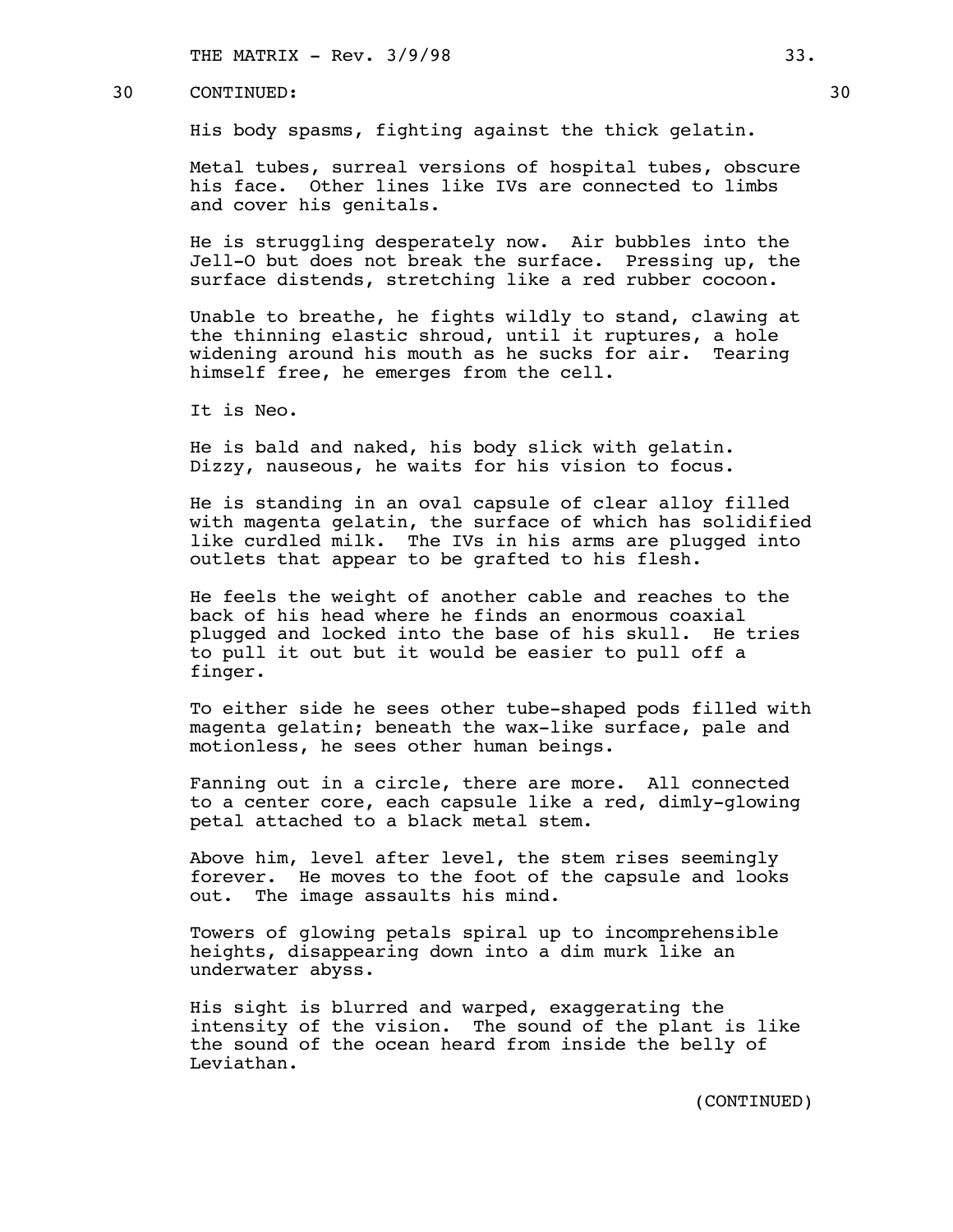30 CONTINUED: 30

His body spasms, fighting against the thick gelatin.

Metal tubes, surreal versions of hospital tubes, obscure his face. Other lines like IVs are connected to limbs and cover his genitals.

He is struggling desperately now. Air bubbles into the Jell-O but does not break the surface. Pressing up, the surface distends, stretching like a red rubber cocoon.

Unable to breathe, he fights wildly to stand, clawing at the thinning elastic shroud, until it ruptures, a hole widening around his mouth as he sucks for air. Tearing himself free, he emerges from the cell.

It is Neo.

He is bald and naked, his body slick with gelatin. Dizzy, nauseous, he waits for his vision to focus.

He is standing in an oval capsule of clear alloy filled with magenta gelatin, the surface of which has solidified like curdled milk. The IVs in his arms are plugged into outlets that appear to be grafted to his flesh.

He feels the weight of another cable and reaches to the back of his head where he finds an enormous coaxial plugged and locked into the base of his skull. He tries to pull it out but it would be easier to pull off a finger.

To either side he sees other tube-shaped pods filled with magenta gelatin; beneath the wax-like surface, pale and motionless, he sees other human beings.

Fanning out in a circle, there are more. All connected to a center core, each capsule like a red, dimly-glowing petal attached to a black metal stem.

Above him, level after level, the stem rises seemingly forever. He moves to the foot of the capsule and looks out. The image assaults his mind.

Towers of glowing petals spiral up to incomprehensible heights, disappearing down into a dim murk like an underwater abyss.

His sight is blurred and warped, exaggerating the intensity of the vision. The sound of the plant is like the sound of the ocean heard from inside the belly of Leviathan.

(CONTINUED)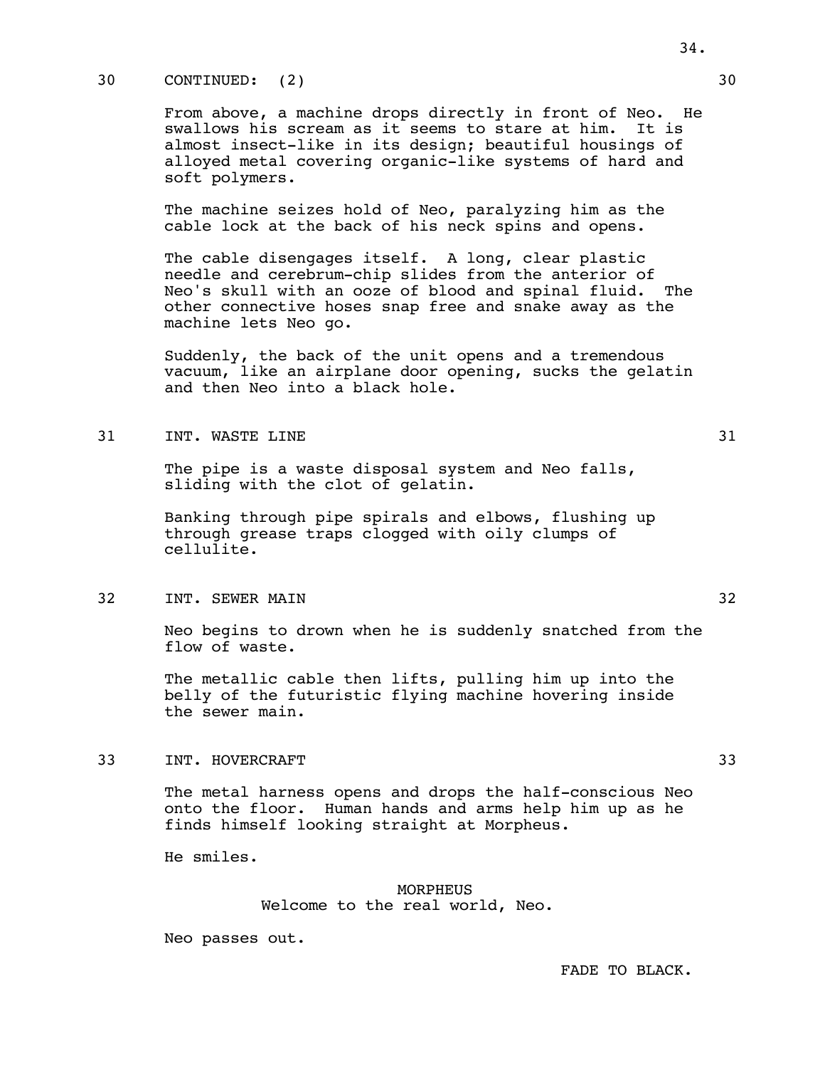30 CONTINUED: (2) 30

From above, a machine drops directly in front of Neo. He swallows his scream as it seems to stare at him. It is almost insect-like in its design; beautiful housings of alloyed metal covering organic-like systems of hard and soft polymers.

The machine seizes hold of Neo, paralyzing him as the cable lock at the back of his neck spins and opens.

The cable disengages itself. A long, clear plastic needle and cerebrum-chip slides from the anterior of Neo's skull with an ooze of blood and spinal fluid. The other connective hoses snap free and snake away as the machine lets Neo go.

Suddenly, the back of the unit opens and a tremendous vacuum, like an airplane door opening, sucks the gelatin and then Neo into a black hole.

31 INT. WASTE LINE 31

The pipe is a waste disposal system and Neo falls, sliding with the clot of gelatin.

Banking through pipe spirals and elbows, flushing up through grease traps clogged with oily clumps of cellulite.

32 INT. SEWER MAIN 32

Neo begins to drown when he is suddenly snatched from the flow of waste.

The metallic cable then lifts, pulling him up into the belly of the futuristic flying machine hovering inside the sewer main.

33 INT. HOVERCRAFT 33

The metal harness opens and drops the half-conscious Neo onto the floor. Human hands and arms help him up as he finds himself looking straight at Morpheus.

He smiles.

MORPHEUS
Welcome to the real world, Neo.

Neo passes out.

FADE TO BLACK.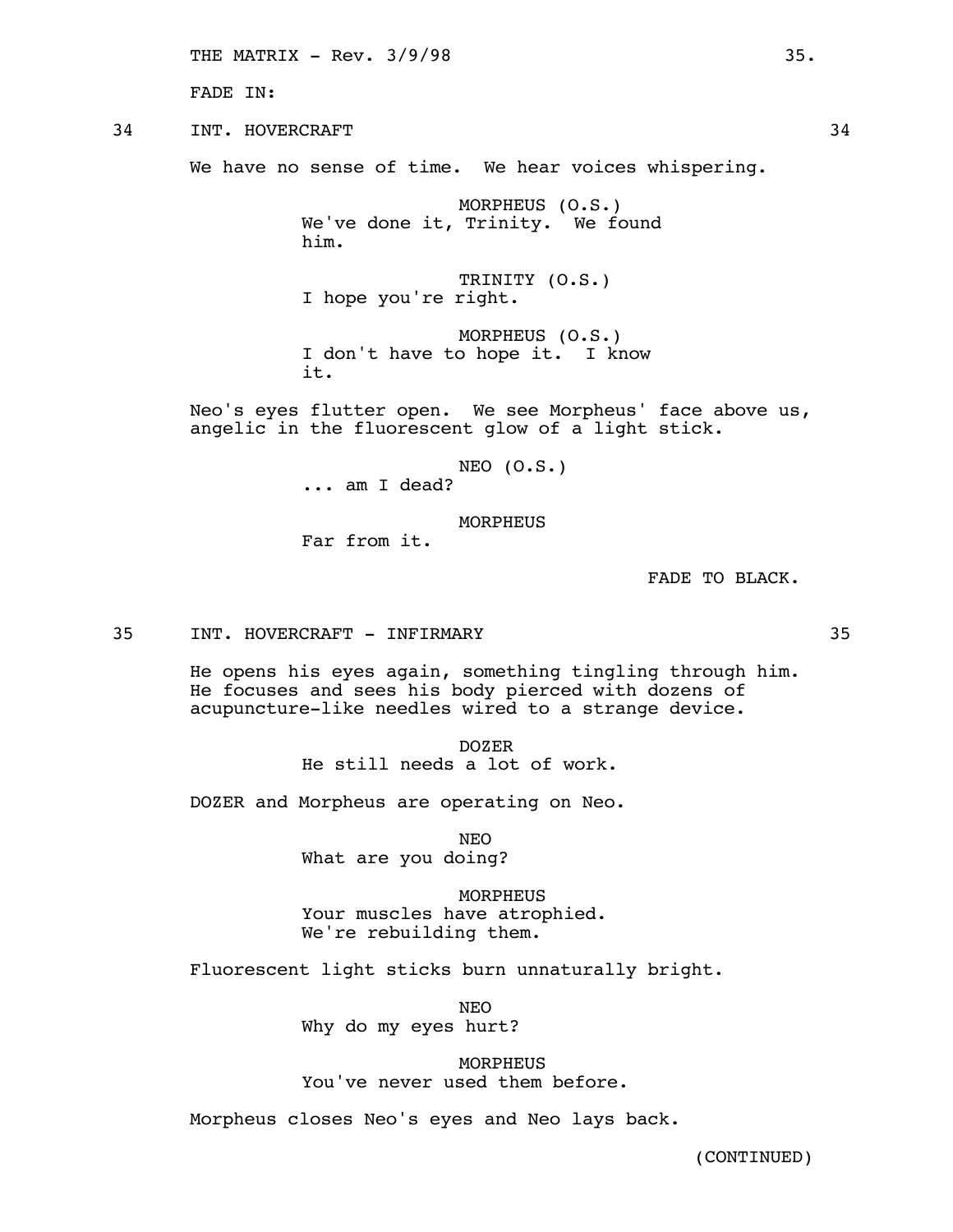FADE IN:

34 INT. HOVERCRAFT 34

We have no sense of time. We hear voices whispering.

MORPHEUS (O.S.)
We've done it, Trinity. We found him.

TRINITY (O.S.)
I hope you're right.

MORPHEUS (O.S.)
I don't have to hope it. I know it.

Neo's eyes flutter open. We see Morpheus' face above us, angelic in the fluorescent glow of a light stick.

NEO (O.S.)
... am I dead?

MORPHEUS
Far from it.

FADE TO BLACK.

35 INT. HOVERCRAFT - INFIRMARY 35

He opens his eyes again, something tingling through him. He focuses and sees his body pierced with dozens of acupuncture-like needles wired to a strange device.

DOZER
He still needs a lot of work.

DOZER and Morpheus are operating on Neo.

NEO
What are you doing?

MORPHEUS
Your muscles have atrophied. We're rebuilding them.

Fluorescent light sticks burn unnaturally bright.

NEO
Why do my eyes hurt?

MORPHEUS
You've never used them before.

Morpheus closes Neo's eyes and Neo lays back.

(CONTINUED)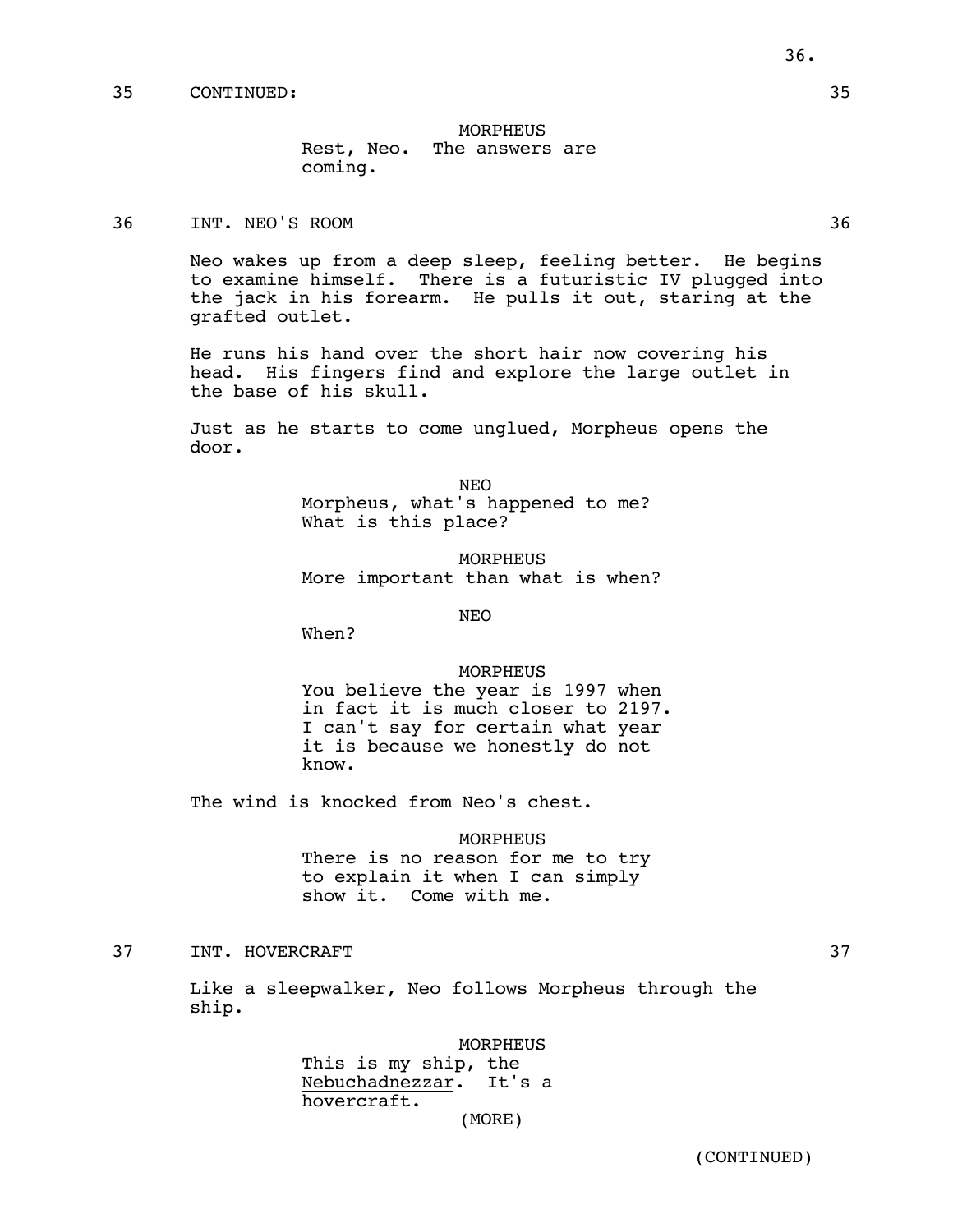35 CONTINUED: 35

MORPHEUS
Rest, Neo. The answers are coming.

36 INT. NEO'S ROOM 36

Neo wakes up from a deep sleep, feeling better. He begins to examine himself. There is a futuristic IV plugged into the jack in his forearm. He pulls it out, staring at the grafted outlet.

He runs his hand over the short hair now covering his head. His fingers find and explore the large outlet in the base of his skull.

Just as he starts to come unglued, Morpheus opens the door.

NEO
Morpheus, what's happened to me? What is this place?

MORPHEUS
More important than what is when?

NEO
When?

MORPHEUS
You believe the year is 1997 when in fact it is much closer to 2197. I can't say for certain what year it is because we honestly do not know.

The wind is knocked from Neo's chest.

MORPHEUS
There is no reason for me to try to explain it when I can simply show it. Come with me.

37 INT. HOVERCRAFT 37

Like a sleepwalker, Neo follows Morpheus through the ship.

MORPHEUS
This is my ship, the Nebuchadnezzar. It's a hovercraft.
(MORE)

(CONTINUED)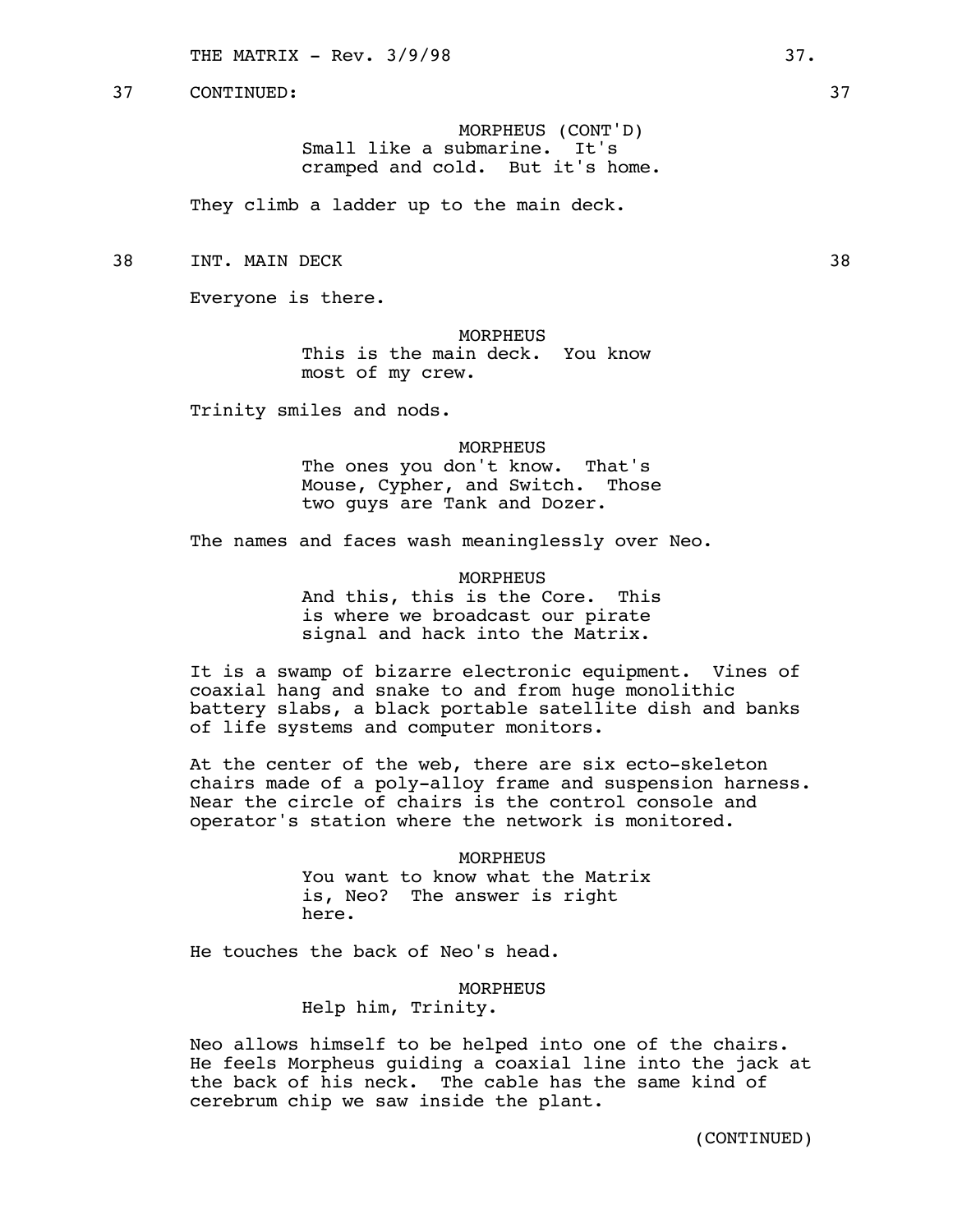37 CONTINUED: 37

MORPHEUS (CONT'D)
Small like a submarine. It's cramped and cold. But it's home.

They climb a ladder up to the main deck.

38 INT. MAIN DECK 38

Everyone is there.

MORPHEUS
This is the main deck. You know most of my crew.

Trinity smiles and nods.

MORPHEUS
The ones you don't know. That's Mouse, Cypher, and Switch. Those two guys are Tank and Dozer.

The names and faces wash meaninglessly over Neo.

MORPHEUS
And this, this is the Core. This is where we broadcast our pirate signal and hack into the Matrix.

It is a swamp of bizarre electronic equipment. Vines of coaxial hang and snake to and from huge monolithic battery slabs, a black portable satellite dish and banks of life systems and computer monitors.

At the center of the web, there are six ecto-skeleton chairs made of a poly-alloy frame and suspension harness. Near the circle of chairs is the control console and operator's station where the network is monitored.

MORPHEUS
You want to know what the Matrix is, Neo? The answer is right here.

He touches the back of Neo's head.

MORPHEUS
Help him, Trinity.

Neo allows himself to be helped into one of the chairs. He feels Morpheus guiding a coaxial line into the jack at the back of his neck. The cable has the same kind of cerebrum chip we saw inside the plant.

(CONTINUED)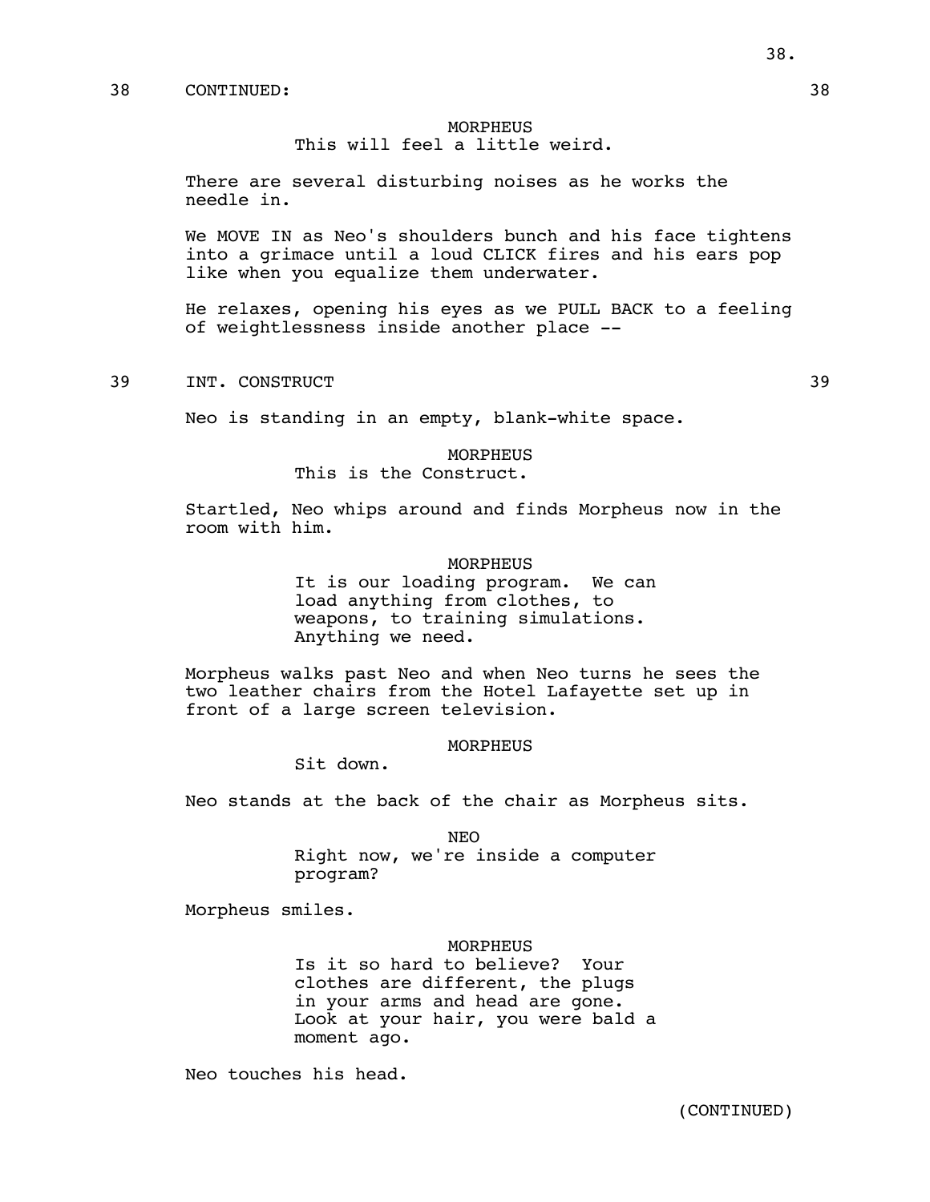38 CONTINUED: 38

MORPHEUS
This will feel a little weird.

There are several disturbing noises as he works the needle in.

We MOVE IN as Neo's shoulders bunch and his face tightens into a grimace until a loud CLICK fires and his ears pop like when you equalize them underwater.

He relaxes, opening his eyes as we PULL BACK to a feeling of weightlessness inside another place --

39 INT. CONSTRUCT 39

Neo is standing in an empty, blank-white space.

MORPHEUS
This is the Construct.

Startled, Neo whips around and finds Morpheus now in the room with him.

MORPHEUS
It is our loading program. We can load anything from clothes, to weapons, to training simulations. Anything we need.

Morpheus walks past Neo and when Neo turns he sees the two leather chairs from the Hotel Lafayette set up in front of a large screen television.

MORPHEUS
Sit down.

Neo stands at the back of the chair as Morpheus sits.

NEO
Right now, we're inside a computer program?

Morpheus smiles.

MORPHEUS
Is it so hard to believe? Your clothes are different, the plugs in your arms and head are gone. Look at your hair, you were bald a moment ago.

Neo touches his head.

(CONTINUED)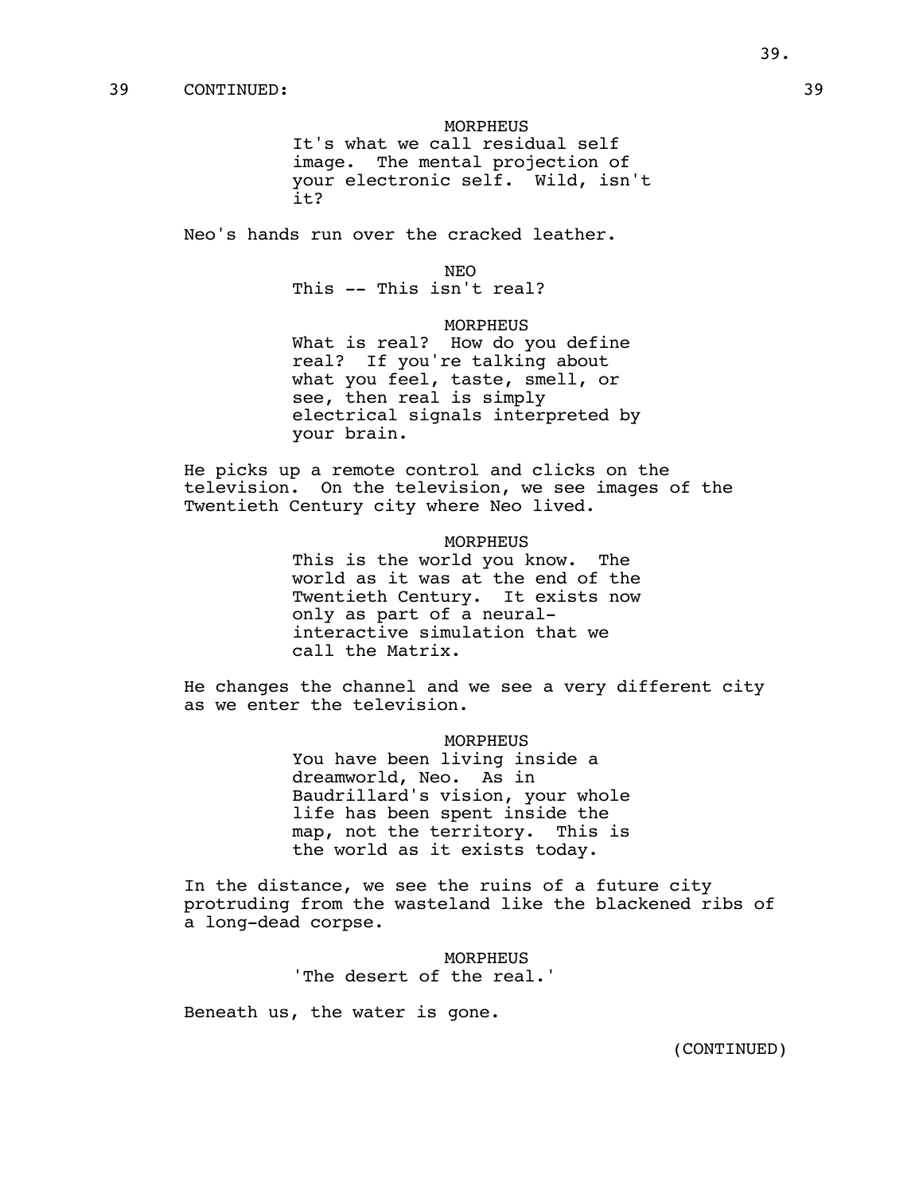39 CONTINUED: 39

MORPHEUS
It's what we call residual self image. The mental projection of your electronic self. Wild, isn't it?

Neo's hands run over the cracked leather.

NEO
This -- This isn't real?

MORPHEUS
What is real? How do you define real? If you're talking about what you feel, taste, smell, or see, then real is simply electrical signals interpreted by your brain.

He picks up a remote control and clicks on the television. On the television, we see images of the Twentieth Century city where Neo lived.

MORPHEUS
This is the world you know. The world as it was at the end of the Twentieth Century. It exists now only as part of a neural-interactive simulation that we call the Matrix.

He changes the channel and we see a very different city as we enter the television.

MORPHEUS
You have been living inside a dreamworld, Neo. As in Baudrillard's vision, your whole life has been spent inside the map, not the territory. This is the world as it exists today.

In the distance, we see the ruins of a future city protruding from the wasteland like the blackened ribs of a long-dead corpse.

MORPHEUS
'The desert of the real.'

Beneath us, the water is gone.

(CONTINUED)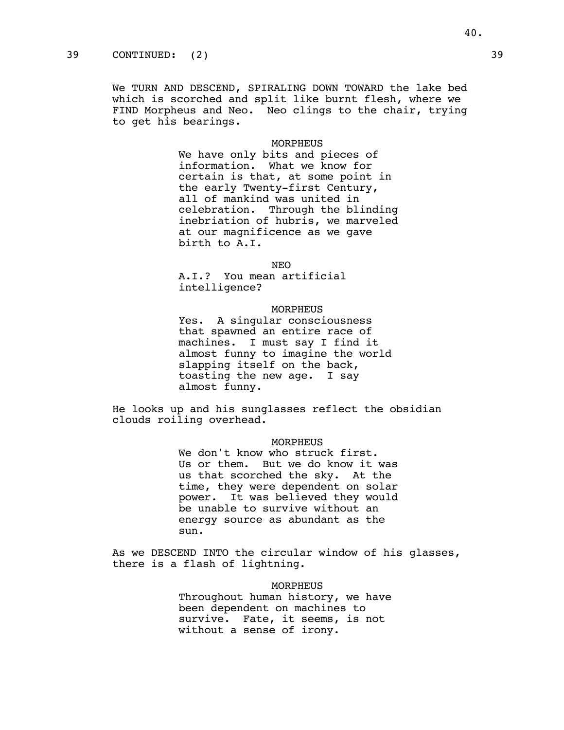39 CONTINUED: (2) 39

We TURN AND DESCEND, SPIRALING DOWN TOWARD the lake bed which is scorched and split like burnt flesh, where we FIND Morpheus and Neo. Neo clings to the chair, trying to get his bearings.

MORPHEUS
We have only bits and pieces of information. What we know for certain is that, at some point in the early Twenty-first Century, all of mankind was united in celebration. Through the blinding inebriation of hubris, we marveled at our magnificence as we gave birth to A.I.

NEO
A.I.? You mean artificial intelligence?

MORPHEUS
Yes. A singular consciousness that spawned an entire race of machines. I must say I find it almost funny to imagine the world slapping itself on the back, toasting the new age. I say almost funny.

He looks up and his sunglasses reflect the obsidian clouds roiling overhead.

MORPHEUS
We don't know who struck first. Us or them. But we do know it was us that scorched the sky. At the time, they were dependent on solar power. It was believed they would be unable to survive without an energy source as abundant as the sun.

As we DESCEND INTO the circular window of his glasses, there is a flash of lightning.

MORPHEUS
Throughout human history, we have been dependent on machines to survive. Fate, it seems, is not without a sense of irony.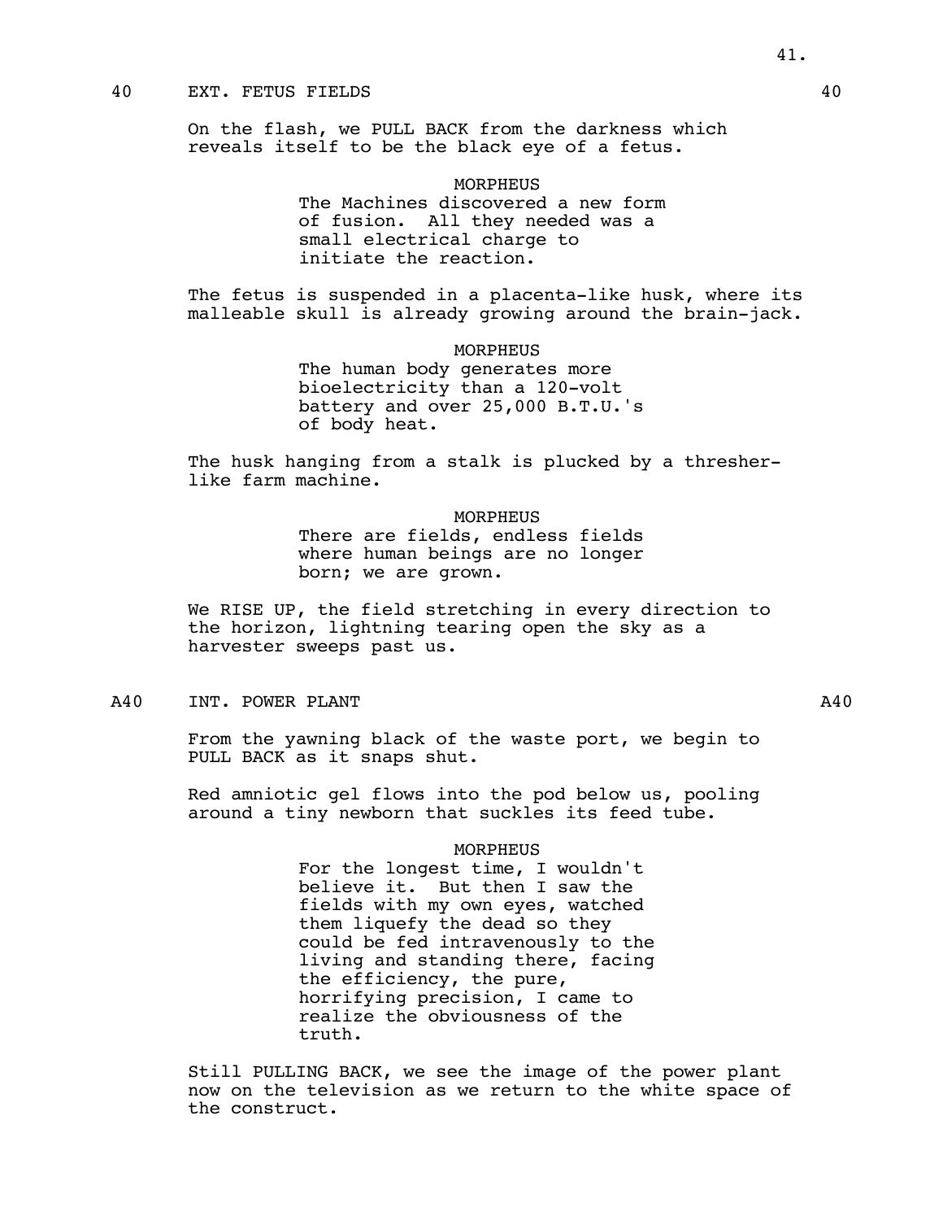40 EXT. FETUS FIELDS 40

On the flash, we PULL BACK from the darkness which reveals itself to be the black eye of a fetus.

MORPHEUS
The Machines discovered a new form of fusion. All they needed was a small electrical charge to initiate the reaction.

The fetus is suspended in a placenta-like husk, where its malleable skull is already growing around the brain-jack.

MORPHEUS
The human body generates more bioelectricity than a 120-volt battery and over 25,000 B.T.U.'s of body heat.

The husk hanging from a stalk is plucked by a thresher-like farm machine.

MORPHEUS
There are fields, endless fields where human beings are no longer born; we are grown.

We RISE UP, the field stretching in every direction to the horizon, lightning tearing open the sky as a harvester sweeps past us.

A40 INT. POWER PLANT A40

From the yawning black of the waste port, we begin to PULL BACK as it snaps shut.

Red amniotic gel flows into the pod below us, pooling around a tiny newborn that suckles its feed tube.

MORPHEUS
For the longest time, I wouldn't believe it. But then I saw the fields with my own eyes, watched them liquefy the dead so they could be fed intravenously to the living and standing there, facing the efficiency, the pure, horrifying precision, I came to realize the obviousness of the truth.

Still PULLING BACK, we see the image of the power plant now on the television as we return to the white space of the construct.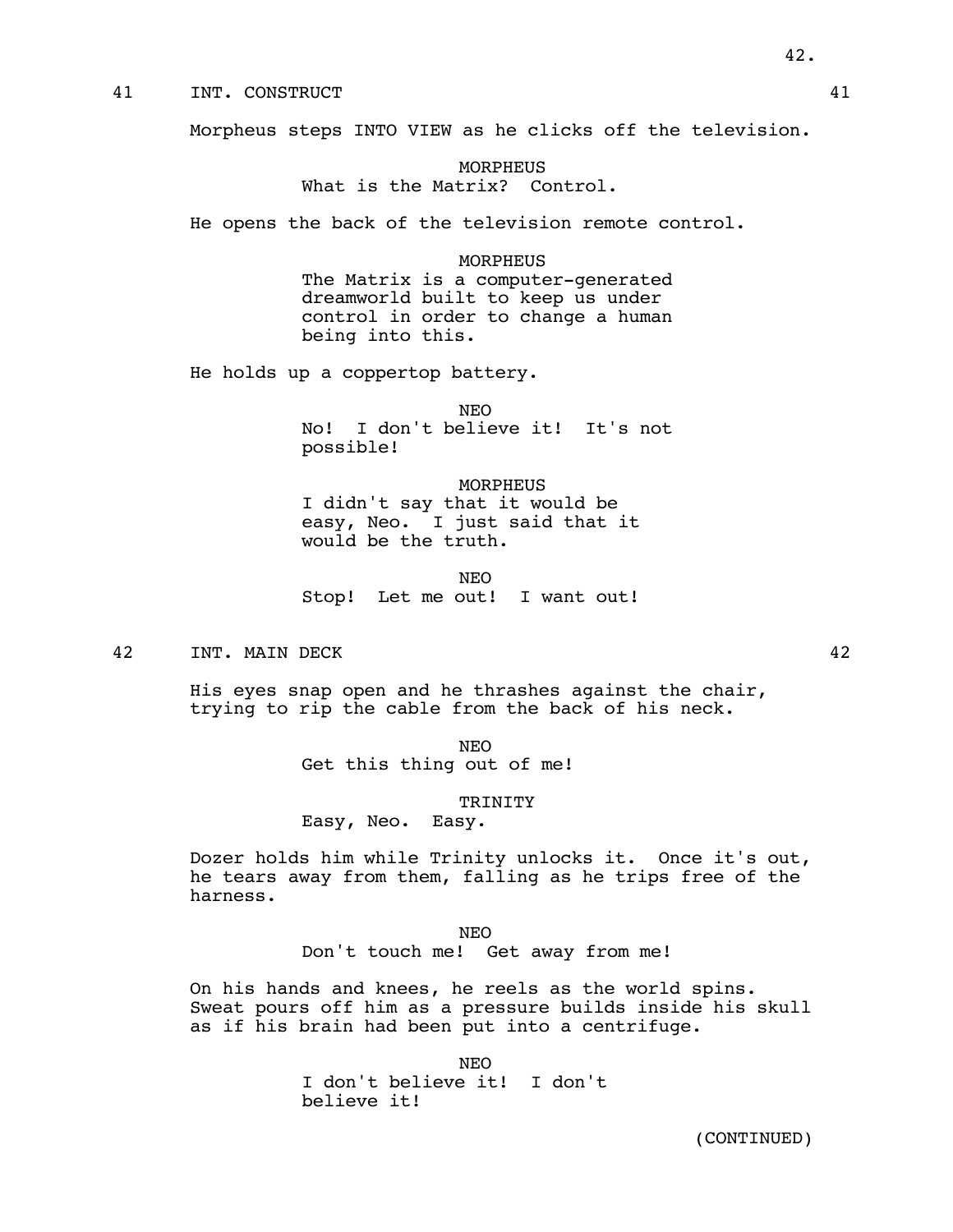41 INT. CONSTRUCT 41

Morpheus steps INTO VIEW as he clicks off the television.

MORPHEUS
What is the Matrix? Control.

He opens the back of the television remote control.

MORPHEUS
The Matrix is a computer-generated dreamworld built to keep us under control in order to change a human being into this.

He holds up a coppertop battery.

NEO
No! I don't believe it! It's not possible!

MORPHEUS
I didn't say that it would be easy, Neo. I just said that it would be the truth.

NEO
Stop! Let me out! I want out!

42 INT. MAIN DECK 42

His eyes snap open and he thrashes against the chair, trying to rip the cable from the back of his neck.

NEO
Get this thing out of me!

TRINITY
Easy, Neo. Easy.

Dozer holds him while Trinity unlocks it. Once it's out, he tears away from them, falling as he trips free of the harness.

NEO
Don't touch me! Get away from me!

On his hands and knees, he reels as the world spins. Sweat pours off him as a pressure builds inside his skull as if his brain had been put into a centrifuge.

NEO
I don't believe it! I don't believe it!

(CONTINUED)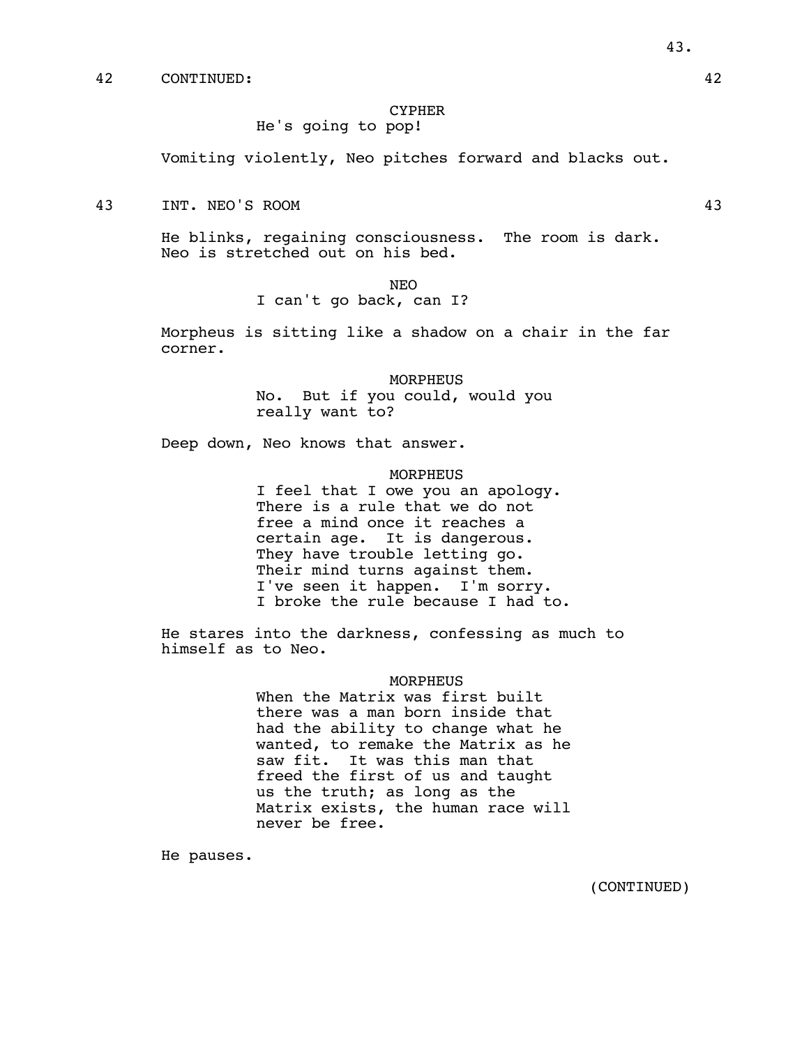42 CONTINUED: 42

CYPHER
He's going to pop!

Vomiting violently, Neo pitches forward and blacks out.

43 INT. NEO'S ROOM 43

He blinks, regaining consciousness. The room is dark. Neo is stretched out on his bed.

NEO
I can't go back, can I?

Morpheus is sitting like a shadow on a chair in the far corner.

MORPHEUS
No. But if you could, would you really want to?

Deep down, Neo knows that answer.

MORPHEUS
I feel that I owe you an apology. There is a rule that we do not free a mind once it reaches a certain age. It is dangerous. They have trouble letting go. Their mind turns against them. I've seen it happen. I'm sorry. I broke the rule because I had to.

He stares into the darkness, confessing as much to himself as to Neo.

MORPHEUS
When the Matrix was first built there was a man born inside that had the ability to change what he wanted, to remake the Matrix as he saw fit. It was this man that freed the first of us and taught us the truth; as long as the Matrix exists, the human race will never be free.

He pauses.

(CONTINUED)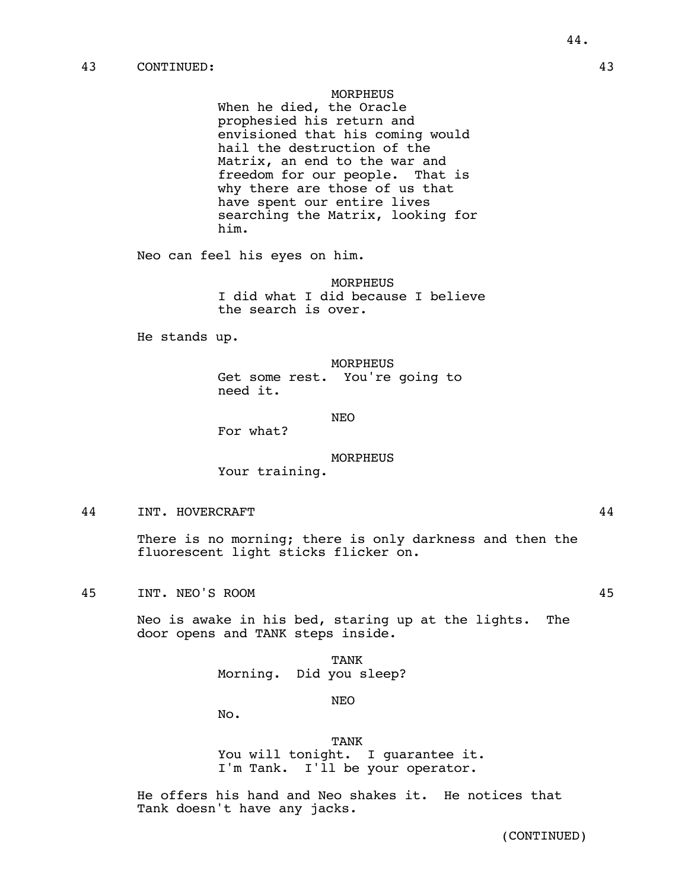43 CONTINUED: 43

MORPHEUS
When he died, the Oracle prophesied his return and envisioned that his coming would hail the destruction of the Matrix, an end to the war and freedom for our people. That is why there are those of us that have spent our entire lives searching the Matrix, looking for him.

Neo can feel his eyes on him.

MORPHEUS
I did what I did because I believe the search is over.

He stands up.

MORPHEUS
Get some rest. You're going to need it.

NEO
For what?

MORPHEUS
Your training.

44 INT. HOVERCRAFT 44

There is no morning; there is only darkness and then the fluorescent light sticks flicker on.

45 INT. NEO'S ROOM 45

Neo is awake in his bed, staring up at the lights. The door opens and TANK steps inside.

TANK
Morning. Did you sleep?

NEO
No.

TANK
You will tonight. I guarantee it. I'm Tank. I'll be your operator.

He offers his hand and Neo shakes it. He notices that Tank doesn't have any jacks.

(CONTINUED)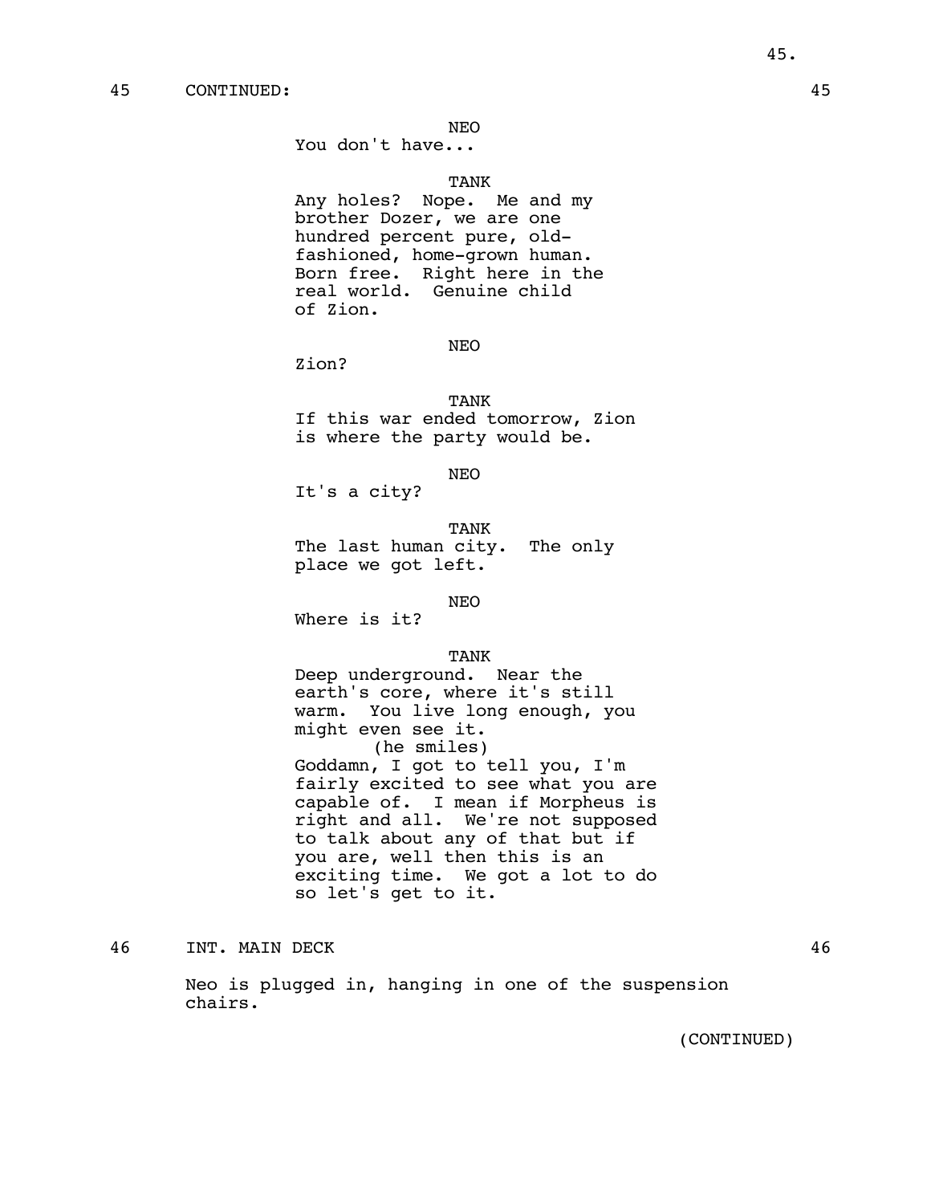45 CONTINUED: 45

NEO
You don't have...

TANK
Any holes? Nope. Me and my brother Dozer, we are one hundred percent pure, old-fashioned, home-grown human. Born free. Right here in the real world. Genuine child of Zion.

NEO
Zion?

TANK
If this war ended tomorrow, Zion is where the party would be.

NEO
It's a city?

TANK
The last human city. The only place we got left.

NEO
Where is it?

TANK
Deep underground. Near the earth's core, where it's still warm. You live long enough, you might even see it.
(he smiles)
Goddamn, I got to tell you, I'm fairly excited to see what you are capable of. I mean if Morpheus is right and all. We're not supposed to talk about any of that but if you are, well then this is an exciting time. We got a lot to do so let's get to it.

46 INT. MAIN DECK 46

Neo is plugged in, hanging in one of the suspension chairs.

(CONTINUED)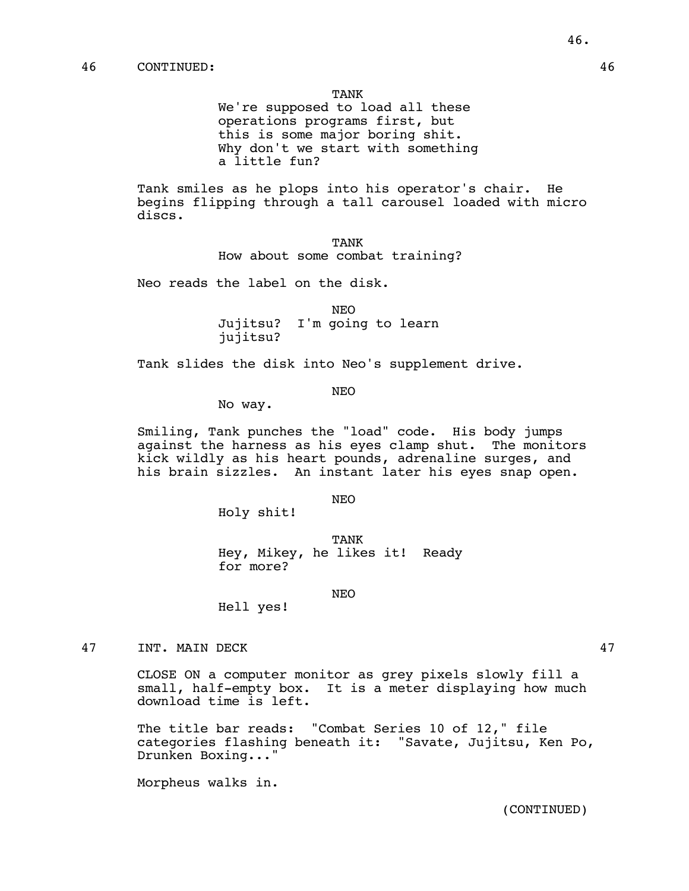46 CONTINUED: 46

TANK

We're supposed to load all these operations programs first, but this is some major boring shit. Why don't we start with something a little fun?

Tank smiles as he plops into his operator's chair. He begins flipping through a tall carousel loaded with micro discs.

TANK

How about some combat training?

Neo reads the label on the disk.

NEO

Jujitsu? I'm going to learn jujitsu?

Tank slides the disk into Neo's supplement drive.

NEO

No way.

Smiling, Tank punches the "load" code. His body jumps against the harness as his eyes clamp shut. The monitors kick wildly as his heart pounds, adrenaline surges, and his brain sizzles. An instant later his eyes snap open.

NEO

Holy shit!

TANK

Hey, Mikey, he likes it! Ready for more?

NEO

Hell yes!

47 INT. MAIN DECK 47

CLOSE ON a computer monitor as grey pixels slowly fill a small, half-empty box. It is a meter displaying how much download time is left.

The title bar reads: "Combat Series 10 of 12," file categories flashing beneath it: "Savate, Jujitsu, Ken Po, Drunken Boxing..."

Morpheus walks in.

(CONTINUED)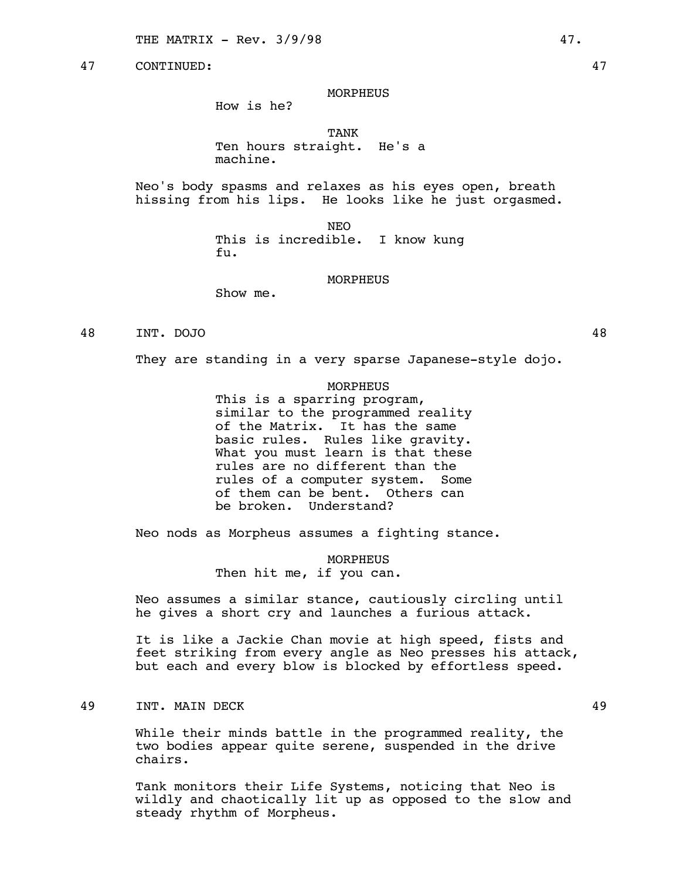47 CONTINUED: 47

MORPHEUS
How is he?

TANK
Ten hours straight. He's a machine.

Neo's body spasms and relaxes as his eyes open, breath hissing from his lips. He looks like he just orgasmed.

NEO
This is incredible. I know kung fu.

MORPHEUS
Show me.

48 INT. DOJO 48

They are standing in a very sparse Japanese-style dojo.

MORPHEUS
This is a sparring program, similar to the programmed reality of the Matrix. It has the same basic rules. Rules like gravity. What you must learn is that these rules are no different than the rules of a computer system. Some of them can be bent. Others can be broken. Understand?

Neo nods as Morpheus assumes a fighting stance.

MORPHEUS
Then hit me, if you can.

Neo assumes a similar stance, cautiously circling until he gives a short cry and launches a furious attack.

It is like a Jackie Chan movie at high speed, fists and feet striking from every angle as Neo presses his attack, but each and every blow is blocked by effortless speed.

49 INT. MAIN DECK 49

While their minds battle in the programmed reality, the two bodies appear quite serene, suspended in the drive chairs.

Tank monitors their Life Systems, noticing that Neo is wildly and chaotically lit up as opposed to the slow and steady rhythm of Morpheus.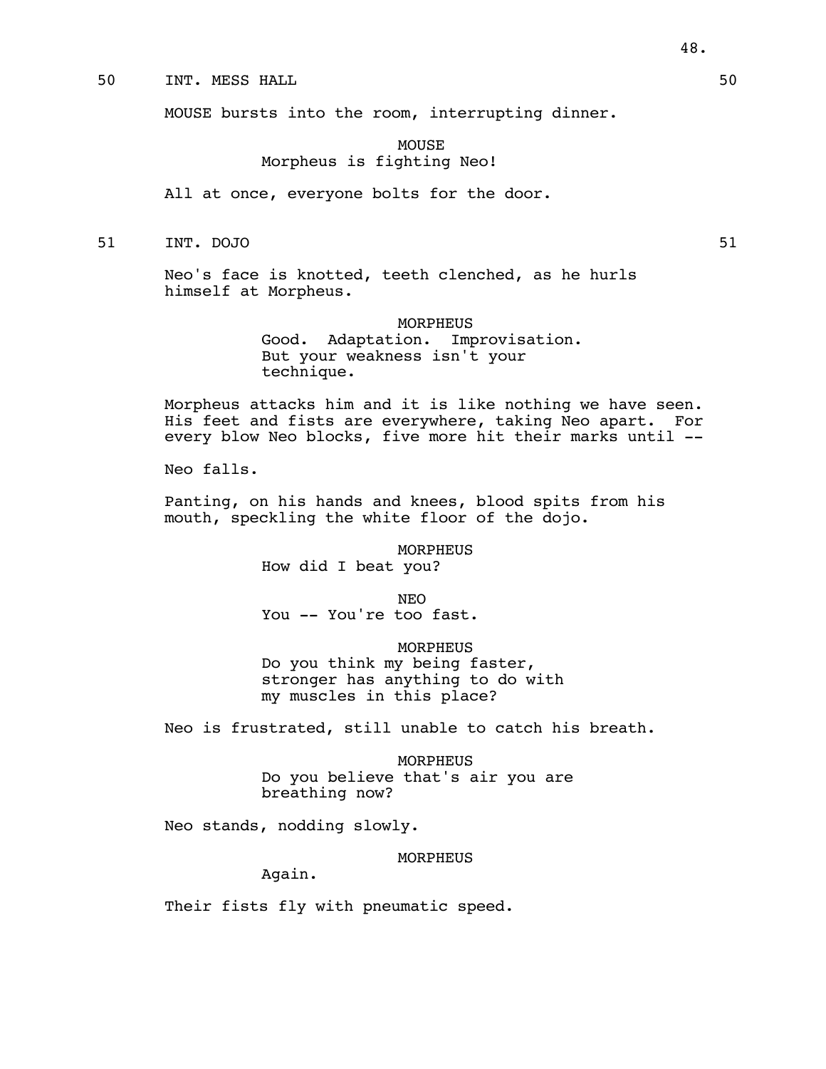50 INT. MESS HALL 50

MOUSE bursts into the room, interrupting dinner.

MOUSE
Morpheus is fighting Neo!

All at once, everyone bolts for the door.

51 INT. DOJO 51

Neo's face is knotted, teeth clenched, as he hurls himself at Morpheus.

MORPHEUS
Good. Adaptation. Improvisation. But your weakness isn't your technique.

Morpheus attacks him and it is like nothing we have seen. His feet and fists are everywhere, taking Neo apart. For every blow Neo blocks, five more hit their marks until --

Neo falls.

Panting, on his hands and knees, blood spits from his mouth, speckling the white floor of the dojo.

MORPHEUS
How did I beat you?

NEO
You -- You're too fast.

MORPHEUS
Do you think my being faster, stronger has anything to do with my muscles in this place?

Neo is frustrated, still unable to catch his breath.

MORPHEUS
Do you believe that's air you are breathing now?

Neo stands, nodding slowly.

MORPHEUS
Again.

Their fists fly with pneumatic speed.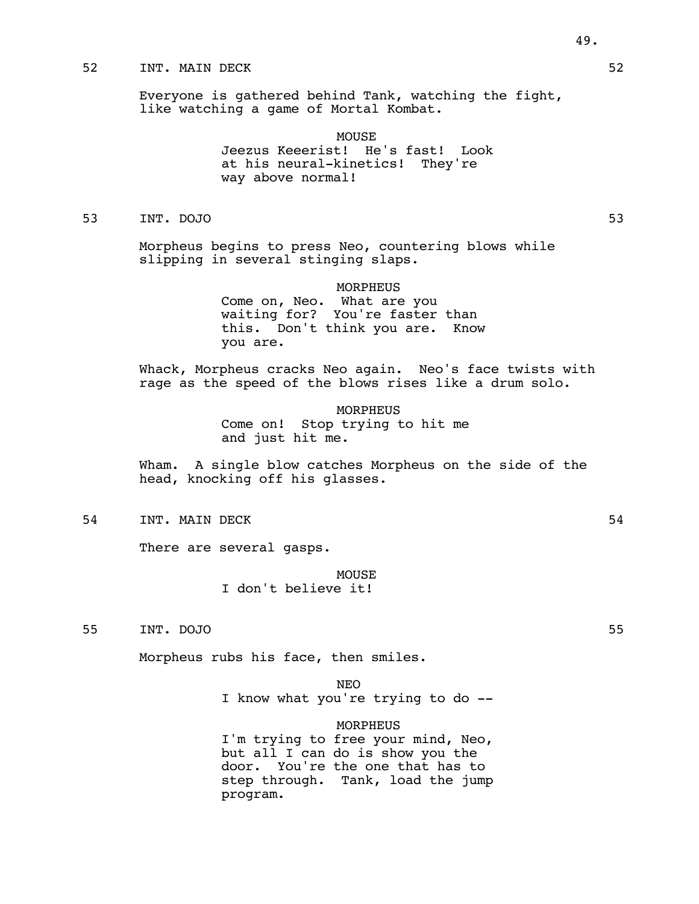52 INT. MAIN DECK 52

Everyone is gathered behind Tank, watching the fight, like watching a game of Mortal Kombat.

MOUSE
Jeezus Keeerist! He's fast! Look at his neural-kinetics! They're way above normal!

53 INT. DOJO 53

Morpheus begins to press Neo, countering blows while slipping in several stinging slaps.

MORPHEUS
Come on, Neo. What are you waiting for? You're faster than this. Don't think you are. Know you are.

Whack, Morpheus cracks Neo again. Neo's face twists with rage as the speed of the blows rises like a drum solo.

MORPHEUS
Come on! Stop trying to hit me and just hit me.

Wham. A single blow catches Morpheus on the side of the head, knocking off his glasses.

54 INT. MAIN DECK 54

There are several gasps.

MOUSE
I don't believe it!

55 INT. DOJO 55

Morpheus rubs his face, then smiles.

NEO
I know what you're trying to do --

MORPHEUS
I'm trying to free your mind, Neo, but all I can do is show you the door. You're the one that has to step through. Tank, load the jump program.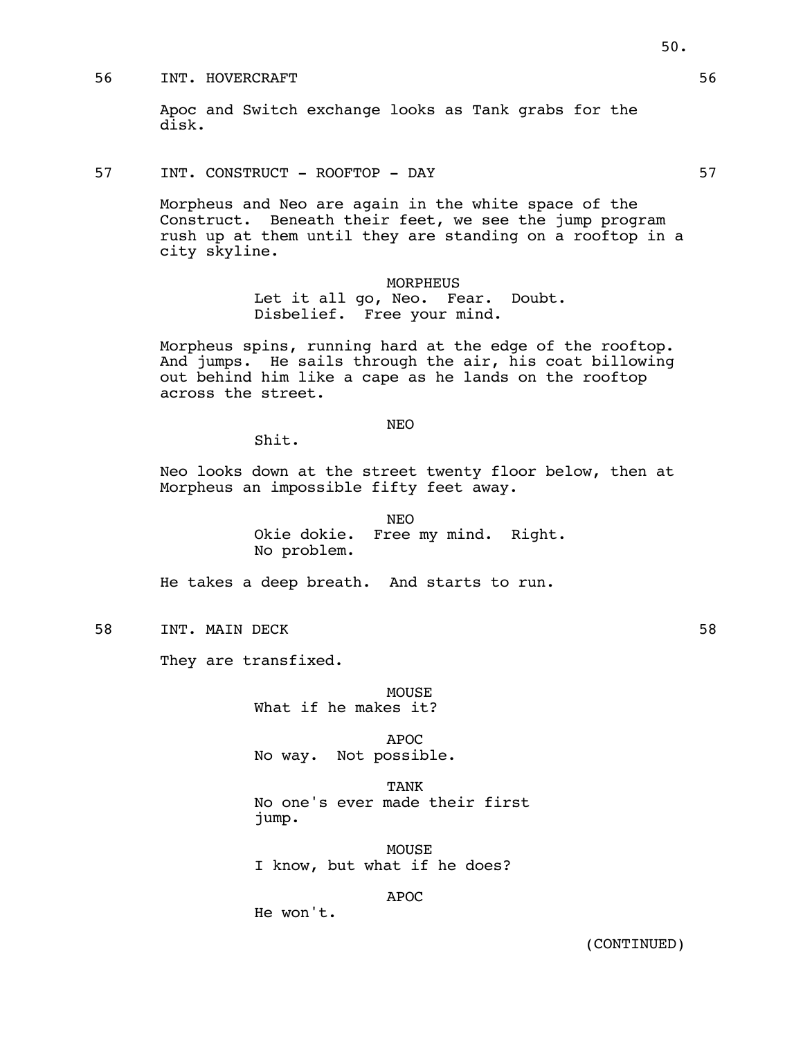56 INT. HOVERCRAFT 56

Apoc and Switch exchange looks as Tank grabs for the disk.

57 INT. CONSTRUCT - ROOFTOP - DAY 57

Morpheus and Neo are again in the white space of the Construct. Beneath their feet, we see the jump program rush up at them until they are standing on a rooftop in a city skyline.

MORPHEUS
Let it all go, Neo. Fear. Doubt. Disbelief. Free your mind.

Morpheus spins, running hard at the edge of the rooftop. And jumps. He sails through the air, his coat billowing out behind him like a cape as he lands on the rooftop across the street.

NEO
Shit.

Neo looks down at the street twenty floor below, then at Morpheus an impossible fifty feet away.

NEO
Okie dokie. Free my mind. Right. No problem.

He takes a deep breath. And starts to run.

58 INT. MAIN DECK 58

They are transfixed.

MOUSE
What if he makes it?

APOC
No way. Not possible.

TANK
No one's ever made their first jump.

MOUSE
I know, but what if he does?

APOC
He won't.

(CONTINUED)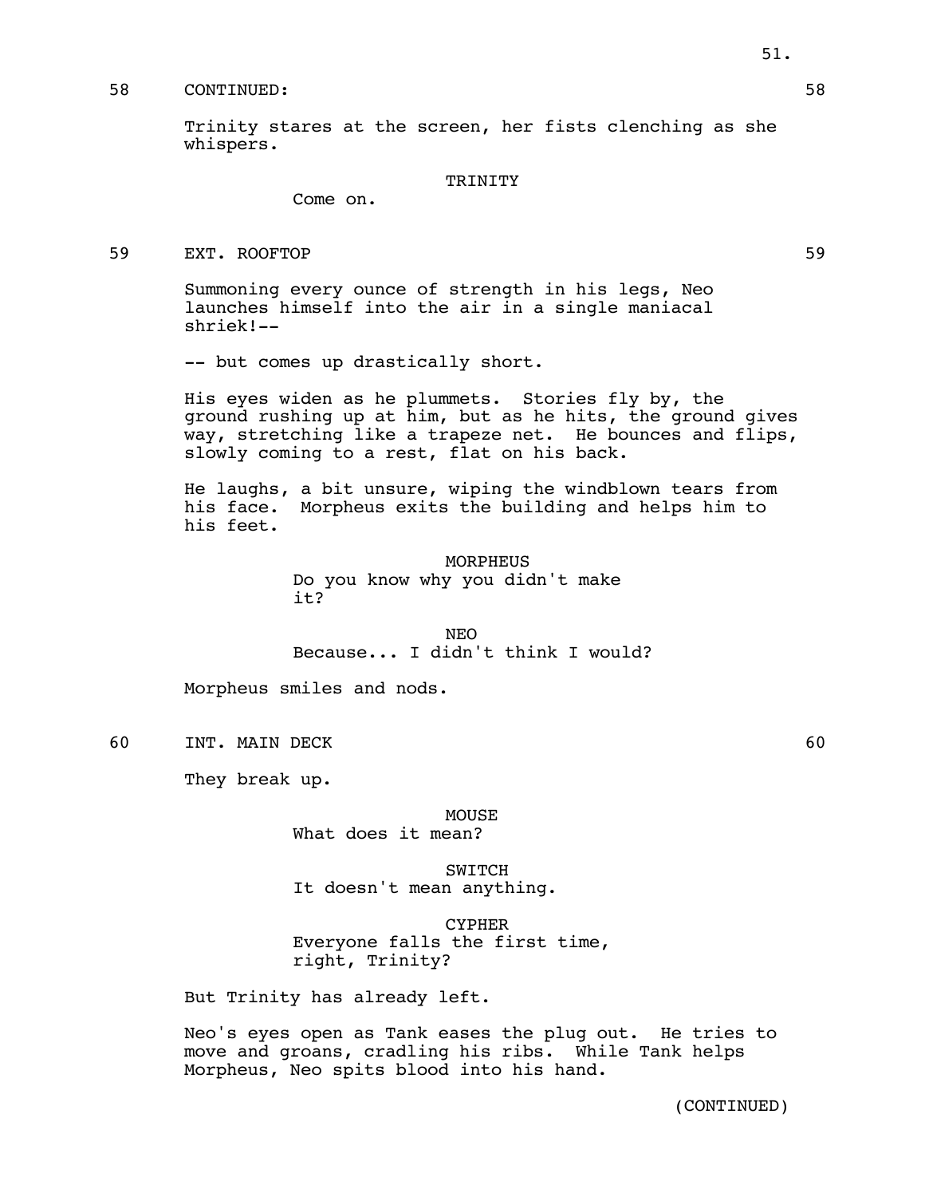58 CONTINUED: 58

Trinity stares at the screen, her fists clenching as she whispers.

TRINITY

Come on.

59 EXT. ROOFTOP 59

Summoning every ounce of strength in his legs, Neo launches himself into the air in a single maniacal shriek!--

-- but comes up drastically short.

His eyes widen as he plummets. Stories fly by, the ground rushing up at him, but as he hits, the ground gives way, stretching like a trapeze net. He bounces and flips, slowly coming to a rest, flat on his back.

He laughs, a bit unsure, wiping the windblown tears from his face. Morpheus exits the building and helps him to his feet.

MORPHEUS

Do you know why you didn't make it?

NEO

Because... I didn't think I would?

Morpheus smiles and nods.

60 INT. MAIN DECK 60

They break up.

MOUSE

What does it mean?

SWITCH

It doesn't mean anything.

CYPHER

Everyone falls the first time, right, Trinity?

But Trinity has already left.

Neo's eyes open as Tank eases the plug out. He tries to move and groans, cradling his ribs. While Tank helps Morpheus, Neo spits blood into his hand.

(CONTINUED)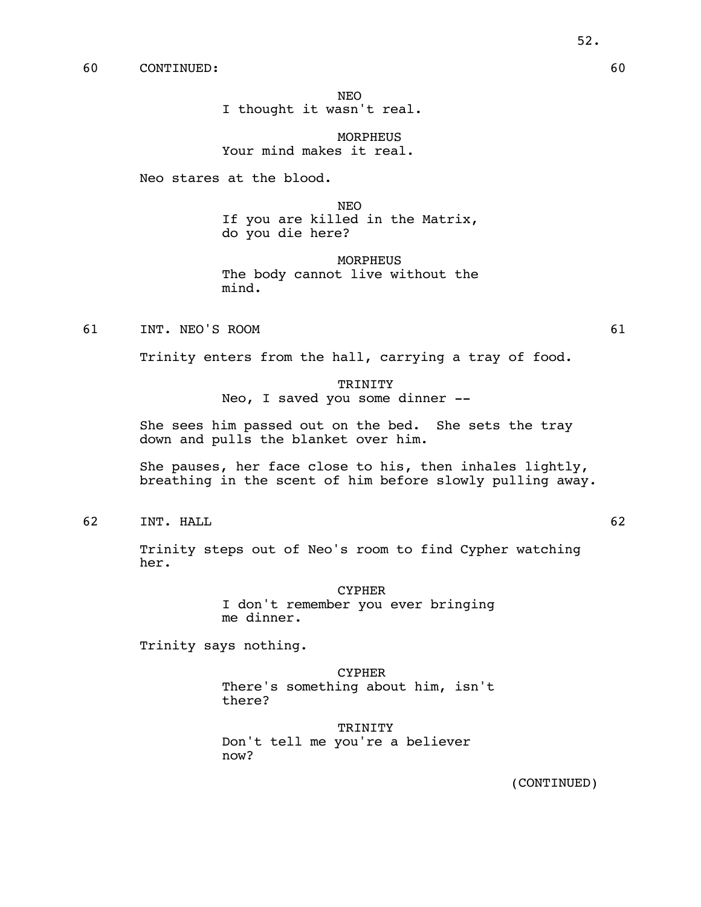60 CONTINUED: 60

NEO
I thought it wasn't real.

MORPHEUS
Your mind makes it real.

Neo stares at the blood.

NEO
If you are killed in the Matrix, do you die here?

MORPHEUS
The body cannot live without the mind.

61 INT. NEO'S ROOM 61

Trinity enters from the hall, carrying a tray of food.

TRINITY
Neo, I saved you some dinner --

She sees him passed out on the bed. She sets the tray down and pulls the blanket over him.

She pauses, her face close to his, then inhales lightly, breathing in the scent of him before slowly pulling away.

62 INT. HALL 62

Trinity steps out of Neo's room to find Cypher watching her.

CYPHER
I don't remember you ever bringing me dinner.

Trinity says nothing.

CYPHER
There's something about him, isn't there?

TRINITY
Don't tell me you're a believer now?

(CONTINUED)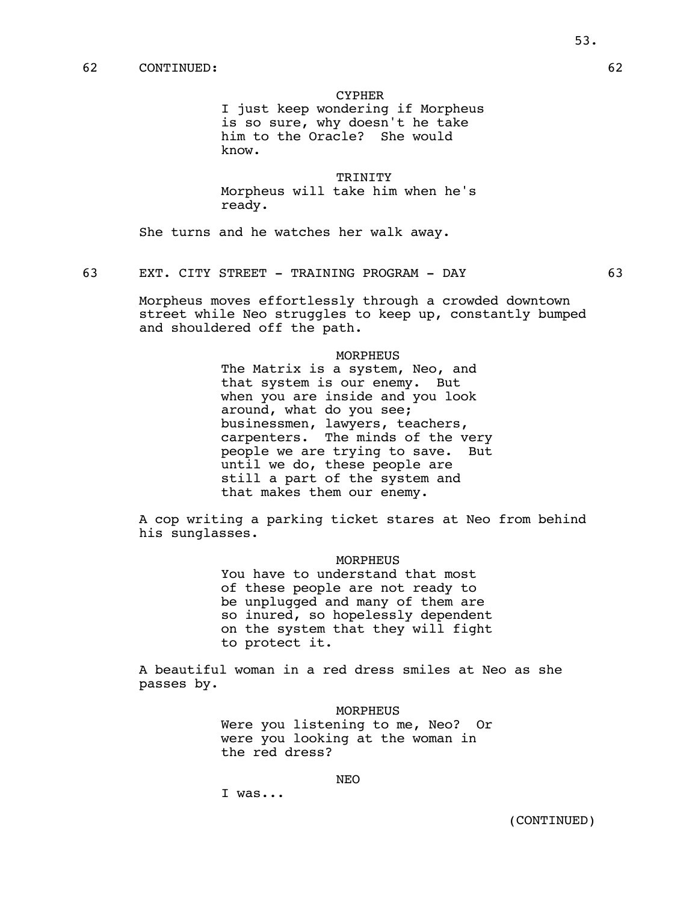62 CONTINUED: 62

CYPHER
I just keep wondering if Morpheus is so sure, why doesn't he take him to the Oracle? She would know.

TRINITY
Morpheus will take him when he's ready.

She turns and he watches her walk away.

63 EXT. CITY STREET - TRAINING PROGRAM - DAY 63

Morpheus moves effortlessly through a crowded downtown street while Neo struggles to keep up, constantly bumped and shouldered off the path.

MORPHEUS
The Matrix is a system, Neo, and that system is our enemy. But when you are inside and you look around, what do you see; businessmen, lawyers, teachers, carpenters. The minds of the very people we are trying to save. But until we do, these people are still a part of the system and that makes them our enemy.

A cop writing a parking ticket stares at Neo from behind his sunglasses.

MORPHEUS
You have to understand that most of these people are not ready to be unplugged and many of them are so inured, so hopelessly dependent on the system that they will fight to protect it.

A beautiful woman in a red dress smiles at Neo as she passes by.

MORPHEUS
Were you listening to me, Neo? Or were you looking at the woman in the red dress?

NEO
I was...

(CONTINUED)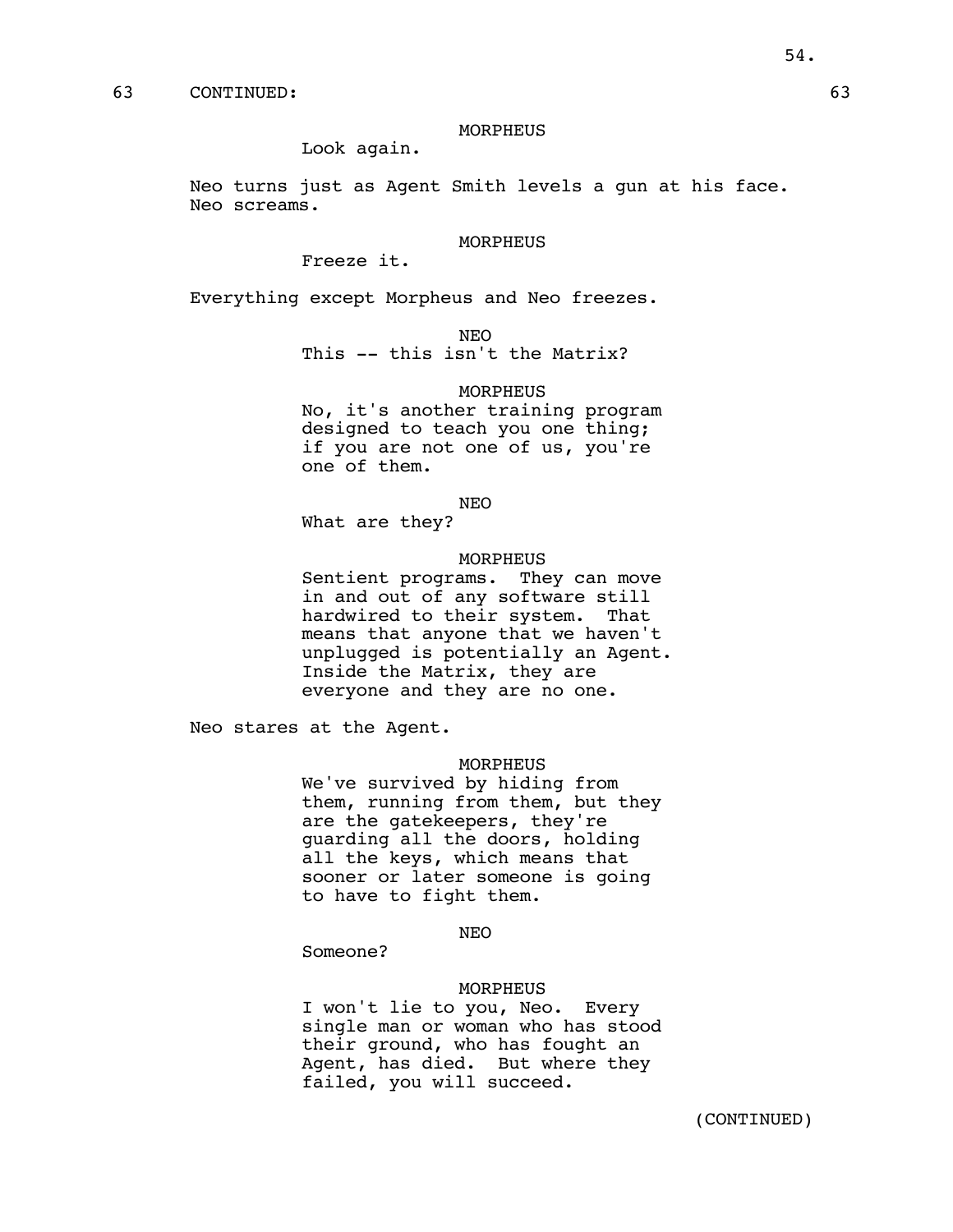63 CONTINUED: 63

MORPHEUS

Look again.

Neo turns just as Agent Smith levels a gun at his face. Neo screams.

MORPHEUS

Freeze it.

Everything except Morpheus and Neo freezes.

NEO

This -- this isn't the Matrix?

MORPHEUS

No, it's another training program designed to teach you one thing; if you are not one of us, you're one of them.

NEO

What are they?

MORPHEUS

Sentient programs. They can move in and out of any software still hardwired to their system. That means that anyone that we haven't unplugged is potentially an Agent. Inside the Matrix, they are everyone and they are no one.

Neo stares at the Agent.

MORPHEUS

We've survived by hiding from them, running from them, but they are the gatekeepers, they're guarding all the doors, holding all the keys, which means that sooner or later someone is going to have to fight them.

NEO

Someone?

MORPHEUS

I won't lie to you, Neo. Every single man or woman who has stood their ground, who has fought an Agent, has died. But where they failed, you will succeed.

(CONTINUED)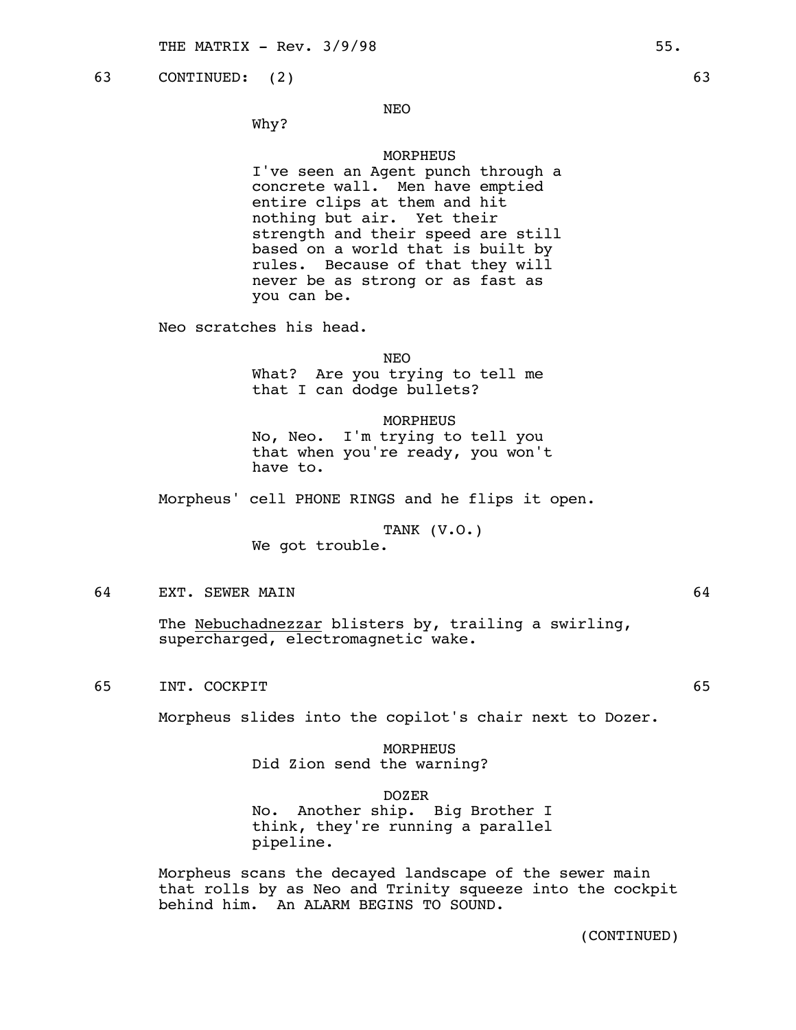63 CONTINUED: (2) 63

NEO
Why?

MORPHEUS
I've seen an Agent punch through a concrete wall. Men have emptied entire clips at them and hit nothing but air. Yet their strength and their speed are still based on a world that is built by rules. Because of that they will never be as strong or as fast as you can be.

Neo scratches his head.

NEO
What? Are you trying to tell me that I can dodge bullets?

MORPHEUS
No, Neo. I'm trying to tell you that when you're ready, you won't have to.

Morpheus' cell PHONE RINGS and he flips it open.

TANK (V.O.)
We got trouble.

64 EXT. SEWER MAIN 64

The Nebuchadnezzar blisters by, trailing a swirling, supercharged, electromagnetic wake.

65 INT. COCKPIT 65

Morpheus slides into the copilot's chair next to Dozer.

MORPHEUS
Did Zion send the warning?

DOZER
No. Another ship. Big Brother I think, they're running a parallel pipeline.

Morpheus scans the decayed landscape of the sewer main that rolls by as Neo and Trinity squeeze into the cockpit behind him. An ALARM BEGINS TO SOUND.

(CONTINUED)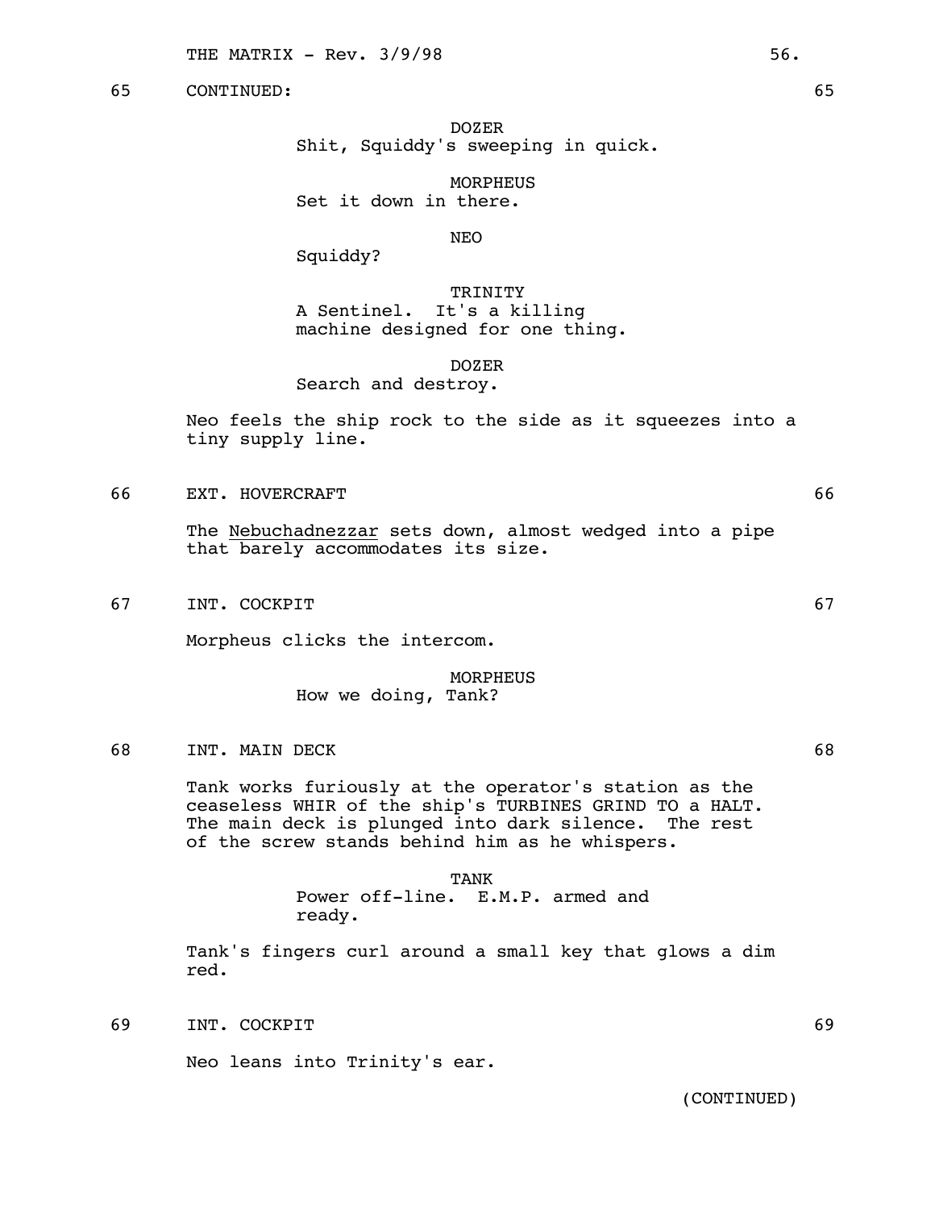65 CONTINUED: 65

DOZER
Shit, Squiddy's sweeping in quick.

MORPHEUS
Set it down in there.

NEO
Squiddy?

TRINITY
A Sentinel. It's a killing machine designed for one thing.

DOZER
Search and destroy.

Neo feels the ship rock to the side as it squeezes into a tiny supply line.

66 EXT. HOVERCRAFT 66

The Nebuchadnezzar sets down, almost wedged into a pipe that barely accommodates its size.

67 INT. COCKPIT 67

Morpheus clicks the intercom.

MORPHEUS
How we doing, Tank?

68 INT. MAIN DECK 68

Tank works furiously at the operator's station as the ceaseless WHIR of the ship's TURBINES GRIND TO a HALT. The main deck is plunged into dark silence. The rest of the screw stands behind him as he whispers.

TANK
Power off-line. E.M.P. armed and ready.

Tank's fingers curl around a small key that glows a dim red.

69 INT. COCKPIT 69

Neo leans into Trinity's ear.

(CONTINUED)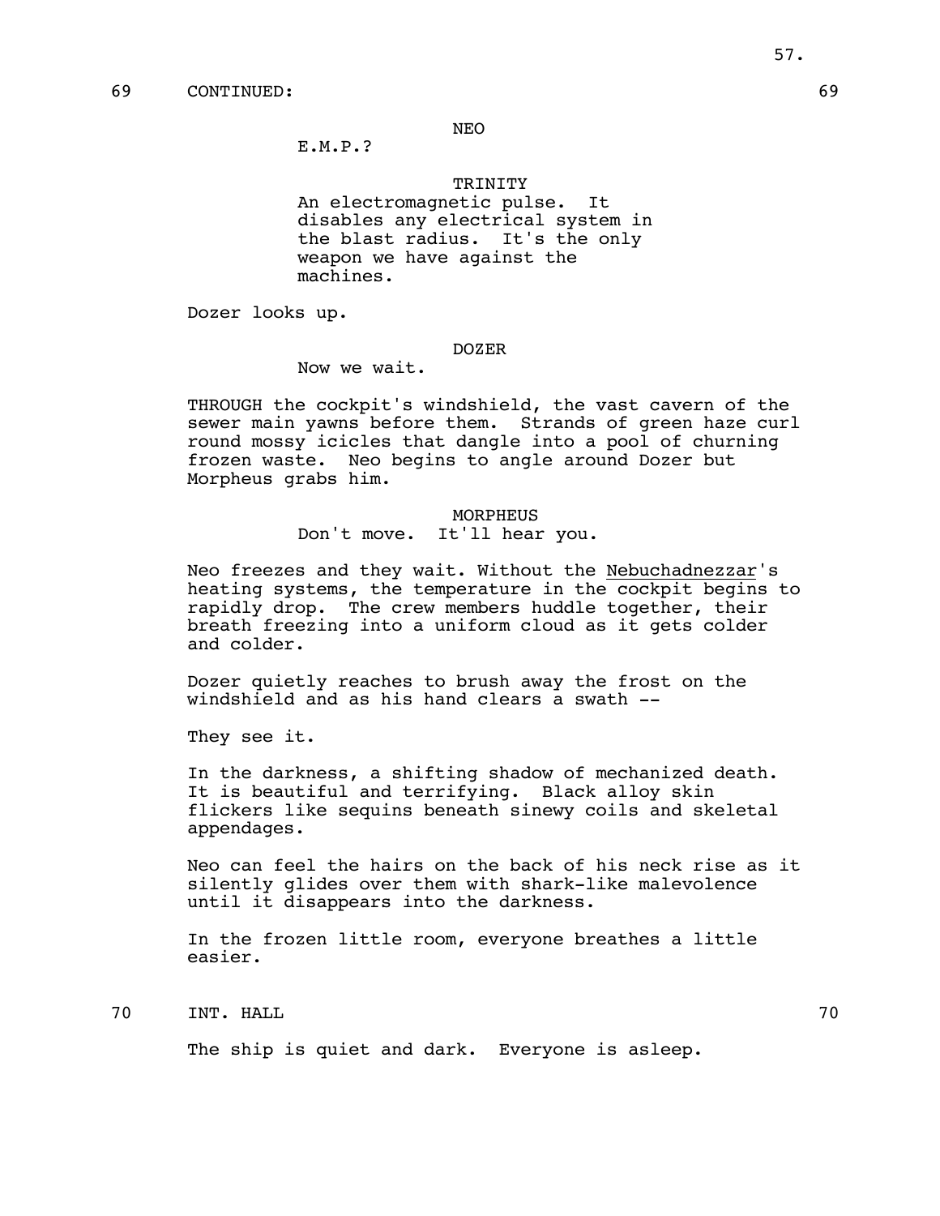69 CONTINUED: 69

NEO

E.M.P.?

TRINITY

An electromagnetic pulse. It disables any electrical system in the blast radius. It's the only weapon we have against the machines.

Dozer looks up.

DOZER

Now we wait.

THROUGH the cockpit's windshield, the vast cavern of the sewer main yawns before them. Strands of green haze curl round mossy icicles that dangle into a pool of churning frozen waste. Neo begins to angle around Dozer but Morpheus grabs him.

MORPHEUS

Don't move. It'll hear you.

Neo freezes and they wait. Without the Nebuchadnezzar's heating systems, the temperature in the cockpit begins to rapidly drop. The crew members huddle together, their breath freezing into a uniform cloud as it gets colder and colder.

Dozer quietly reaches to brush away the frost on the windshield and as his hand clears a swath --

They see it.

In the darkness, a shifting shadow of mechanized death. It is beautiful and terrifying. Black alloy skin flickers like sequins beneath sinewy coils and skeletal appendages.

Neo can feel the hairs on the back of his neck rise as it silently glides over them with shark-like malevolence until it disappears into the darkness.

In the frozen little room, everyone breathes a little easier.

70 INT. HALL 70

The ship is quiet and dark. Everyone is asleep.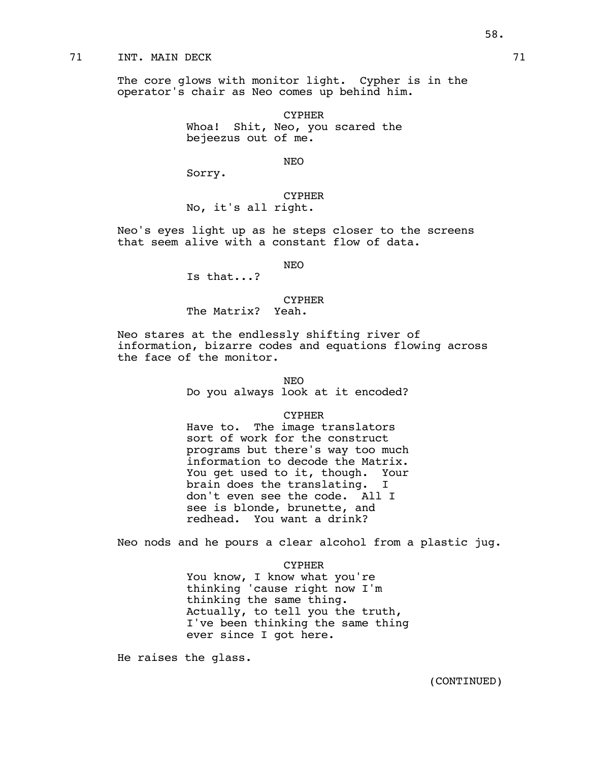71 INT. MAIN DECK 71

The core glows with monitor light. Cypher is in the operator's chair as Neo comes up behind him.

CYPHER
Whoa! Shit, Neo, you scared the bejeezus out of me.

NEO
Sorry.

CYPHER
No, it's all right.

Neo's eyes light up as he steps closer to the screens that seem alive with a constant flow of data.

NEO
Is that...?

CYPHER
The Matrix? Yeah.

Neo stares at the endlessly shifting river of information, bizarre codes and equations flowing across the face of the monitor.

NEO
Do you always look at it encoded?

CYPHER
Have to. The image translators sort of work for the construct programs but there's way too much information to decode the Matrix. You get used to it, though. Your brain does the translating. I don't even see the code. All I see is blonde, brunette, and redhead. You want a drink?

Neo nods and he pours a clear alcohol from a plastic jug.

CYPHER
You know, I know what you're thinking 'cause right now I'm thinking the same thing. Actually, to tell you the truth, I've been thinking the same thing ever since I got here.

He raises the glass.

(CONTINUED)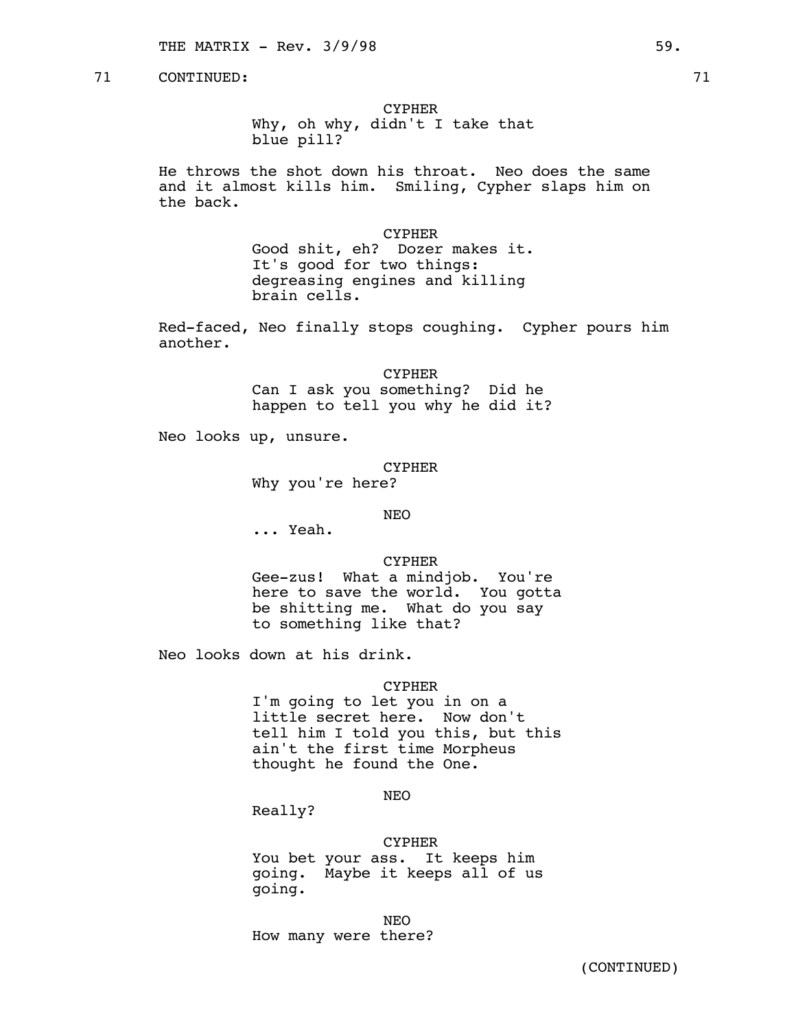71 CONTINUED: 71

CYPHER
Why, oh why, didn't I take that blue pill?

He throws the shot down his throat. Neo does the same and it almost kills him. Smiling, Cypher slaps him on the back.

CYPHER
Good shit, eh? Dozer makes it. It's good for two things: degreasing engines and killing brain cells.

Red-faced, Neo finally stops coughing. Cypher pours him another.

CYPHER
Can I ask you something? Did he happen to tell you why he did it?

Neo looks up, unsure.

CYPHER
Why you're here?

NEO
... Yeah.

CYPHER
Gee-zus! What a mindjob. You're here to save the world. You gotta be shitting me. What do you say to something like that?

Neo looks down at his drink.

CYPHER
I'm going to let you in on a little secret here. Now don't tell him I told you this, but this ain't the first time Morpheus thought he found the One.

NEO
Really?

CYPHER
You bet your ass. It keeps him going. Maybe it keeps all of us going.

NEO
How many were there?

(CONTINUED)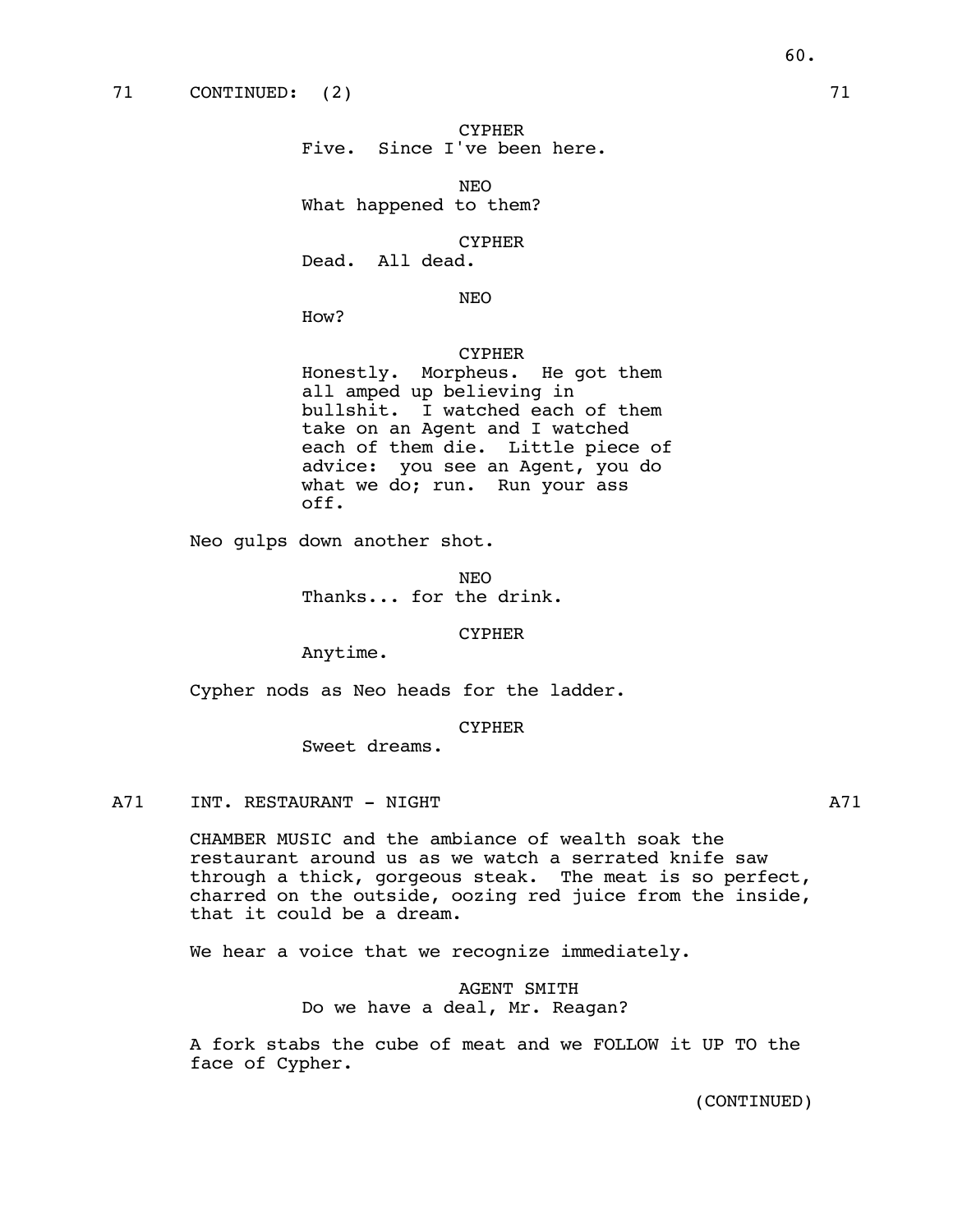71 CONTINUED: (2) 71

CYPHER
Five. Since I've been here.

NEO
What happened to them?

CYPHER
Dead. All dead.

NEO
How?

CYPHER
Honestly. Morpheus. He got them all amped up believing in bullshit. I watched each of them take on an Agent and I watched each of them die. Little piece of advice: you see an Agent, you do what we do; run. Run your ass off.

Neo gulps down another shot.

NEO
Thanks... for the drink.

CYPHER
Anytime.

Cypher nods as Neo heads for the ladder.

CYPHER
Sweet dreams.

A71 INT. RESTAURANT - NIGHT A71

CHAMBER MUSIC and the ambiance of wealth soak the restaurant around us as we watch a serrated knife saw through a thick, gorgeous steak. The meat is so perfect, charred on the outside, oozing red juice from the inside, that it could be a dream.

We hear a voice that we recognize immediately.

AGENT SMITH
Do we have a deal, Mr. Reagan?

A fork stabs the cube of meat and we FOLLOW it UP TO the face of Cypher.

(CONTINUED)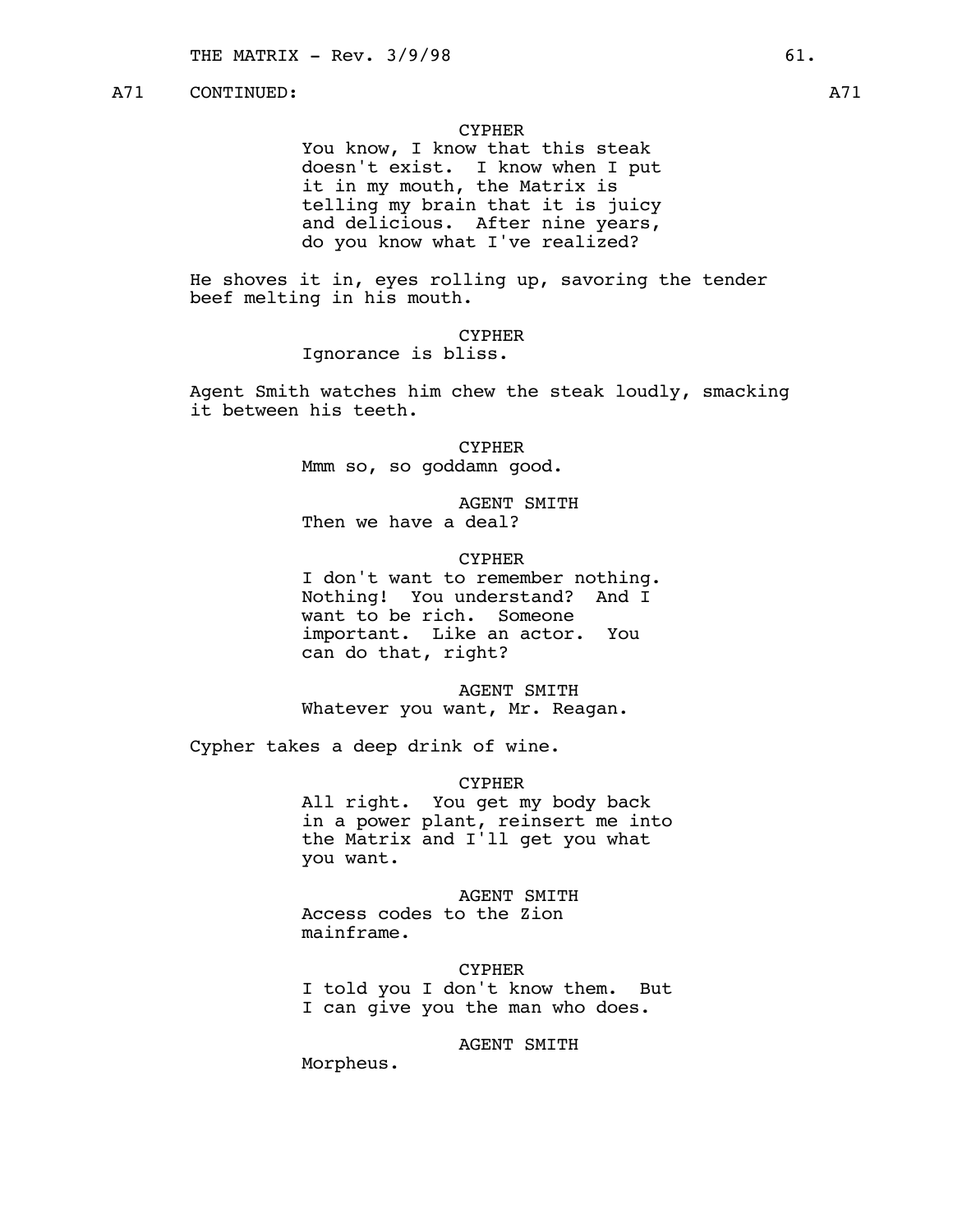A71 CONTINUED: A71

CYPHER
You know, I know that this steak doesn't exist. I know when I put it in my mouth, the Matrix is telling my brain that it is juicy and delicious. After nine years, do you know what I've realized?

He shoves it in, eyes rolling up, savoring the tender beef melting in his mouth.

CYPHER
Ignorance is bliss.

Agent Smith watches him chew the steak loudly, smacking it between his teeth.

CYPHER
Mmm so, so goddamn good.

AGENT SMITH
Then we have a deal?

CYPHER
I don't want to remember nothing. Nothing! You understand? And I want to be rich. Someone important. Like an actor. You can do that, right?

AGENT SMITH
Whatever you want, Mr. Reagan.

Cypher takes a deep drink of wine.

CYPHER
All right. You get my body back in a power plant, reinsert me into the Matrix and I'll get you what you want.

AGENT SMITH
Access codes to the Zion mainframe.

CYPHER
I told you I don't know them. But I can give you the man who does.

AGENT SMITH
Morpheus.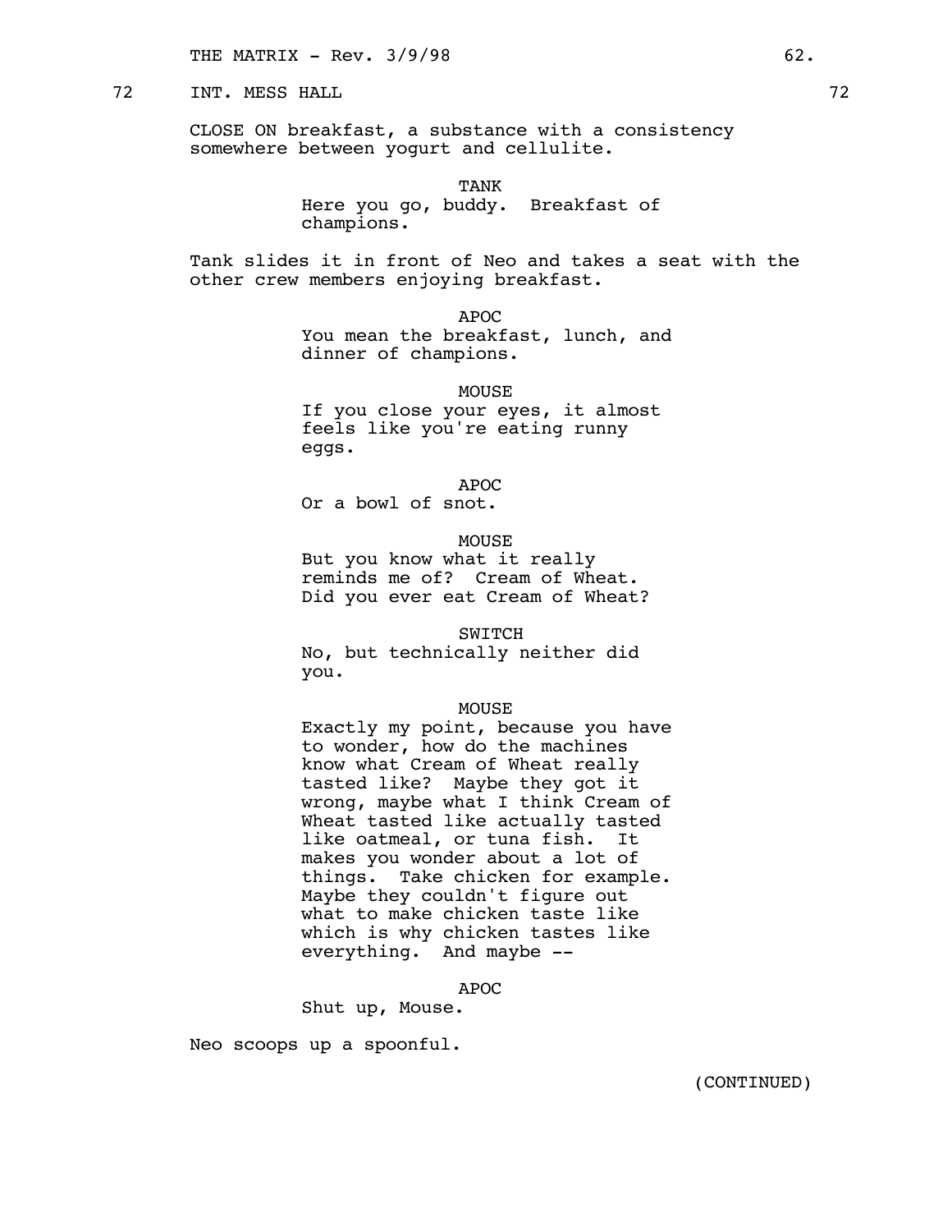72 INT. MESS HALL 72

CLOSE ON breakfast, a substance with a consistency somewhere between yogurt and cellulite.

TANK
Here you go, buddy. Breakfast of champions.

Tank slides it in front of Neo and takes a seat with the other crew members enjoying breakfast.

APOC
You mean the breakfast, lunch, and dinner of champions.

MOUSE
If you close your eyes, it almost feels like you're eating runny eggs.

APOC
Or a bowl of snot.

MOUSE
But you know what it really reminds me of? Cream of Wheat. Did you ever eat Cream of Wheat?

SWITCH
No, but technically neither did you.

MOUSE
Exactly my point, because you have to wonder, how do the machines know what Cream of Wheat really tasted like? Maybe they got it wrong, maybe what I think Cream of Wheat tasted like actually tasted like oatmeal, or tuna fish. It makes you wonder about a lot of things. Take chicken for example. Maybe they couldn't figure out what to make chicken taste like which is why chicken tastes like everything. And maybe --

APOC
Shut up, Mouse.

Neo scoops up a spoonful.

(CONTINUED)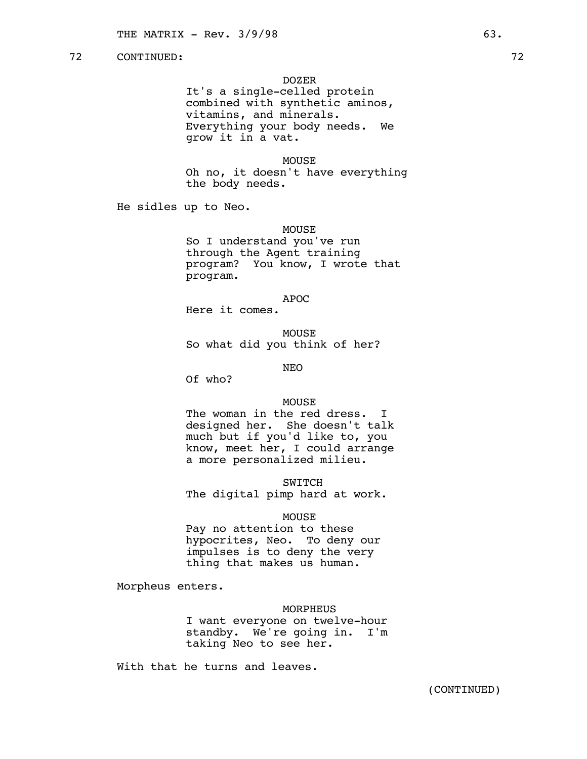72 CONTINUED: 72

DOZER
It's a single-celled protein combined with synthetic aminos, vitamins, and minerals. Everything your body needs. We grow it in a vat.

MOUSE
Oh no, it doesn't have everything the body needs.

He sidles up to Neo.

MOUSE
So I understand you've run through the Agent training program? You know, I wrote that program.

APOC
Here it comes.

MOUSE
So what did you think of her?

NEO
Of who?

MOUSE
The woman in the red dress. I designed her. She doesn't talk much but if you'd like to, you know, meet her, I could arrange a more personalized milieu.

SWITCH
The digital pimp hard at work.

MOUSE
Pay no attention to these hypocrites, Neo. To deny our impulses is to deny the very thing that makes us human.

Morpheus enters.

MORPHEUS
I want everyone on twelve-hour standby. We're going in. I'm taking Neo to see her.

With that he turns and leaves.

(CONTINUED)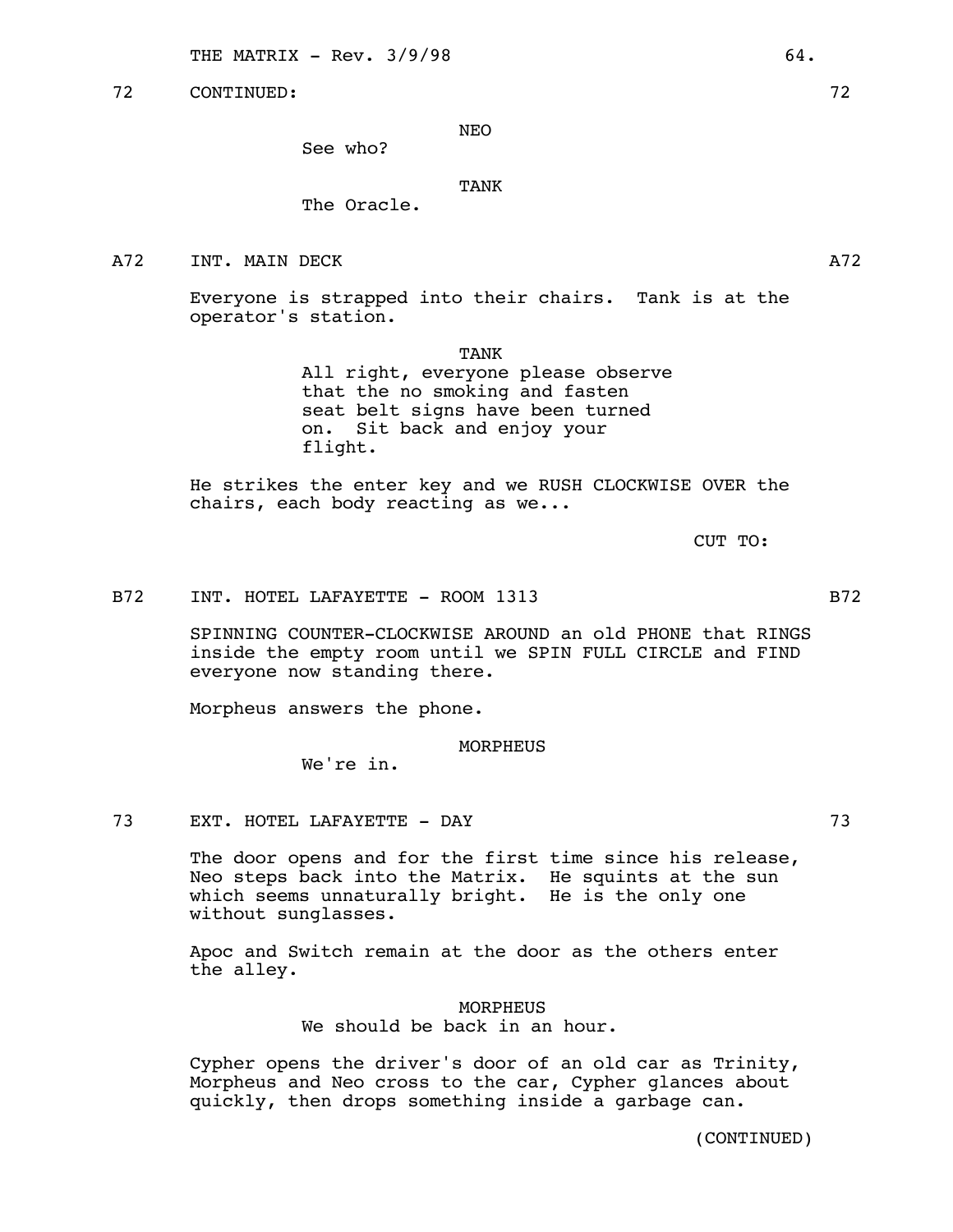72 CONTINUED: 72

NEO

See who?

TANK

The Oracle.

A72 INT. MAIN DECK A72

Everyone is strapped into their chairs. Tank is at the operator's station.

TANK

All right, everyone please observe that the no smoking and fasten seat belt signs have been turned on. Sit back and enjoy your flight.

He strikes the enter key and we RUSH CLOCKWISE OVER the chairs, each body reacting as we...

CUT TO:

B72 INT. HOTEL LAFAYETTE - ROOM 1313 B72

SPINNING COUNTER-CLOCKWISE AROUND an old PHONE that RINGS inside the empty room until we SPIN FULL CIRCLE and FIND everyone now standing there.

Morpheus answers the phone.

MORPHEUS

We're in.

73 EXT. HOTEL LAFAYETTE - DAY 73

The door opens and for the first time since his release, Neo steps back into the Matrix. He squints at the sun which seems unnaturally bright. He is the only one without sunglasses.

Apoc and Switch remain at the door as the others enter the alley.

MORPHEUS

We should be back in an hour.

Cypher opens the driver's door of an old car as Trinity, Morpheus and Neo cross to the car, Cypher glances about quickly, then drops something inside a garbage can.

(CONTINUED)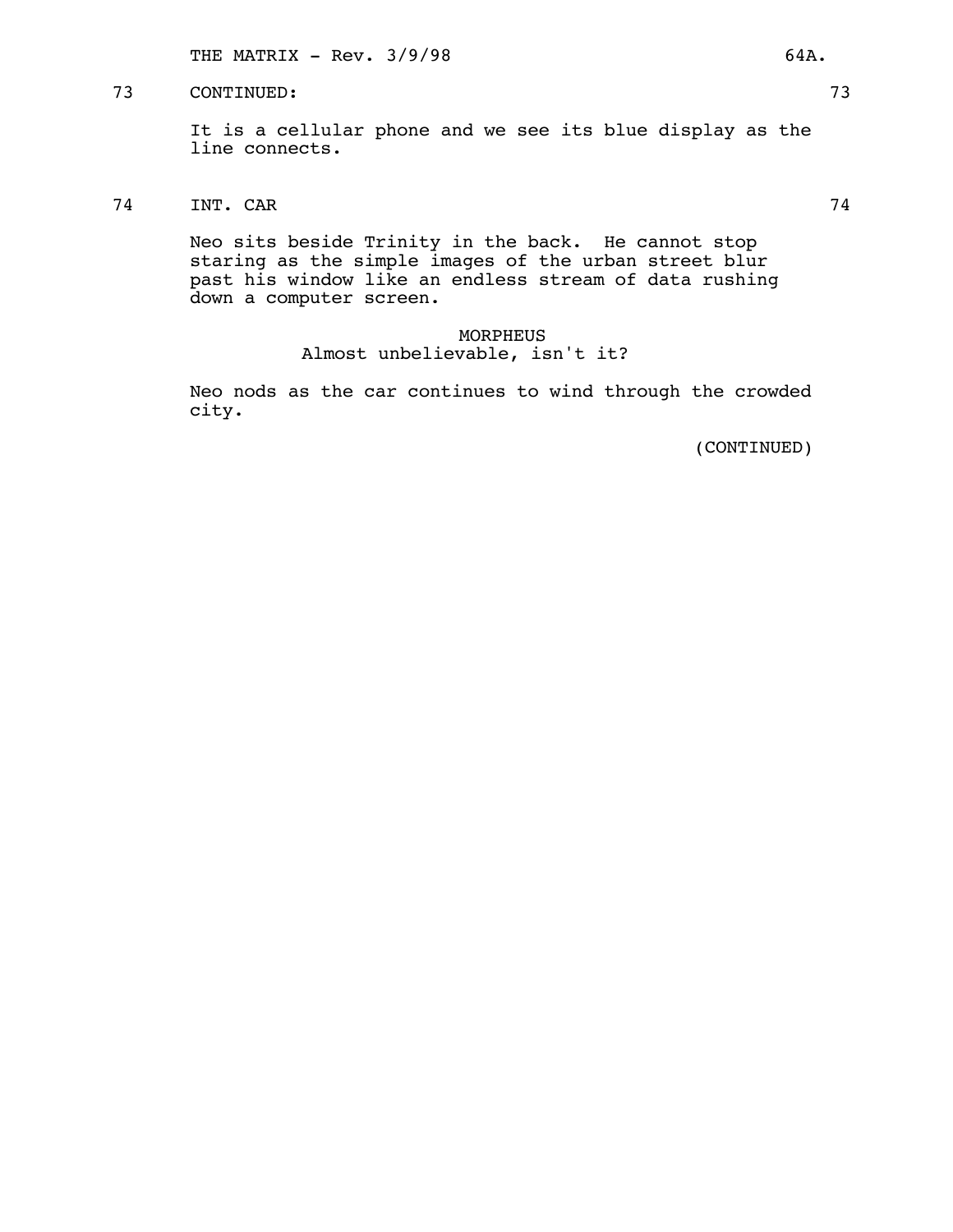73 CONTINUED: 73

It is a cellular phone and we see its blue display as the line connects.

74 INT. CAR 74

Neo sits beside Trinity in the back. He cannot stop staring as the simple images of the urban street blur past his window like an endless stream of data rushing down a computer screen.

MORPHEUS
Almost unbelievable, isn't it?

Neo nods as the car continues to wind through the crowded city.

(CONTINUED)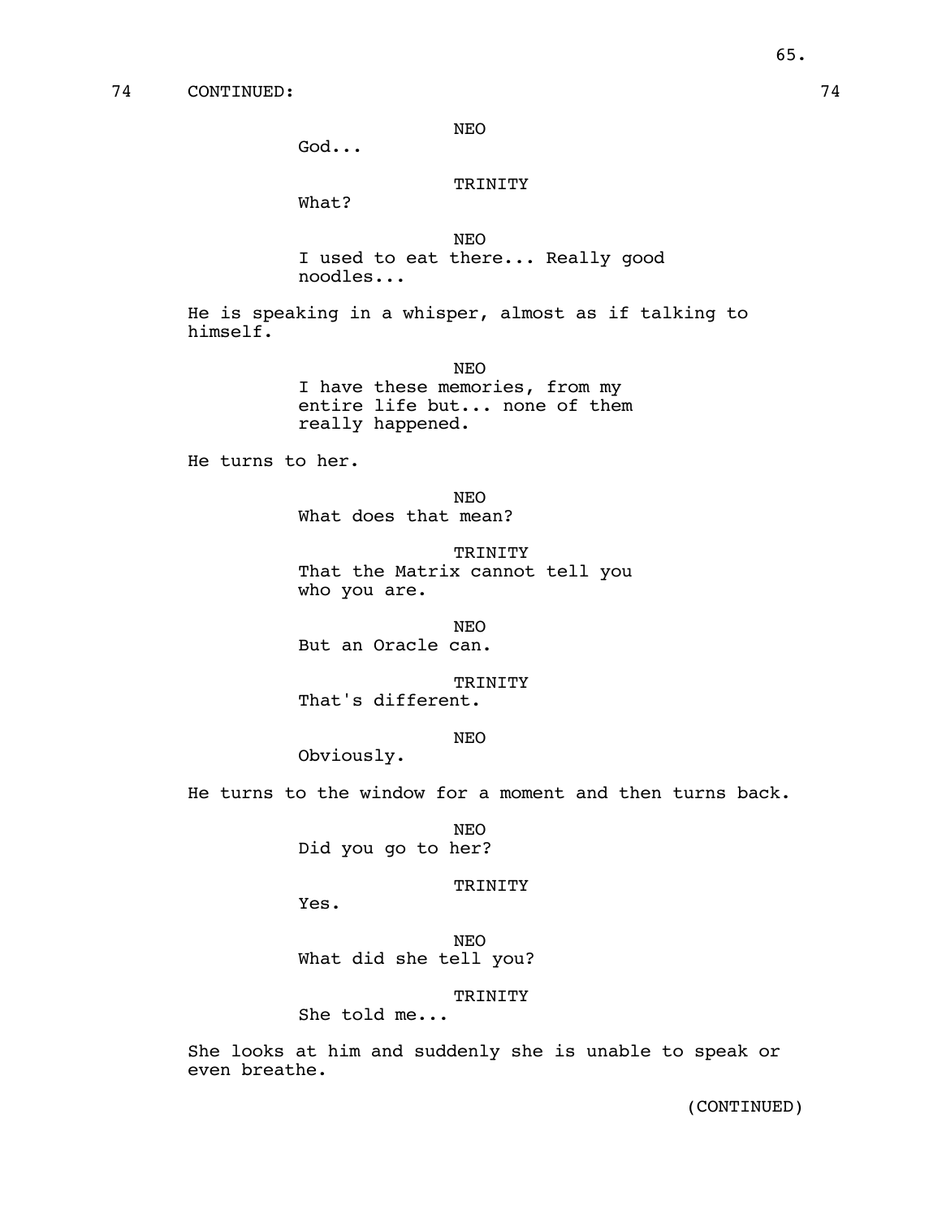74 CONTINUED: 74

NEO
God...

TRINITY
What?

NEO
I used to eat there... Really good noodles...

He is speaking in a whisper, almost as if talking to himself.

NEO
I have these memories, from my entire life but... none of them really happened.

He turns to her.

NEO
What does that mean?

TRINITY
That the Matrix cannot tell you who you are.

NEO
But an Oracle can.

TRINITY
That's different.

NEO
Obviously.

He turns to the window for a moment and then turns back.

NEO
Did you go to her?

TRINITY
Yes.

NEO
What did she tell you?

TRINITY
She told me...

She looks at him and suddenly she is unable to speak or even breathe.

(CONTINUED)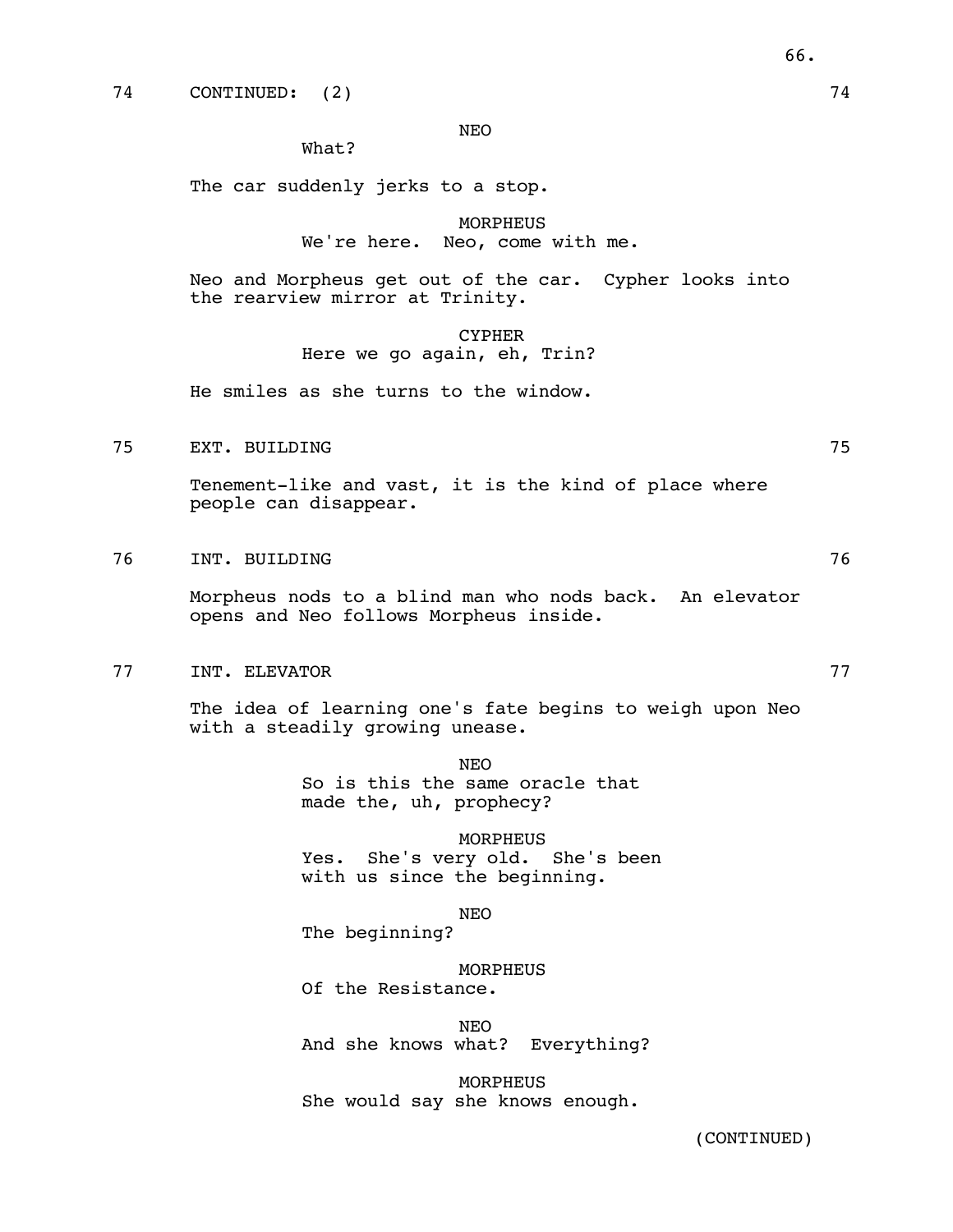74 CONTINUED: (2) 74

NEO
What?

The car suddenly jerks to a stop.

MORPHEUS
We're here. Neo, come with me.

Neo and Morpheus get out of the car. Cypher looks into the rearview mirror at Trinity.

CYPHER
Here we go again, eh, Trin?

He smiles as she turns to the window.

75 EXT. BUILDING 75

Tenement-like and vast, it is the kind of place where people can disappear.

76 INT. BUILDING 76

Morpheus nods to a blind man who nods back. An elevator opens and Neo follows Morpheus inside.

77 INT. ELEVATOR 77

The idea of learning one's fate begins to weigh upon Neo with a steadily growing unease.

NEO
So is this the same oracle that made the, uh, prophecy?

MORPHEUS
Yes. She's very old. She's been with us since the beginning.

NEO
The beginning?

MORPHEUS
Of the Resistance.

NEO
And she knows what? Everything?

MORPHEUS
She would say she knows enough.

(CONTINUED)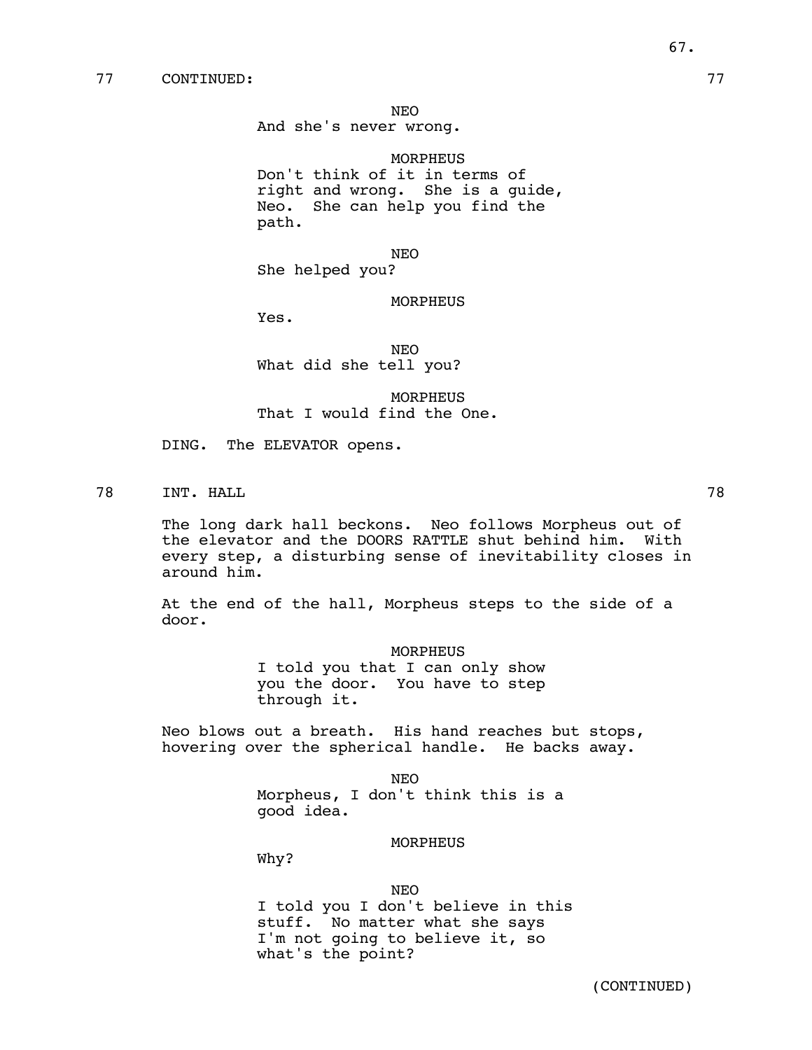77 CONTINUED: 77

NEO
And she's never wrong.

MORPHEUS
Don't think of it in terms of right and wrong. She is a guide, Neo. She can help you find the path.

NEO
She helped you?

MORPHEUS
Yes.

NEO
What did she tell you?

MORPHEUS
That I would find the One.

DING. The ELEVATOR opens.

78 INT. HALL 78

The long dark hall beckons. Neo follows Morpheus out of the elevator and the DOORS RATTLE shut behind him. With every step, a disturbing sense of inevitability closes in around him.

At the end of the hall, Morpheus steps to the side of a door.

MORPHEUS
I told you that I can only show you the door. You have to step through it.

Neo blows out a breath. His hand reaches but stops, hovering over the spherical handle. He backs away.

NEO
Morpheus, I don't think this is a good idea.

MORPHEUS
Why?

NEO
I told you I don't believe in this stuff. No matter what she says I'm not going to believe it, so what's the point?

(CONTINUED)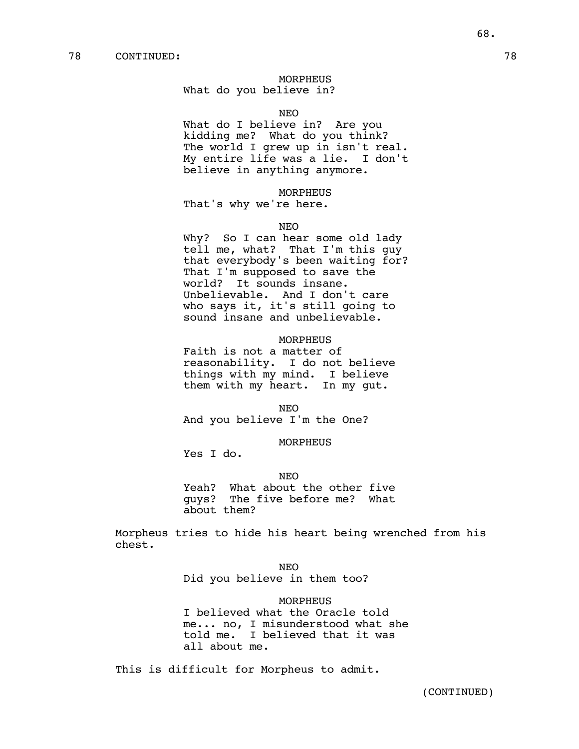78 CONTINUED: 78

MORPHEUS
What do you believe in?

NEO
What do I believe in? Are you kidding me? What do you think? The world I grew up in isn't real. My entire life was a lie. I don't believe in anything anymore.

MORPHEUS
That's why we're here.

NEO
Why? So I can hear some old lady tell me, what? That I'm this guy that everybody's been waiting for? That I'm supposed to save the world? It sounds insane. Unbelievable. And I don't care who says it, it's still going to sound insane and unbelievable.

MORPHEUS
Faith is not a matter of reasonability. I do not believe things with my mind. I believe them with my heart. In my gut.

NEO
And you believe I'm the One?

MORPHEUS
Yes I do.

NEO
Yeah? What about the other five guys? The five before me? What about them?

Morpheus tries to hide his heart being wrenched from his chest.

NEO
Did you believe in them too?

MORPHEUS
I believed what the Oracle told me... no, I misunderstood what she told me. I believed that it was all about me.

This is difficult for Morpheus to admit.

(CONTINUED)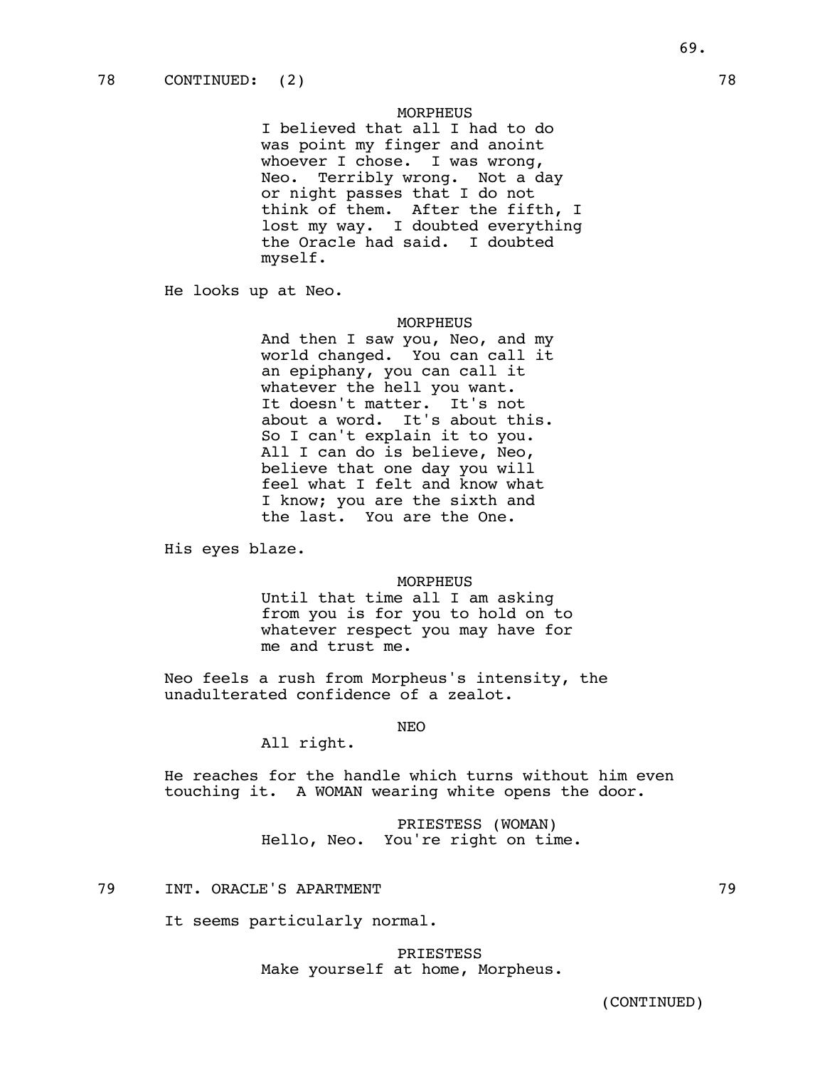78 CONTINUED: (2) 78

MORPHEUS
I believed that all I had to do was point my finger and anoint whoever I chose. I was wrong, Neo. Terribly wrong. Not a day or night passes that I do not think of them. After the fifth, I lost my way. I doubted everything the Oracle had said. I doubted myself.

He looks up at Neo.

MORPHEUS
And then I saw you, Neo, and my world changed. You can call it an epiphany, you can call it whatever the hell you want. It doesn't matter. It's not about a word. It's about this. So I can't explain it to you. All I can do is believe, Neo, believe that one day you will feel what I felt and know what I know; you are the sixth and the last. You are the One.

His eyes blaze.

MORPHEUS
Until that time all I am asking from you is for you to hold on to whatever respect you may have for me and trust me.

Neo feels a rush from Morpheus's intensity, the unadulterated confidence of a zealot.

NEO
All right.

He reaches for the handle which turns without him even touching it. A WOMAN wearing white opens the door.

PRIESTESS (WOMAN)
Hello, Neo. You're right on time.

79 INT. ORACLE'S APARTMENT 79

It seems particularly normal.

PRIESTESS
Make yourself at home, Morpheus.

(CONTINUED)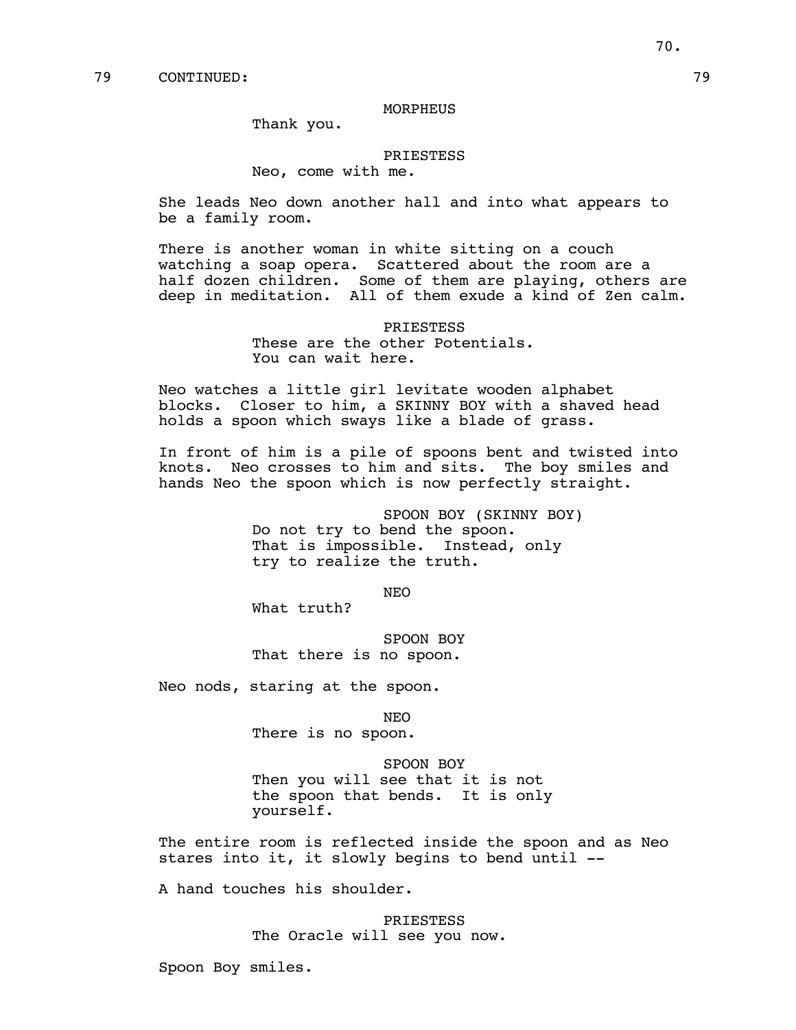79 CONTINUED: 79

MORPHEUS

Thank you.

PRIESTESS

Neo, come with me.

She leads Neo down another hall and into what appears to be a family room.

There is another woman in white sitting on a couch watching a soap opera. Scattered about the room are a half dozen children. Some of them are playing, others are deep in meditation. All of them exude a kind of Zen calm.

PRIESTESS

These are the other Potentials. You can wait here.

Neo watches a little girl levitate wooden alphabet blocks. Closer to him, a SKINNY BOY with a shaved head holds a spoon which sways like a blade of grass.

In front of him is a pile of spoons bent and twisted into knots. Neo crosses to him and sits. The boy smiles and hands Neo the spoon which is now perfectly straight.

SPOON BOY (SKINNY BOY)

Do not try to bend the spoon. That is impossible. Instead, only try to realize the truth.

NEO

What truth?

SPOON BOY

That there is no spoon.

Neo nods, staring at the spoon.

NEO

There is no spoon.

SPOON BOY

Then you will see that it is not the spoon that bends. It is only yourself.

The entire room is reflected inside the spoon and as Neo stares into it, it slowly begins to bend until --

A hand touches his shoulder.

PRIESTESS

The Oracle will see you now.

Spoon Boy smiles.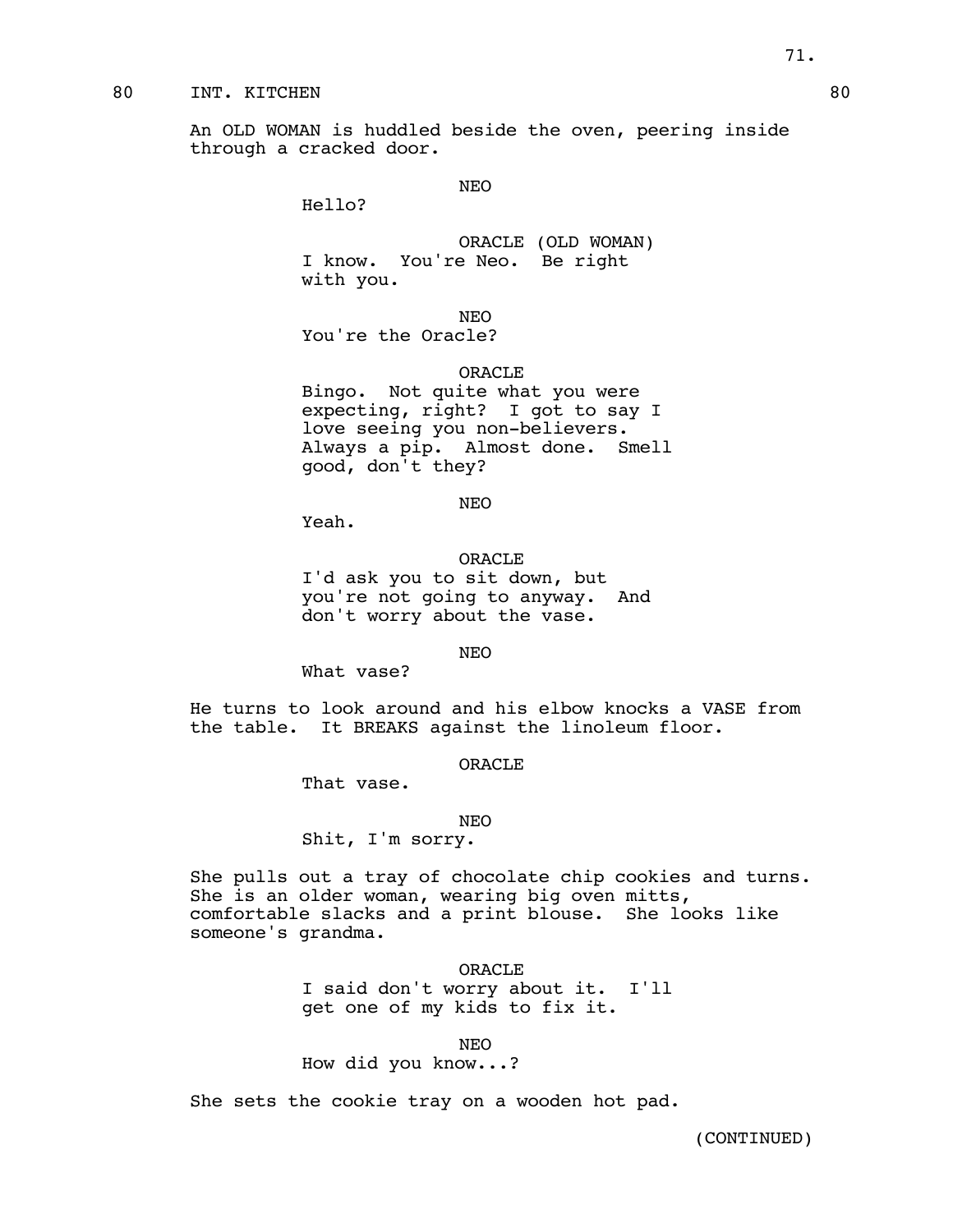80 INT. KITCHEN 80

An OLD WOMAN is huddled beside the oven, peering inside through a cracked door.

NEO
Hello?

ORACLE (OLD WOMAN)
I know. You're Neo. Be right with you.

NEO
You're the Oracle?

ORACLE
Bingo. Not quite what you were expecting, right? I got to say I love seeing you non-believers. Always a pip. Almost done. Smell good, don't they?

NEO
Yeah.

ORACLE
I'd ask you to sit down, but you're not going to anyway. And don't worry about the vase.

NEO
What vase?

He turns to look around and his elbow knocks a VASE from the table. It BREAKS against the linoleum floor.

ORACLE
That vase.

NEO
Shit, I'm sorry.

She pulls out a tray of chocolate chip cookies and turns. She is an older woman, wearing big oven mitts, comfortable slacks and a print blouse. She looks like someone's grandma.

ORACLE
I said don't worry about it. I'll get one of my kids to fix it.

NEO
How did you know...?

She sets the cookie tray on a wooden hot pad.

(CONTINUED)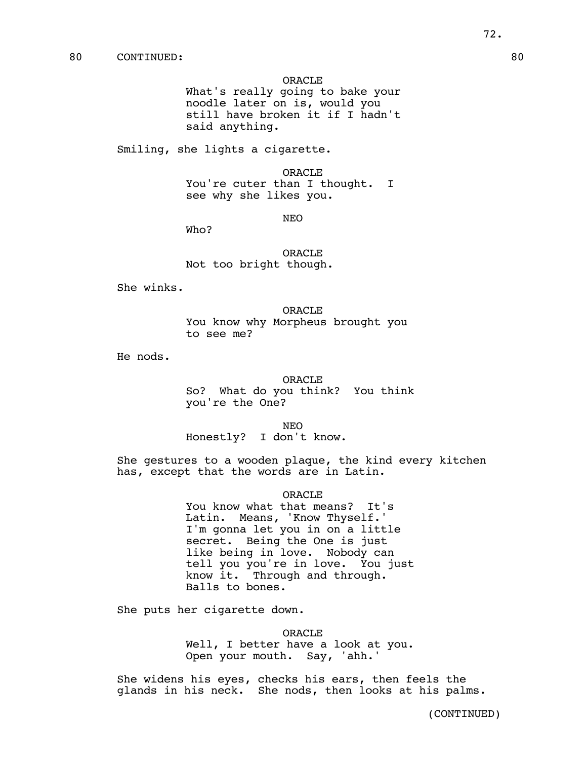80 CONTINUED: 80

ORACLE
What's really going to bake your noodle later on is, would you still have broken it if I hadn't said anything.

Smiling, she lights a cigarette.

ORACLE
You're cuter than I thought. I see why she likes you.

NEO
Who?

ORACLE
Not too bright though.

She winks.

ORACLE
You know why Morpheus brought you to see me?

He nods.

ORACLE
So? What do you think? You think you're the One?

NEO
Honestly? I don't know.

She gestures to a wooden plaque, the kind every kitchen has, except that the words are in Latin.

ORACLE
You know what that means? It's Latin. Means, 'Know Thyself.' I'm gonna let you in on a little secret. Being the One is just like being in love. Nobody can tell you you're in love. You just know it. Through and through. Balls to bones.

She puts her cigarette down.

ORACLE
Well, I better have a look at you. Open your mouth. Say, 'ahh.'

She widens his eyes, checks his ears, then feels the glands in his neck. She nods, then looks at his palms.

(CONTINUED)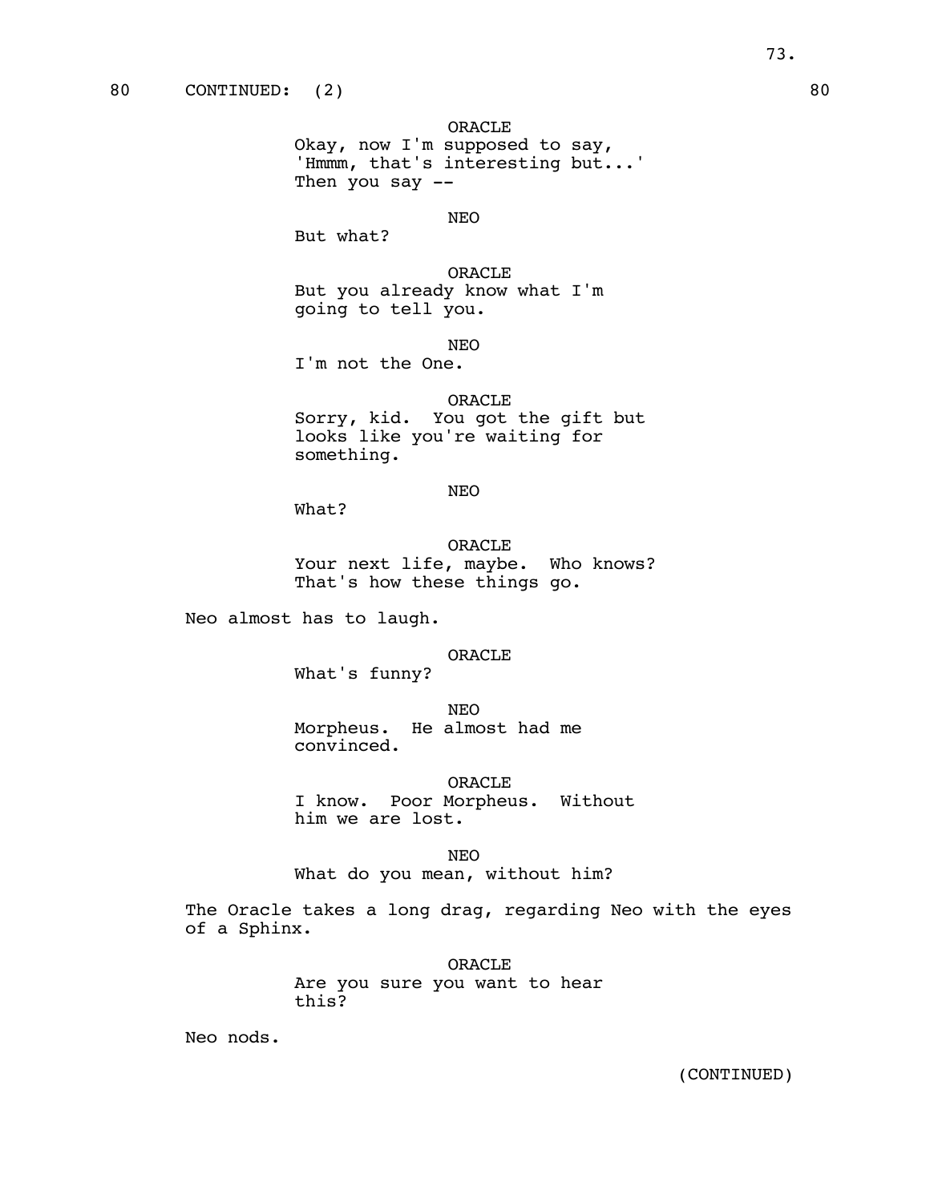80 CONTINUED: (2) 80

ORACLE
Okay, now I'm supposed to say, 'Hmmm, that's interesting but...' Then you say --

NEO
But what?

ORACLE
But you already know what I'm going to tell you.

NEO
I'm not the One.

ORACLE
Sorry, kid. You got the gift but looks like you're waiting for something.

NEO
What?

ORACLE
Your next life, maybe. Who knows? That's how these things go.

Neo almost has to laugh.

ORACLE
What's funny?

NEO
Morpheus. He almost had me convinced.

ORACLE
I know. Poor Morpheus. Without him we are lost.

NEO
What do you mean, without him?

The Oracle takes a long drag, regarding Neo with the eyes of a Sphinx.

ORACLE
Are you sure you want to hear this?

Neo nods.

(CONTINUED)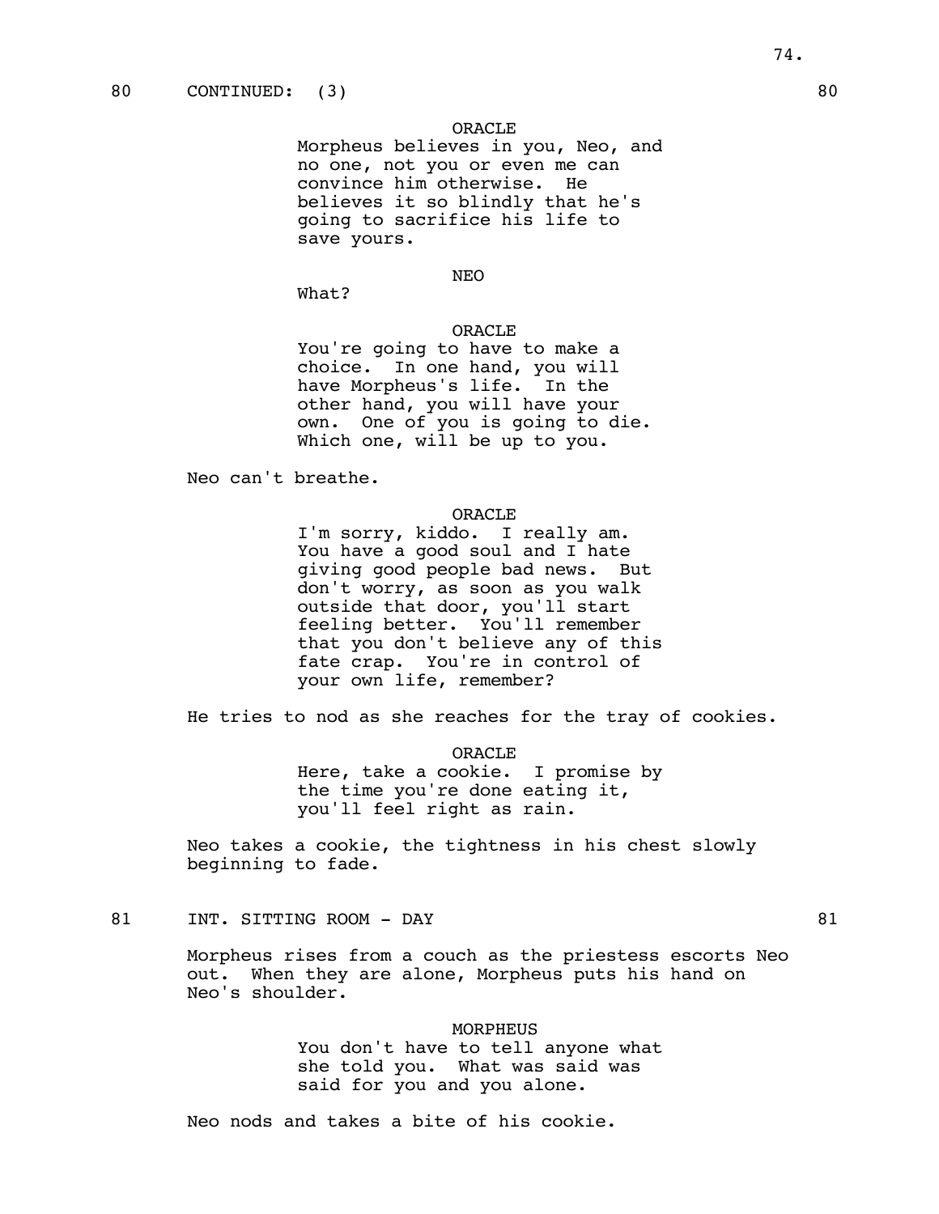80 CONTINUED: (3) 80

ORACLE
Morpheus believes in you, Neo, and no one, not you or even me can convince him otherwise. He believes it so blindly that he's going to sacrifice his life to save yours.

NEO
What?

ORACLE
You're going to have to make a choice. In one hand, you will have Morpheus's life. In the other hand, you will have your own. One of you is going to die. Which one, will be up to you.

Neo can't breathe.

ORACLE
I'm sorry, kiddo. I really am. You have a good soul and I hate giving good people bad news. But don't worry, as soon as you walk outside that door, you'll start feeling better. You'll remember that you don't believe any of this fate crap. You're in control of your own life, remember?

He tries to nod as she reaches for the tray of cookies.

ORACLE
Here, take a cookie. I promise by the time you're done eating it, you'll feel right as rain.

Neo takes a cookie, the tightness in his chest slowly beginning to fade.

81 INT. SITTING ROOM - DAY 81

Morpheus rises from a couch as the priestess escorts Neo out. When they are alone, Morpheus puts his hand on Neo's shoulder.

MORPHEUS
You don't have to tell anyone what she told you. What was said was said for you and you alone.

Neo nods and takes a bite of his cookie.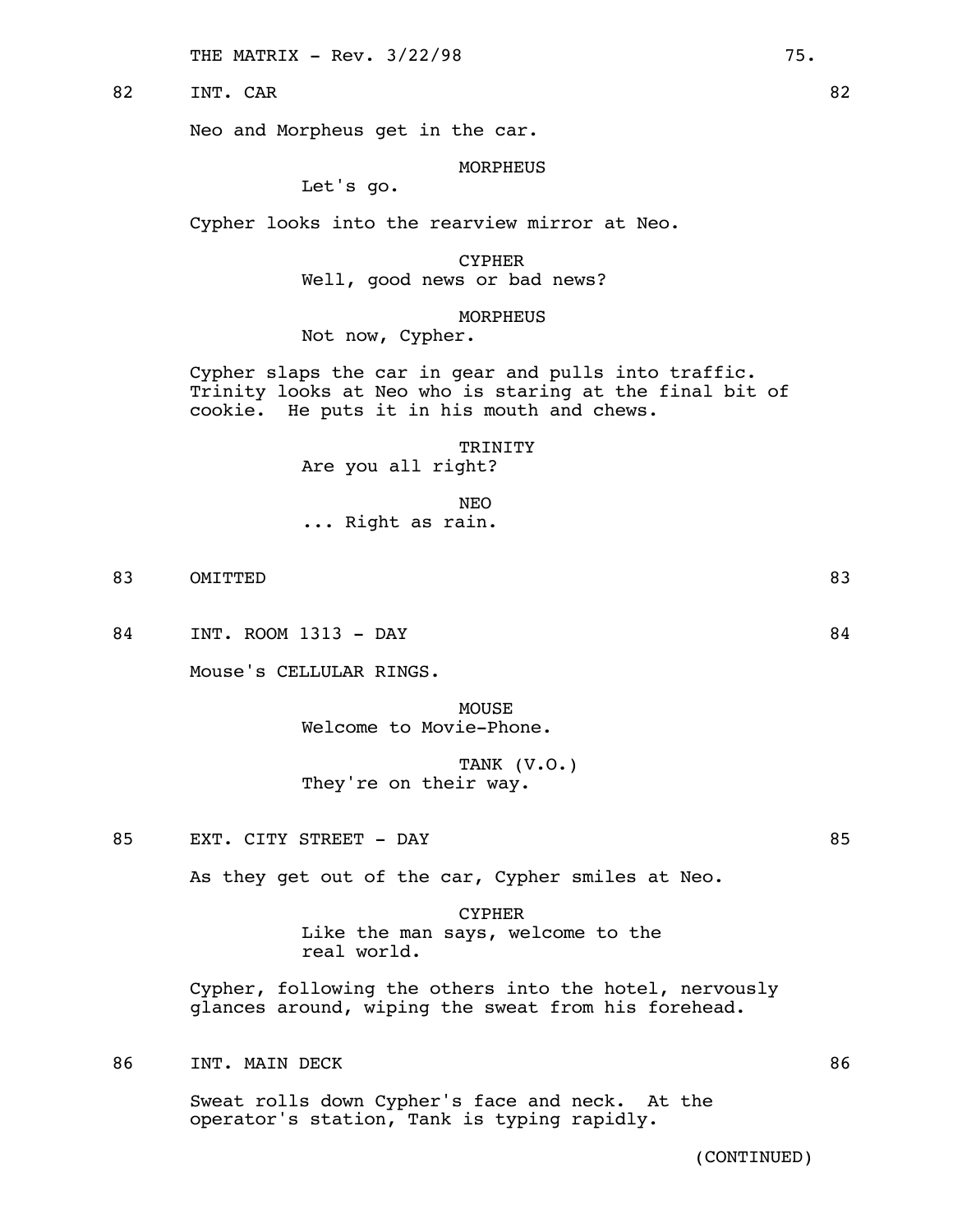82 INT. CAR 82

Neo and Morpheus get in the car.

MORPHEUS
Let's go.

Cypher looks into the rearview mirror at Neo.

CYPHER
Well, good news or bad news?

MORPHEUS
Not now, Cypher.

Cypher slaps the car in gear and pulls into traffic. Trinity looks at Neo who is staring at the final bit of cookie. He puts it in his mouth and chews.

TRINITY
Are you all right?

NEO
... Right as rain.

83 OMITTED 83

84 INT. ROOM 1313 - DAY 84

Mouse's CELLULAR RINGS.

MOUSE
Welcome to Movie-Phone.

TANK (V.O.)
They're on their way.

85 EXT. CITY STREET - DAY 85

As they get out of the car, Cypher smiles at Neo.

CYPHER
Like the man says, welcome to the real world.

Cypher, following the others into the hotel, nervously glances around, wiping the sweat from his forehead.

86 INT. MAIN DECK 86

Sweat rolls down Cypher's face and neck. At the operator's station, Tank is typing rapidly.

(CONTINUED)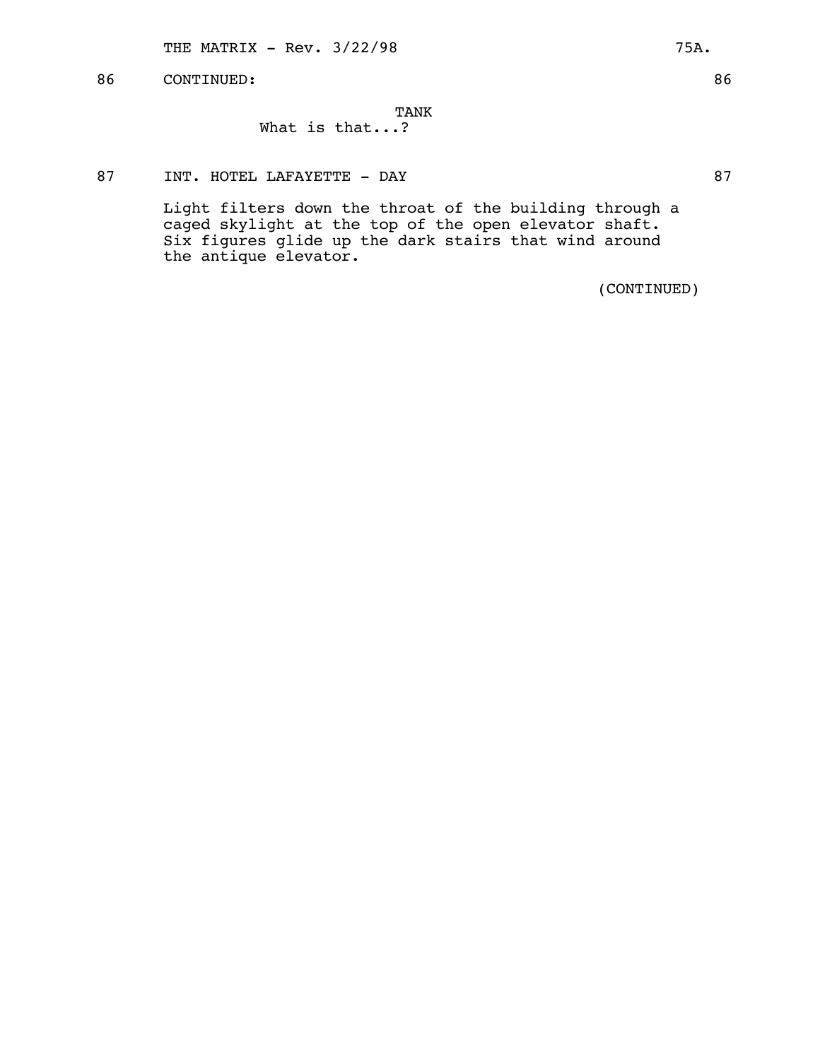86 CONTINUED: 86

TANK
What is that...?

87 INT. HOTEL LAFAYETTE - DAY 87

Light filters down the throat of the building through a caged skylight at the top of the open elevator shaft. Six figures glide up the dark stairs that wind around the antique elevator.

(CONTINUED)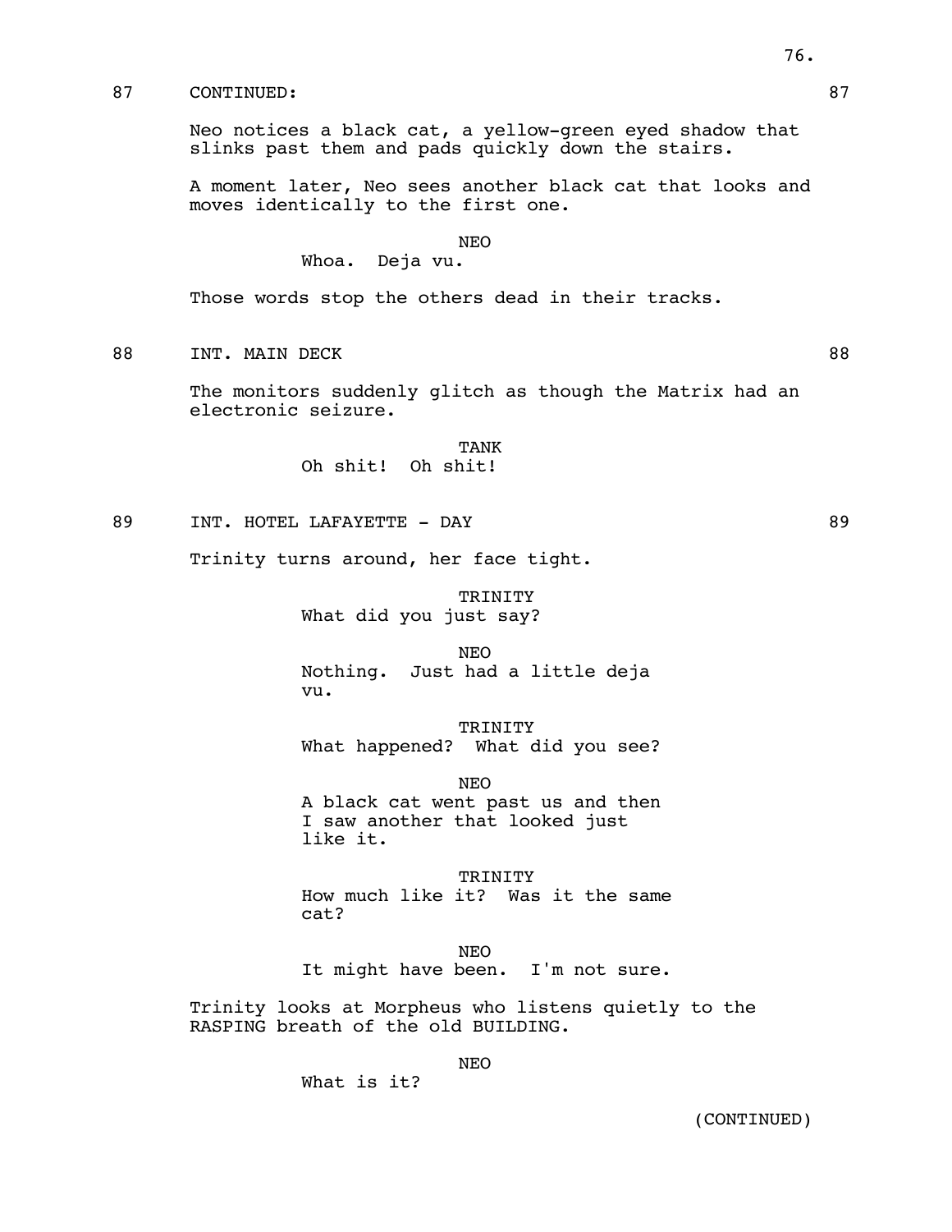87 CONTINUED: 87

Neo notices a black cat, a yellow-green eyed shadow that slinks past them and pads quickly down the stairs.

A moment later, Neo sees another black cat that looks and moves identically to the first one.

NEO
Whoa. Deja vu.

Those words stop the others dead in their tracks.

88 INT. MAIN DECK 88

The monitors suddenly glitch as though the Matrix had an electronic seizure.

TANK
Oh shit! Oh shit!

89 INT. HOTEL LAFAYETTE - DAY 89

Trinity turns around, her face tight.

TRINITY
What did you just say?

NEO
Nothing. Just had a little deja vu.

TRINITY
What happened? What did you see?

NEO
A black cat went past us and then I saw another that looked just like it.

TRINITY
How much like it? Was it the same cat?

NEO
It might have been. I'm not sure.

Trinity looks at Morpheus who listens quietly to the RASPING breath of the old BUILDING.

NEO
What is it?

(CONTINUED)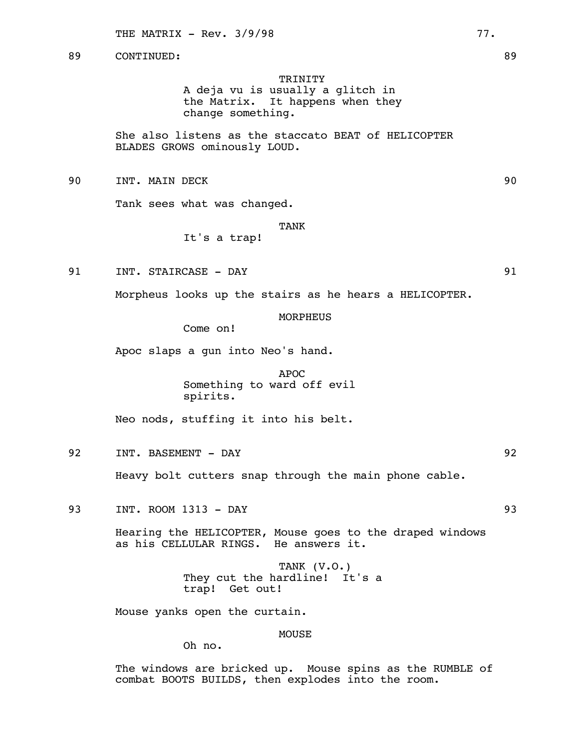89 CONTINUED: 89

TRINITY
A deja vu is usually a glitch in the Matrix. It happens when they change something.

She also listens as the staccato BEAT of HELICOPTER BLADES GROWS ominously LOUD.

90 INT. MAIN DECK 90

Tank sees what was changed.

TANK
It's a trap!

91 INT. STAIRCASE - DAY 91

Morpheus looks up the stairs as he hears a HELICOPTER.

MORPHEUS
Come on!

Apoc slaps a gun into Neo's hand.

APOC
Something to ward off evil spirits.

Neo nods, stuffing it into his belt.

92 INT. BASEMENT - DAY 92

Heavy bolt cutters snap through the main phone cable.

93 INT. ROOM 1313 - DAY 93

Hearing the HELICOPTER, Mouse goes to the draped windows as his CELLULAR RINGS. He answers it.

TANK (V.O.)
They cut the hardline! It's a trap! Get out!

Mouse yanks open the curtain.

MOUSE
Oh no.

The windows are bricked up. Mouse spins as the RUMBLE of combat BOOTS BUILDS, then explodes into the room.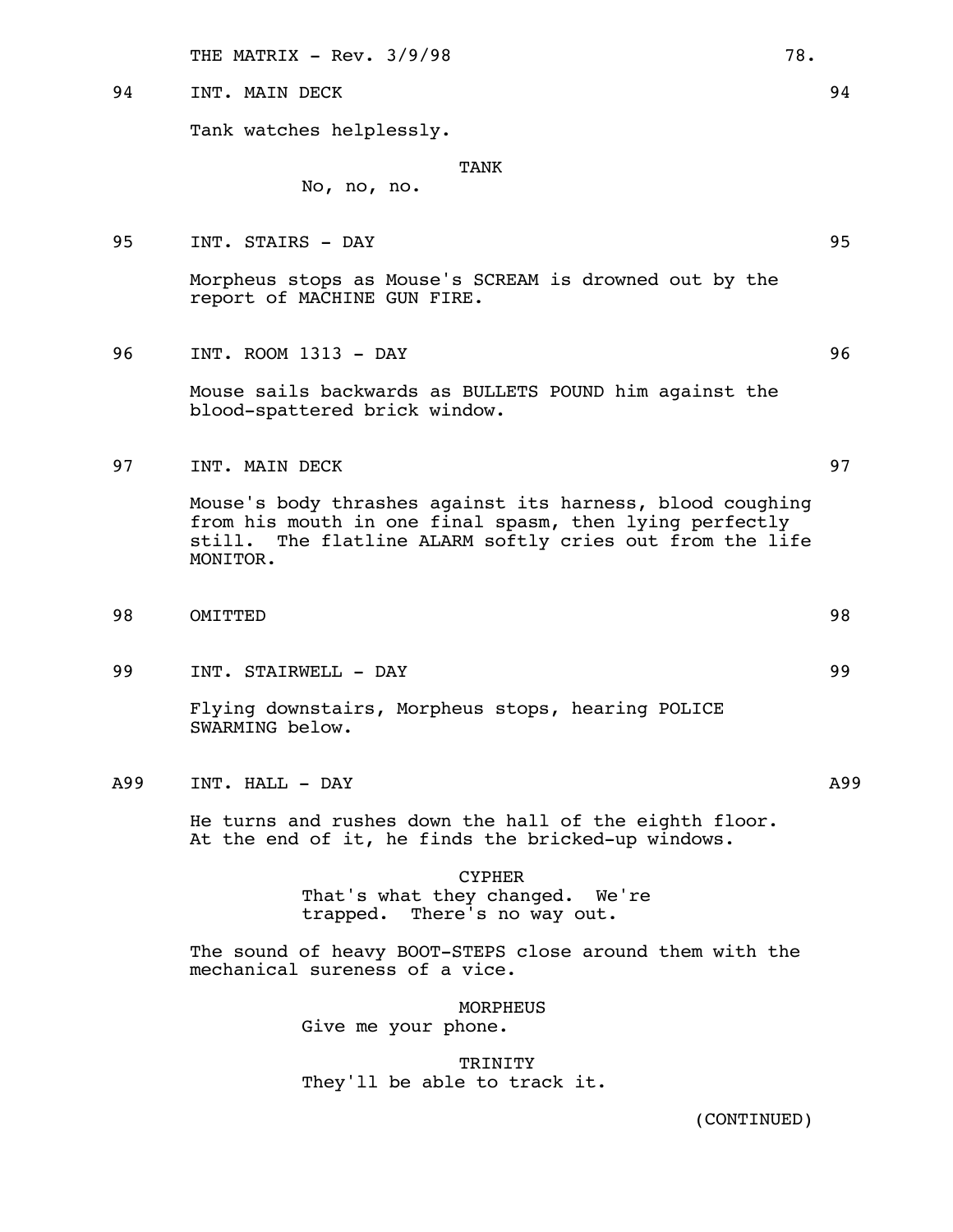94 INT. MAIN DECK 94

Tank watches helplessly.

TANK
No, no, no.

95 INT. STAIRS - DAY 95

Morpheus stops as Mouse's SCREAM is drowned out by the report of MACHINE GUN FIRE.

96 INT. ROOM 1313 - DAY 96

Mouse sails backwards as BULLETS POUND him against the blood-spattered brick window.

97 INT. MAIN DECK 97

Mouse's body thrashes against its harness, blood coughing from his mouth in one final spasm, then lying perfectly still. The flatline ALARM softly cries out from the life MONITOR.

98 OMITTED 98

99 INT. STAIRWELL - DAY 99

Flying downstairs, Morpheus stops, hearing POLICE SWARMING below.

A99 INT. HALL - DAY A99

He turns and rushes down the hall of the eighth floor. At the end of it, he finds the bricked-up windows.

CYPHER
That's what they changed. We're trapped. There's no way out.

The sound of heavy BOOT-STEPS close around them with the mechanical sureness of a vice.

MORPHEUS
Give me your phone.

TRINITY
They'll be able to track it.

(CONTINUED)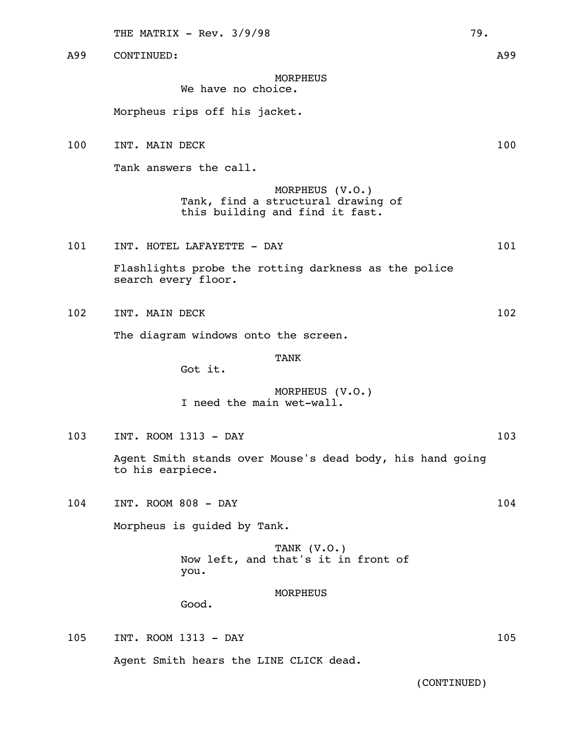A99 CONTINUED: A99

MORPHEUS
We have no choice.

Morpheus rips off his jacket.

100 INT. MAIN DECK 100

Tank answers the call.

MORPHEUS (V.O.)
Tank, find a structural drawing of this building and find it fast.

101 INT. HOTEL LAFAYETTE - DAY 101

Flashlights probe the rotting darkness as the police search every floor.

102 INT. MAIN DECK 102

The diagram windows onto the screen.

TANK
Got it.

MORPHEUS (V.O.)
I need the main wet-wall.

103 INT. ROOM 1313 - DAY 103

Agent Smith stands over Mouse's dead body, his hand going to his earpiece.

104 INT. ROOM 808 - DAY 104

Morpheus is guided by Tank.

TANK (V.O.)
Now left, and that's it in front of you.

MORPHEUS
Good.

105 INT. ROOM 1313 - DAY 105

Agent Smith hears the LINE CLICK dead.

(CONTINUED)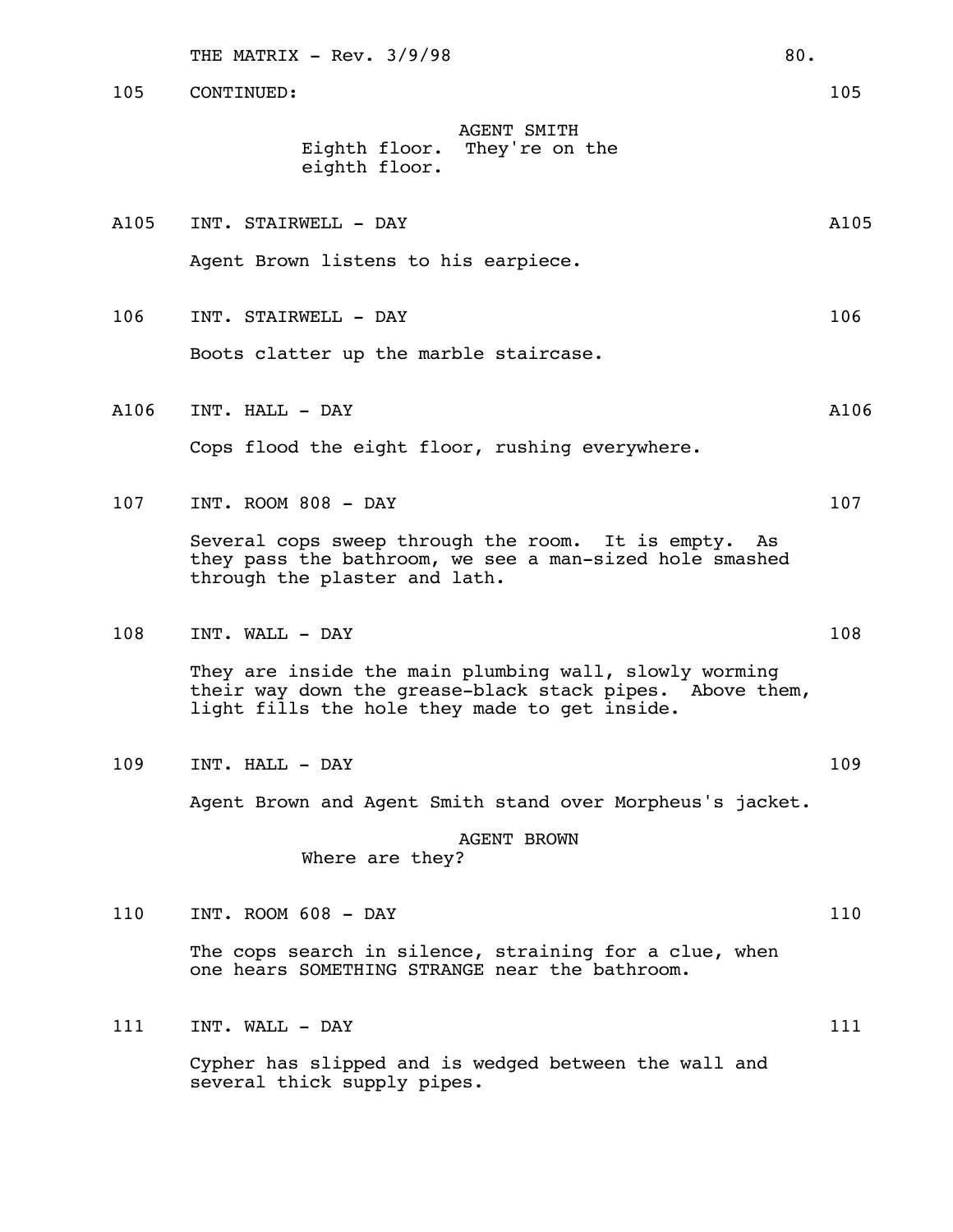105 CONTINUED: 105

AGENT SMITH
Eighth floor. They're on the eighth floor.

A105 INT. STAIRWELL - DAY A105

Agent Brown listens to his earpiece.

106 INT. STAIRWELL - DAY 106

Boots clatter up the marble staircase.

A106 INT. HALL - DAY A106

Cops flood the eight floor, rushing everywhere.

107 INT. ROOM 808 - DAY 107

Several cops sweep through the room. It is empty. As they pass the bathroom, we see a man-sized hole smashed through the plaster and lath.

108 INT. WALL - DAY 108

They are inside the main plumbing wall, slowly worming their way down the grease-black stack pipes. Above them, light fills the hole they made to get inside.

109 INT. HALL - DAY 109

Agent Brown and Agent Smith stand over Morpheus's jacket.

AGENT BROWN
Where are they?

110 INT. ROOM 608 - DAY 110

The cops search in silence, straining for a clue, when one hears SOMETHING STRANGE near the bathroom.

111 INT. WALL - DAY 111

Cypher has slipped and is wedged between the wall and several thick supply pipes.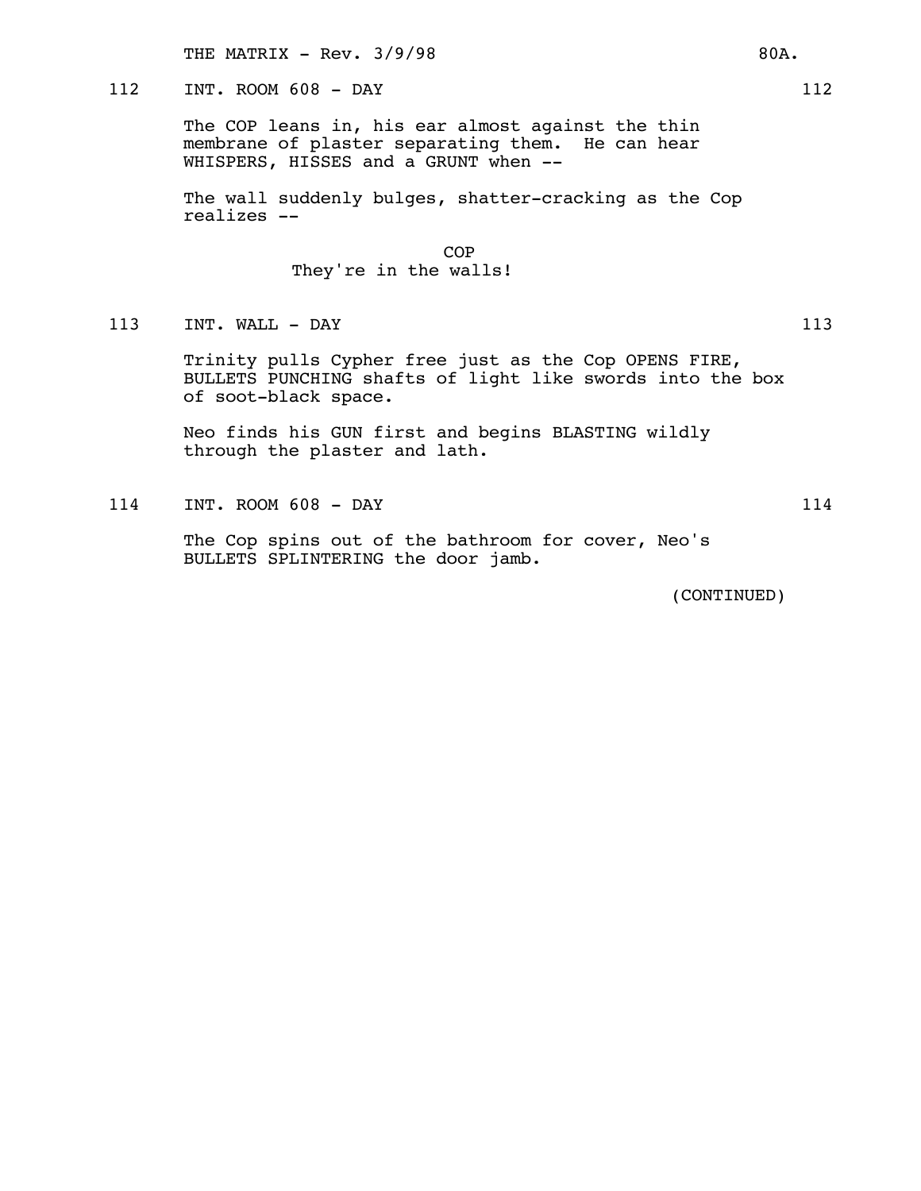112 INT. ROOM 608 - DAY 112

The COP leans in, his ear almost against the thin membrane of plaster separating them. He can hear WHISPERS, HISSES and a GRUNT when --

The wall suddenly bulges, shatter-cracking as the Cop realizes --

COP
They're in the walls!

113 INT. WALL - DAY 113

Trinity pulls Cypher free just as the Cop OPENS FIRE, BULLETS PUNCHING shafts of light like swords into the box of soot-black space.

Neo finds his GUN first and begins BLASTING wildly through the plaster and lath.

114 INT. ROOM 608 - DAY 114

The Cop spins out of the bathroom for cover, Neo's BULLETS SPLINTERING the door jamb.

(CONTINUED)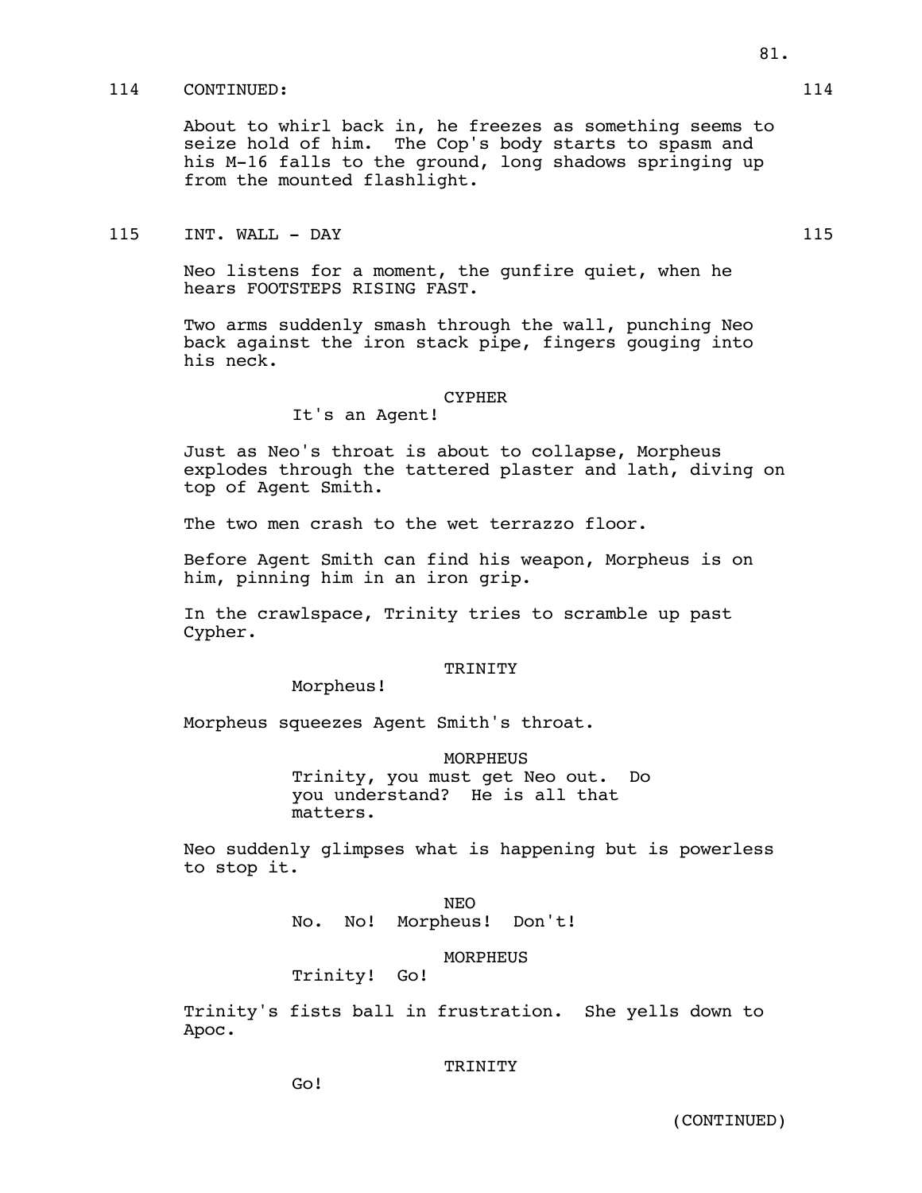114 CONTINUED: 114

About to whirl back in, he freezes as something seems to seize hold of him. The Cop's body starts to spasm and his M-16 falls to the ground, long shadows springing up from the mounted flashlight.

115 INT. WALL - DAY 115

Neo listens for a moment, the gunfire quiet, when he hears FOOTSTEPS RISING FAST.

Two arms suddenly smash through the wall, punching Neo back against the iron stack pipe, fingers gouging into his neck.

CYPHER

It's an Agent!

Just as Neo's throat is about to collapse, Morpheus explodes through the tattered plaster and lath, diving on top of Agent Smith.

The two men crash to the wet terrazzo floor.

Before Agent Smith can find his weapon, Morpheus is on him, pinning him in an iron grip.

In the crawlspace, Trinity tries to scramble up past Cypher.

TRINITY

Morpheus!

Morpheus squeezes Agent Smith's throat.

MORPHEUS

Trinity, you must get Neo out. Do you understand? He is all that matters.

Neo suddenly glimpses what is happening but is powerless to stop it.

NEO

No. No! Morpheus! Don't!

MORPHEUS

Trinity! Go!

Trinity's fists ball in frustration. She yells down to Apoc.

TRINITY

Go!

(CONTINUED)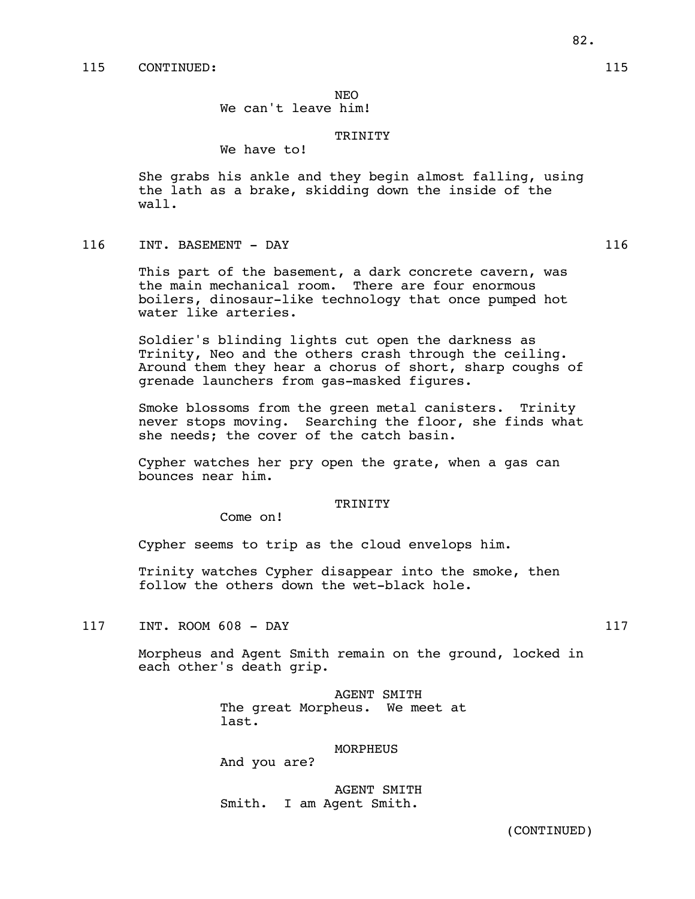115 CONTINUED: 115

NEO
We can't leave him!

TRINITY
We have to!

She grabs his ankle and they begin almost falling, using the lath as a brake, skidding down the inside of the wall.

116 INT. BASEMENT - DAY 116

This part of the basement, a dark concrete cavern, was the main mechanical room. There are four enormous boilers, dinosaur-like technology that once pumped hot water like arteries.

Soldier's blinding lights cut open the darkness as Trinity, Neo and the others crash through the ceiling. Around them they hear a chorus of short, sharp coughs of grenade launchers from gas-masked figures.

Smoke blossoms from the green metal canisters. Trinity never stops moving. Searching the floor, she finds what she needs; the cover of the catch basin.

Cypher watches her pry open the grate, when a gas can bounces near him.

TRINITY
Come on!

Cypher seems to trip as the cloud envelops him.

Trinity watches Cypher disappear into the smoke, then follow the others down the wet-black hole.

117 INT. ROOM 608 - DAY 117

Morpheus and Agent Smith remain on the ground, locked in each other's death grip.

AGENT SMITH
The great Morpheus. We meet at last.

MORPHEUS
And you are?

AGENT SMITH
Smith. I am Agent Smith.

(CONTINUED)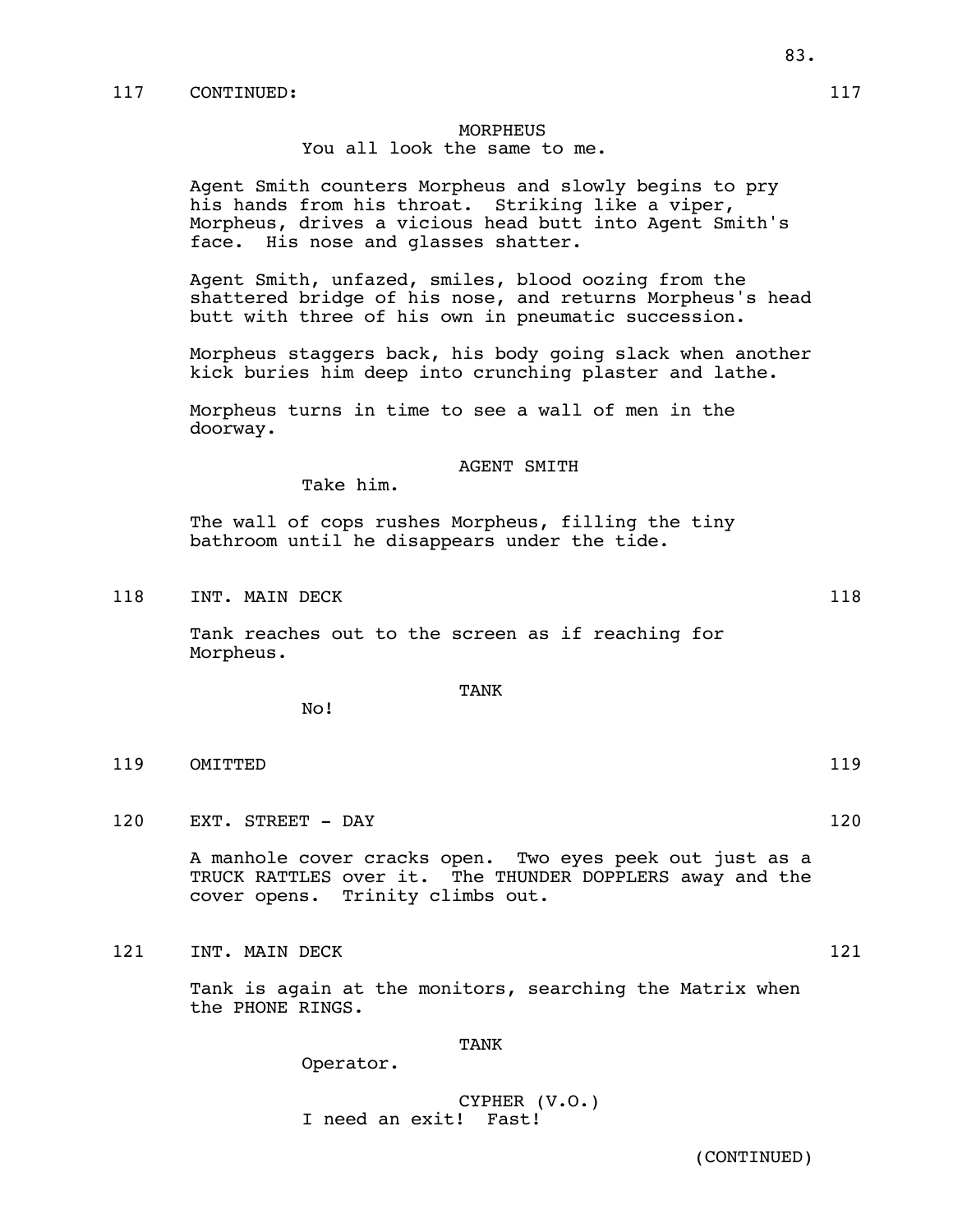117 CONTINUED: 117

MORPHEUS
You all look the same to me.

Agent Smith counters Morpheus and slowly begins to pry his hands from his throat. Striking like a viper, Morpheus, drives a vicious head butt into Agent Smith's face. His nose and glasses shatter.

Agent Smith, unfazed, smiles, blood oozing from the shattered bridge of his nose, and returns Morpheus's head butt with three of his own in pneumatic succession.

Morpheus staggers back, his body going slack when another kick buries him deep into crunching plaster and lathe.

Morpheus turns in time to see a wall of men in the doorway.

AGENT SMITH
Take him.

The wall of cops rushes Morpheus, filling the tiny bathroom until he disappears under the tide.

118 INT. MAIN DECK 118

Tank reaches out to the screen as if reaching for Morpheus.

TANK
No!

119 OMITTED 119

120 EXT. STREET - DAY 120

A manhole cover cracks open. Two eyes peek out just as a TRUCK RATTLES over it. The THUNDER DOPPLERS away and the cover opens. Trinity climbs out.

121 INT. MAIN DECK 121

Tank is again at the monitors, searching the Matrix when the PHONE RINGS.

TANK
Operator.

CYPHER (V.O.)
I need an exit! Fast!

(CONTINUED)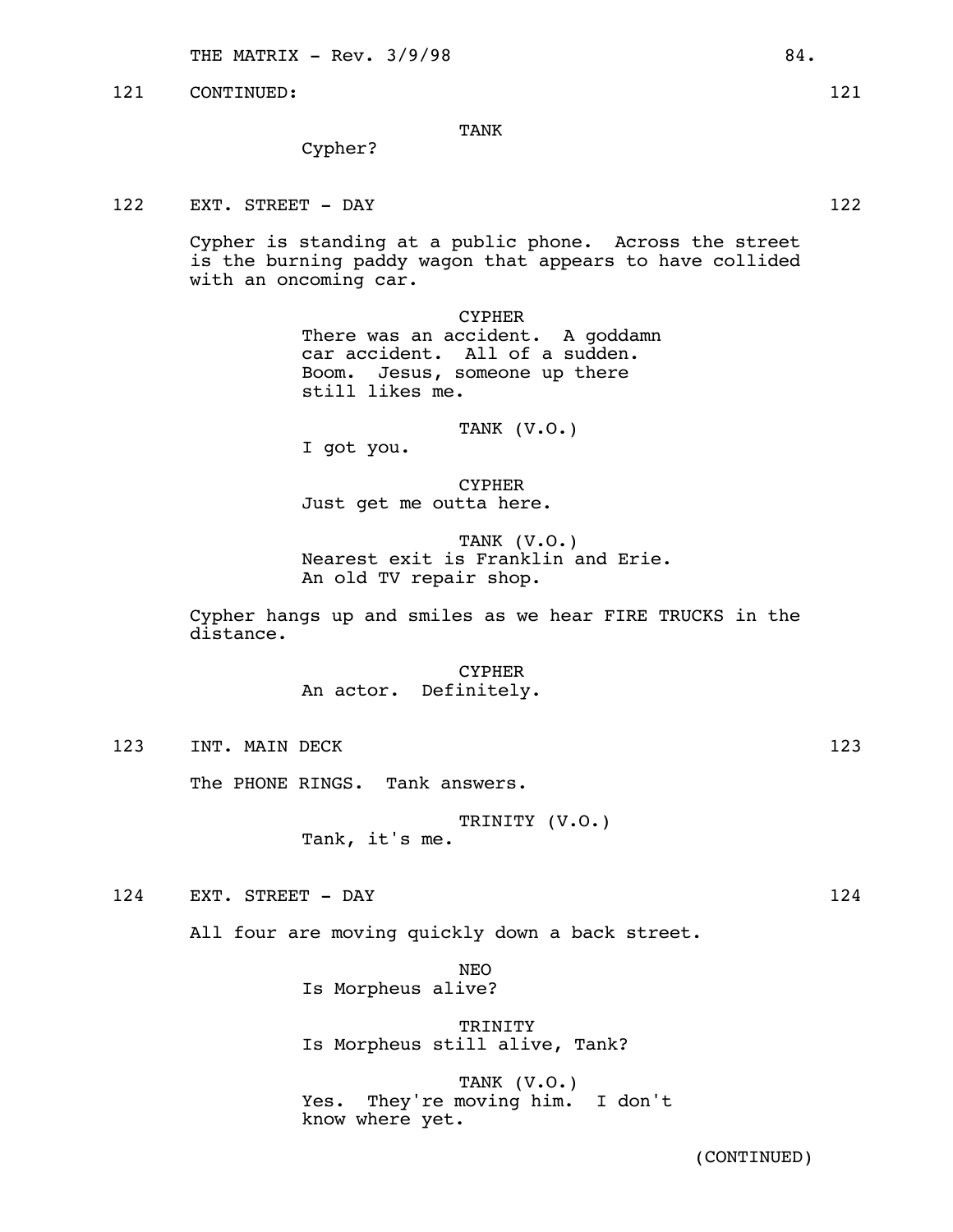121 CONTINUED: 121

TANK

Cypher?

122 EXT. STREET - DAY 122

Cypher is standing at a public phone. Across the street is the burning paddy wagon that appears to have collided with an oncoming car.

CYPHER

There was an accident. A goddamn car accident. All of a sudden. Boom. Jesus, someone up there still likes me.

TANK (V.O.)

I got you.

CYPHER

Just get me outta here.

TANK (V.O.)

Nearest exit is Franklin and Erie. An old TV repair shop.

Cypher hangs up and smiles as we hear FIRE TRUCKS in the distance.

CYPHER

An actor. Definitely.

123 INT. MAIN DECK 123

The PHONE RINGS. Tank answers.

TRINITY (V.O.)

Tank, it's me.

124 EXT. STREET - DAY 124

All four are moving quickly down a back street.

NEO

Is Morpheus alive?

TRINITY

Is Morpheus still alive, Tank?

TANK (V.O.)

Yes. They're moving him. I don't know where yet.

(CONTINUED)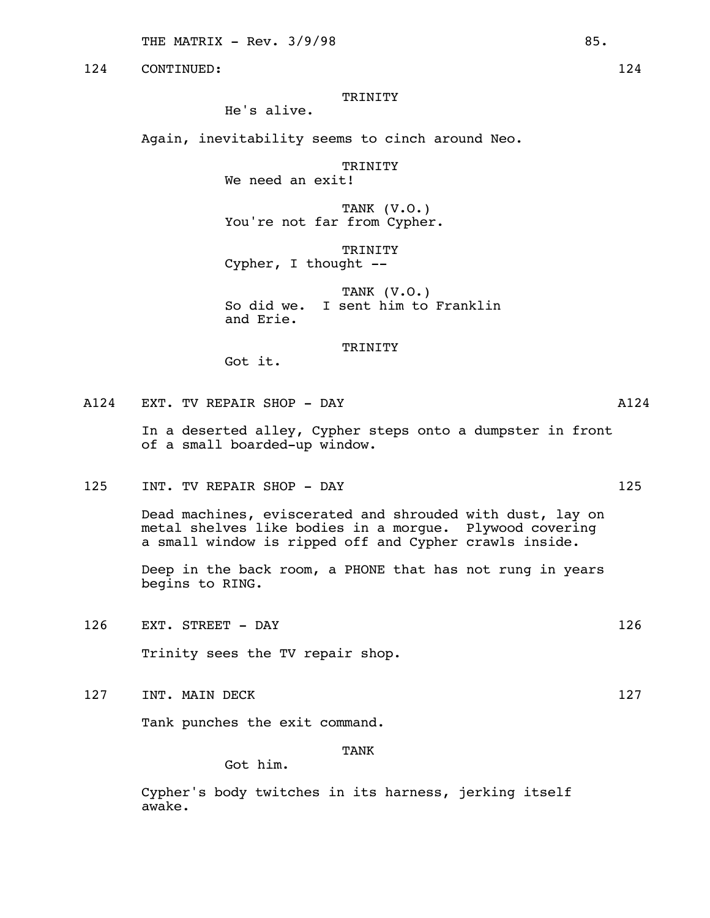124 CONTINUED: 124

TRINITY
He's alive.

Again, inevitability seems to cinch around Neo.

TRINITY
We need an exit!

TANK (V.O.)
You're not far from Cypher.

TRINITY
Cypher, I thought --

TANK (V.O.)
So did we. I sent him to Franklin and Erie.

TRINITY
Got it.

A124 EXT. TV REPAIR SHOP - DAY A124

In a deserted alley, Cypher steps onto a dumpster in front of a small boarded-up window.

125 INT. TV REPAIR SHOP - DAY 125

Dead machines, eviscerated and shrouded with dust, lay on metal shelves like bodies in a morgue. Plywood covering a small window is ripped off and Cypher crawls inside.

Deep in the back room, a PHONE that has not rung in years begins to RING.

126 EXT. STREET - DAY 126

Trinity sees the TV repair shop.

127 INT. MAIN DECK 127

Tank punches the exit command.

TANK
Got him.

Cypher's body twitches in its harness, jerking itself awake.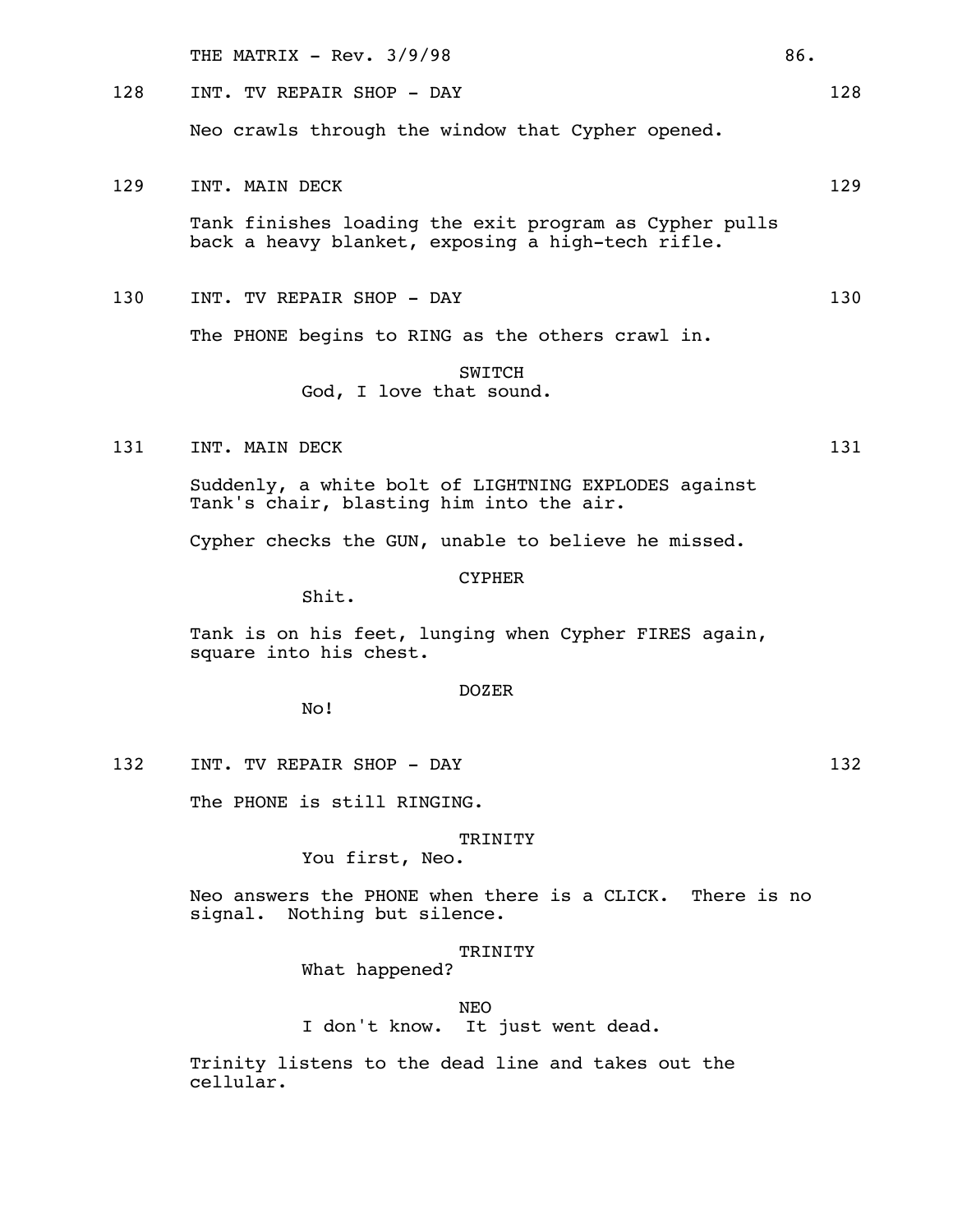128 INT. TV REPAIR SHOP - DAY 128

Neo crawls through the window that Cypher opened.

129 INT. MAIN DECK 129

Tank finishes loading the exit program as Cypher pulls back a heavy blanket, exposing a high-tech rifle.

130 INT. TV REPAIR SHOP - DAY 130

The PHONE begins to RING as the others crawl in.

SWITCH
God, I love that sound.

131 INT. MAIN DECK 131

Suddenly, a white bolt of LIGHTNING EXPLODES against Tank's chair, blasting him into the air.

Cypher checks the GUN, unable to believe he missed.

CYPHER
Shit.

Tank is on his feet, lunging when Cypher FIRES again, square into his chest.

DOZER
No!

132 INT. TV REPAIR SHOP - DAY 132

The PHONE is still RINGING.

TRINITY
You first, Neo.

Neo answers the PHONE when there is a CLICK. There is no signal. Nothing but silence.

TRINITY
What happened?

NEO
I don't know. It just went dead.

Trinity listens to the dead line and takes out the cellular.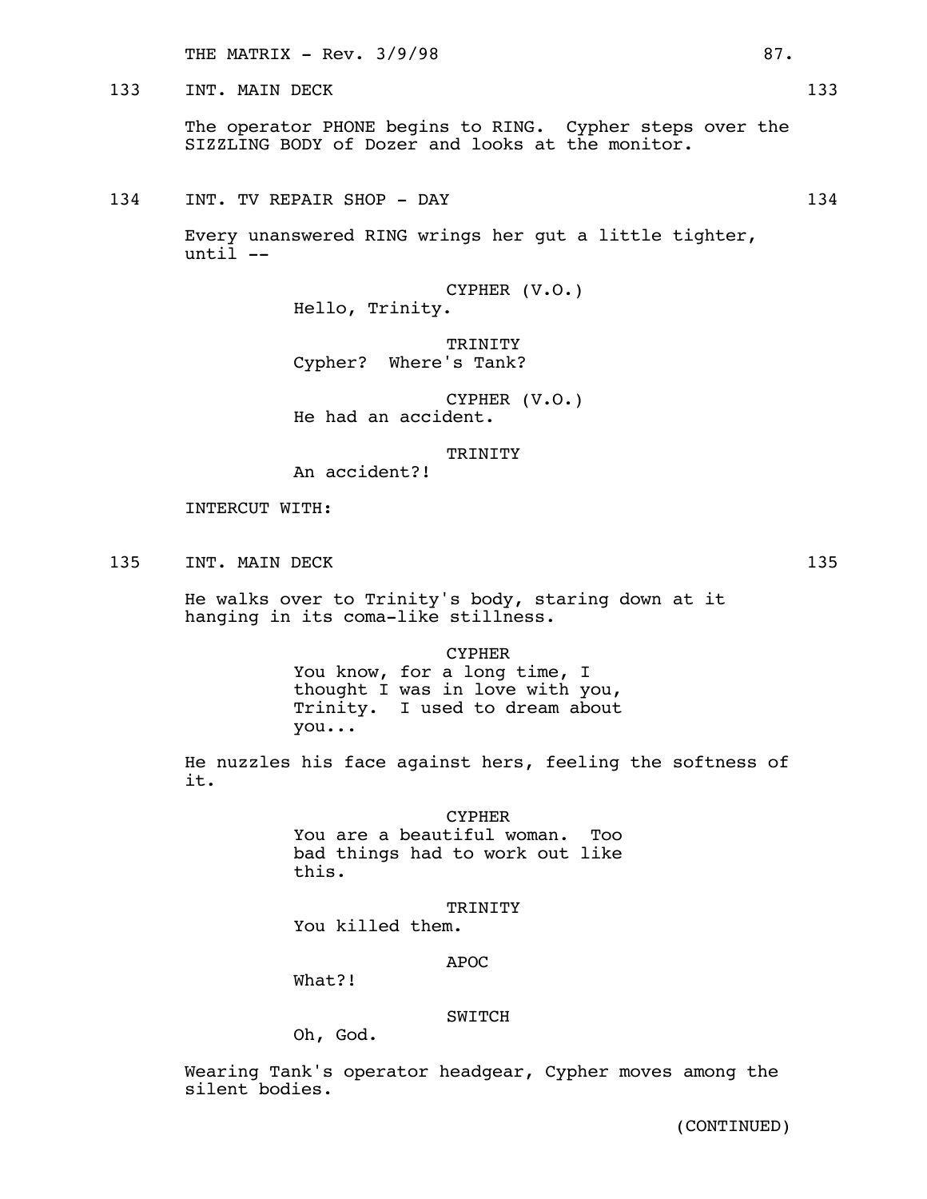133 INT. MAIN DECK 133

The operator PHONE begins to RING. Cypher steps over the SIZZLING BODY of Dozer and looks at the monitor.

134 INT. TV REPAIR SHOP - DAY 134

Every unanswered RING wrings her gut a little tighter, until --

CYPHER (V.O.)
Hello, Trinity.

TRINITY
Cypher? Where's Tank?

CYPHER (V.O.)
He had an accident.

TRINITY
An accident?!

INTERCUT WITH:

135 INT. MAIN DECK 135

He walks over to Trinity's body, staring down at it hanging in its coma-like stillness.

CYPHER
You know, for a long time, I thought I was in love with you, Trinity. I used to dream about you...

He nuzzles his face against hers, feeling the softness of it.

CYPHER
You are a beautiful woman. Too bad things had to work out like this.

TRINITY
You killed them.

APOC
What?!

SWITCH
Oh, God.

Wearing Tank's operator headgear, Cypher moves among the silent bodies.

(CONTINUED)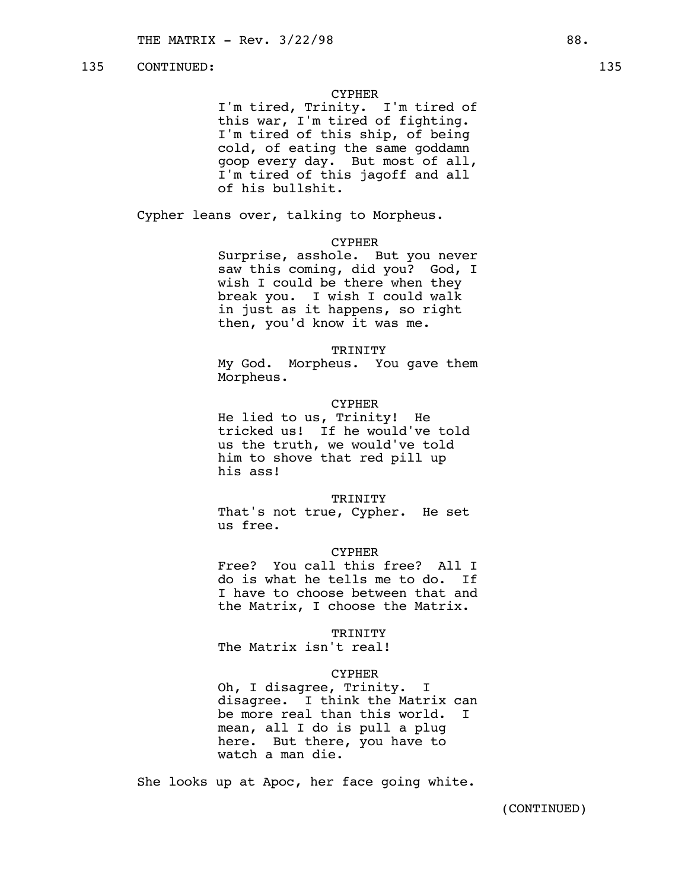135 CONTINUED: 135

CYPHER

I'm tired, Trinity. I'm tired of this war, I'm tired of fighting. I'm tired of this ship, of being cold, of eating the same goddamn goop every day. But most of all, I'm tired of this jagoff and all of his bullshit.

Cypher leans over, talking to Morpheus.

CYPHER

Surprise, asshole. But you never saw this coming, did you? God, I wish I could be there when they break you. I wish I could walk in just as it happens, so right then, you'd know it was me.

TRINITY

My God. Morpheus. You gave them Morpheus.

CYPHER

He lied to us, Trinity! He tricked us! If he would've told us the truth, we would've told him to shove that red pill up his ass!

TRINITY

That's not true, Cypher. He set us free.

CYPHER

Free? You call this free? All I do is what he tells me to do. If I have to choose between that and the Matrix, I choose the Matrix.

TRINITY

The Matrix isn't real!

CYPHER

Oh, I disagree, Trinity. I disagree. I think the Matrix can be more real than this world. I mean, all I do is pull a plug here. But there, you have to watch a man die.

She looks up at Apoc, her face going white.

(CONTINUED)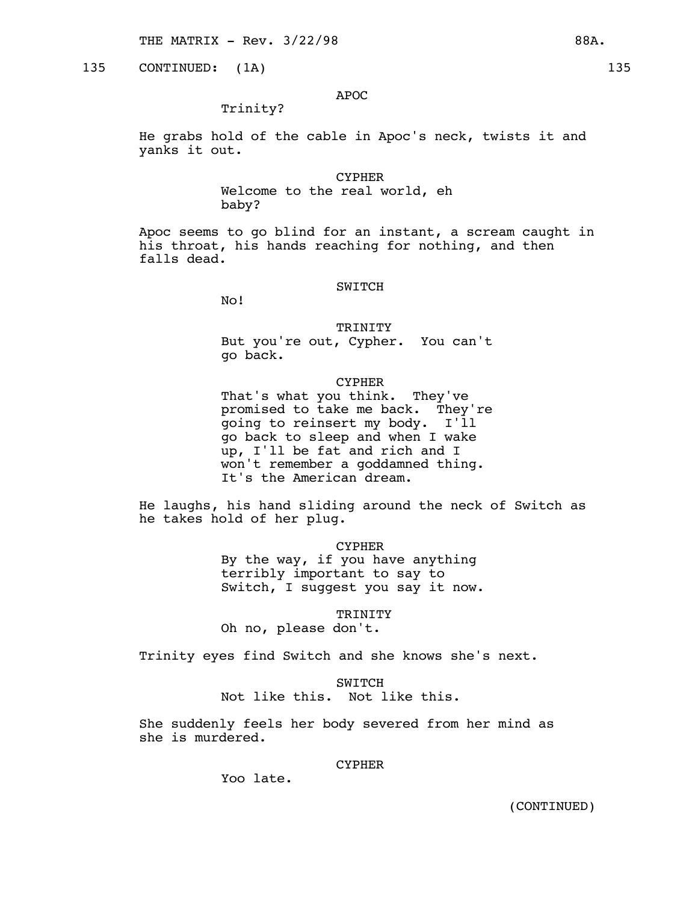135 CONTINUED: (1A) 135

APOC

Trinity?

He grabs hold of the cable in Apoc's neck, twists it and yanks it out.

CYPHER

Welcome to the real world, eh baby?

Apoc seems to go blind for an instant, a scream caught in his throat, his hands reaching for nothing, and then falls dead.

SWITCH

No!

TRINITY

But you're out, Cypher. You can't go back.

CYPHER

That's what you think. They've promised to take me back. They're going to reinsert my body. I'll go back to sleep and when I wake up, I'll be fat and rich and I won't remember a goddamned thing. It's the American dream.

He laughs, his hand sliding around the neck of Switch as he takes hold of her plug.

CYPHER

By the way, if you have anything terribly important to say to Switch, I suggest you say it now.

TRINITY

Oh no, please don't.

Trinity eyes find Switch and she knows she's next.

SWITCH

Not like this. Not like this.

She suddenly feels her body severed from her mind as she is murdered.

CYPHER

Yoo late.

(CONTINUED)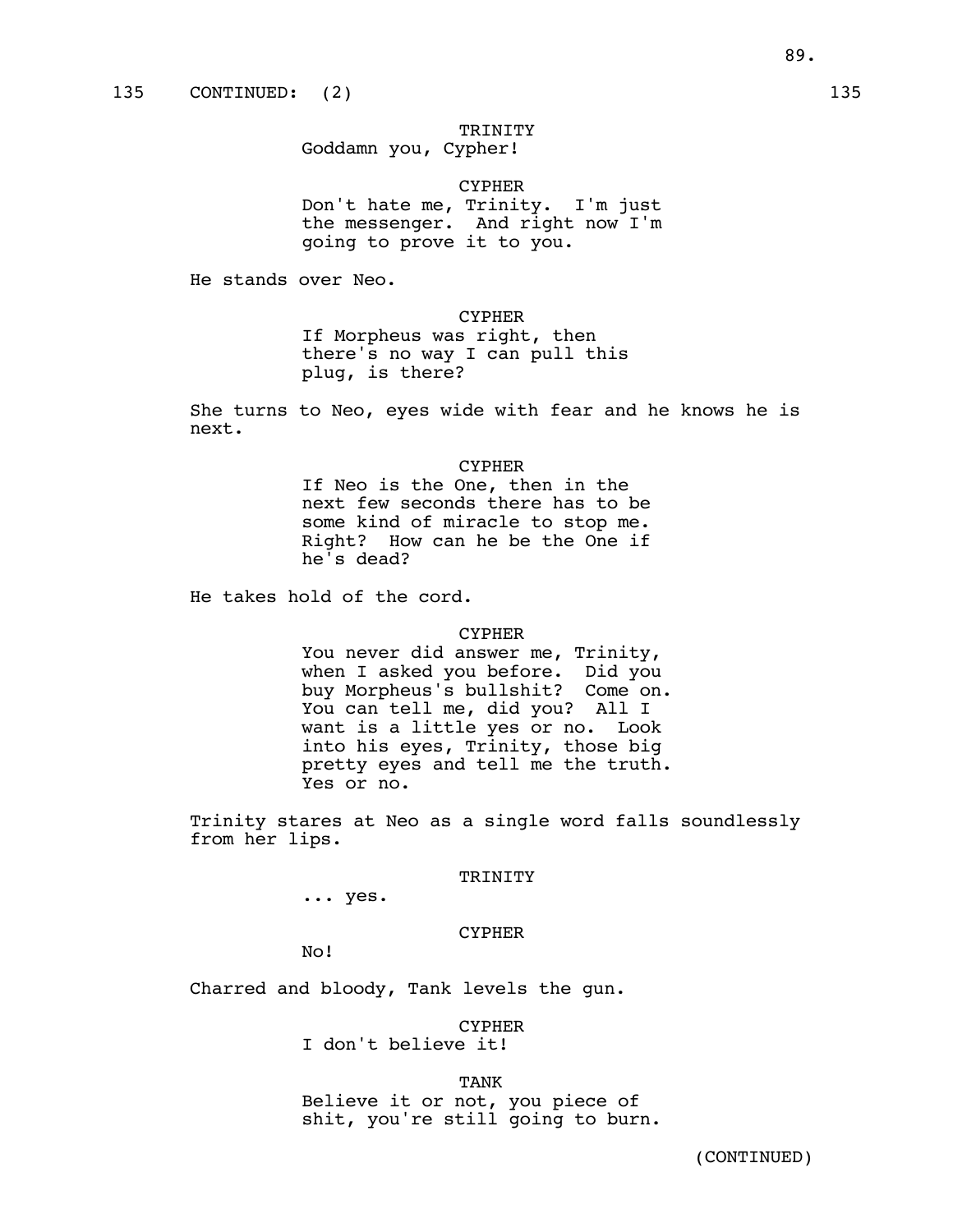135 CONTINUED: (2) 135

TRINITY
Goddamn you, Cypher!

CYPHER
Don't hate me, Trinity. I'm just the messenger. And right now I'm going to prove it to you.

He stands over Neo.

CYPHER
If Morpheus was right, then there's no way I can pull this plug, is there?

She turns to Neo, eyes wide with fear and he knows he is next.

CYPHER
If Neo is the One, then in the next few seconds there has to be some kind of miracle to stop me. Right? How can he be the One if he's dead?

He takes hold of the cord.

CYPHER
You never did answer me, Trinity, when I asked you before. Did you buy Morpheus's bullshit? Come on. You can tell me, did you? All I want is a little yes or no. Look into his eyes, Trinity, those big pretty eyes and tell me the truth. Yes or no.

Trinity stares at Neo as a single word falls soundlessly from her lips.

TRINITY
... yes.

CYPHER
No!

Charred and bloody, Tank levels the gun.

CYPHER
I don't believe it!

TANK
Believe it or not, you piece of shit, you're still going to burn.

(CONTINUED)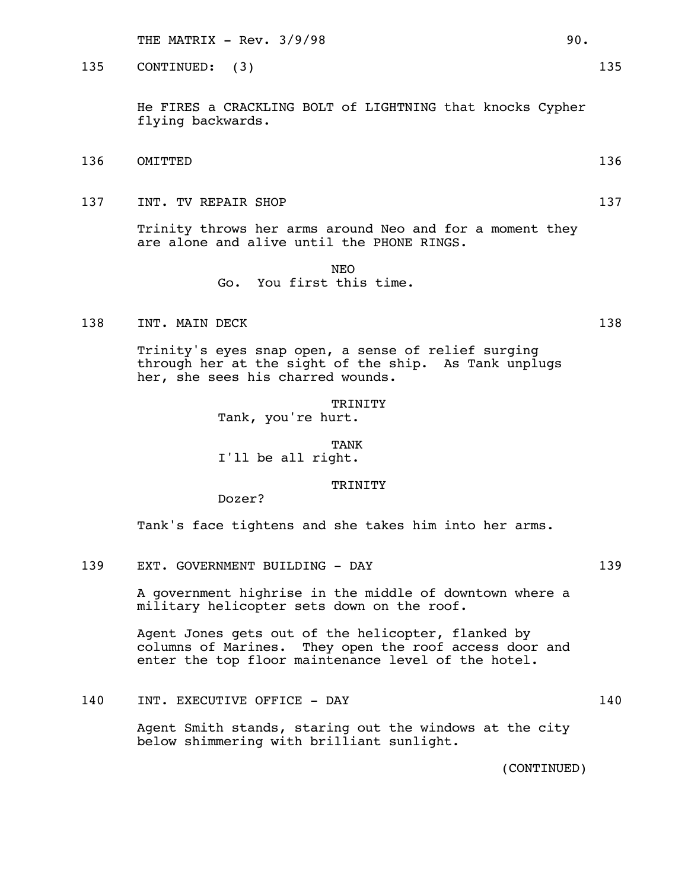135 CONTINUED: (3) 135

He FIRES a CRACKLING BOLT of LIGHTNING that knocks Cypher flying backwards.

136 OMITTED 136

137 INT. TV REPAIR SHOP 137

Trinity throws her arms around Neo and for a moment they are alone and alive until the PHONE RINGS.

NEO
Go. You first this time.

138 INT. MAIN DECK 138

Trinity's eyes snap open, a sense of relief surging through her at the sight of the ship. As Tank unplugs her, she sees his charred wounds.

TRINITY
Tank, you're hurt.

TANK
I'll be all right.

TRINITY
Dozer?

Tank's face tightens and she takes him into her arms.

139 EXT. GOVERNMENT BUILDING - DAY 139

A government highrise in the middle of downtown where a military helicopter sets down on the roof.

Agent Jones gets out of the helicopter, flanked by columns of Marines. They open the roof access door and enter the top floor maintenance level of the hotel.

140 INT. EXECUTIVE OFFICE - DAY 140

Agent Smith stands, staring out the windows at the city below shimmering with brilliant sunlight.

(CONTINUED)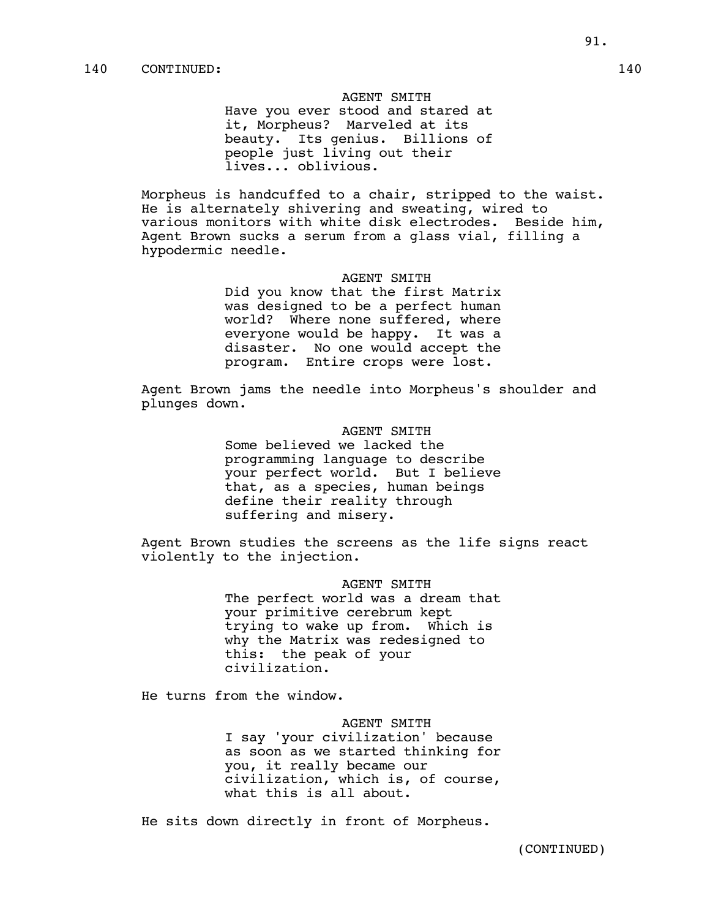140 CONTINUED: 140

AGENT SMITH
Have you ever stood and stared at it, Morpheus? Marveled at its beauty. Its genius. Billions of people just living out their lives... oblivious.

Morpheus is handcuffed to a chair, stripped to the waist. He is alternately shivering and sweating, wired to various monitors with white disk electrodes. Beside him, Agent Brown sucks a serum from a glass vial, filling a hypodermic needle.

AGENT SMITH
Did you know that the first Matrix was designed to be a perfect human world? Where none suffered, where everyone would be happy. It was a disaster. No one would accept the program. Entire crops were lost.

Agent Brown jams the needle into Morpheus's shoulder and plunges down.

AGENT SMITH
Some believed we lacked the programming language to describe your perfect world. But I believe that, as a species, human beings define their reality through suffering and misery.

Agent Brown studies the screens as the life signs react violently to the injection.

AGENT SMITH
The perfect world was a dream that your primitive cerebrum kept trying to wake up from. Which is why the Matrix was redesigned to this: the peak of your civilization.

He turns from the window.

AGENT SMITH
I say 'your civilization' because as soon as we started thinking for you, it really became our civilization, which is, of course, what this is all about.

He sits down directly in front of Morpheus.

(CONTINUED)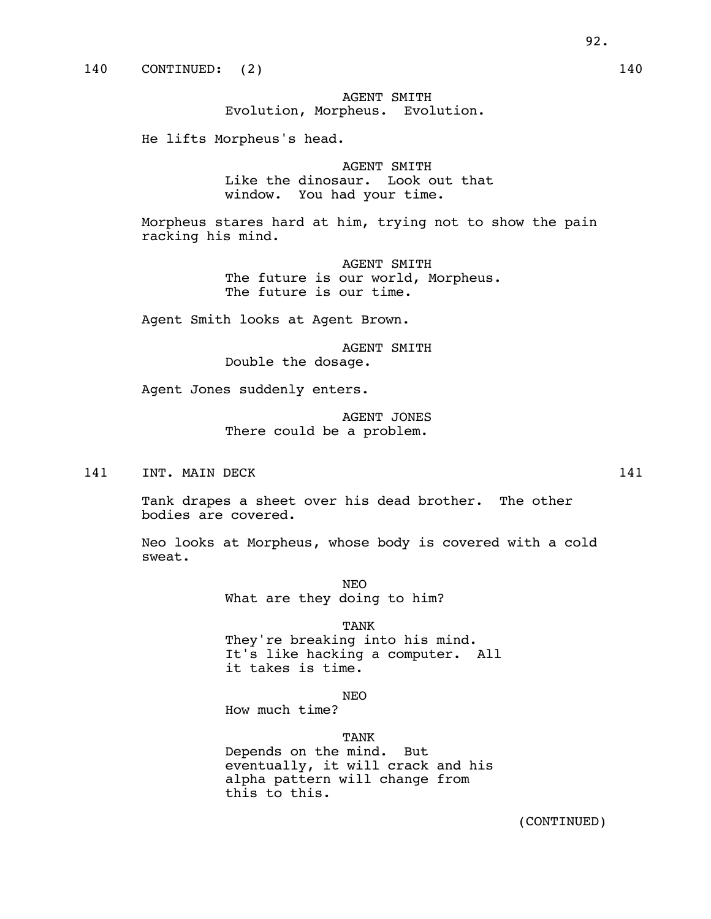140 CONTINUED: (2) 140

AGENT SMITH
Evolution, Morpheus. Evolution.

He lifts Morpheus's head.

AGENT SMITH
Like the dinosaur. Look out that window. You had your time.

Morpheus stares hard at him, trying not to show the pain racking his mind.

AGENT SMITH
The future is our world, Morpheus. The future is our time.

Agent Smith looks at Agent Brown.

AGENT SMITH
Double the dosage.

Agent Jones suddenly enters.

AGENT JONES
There could be a problem.

141 INT. MAIN DECK 141

Tank drapes a sheet over his dead brother. The other bodies are covered.

Neo looks at Morpheus, whose body is covered with a cold sweat.

NEO
What are they doing to him?

TANK
They're breaking into his mind. It's like hacking a computer. All it takes is time.

NEO
How much time?

TANK
Depends on the mind. But eventually, it will crack and his alpha pattern will change from this to this.

(CONTINUED)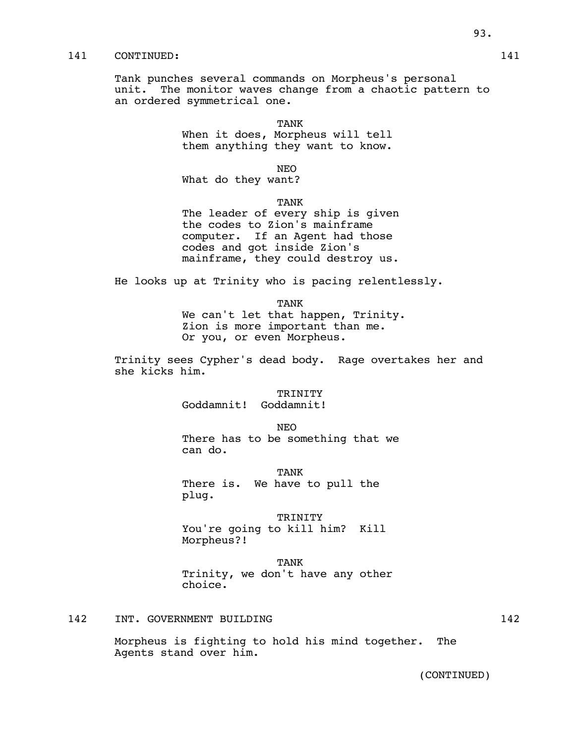141 CONTINUED: 141

Tank punches several commands on Morpheus's personal unit. The monitor waves change from a chaotic pattern to an ordered symmetrical one.

TANK
When it does, Morpheus will tell them anything they want to know.

NEO
What do they want?

TANK
The leader of every ship is given the codes to Zion's mainframe computer. If an Agent had those codes and got inside Zion's mainframe, they could destroy us.

He looks up at Trinity who is pacing relentlessly.

TANK
We can't let that happen, Trinity. Zion is more important than me. Or you, or even Morpheus.

Trinity sees Cypher's dead body. Rage overtakes her and she kicks him.

TRINITY
Goddamnit! Goddamnit!

NEO
There has to be something that we can do.

TANK
There is. We have to pull the plug.

TRINITY
You're going to kill him? Kill Morpheus?!

TANK
Trinity, we don't have any other choice.

142 INT. GOVERNMENT BUILDING 142

Morpheus is fighting to hold his mind together. The Agents stand over him.

(CONTINUED)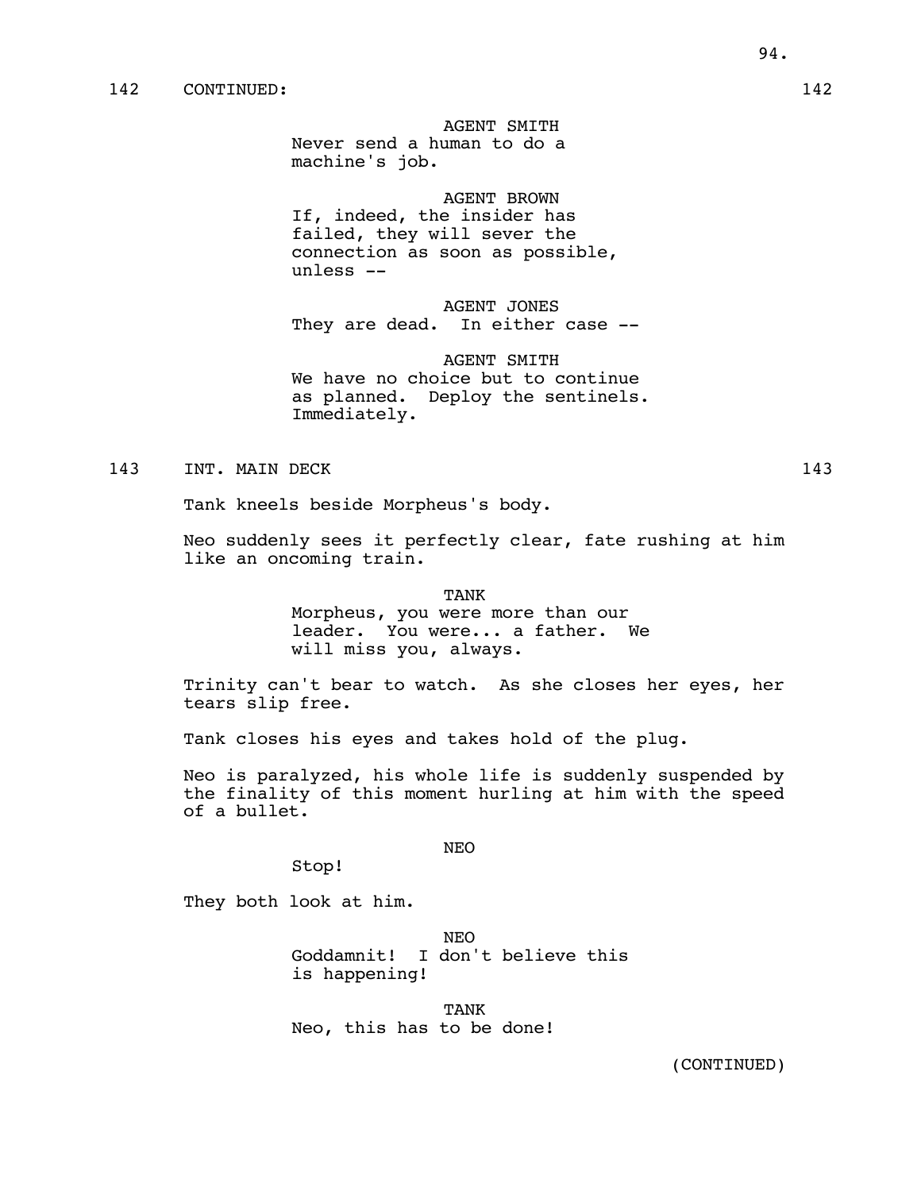142 CONTINUED: 142

AGENT SMITH
Never send a human to do a machine's job.

AGENT BROWN
If, indeed, the insider has failed, they will sever the connection as soon as possible, unless --

AGENT JONES
They are dead. In either case --

AGENT SMITH
We have no choice but to continue as planned. Deploy the sentinels. Immediately.

143 INT. MAIN DECK 143

Tank kneels beside Morpheus's body.

Neo suddenly sees it perfectly clear, fate rushing at him like an oncoming train.

TANK
Morpheus, you were more than our leader. You were... a father. We will miss you, always.

Trinity can't bear to watch. As she closes her eyes, her tears slip free.

Tank closes his eyes and takes hold of the plug.

Neo is paralyzed, his whole life is suddenly suspended by the finality of this moment hurling at him with the speed of a bullet.

NEO
Stop!

They both look at him.

NEO
Goddamnit! I don't believe this is happening!

TANK
Neo, this has to be done!

(CONTINUED)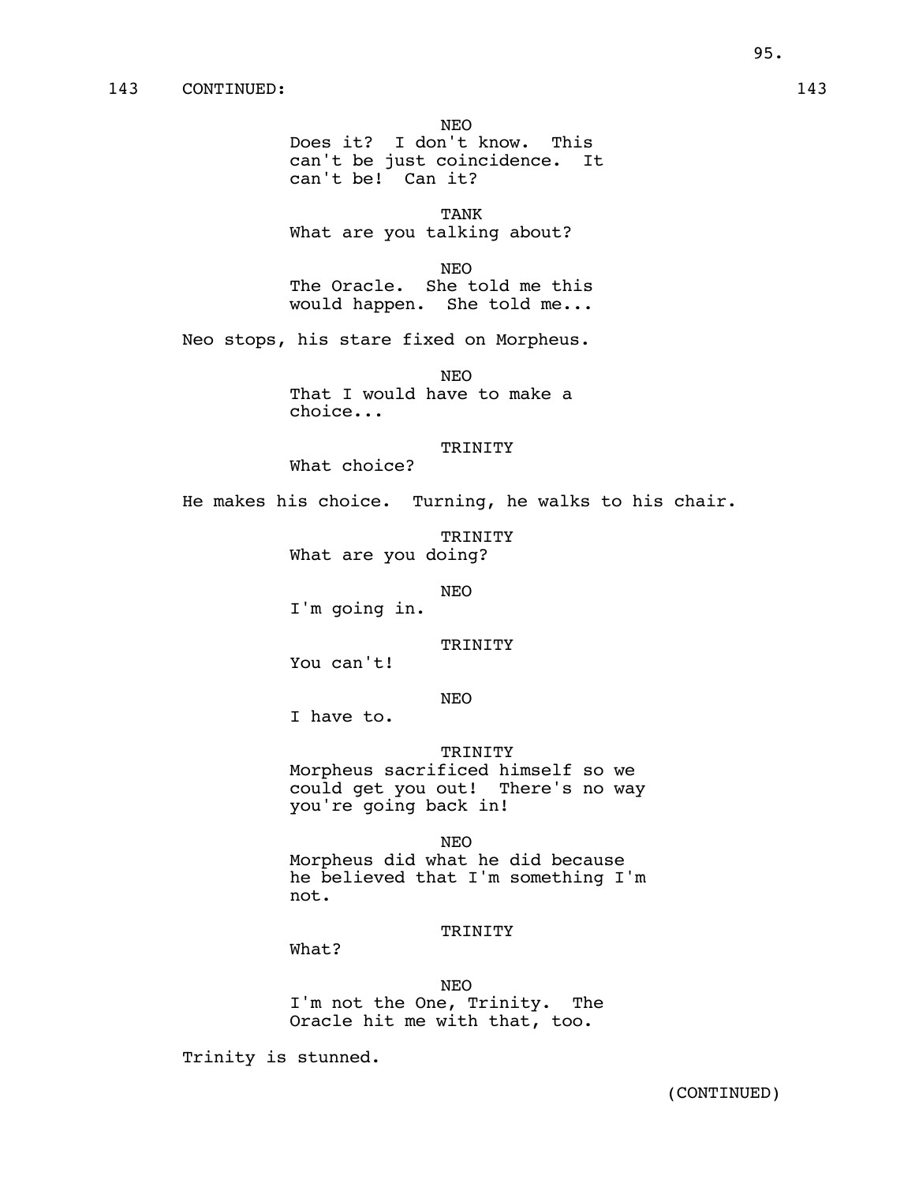143 CONTINUED: 143

NEO
Does it? I don't know. This can't be just coincidence. It can't be! Can it?

TANK
What are you talking about?

NEO
The Oracle. She told me this would happen. She told me...

Neo stops, his stare fixed on Morpheus.

NEO
That I would have to make a choice...

TRINITY
What choice?

He makes his choice. Turning, he walks to his chair.

TRINITY
What are you doing?

NEO
I'm going in.

TRINITY
You can't!

NEO
I have to.

TRINITY
Morpheus sacrificed himself so we could get you out! There's no way you're going back in!

NEO
Morpheus did what he did because he believed that I'm something I'm not.

TRINITY
What?

NEO
I'm not the One, Trinity. The Oracle hit me with that, too.

Trinity is stunned.

(CONTINUED)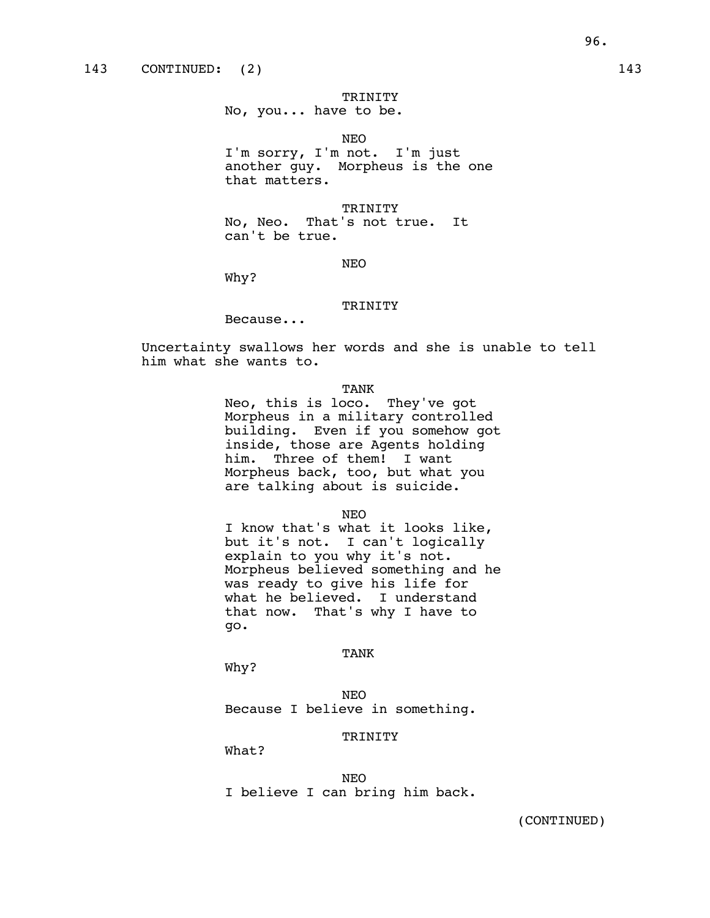143 CONTINUED: (2) 143

TRINITY
No, you... have to be.

NEO
I'm sorry, I'm not. I'm just another guy. Morpheus is the one that matters.

TRINITY
No, Neo. That's not true. It can't be true.

NEO
Why?

TRINITY
Because...

Uncertainty swallows her words and she is unable to tell him what she wants to.

TANK
Neo, this is loco. They've got Morpheus in a military controlled building. Even if you somehow got inside, those are Agents holding him. Three of them! I want Morpheus back, too, but what you are talking about is suicide.

NEO
I know that's what it looks like, but it's not. I can't logically explain to you why it's not. Morpheus believed something and he was ready to give his life for what he believed. I understand that now. That's why I have to go.

TANK
Why?

NEO
Because I believe in something.

TRINITY
What?

NEO
I believe I can bring him back.

(CONTINUED)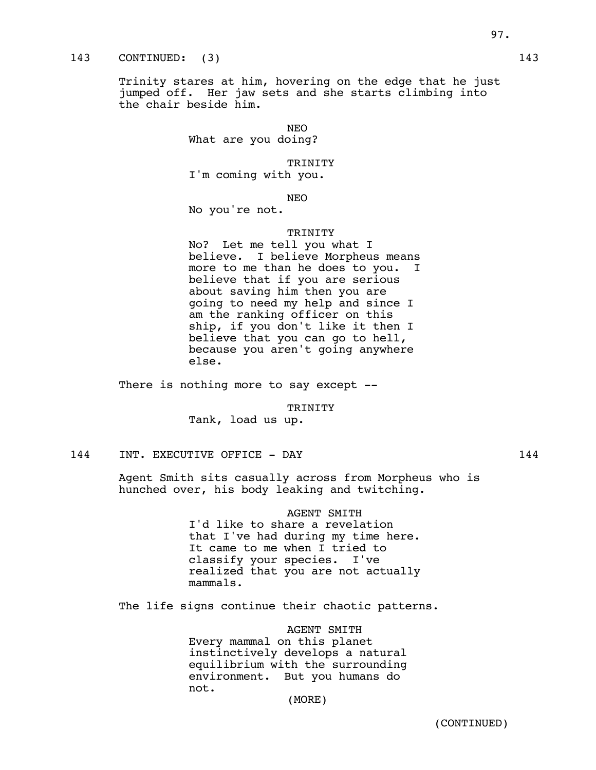143 CONTINUED: (3) 143

Trinity stares at him, hovering on the edge that he just jumped off. Her jaw sets and she starts climbing into the chair beside him.

NEO

What are you doing?

TRINITY

I'm coming with you.

NEO

No you're not.

TRINITY

No? Let me tell you what I believe. I believe Morpheus means more to me than he does to you. I believe that if you are serious about saving him then you are going to need my help and since I am the ranking officer on this ship, if you don't like it then I believe that you can go to hell, because you aren't going anywhere else.

There is nothing more to say except --

TRINITY

Tank, load us up.

144 INT. EXECUTIVE OFFICE - DAY 144

Agent Smith sits casually across from Morpheus who is hunched over, his body leaking and twitching.

AGENT SMITH

I'd like to share a revelation that I've had during my time here. It came to me when I tried to classify your species. I've realized that you are not actually mammals.

The life signs continue their chaotic patterns.

AGENT SMITH

Every mammal on this planet instinctively develops a natural equilibrium with the surrounding environment. But you humans do not.

(MORE)

(CONTINUED)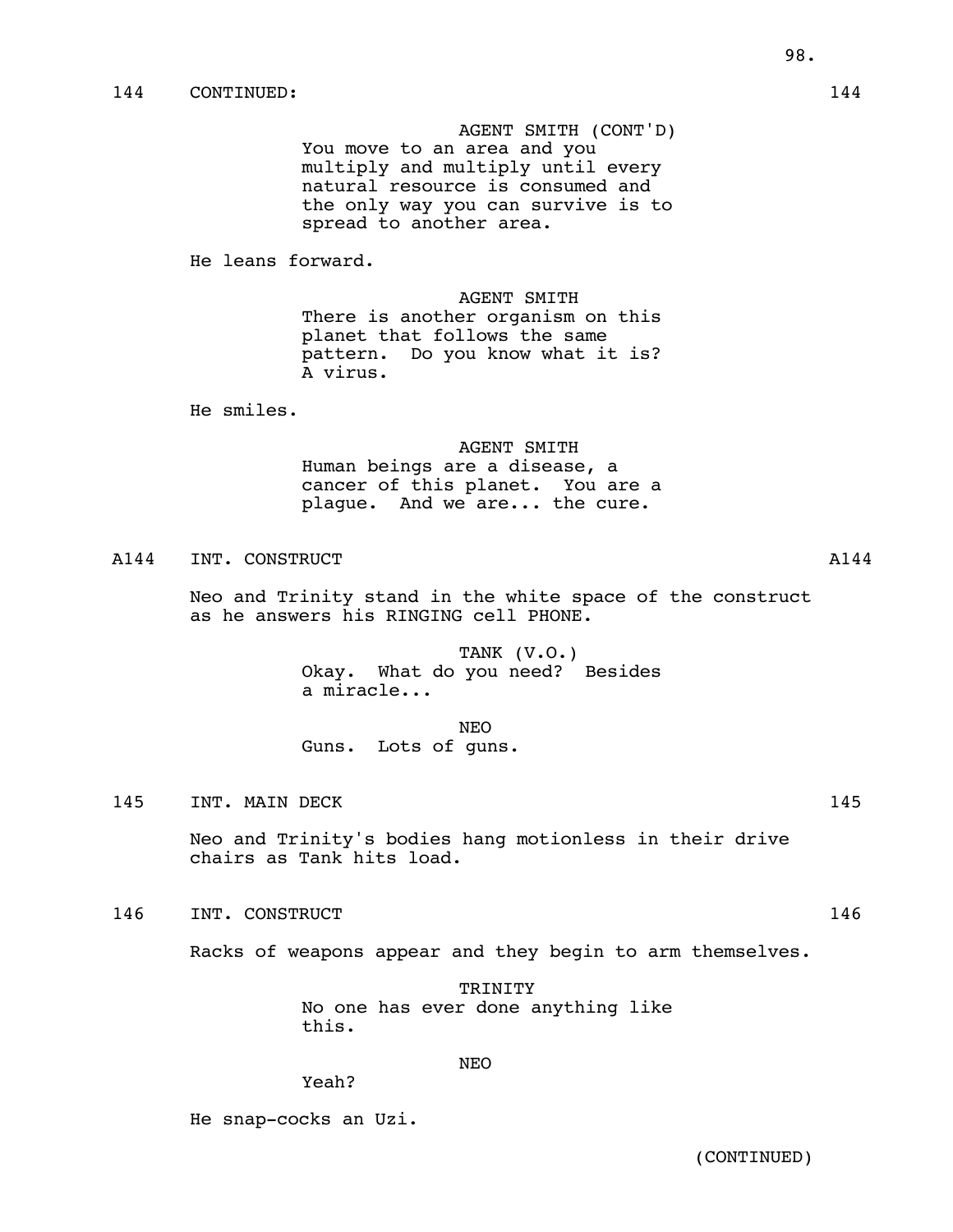144 CONTINUED: 144

AGENT SMITH (CONT'D)
You move to an area and you multiply and multiply until every natural resource is consumed and the only way you can survive is to spread to another area.

He leans forward.

AGENT SMITH
There is another organism on this planet that follows the same pattern. Do you know what it is? A virus.

He smiles.

AGENT SMITH
Human beings are a disease, a cancer of this planet. You are a plague. And we are... the cure.

A144 INT. CONSTRUCT A144

Neo and Trinity stand in the white space of the construct as he answers his RINGING cell PHONE.

TANK (V.O.)
Okay. What do you need? Besides a miracle...

NEO
Guns. Lots of guns.

145 INT. MAIN DECK 145

Neo and Trinity's bodies hang motionless in their drive chairs as Tank hits load.

146 INT. CONSTRUCT 146

Racks of weapons appear and they begin to arm themselves.

TRINITY
No one has ever done anything like this.

NEO
Yeah?

He snap-cocks an Uzi.

(CONTINUED)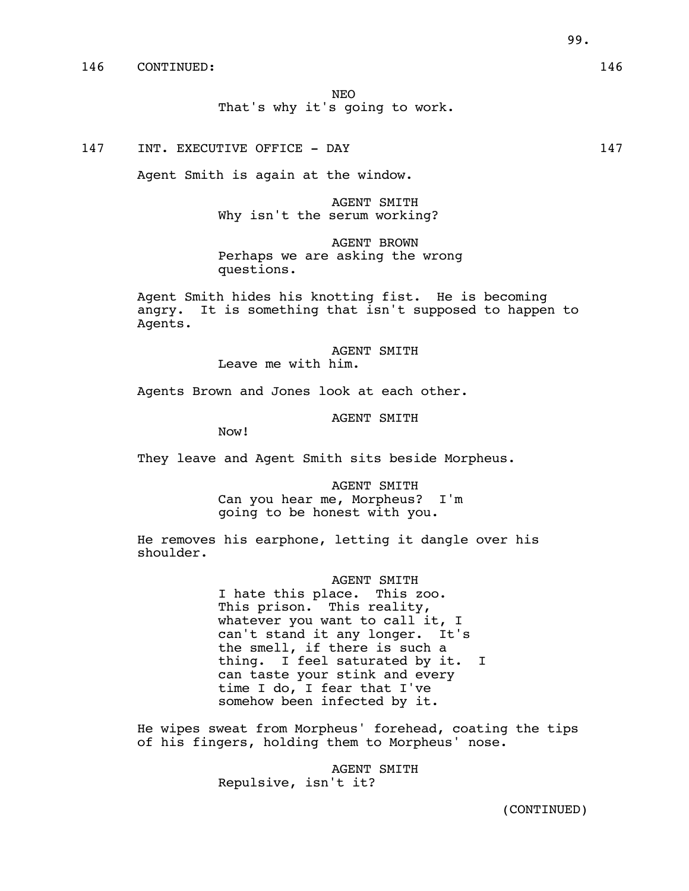146 CONTINUED: 146

NEO
That's why it's going to work.

147 INT. EXECUTIVE OFFICE - DAY 147

Agent Smith is again at the window.

AGENT SMITH
Why isn't the serum working?

AGENT BROWN
Perhaps we are asking the wrong questions.

Agent Smith hides his knotting fist. He is becoming angry. It is something that isn't supposed to happen to Agents.

AGENT SMITH
Leave me with him.

Agents Brown and Jones look at each other.

AGENT SMITH
Now!

They leave and Agent Smith sits beside Morpheus.

AGENT SMITH
Can you hear me, Morpheus? I'm going to be honest with you.

He removes his earphone, letting it dangle over his shoulder.

AGENT SMITH
I hate this place. This zoo. This prison. This reality, whatever you want to call it, I can't stand it any longer. It's the smell, if there is such a thing. I feel saturated by it. I can taste your stink and every time I do, I fear that I've somehow been infected by it.

He wipes sweat from Morpheus' forehead, coating the tips of his fingers, holding them to Morpheus' nose.

AGENT SMITH
Repulsive, isn't it?

(CONTINUED)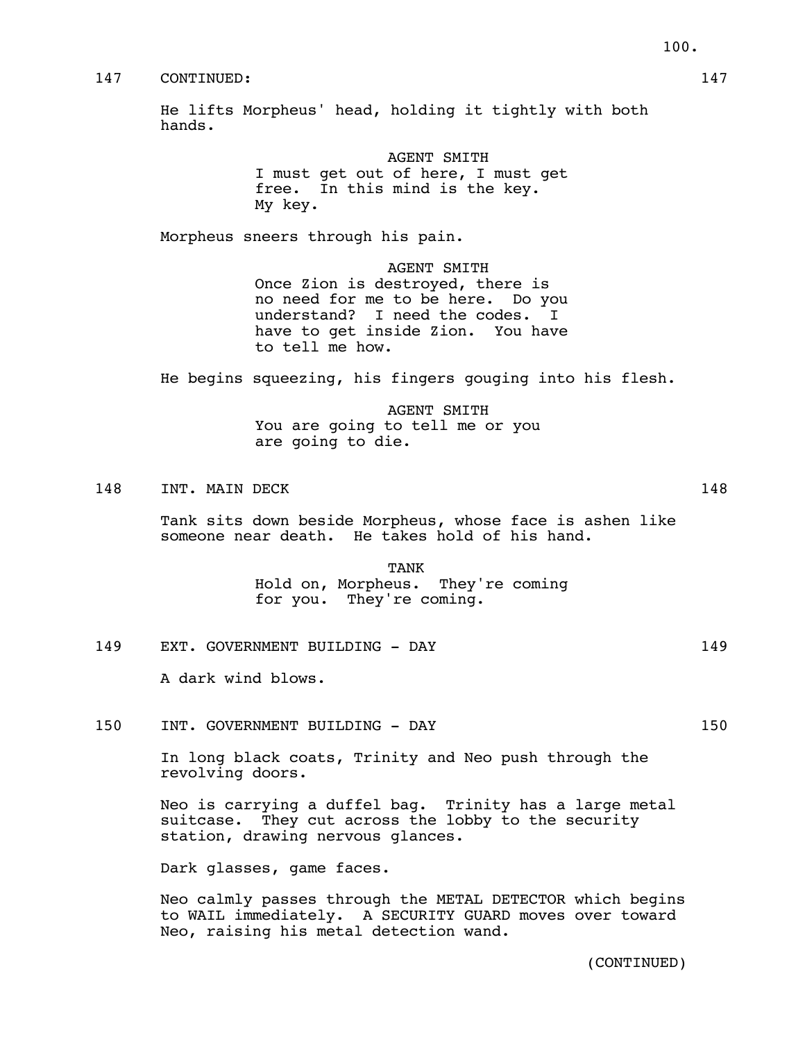147 CONTINUED: 147

He lifts Morpheus' head, holding it tightly with both hands.

AGENT SMITH
I must get out of here, I must get free. In this mind is the key. My key.

Morpheus sneers through his pain.

AGENT SMITH
Once Zion is destroyed, there is no need for me to be here. Do you understand? I need the codes. I have to get inside Zion. You have to tell me how.

He begins squeezing, his fingers gouging into his flesh.

AGENT SMITH
You are going to tell me or you are going to die.

148 INT. MAIN DECK 148

Tank sits down beside Morpheus, whose face is ashen like someone near death. He takes hold of his hand.

TANK
Hold on, Morpheus. They're coming for you. They're coming.

149 EXT. GOVERNMENT BUILDING - DAY 149

A dark wind blows.

150 INT. GOVERNMENT BUILDING - DAY 150

In long black coats, Trinity and Neo push through the revolving doors.

Neo is carrying a duffel bag. Trinity has a large metal suitcase. They cut across the lobby to the security station, drawing nervous glances.

Dark glasses, game faces.

Neo calmly passes through the METAL DETECTOR which begins to WAIL immediately. A SECURITY GUARD moves over toward Neo, raising his metal detection wand.

(CONTINUED)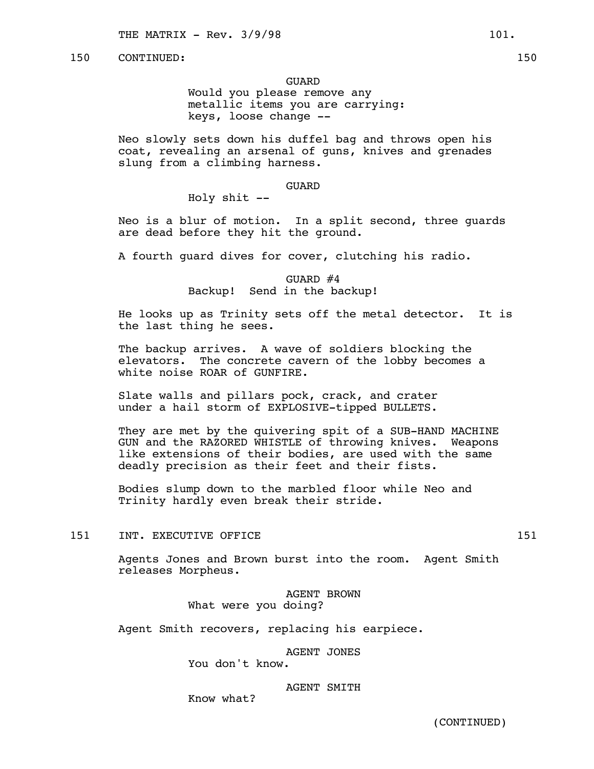150 CONTINUED: 150

GUARD
Would you please remove any metallic items you are carrying: keys, loose change --

Neo slowly sets down his duffel bag and throws open his coat, revealing an arsenal of guns, knives and grenades slung from a climbing harness.

GUARD
Holy shit --

Neo is a blur of motion. In a split second, three guards are dead before they hit the ground.

A fourth guard dives for cover, clutching his radio.

GUARD #4
Backup! Send in the backup!

He looks up as Trinity sets off the metal detector. It is the last thing he sees.

The backup arrives. A wave of soldiers blocking the elevators. The concrete cavern of the lobby becomes a white noise ROAR of GUNFIRE.

Slate walls and pillars pock, crack, and crater under a hail storm of EXPLOSIVE-tipped BULLETS.

They are met by the quivering spit of a SUB-HAND MACHINE GUN and the RAZORED WHISTLE of throwing knives. Weapons like extensions of their bodies, are used with the same deadly precision as their feet and their fists.

Bodies slump down to the marbled floor while Neo and Trinity hardly even break their stride.

151 INT. EXECUTIVE OFFICE 151

Agents Jones and Brown burst into the room. Agent Smith releases Morpheus.

AGENT BROWN
What were you doing?

Agent Smith recovers, replacing his earpiece.

AGENT JONES
You don't know.

AGENT SMITH
Know what?

(CONTINUED)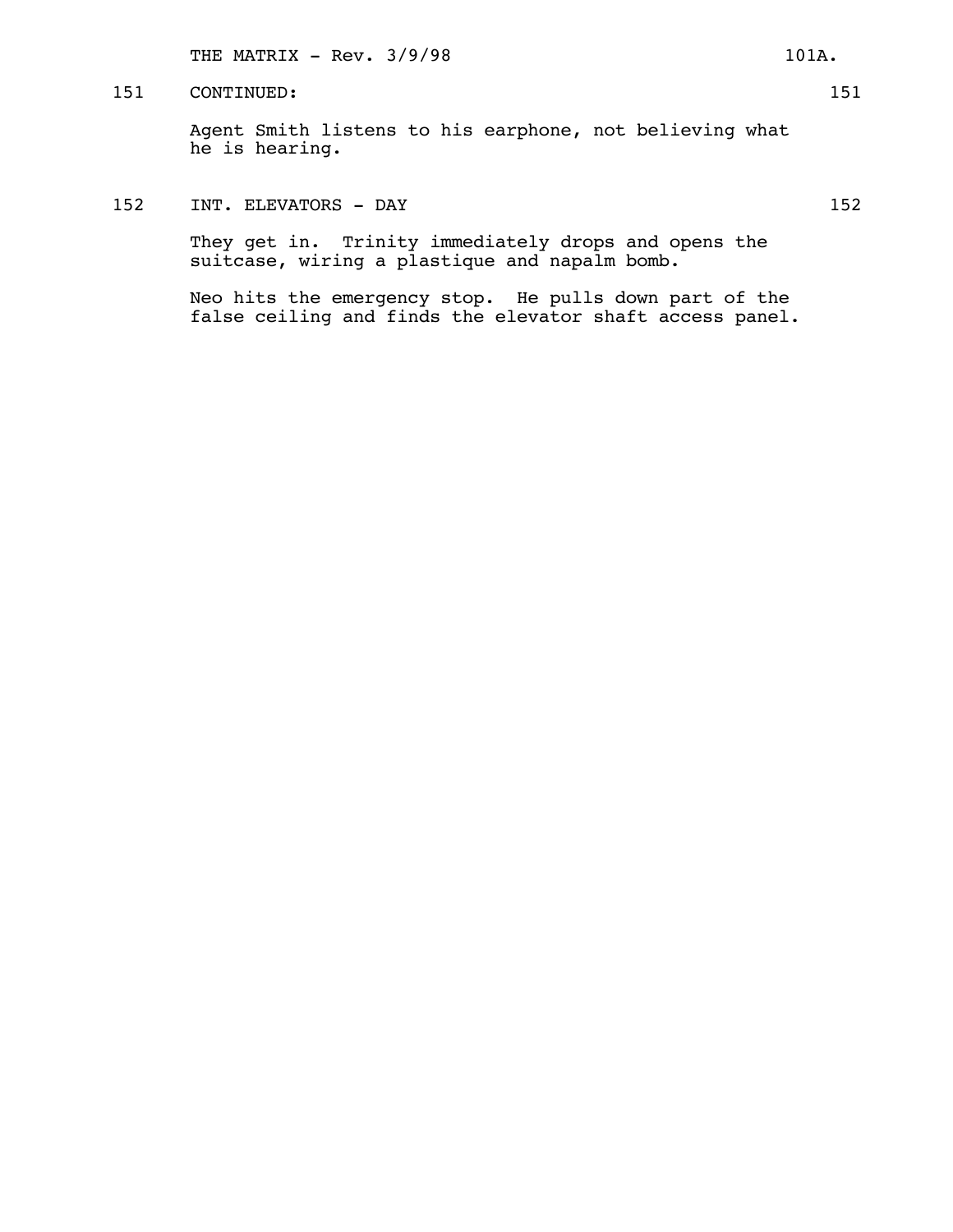151 CONTINUED: 151

Agent Smith listens to his earphone, not believing what he is hearing.

152 INT. ELEVATORS - DAY 152

They get in. Trinity immediately drops and opens the suitcase, wiring a plastique and napalm bomb.

Neo hits the emergency stop. He pulls down part of the false ceiling and finds the elevator shaft access panel.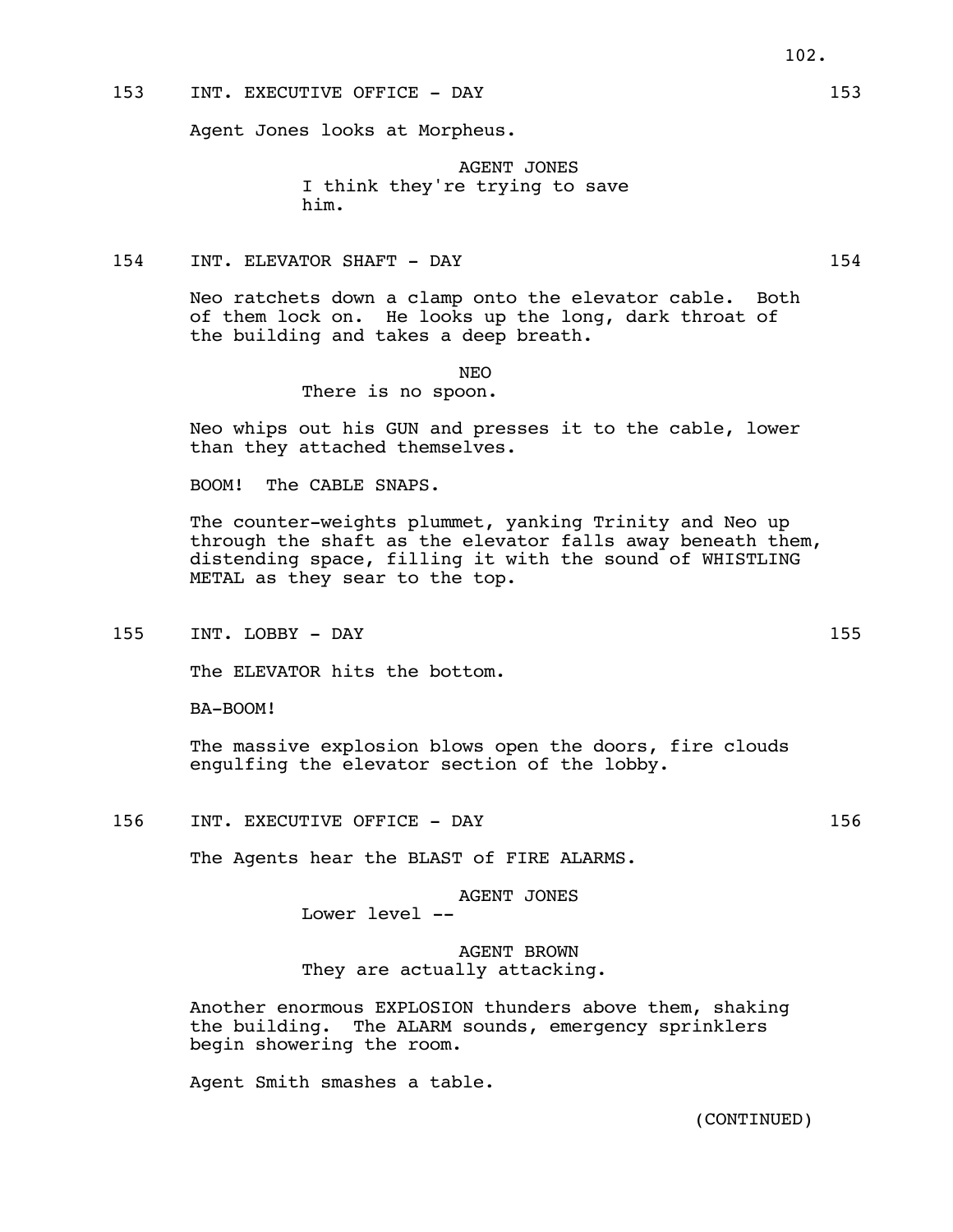153 INT. EXECUTIVE OFFICE - DAY 153

Agent Jones looks at Morpheus.

AGENT JONES
I think they're trying to save him.

154 INT. ELEVATOR SHAFT - DAY 154

Neo ratchets down a clamp onto the elevator cable. Both of them lock on. He looks up the long, dark throat of the building and takes a deep breath.

NEO
There is no spoon.

Neo whips out his GUN and presses it to the cable, lower than they attached themselves.

BOOM! The CABLE SNAPS.

The counter-weights plummet, yanking Trinity and Neo up through the shaft as the elevator falls away beneath them, distending space, filling it with the sound of WHISTLING METAL as they sear to the top.

155 INT. LOBBY - DAY 155

The ELEVATOR hits the bottom.

BA-BOOM!

The massive explosion blows open the doors, fire clouds engulfing the elevator section of the lobby.

156 INT. EXECUTIVE OFFICE - DAY 156

The Agents hear the BLAST of FIRE ALARMS.

AGENT JONES
Lower level --

AGENT BROWN
They are actually attacking.

Another enormous EXPLOSION thunders above them, shaking the building. The ALARM sounds, emergency sprinklers begin showering the room.

Agent Smith smashes a table.

(CONTINUED)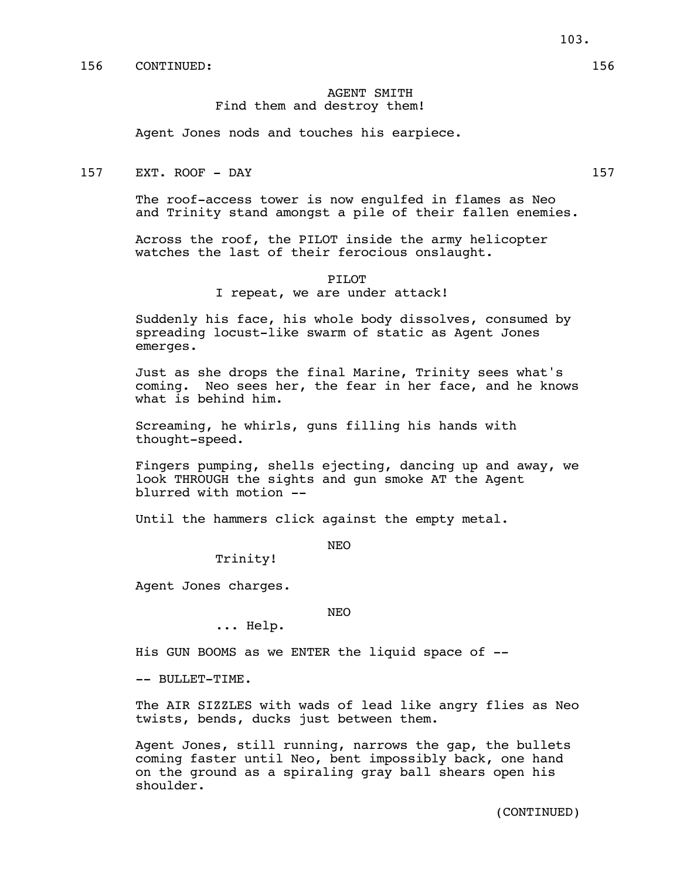156 CONTINUED: 156

AGENT SMITH
Find them and destroy them!

Agent Jones nods and touches his earpiece.

157 EXT. ROOF - DAY 157

The roof-access tower is now engulfed in flames as Neo and Trinity stand amongst a pile of their fallen enemies.

Across the roof, the PILOT inside the army helicopter watches the last of their ferocious onslaught.

PILOT
I repeat, we are under attack!

Suddenly his face, his whole body dissolves, consumed by spreading locust-like swarm of static as Agent Jones emerges.

Just as she drops the final Marine, Trinity sees what's coming. Neo sees her, the fear in her face, and he knows what is behind him.

Screaming, he whirls, guns filling his hands with thought-speed.

Fingers pumping, shells ejecting, dancing up and away, we look THROUGH the sights and gun smoke AT the Agent blurred with motion --

Until the hammers click against the empty metal.

NEO
Trinity!

Agent Jones charges.

NEO
... Help.

His GUN BOOMS as we ENTER the liquid space of --

-- BULLET-TIME.

The AIR SIZZLES with wads of lead like angry flies as Neo twists, bends, ducks just between them.

Agent Jones, still running, narrows the gap, the bullets coming faster until Neo, bent impossibly back, one hand on the ground as a spiraling gray ball shears open his shoulder.

(CONTINUED)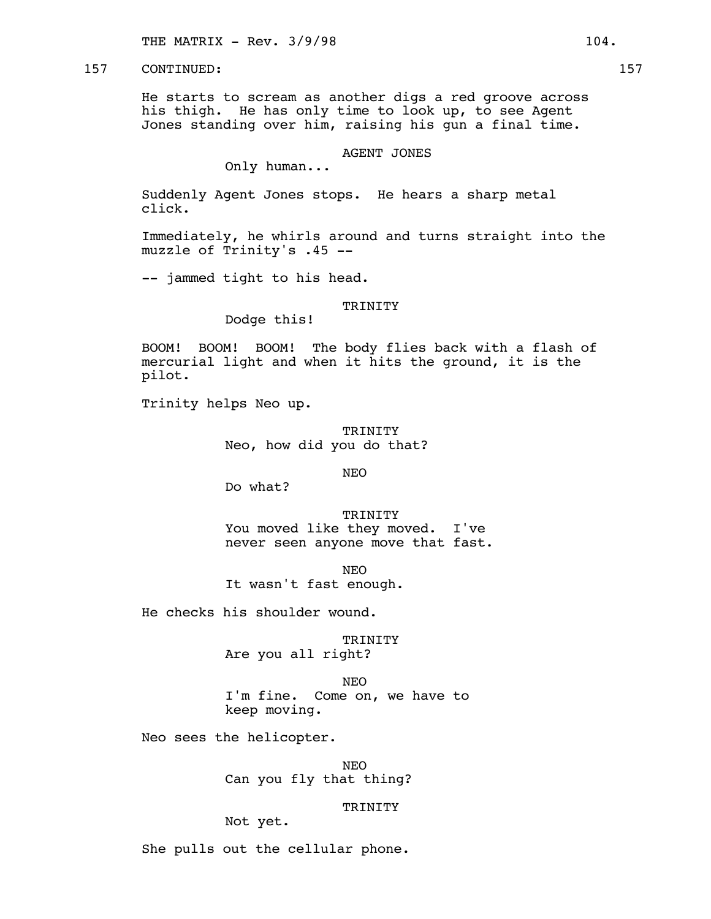157 CONTINUED: 157

He starts to scream as another digs a red groove across his thigh. He has only time to look up, to see Agent Jones standing over him, raising his gun a final time.

AGENT JONES

Only human...

Suddenly Agent Jones stops. He hears a sharp metal click.

Immediately, he whirls around and turns straight into the muzzle of Trinity's .45 --

-- jammed tight to his head.

TRINITY

Dodge this!

BOOM! BOOM! BOOM! The body flies back with a flash of mercurial light and when it hits the ground, it is the pilot.

Trinity helps Neo up.

TRINITY

Neo, how did you do that?

NEO

Do what?

TRINITY

You moved like they moved. I've never seen anyone move that fast.

NEO

It wasn't fast enough.

He checks his shoulder wound.

TRINITY

Are you all right?

NEO

I'm fine. Come on, we have to keep moving.

Neo sees the helicopter.

NEO

Can you fly that thing?

TRINITY

Not yet.

She pulls out the cellular phone.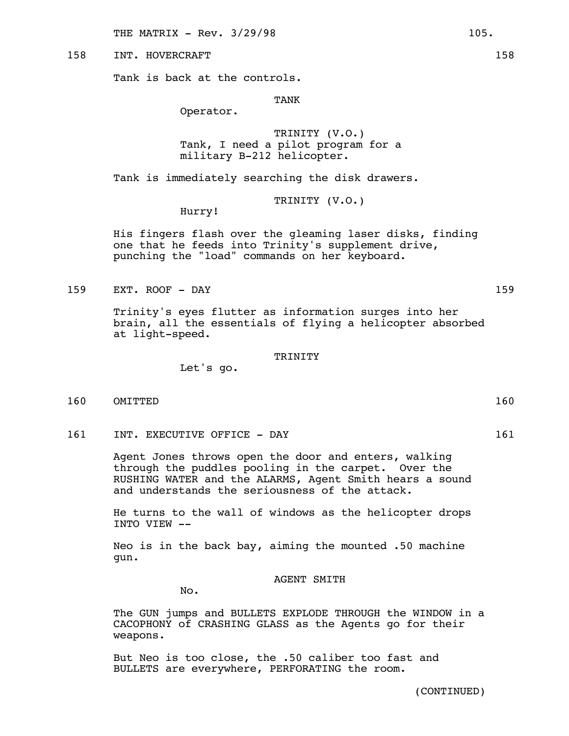158 INT. HOVERCRAFT 158

Tank is back at the controls.

TANK

Operator.

TRINITY (V.O.)

Tank, I need a pilot program for a military B-212 helicopter.

Tank is immediately searching the disk drawers.

TRINITY (V.O.)

Hurry!

His fingers flash over the gleaming laser disks, finding one that he feeds into Trinity's supplement drive, punching the "load" commands on her keyboard.

159 EXT. ROOF - DAY 159

Trinity's eyes flutter as information surges into her brain, all the essentials of flying a helicopter absorbed at light-speed.

TRINITY

Let's go.

160 OMITTED 160

161 INT. EXECUTIVE OFFICE - DAY 161

Agent Jones throws open the door and enters, walking through the puddles pooling in the carpet. Over the RUSHING WATER and the ALARMS, Agent Smith hears a sound and understands the seriousness of the attack.

He turns to the wall of windows as the helicopter drops INTO VIEW --

Neo is in the back bay, aiming the mounted .50 machine gun.

AGENT SMITH

No.

The GUN jumps and BULLETS EXPLODE THROUGH the WINDOW in a CACOPHONY of CRASHING GLASS as the Agents go for their weapons.

But Neo is too close, the .50 caliber too fast and BULLETS are everywhere, PERFORATING the room.

(CONTINUED)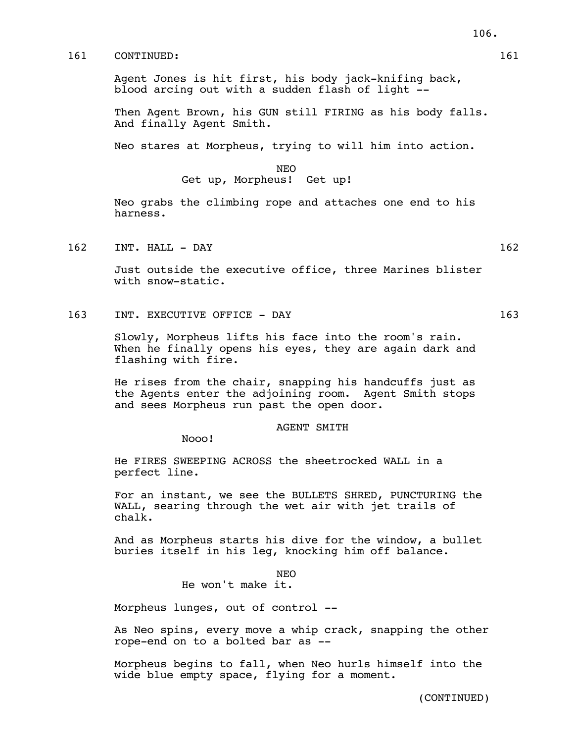161 CONTINUED: 161

Agent Jones is hit first, his body jack-knifing back, blood arcing out with a sudden flash of light --

Then Agent Brown, his GUN still FIRING as his body falls. And finally Agent Smith.

Neo stares at Morpheus, trying to will him into action.

NEO

Get up, Morpheus! Get up!

Neo grabs the climbing rope and attaches one end to his harness.

162 INT. HALL - DAY 162

Just outside the executive office, three Marines blister with snow-static.

163 INT. EXECUTIVE OFFICE - DAY 163

Slowly, Morpheus lifts his face into the room's rain. When he finally opens his eyes, they are again dark and flashing with fire.

He rises from the chair, snapping his handcuffs just as the Agents enter the adjoining room. Agent Smith stops and sees Morpheus run past the open door.

AGENT SMITH

Nooo!

He FIRES SWEEPING ACROSS the sheetrocked WALL in a perfect line.

For an instant, we see the BULLETS SHRED, PUNCTURING the WALL, searing through the wet air with jet trails of chalk.

And as Morpheus starts his dive for the window, a bullet buries itself in his leg, knocking him off balance.

NEO

He won't make it.

Morpheus lunges, out of control --

As Neo spins, every move a whip crack, snapping the other rope-end on to a bolted bar as --

Morpheus begins to fall, when Neo hurls himself into the wide blue empty space, flying for a moment.

(CONTINUED)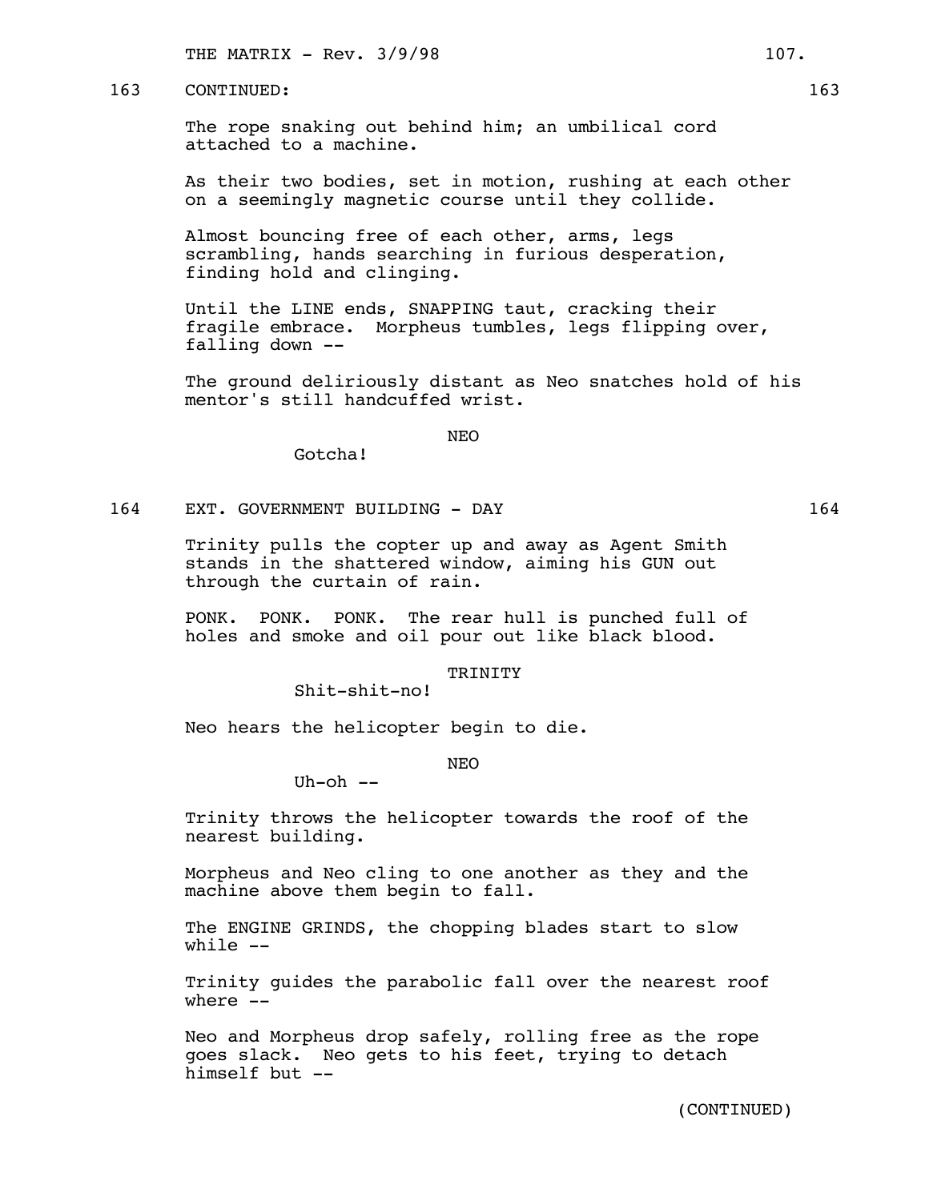163 CONTINUED: 163

The rope snaking out behind him; an umbilical cord attached to a machine.

As their two bodies, set in motion, rushing at each other on a seemingly magnetic course until they collide.

Almost bouncing free of each other, arms, legs scrambling, hands searching in furious desperation, finding hold and clinging.

Until the LINE ends, SNAPPING taut, cracking their fragile embrace. Morpheus tumbles, legs flipping over, falling down --

The ground deliriously distant as Neo snatches hold of his mentor's still handcuffed wrist.

NEO

Gotcha!

164 EXT. GOVERNMENT BUILDING - DAY 164

Trinity pulls the copter up and away as Agent Smith stands in the shattered window, aiming his GUN out through the curtain of rain.

PONK. PONK. PONK. The rear hull is punched full of holes and smoke and oil pour out like black blood.

TRINITY

Shit-shit-no!

Neo hears the helicopter begin to die.

NEO

Uh-oh --

Trinity throws the helicopter towards the roof of the nearest building.

Morpheus and Neo cling to one another as they and the machine above them begin to fall.

The ENGINE GRINDS, the chopping blades start to slow while --

Trinity guides the parabolic fall over the nearest roof where --

Neo and Morpheus drop safely, rolling free as the rope goes slack. Neo gets to his feet, trying to detach himself but --

(CONTINUED)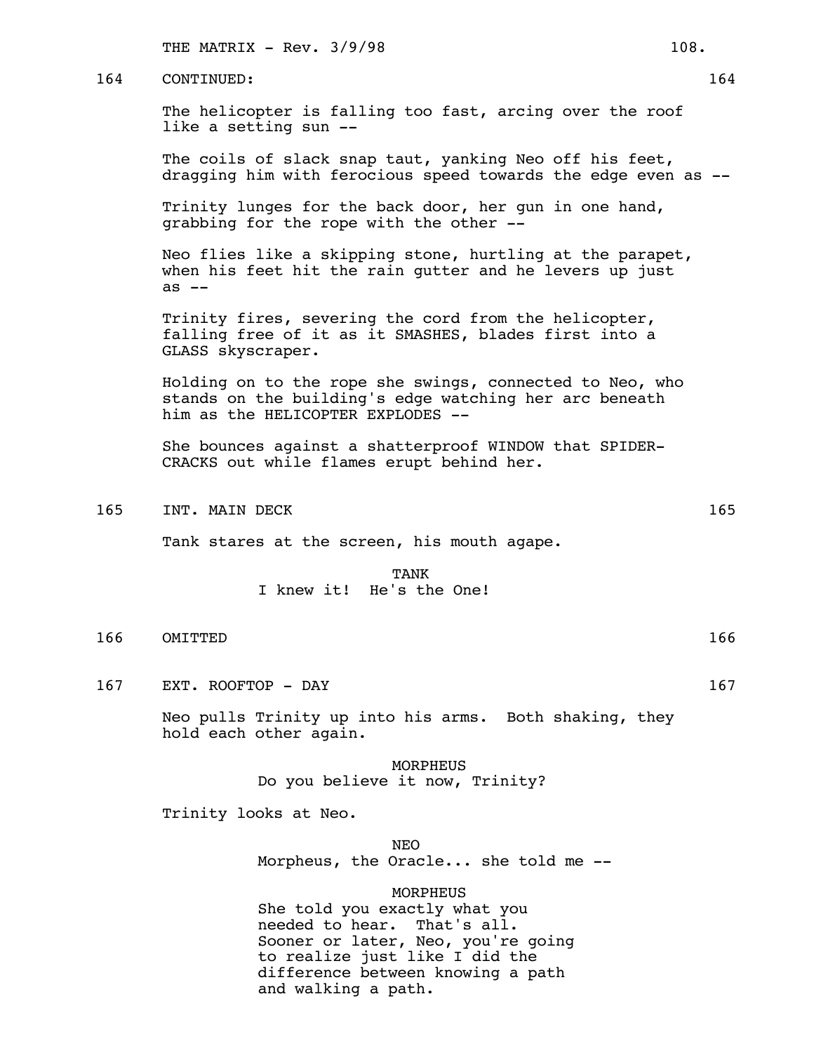164 CONTINUED: 164

The helicopter is falling too fast, arcing over the roof like a setting sun --

The coils of slack snap taut, yanking Neo off his feet, dragging him with ferocious speed towards the edge even as --

Trinity lunges for the back door, her gun in one hand, grabbing for the rope with the other --

Neo flies like a skipping stone, hurtling at the parapet, when his feet hit the rain gutter and he levers up just as --

Trinity fires, severing the cord from the helicopter, falling free of it as it SMASHES, blades first into a GLASS skyscraper.

Holding on to the rope she swings, connected to Neo, who stands on the building's edge watching her arc beneath him as the HELICOPTER EXPLODES --

She bounces against a shatterproof WINDOW that SPIDER-CRACKS out while flames erupt behind her.

165 INT. MAIN DECK 165

Tank stares at the screen, his mouth agape.

TANK
I knew it! He's the One!

166 OMITTED 166

167 EXT. ROOFTOP - DAY 167

Neo pulls Trinity up into his arms. Both shaking, they hold each other again.

MORPHEUS
Do you believe it now, Trinity?

Trinity looks at Neo.

NEO
Morpheus, the Oracle... she told me --

MORPHEUS
She told you exactly what you needed to hear. That's all. Sooner or later, Neo, you're going to realize just like I did the difference between knowing a path and walking a path.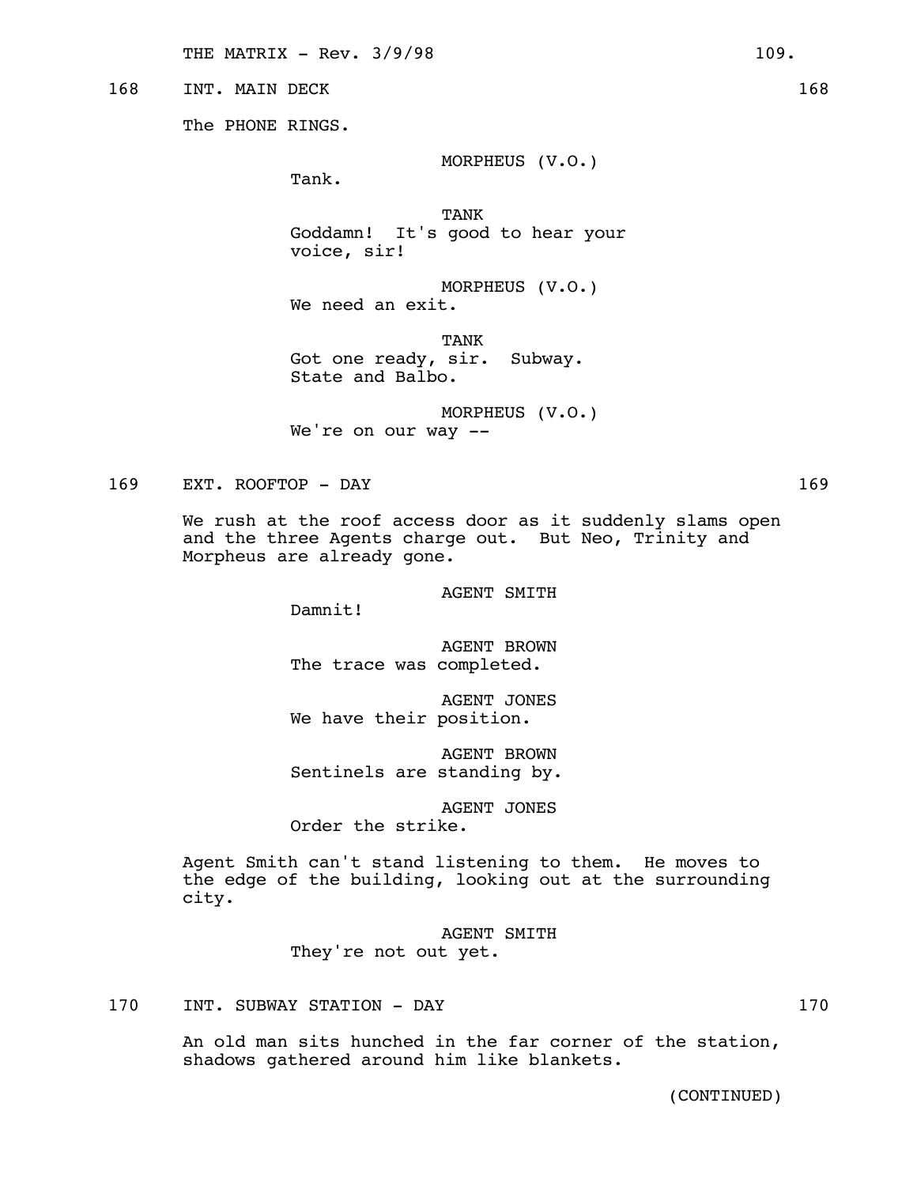168 INT. MAIN DECK 168

The PHONE RINGS.

MORPHEUS (V.O.)
Tank.

TANK
Goddamn! It's good to hear your voice, sir!

MORPHEUS (V.O.)
We need an exit.

TANK
Got one ready, sir. Subway. State and Balbo.

MORPHEUS (V.O.)
We're on our way --

169 EXT. ROOFTOP - DAY 169

We rush at the roof access door as it suddenly slams open and the three Agents charge out. But Neo, Trinity and Morpheus are already gone.

AGENT SMITH
Damnit!

AGENT BROWN
The trace was completed.

AGENT JONES
We have their position.

AGENT BROWN
Sentinels are standing by.

AGENT JONES
Order the strike.

Agent Smith can't stand listening to them. He moves to the edge of the building, looking out at the surrounding city.

AGENT SMITH
They're not out yet.

170 INT. SUBWAY STATION - DAY 170

An old man sits hunched in the far corner of the station, shadows gathered around him like blankets.

(CONTINUED)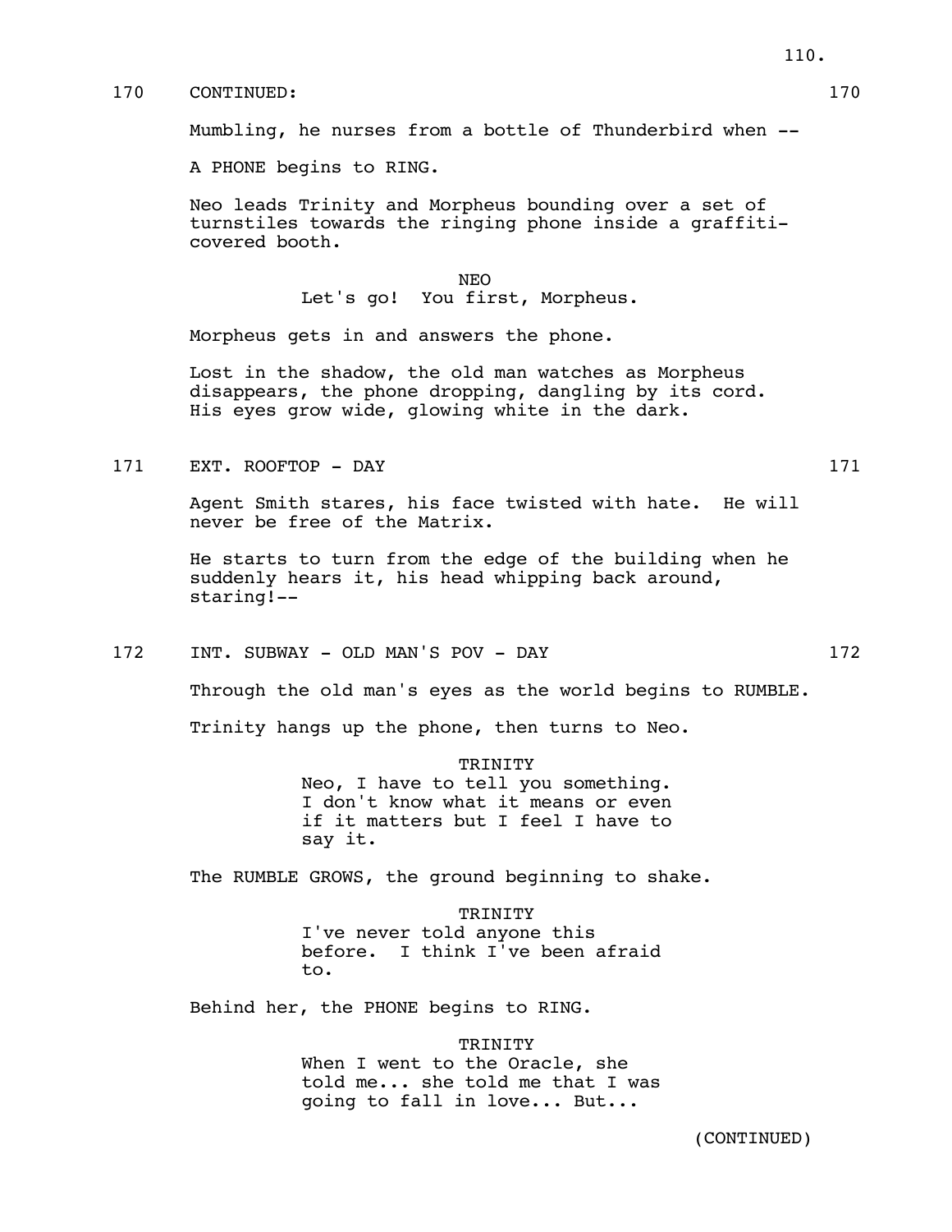170 CONTINUED: 170

Mumbling, he nurses from a bottle of Thunderbird when --

A PHONE begins to RING.

Neo leads Trinity and Morpheus bounding over a set of turnstiles towards the ringing phone inside a graffiti-covered booth.

NEO
Let's go! You first, Morpheus.

Morpheus gets in and answers the phone.

Lost in the shadow, the old man watches as Morpheus disappears, the phone dropping, dangling by its cord. His eyes grow wide, glowing white in the dark.

171 EXT. ROOFTOP - DAY 171

Agent Smith stares, his face twisted with hate. He will never be free of the Matrix.

He starts to turn from the edge of the building when he suddenly hears it, his head whipping back around, staring!--

172 INT. SUBWAY - OLD MAN'S POV - DAY 172

Through the old man's eyes as the world begins to RUMBLE.

Trinity hangs up the phone, then turns to Neo.

TRINITY
Neo, I have to tell you something. I don't know what it means or even if it matters but I feel I have to say it.

The RUMBLE GROWS, the ground beginning to shake.

TRINITY
I've never told anyone this before. I think I've been afraid to.

Behind her, the PHONE begins to RING.

TRINITY
When I went to the Oracle, she told me... she told me that I was going to fall in love... But...

(CONTINUED)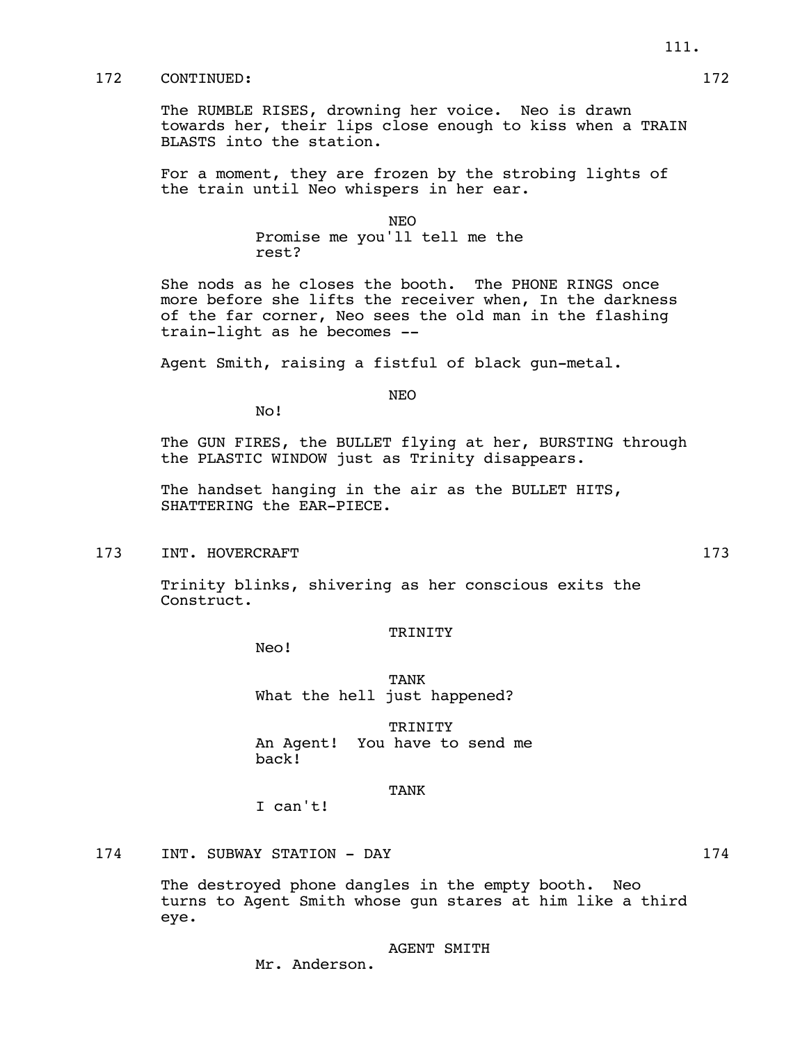172 CONTINUED: 172

The RUMBLE RISES, drowning her voice. Neo is drawn towards her, their lips close enough to kiss when a TRAIN BLASTS into the station.

For a moment, they are frozen by the strobing lights of the train until Neo whispers in her ear.

NEO
Promise me you'll tell me the rest?

She nods as he closes the booth. The PHONE RINGS once more before she lifts the receiver when, In the darkness of the far corner, Neo sees the old man in the flashing train-light as he becomes --

Agent Smith, raising a fistful of black gun-metal.

NEO
No!

The GUN FIRES, the BULLET flying at her, BURSTING through the PLASTIC WINDOW just as Trinity disappears.

The handset hanging in the air as the BULLET HITS, SHATTERING the EAR-PIECE.

173 INT. HOVERCRAFT 173

Trinity blinks, shivering as her conscious exits the Construct.

TRINITY
Neo!

TANK
What the hell just happened?

TRINITY
An Agent! You have to send me back!

TANK
I can't!

174 INT. SUBWAY STATION - DAY 174

The destroyed phone dangles in the empty booth. Neo turns to Agent Smith whose gun stares at him like a third eye.

AGENT SMITH
Mr. Anderson.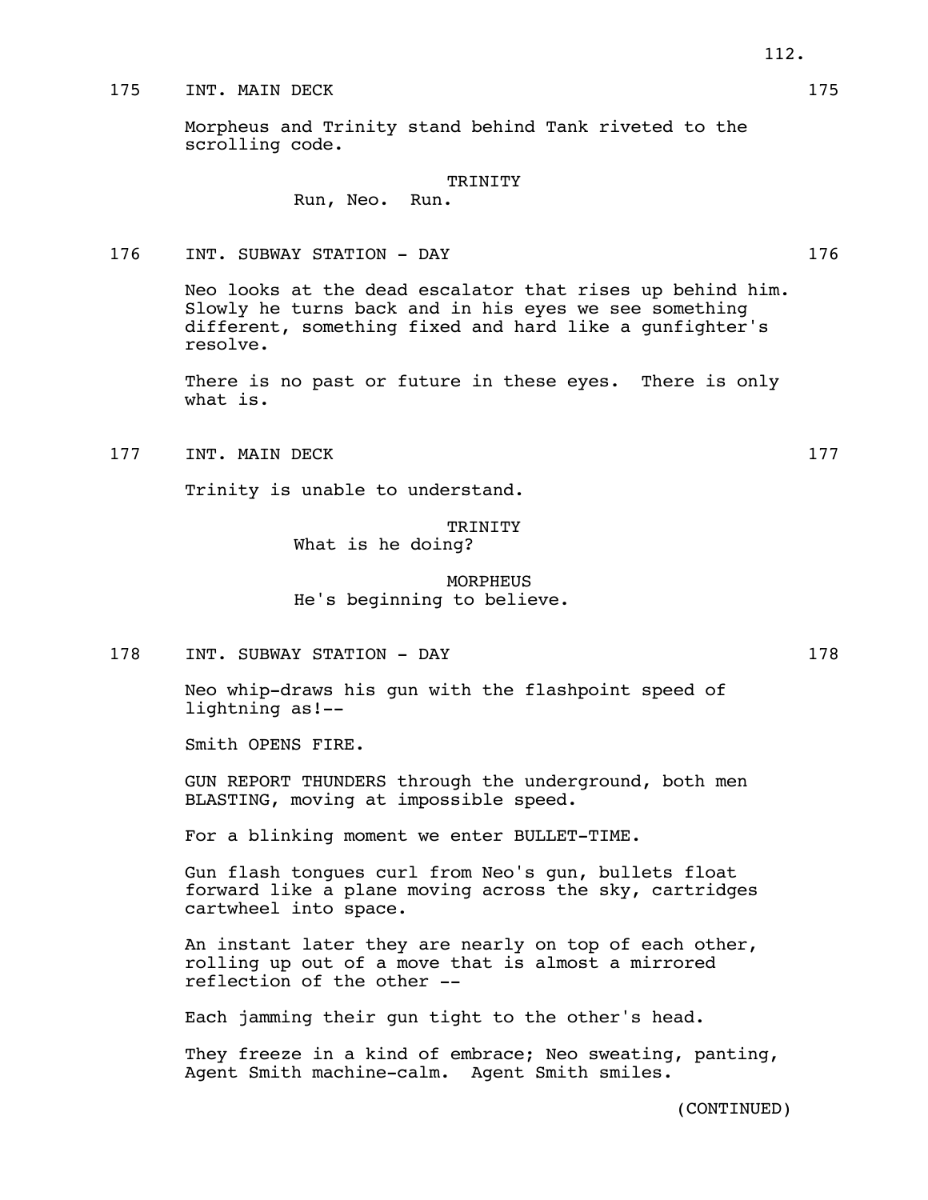175 INT. MAIN DECK 175

Morpheus and Trinity stand behind Tank riveted to the scrolling code.

TRINITY
Run, Neo. Run.

176 INT. SUBWAY STATION - DAY 176

Neo looks at the dead escalator that rises up behind him. Slowly he turns back and in his eyes we see something different, something fixed and hard like a gunfighter's resolve.

There is no past or future in these eyes. There is only what is.

177 INT. MAIN DECK 177

Trinity is unable to understand.

TRINITY
What is he doing?

MORPHEUS
He's beginning to believe.

178 INT. SUBWAY STATION - DAY 178

Neo whip-draws his gun with the flashpoint speed of lightning as!--

Smith OPENS FIRE.

GUN REPORT THUNDERS through the underground, both men BLASTING, moving at impossible speed.

For a blinking moment we enter BULLET-TIME.

Gun flash tongues curl from Neo's gun, bullets float forward like a plane moving across the sky, cartridges cartwheel into space.

An instant later they are nearly on top of each other, rolling up out of a move that is almost a mirrored reflection of the other --

Each jamming their gun tight to the other's head.

They freeze in a kind of embrace; Neo sweating, panting, Agent Smith machine-calm. Agent Smith smiles.

(CONTINUED)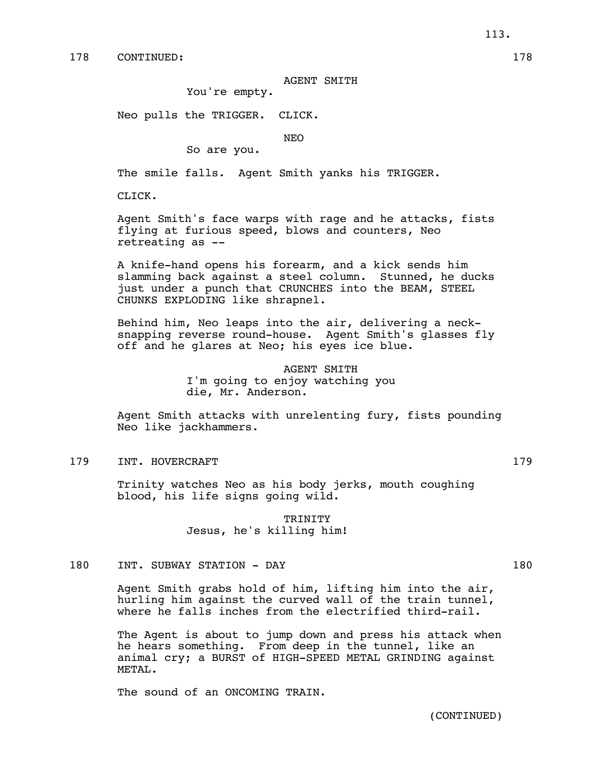178 CONTINUED: 178

AGENT SMITH
You're empty.

Neo pulls the TRIGGER. CLICK.

NEO
So are you.

The smile falls. Agent Smith yanks his TRIGGER.

CLICK.

Agent Smith's face warps with rage and he attacks, fists flying at furious speed, blows and counters, Neo retreating as --

A knife-hand opens his forearm, and a kick sends him slamming back against a steel column. Stunned, he ducks just under a punch that CRUNCHES into the BEAM, STEEL CHUNKS EXPLODING like shrapnel.

Behind him, Neo leaps into the air, delivering a neck-snapping reverse round-house. Agent Smith's glasses fly off and he glares at Neo; his eyes ice blue.

AGENT SMITH
I'm going to enjoy watching you die, Mr. Anderson.

Agent Smith attacks with unrelenting fury, fists pounding Neo like jackhammers.

179 INT. HOVERCRAFT 179

Trinity watches Neo as his body jerks, mouth coughing blood, his life signs going wild.

TRINITY
Jesus, he's killing him!

180 INT. SUBWAY STATION - DAY 180

Agent Smith grabs hold of him, lifting him into the air, hurling him against the curved wall of the train tunnel, where he falls inches from the electrified third-rail.

The Agent is about to jump down and press his attack when he hears something. From deep in the tunnel, like an animal cry; a BURST of HIGH-SPEED METAL GRINDING against METAL.

The sound of an ONCOMING TRAIN.

(CONTINUED)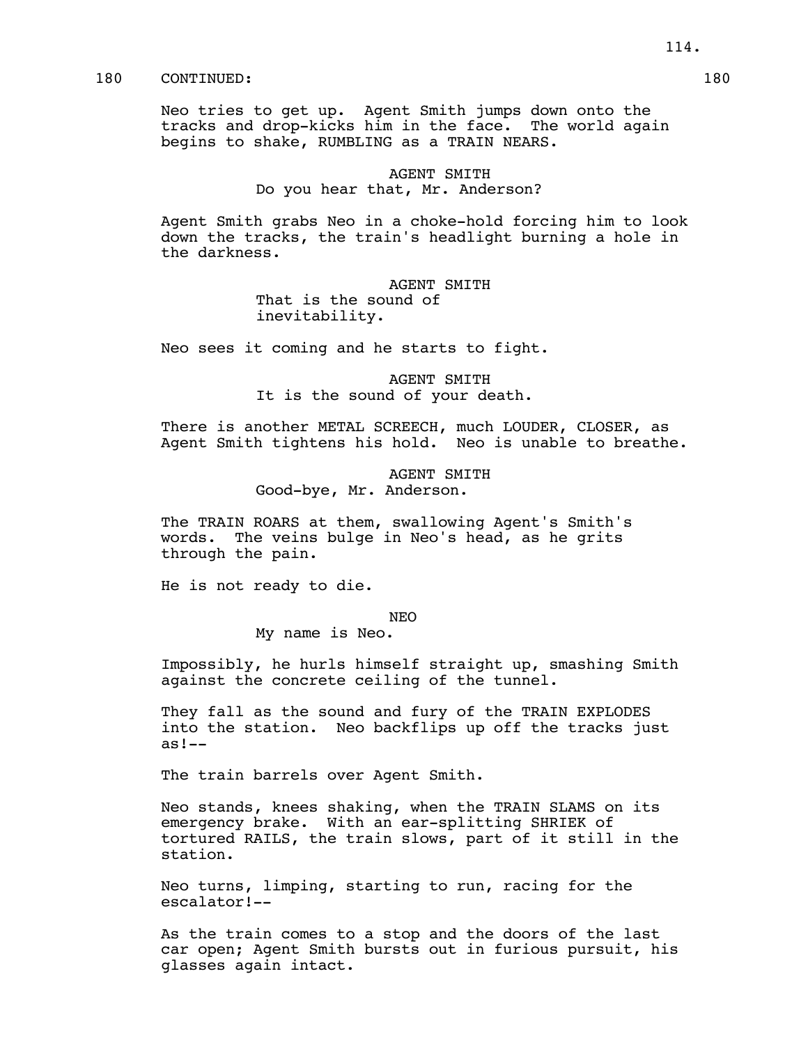180 CONTINUED: 180

Neo tries to get up. Agent Smith jumps down onto the tracks and drop-kicks him in the face. The world again begins to shake, RUMBLING as a TRAIN NEARS.

AGENT SMITH
Do you hear that, Mr. Anderson?

Agent Smith grabs Neo in a choke-hold forcing him to look down the tracks, the train's headlight burning a hole in the darkness.

AGENT SMITH
That is the sound of inevitability.

Neo sees it coming and he starts to fight.

AGENT SMITH
It is the sound of your death.

There is another METAL SCREECH, much LOUDER, CLOSER, as Agent Smith tightens his hold. Neo is unable to breathe.

AGENT SMITH
Good-bye, Mr. Anderson.

The TRAIN ROARS at them, swallowing Agent's Smith's words. The veins bulge in Neo's head, as he grits through the pain.

He is not ready to die.

NEO
My name is Neo.

Impossibly, he hurls himself straight up, smashing Smith against the concrete ceiling of the tunnel.

They fall as the sound and fury of the TRAIN EXPLODES into the station. Neo backflips up off the tracks just as!--

The train barrels over Agent Smith.

Neo stands, knees shaking, when the TRAIN SLAMS on its emergency brake. With an ear-splitting SHRIEK of tortured RAILS, the train slows, part of it still in the station.

Neo turns, limping, starting to run, racing for the escalator!--

As the train comes to a stop and the doors of the last car open; Agent Smith bursts out in furious pursuit, his glasses again intact.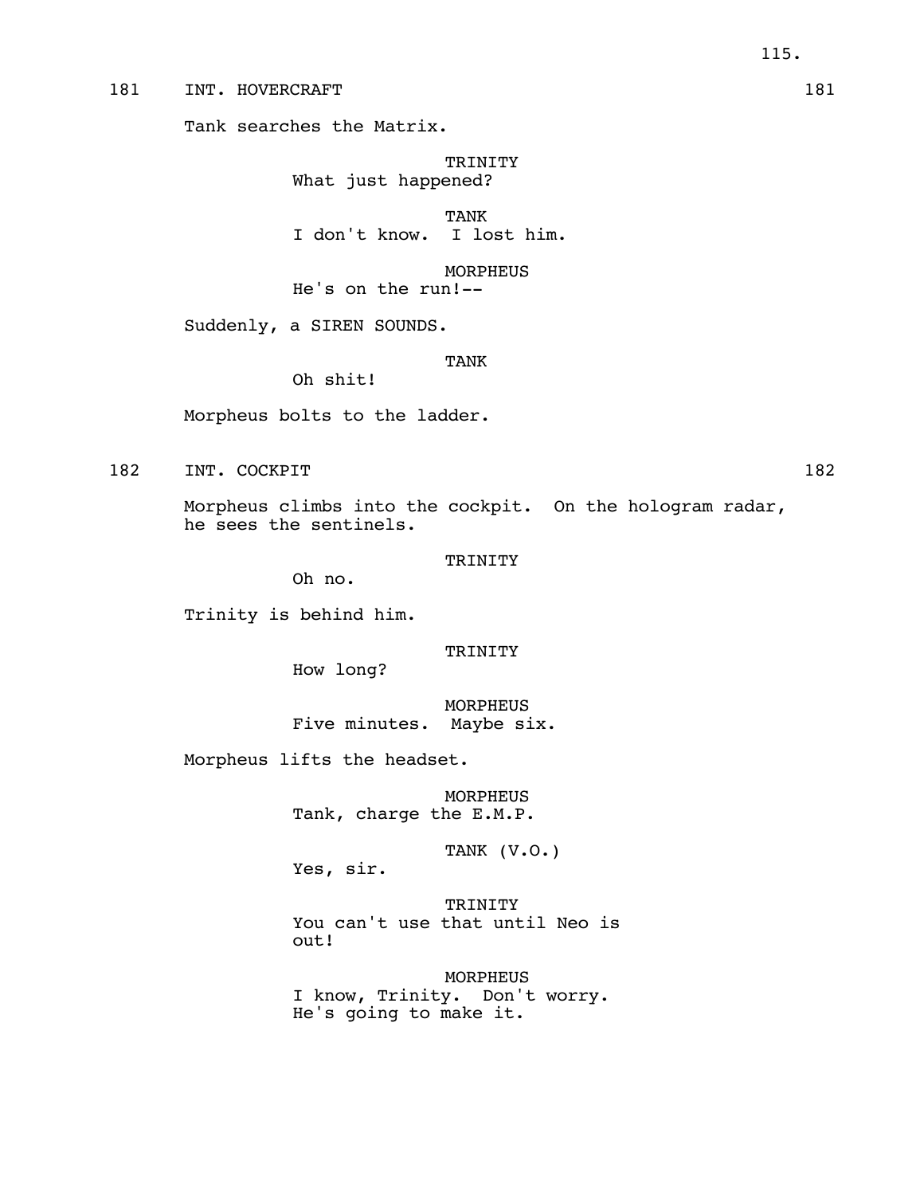181 INT. HOVERCRAFT 181

Tank searches the Matrix.

TRINITY
What just happened?

TANK
I don't know. I lost him.

MORPHEUS
He's on the run!--

Suddenly, a SIREN SOUNDS.

TANK
Oh shit!

Morpheus bolts to the ladder.

182 INT. COCKPIT 182

Morpheus climbs into the cockpit. On the hologram radar, he sees the sentinels.

TRINITY
Oh no.

Trinity is behind him.

TRINITY
How long?

MORPHEUS
Five minutes. Maybe six.

Morpheus lifts the headset.

MORPHEUS
Tank, charge the E.M.P.

TANK (V.O.)
Yes, sir.

TRINITY
You can't use that until Neo is out!

MORPHEUS
I know, Trinity. Don't worry. He's going to make it.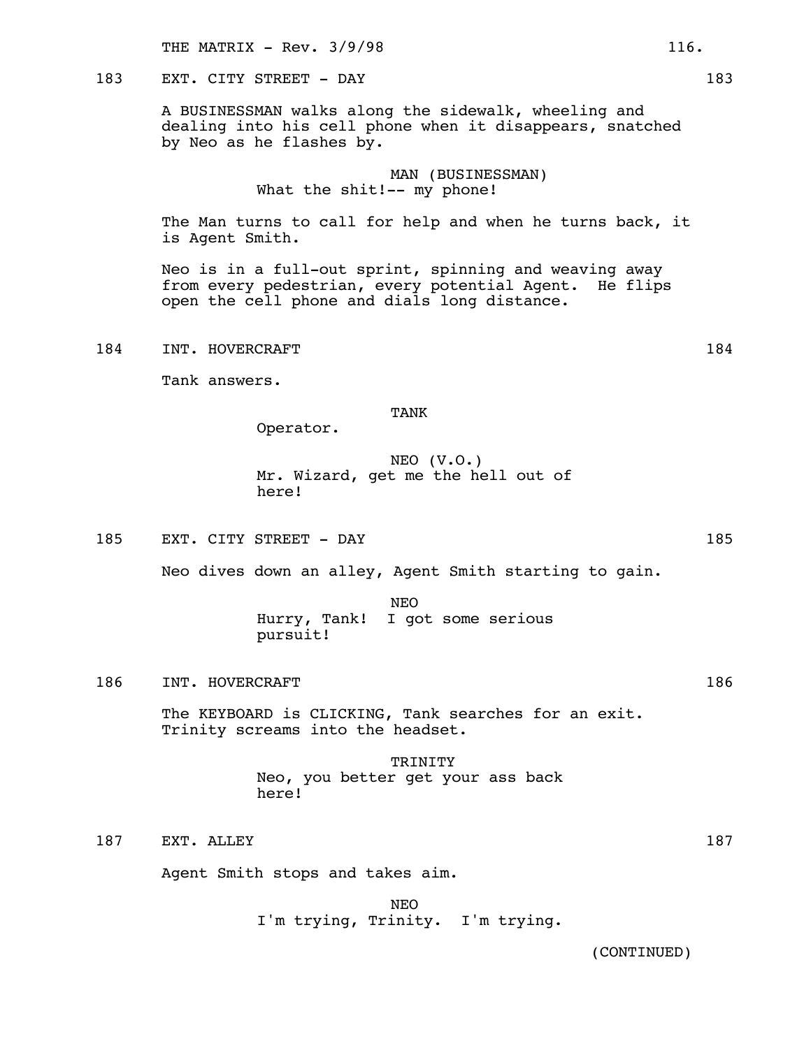183 EXT. CITY STREET - DAY 183

A BUSINESSMAN walks along the sidewalk, wheeling and dealing into his cell phone when it disappears, snatched by Neo as he flashes by.

MAN (BUSINESSMAN)
What the shit!-- my phone!

The Man turns to call for help and when he turns back, it is Agent Smith.

Neo is in a full-out sprint, spinning and weaving away from every pedestrian, every potential Agent. He flips open the cell phone and dials long distance.

184 INT. HOVERCRAFT 184

Tank answers.

TANK
Operator.

NEO (V.O.)
Mr. Wizard, get me the hell out of here!

185 EXT. CITY STREET - DAY 185

Neo dives down an alley, Agent Smith starting to gain.

NEO
Hurry, Tank! I got some serious pursuit!

186 INT. HOVERCRAFT 186

The KEYBOARD is CLICKING, Tank searches for an exit. Trinity screams into the headset.

TRINITY
Neo, you better get your ass back here!

187 EXT. ALLEY 187

Agent Smith stops and takes aim.

NEO
I'm trying, Trinity. I'm trying.

(CONTINUED)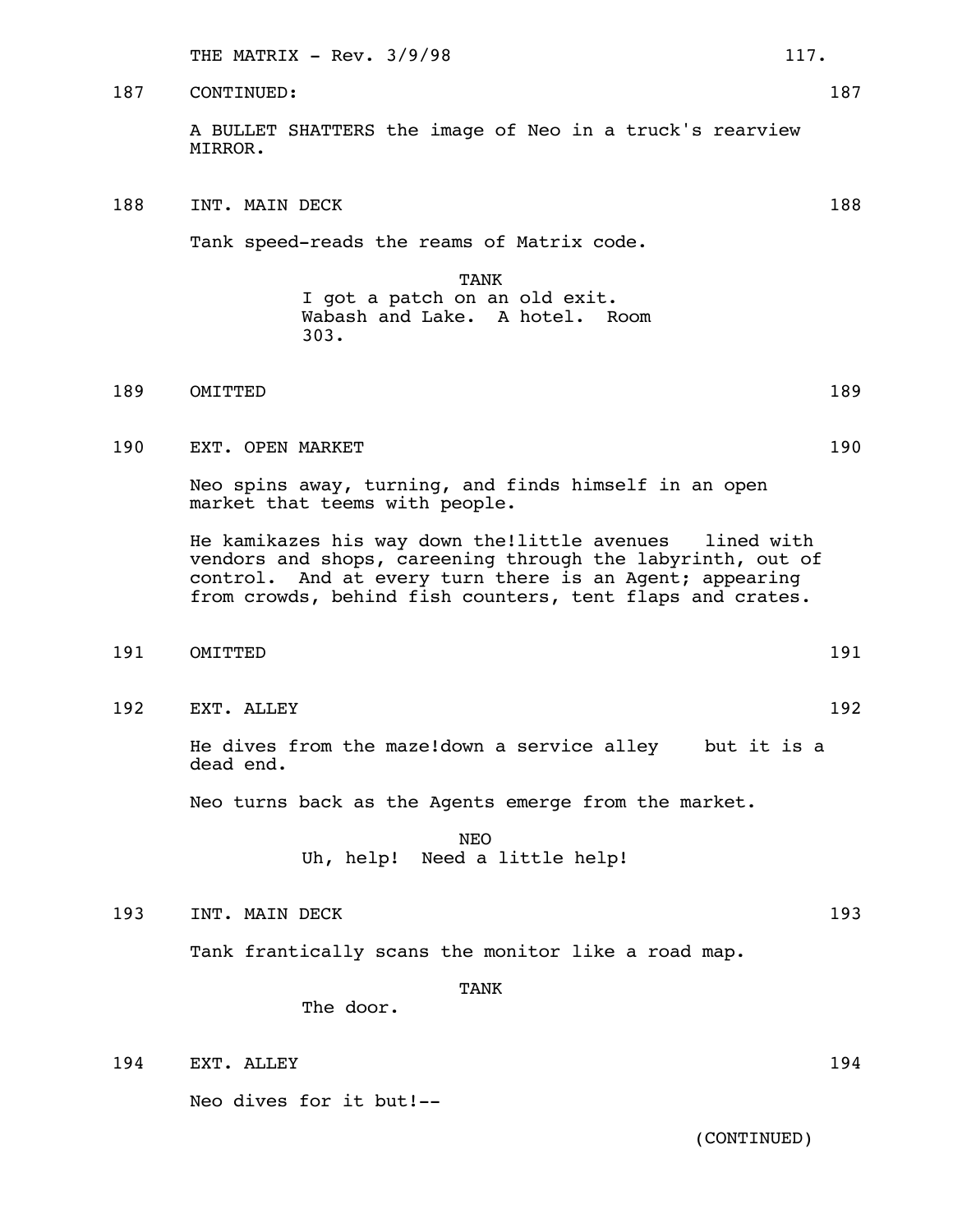187 CONTINUED: 187

A BULLET SHATTERS the image of Neo in a truck's rearview MIRROR.

188 INT. MAIN DECK 188

Tank speed-reads the reams of Matrix code.

TANK
I got a patch on an old exit. Wabash and Lake. A hotel. Room 303.

189 OMITTED 189

190 EXT. OPEN MARKET 190

Neo spins away, turning, and finds himself in an open market that teems with people.

He kamikazes his way down the!little avenues lined with vendors and shops, careening through the labyrinth, out of control. And at every turn there is an Agent; appearing from crowds, behind fish counters, tent flaps and crates.

191 OMITTED 191

192 EXT. ALLEY 192

He dives from the maze!down a service alley but it is a dead end.

Neo turns back as the Agents emerge from the market.

NEO
Uh, help! Need a little help!

193 INT. MAIN DECK 193

Tank frantically scans the monitor like a road map.

TANK
The door.

194 EXT. ALLEY 194

Neo dives for it but!--

(CONTINUED)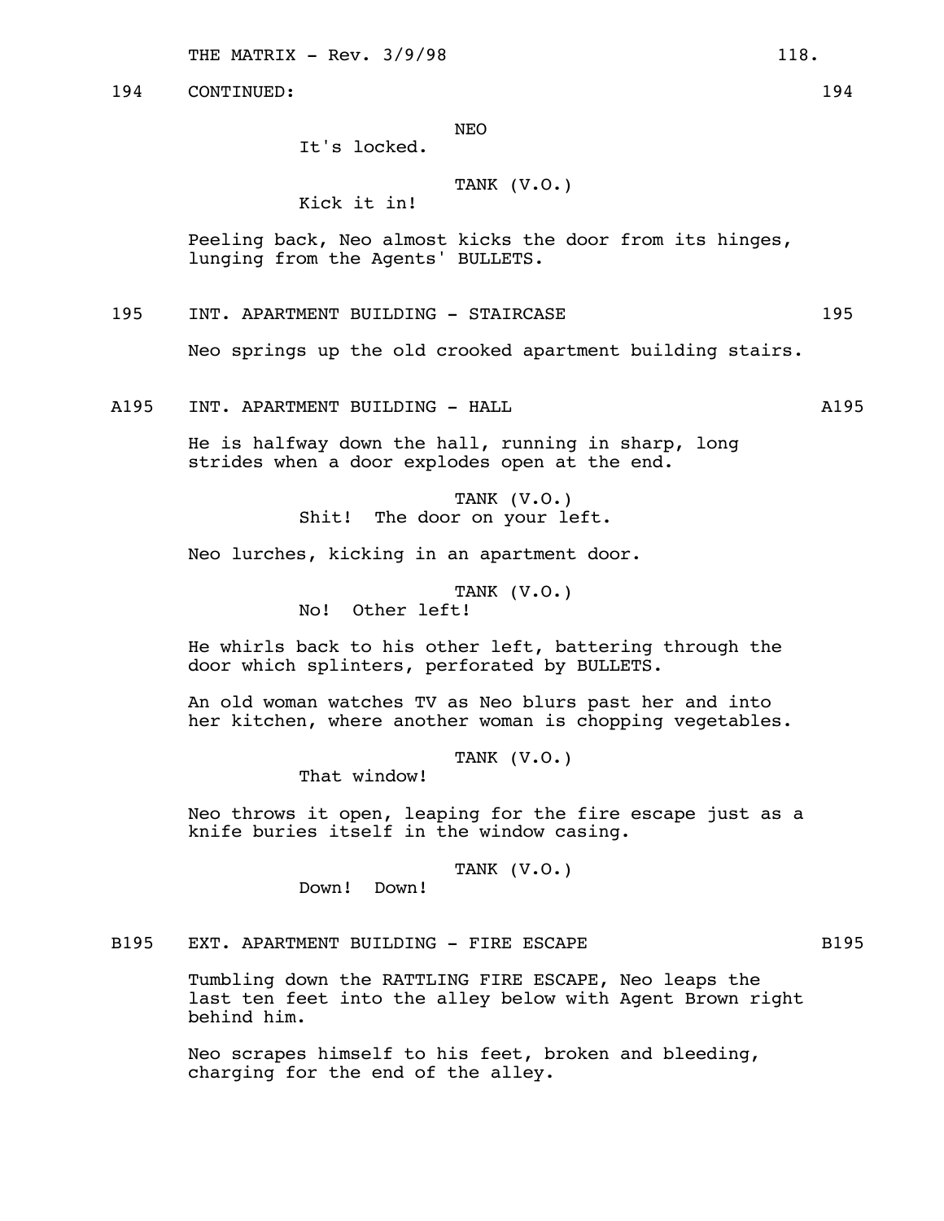194 CONTINUED: 194

NEO
It's locked.

TANK (V.O.)
Kick it in!

Peeling back, Neo almost kicks the door from its hinges, lunging from the Agents' BULLETS.

195 INT. APARTMENT BUILDING - STAIRCASE 195

Neo springs up the old crooked apartment building stairs.

A195 INT. APARTMENT BUILDING - HALL A195

He is halfway down the hall, running in sharp, long strides when a door explodes open at the end.

TANK (V.O.)
Shit! The door on your left.

Neo lurches, kicking in an apartment door.

TANK (V.O.)
No! Other left!

He whirls back to his other left, battering through the door which splinters, perforated by BULLETS.

An old woman watches TV as Neo blurs past her and into her kitchen, where another woman is chopping vegetables.

TANK (V.O.)
That window!

Neo throws it open, leaping for the fire escape just as a knife buries itself in the window casing.

TANK (V.O.)
Down! Down!

B195 EXT. APARTMENT BUILDING - FIRE ESCAPE B195

Tumbling down the RATTLING FIRE ESCAPE, Neo leaps the last ten feet into the alley below with Agent Brown right behind him.

Neo scrapes himself to his feet, broken and bleeding, charging for the end of the alley.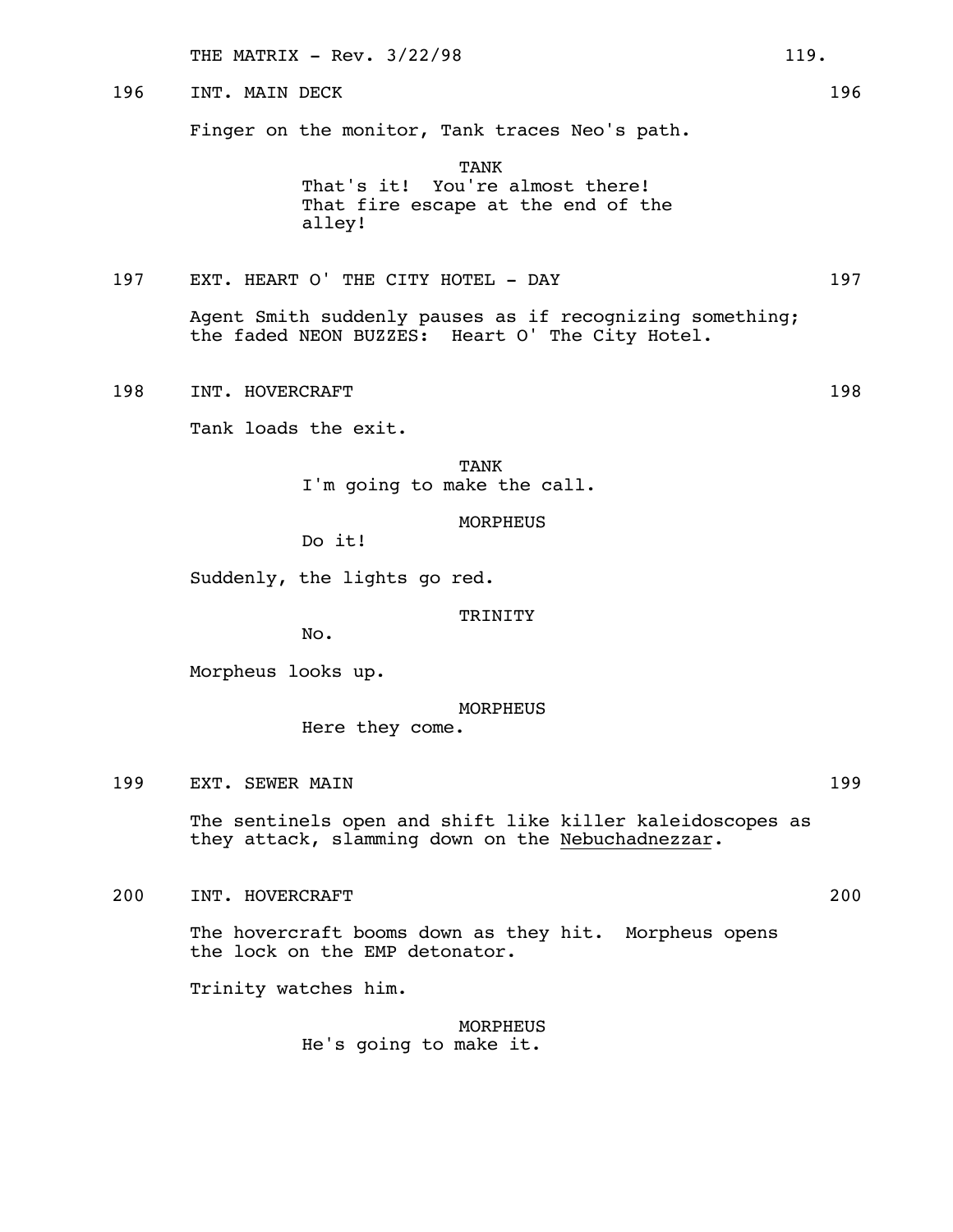196 INT. MAIN DECK 196

Finger on the monitor, Tank traces Neo's path.

TANK
That's it! You're almost there! That fire escape at the end of the alley!

197 EXT. HEART O' THE CITY HOTEL - DAY 197

Agent Smith suddenly pauses as if recognizing something; the faded NEON BUZZES: Heart O' The City Hotel.

198 INT. HOVERCRAFT 198

Tank loads the exit.

TANK
I'm going to make the call.

MORPHEUS
Do it!

Suddenly, the lights go red.

TRINITY
No.

Morpheus looks up.

MORPHEUS
Here they come.

199 EXT. SEWER MAIN 199

The sentinels open and shift like killer kaleidoscopes as they attack, slamming down on the _Nebuchadnezzar_.

200 INT. HOVERCRAFT 200

The hovercraft booms down as they hit. Morpheus opens the lock on the EMP detonator.

Trinity watches him.

MORPHEUS
He's going to make it.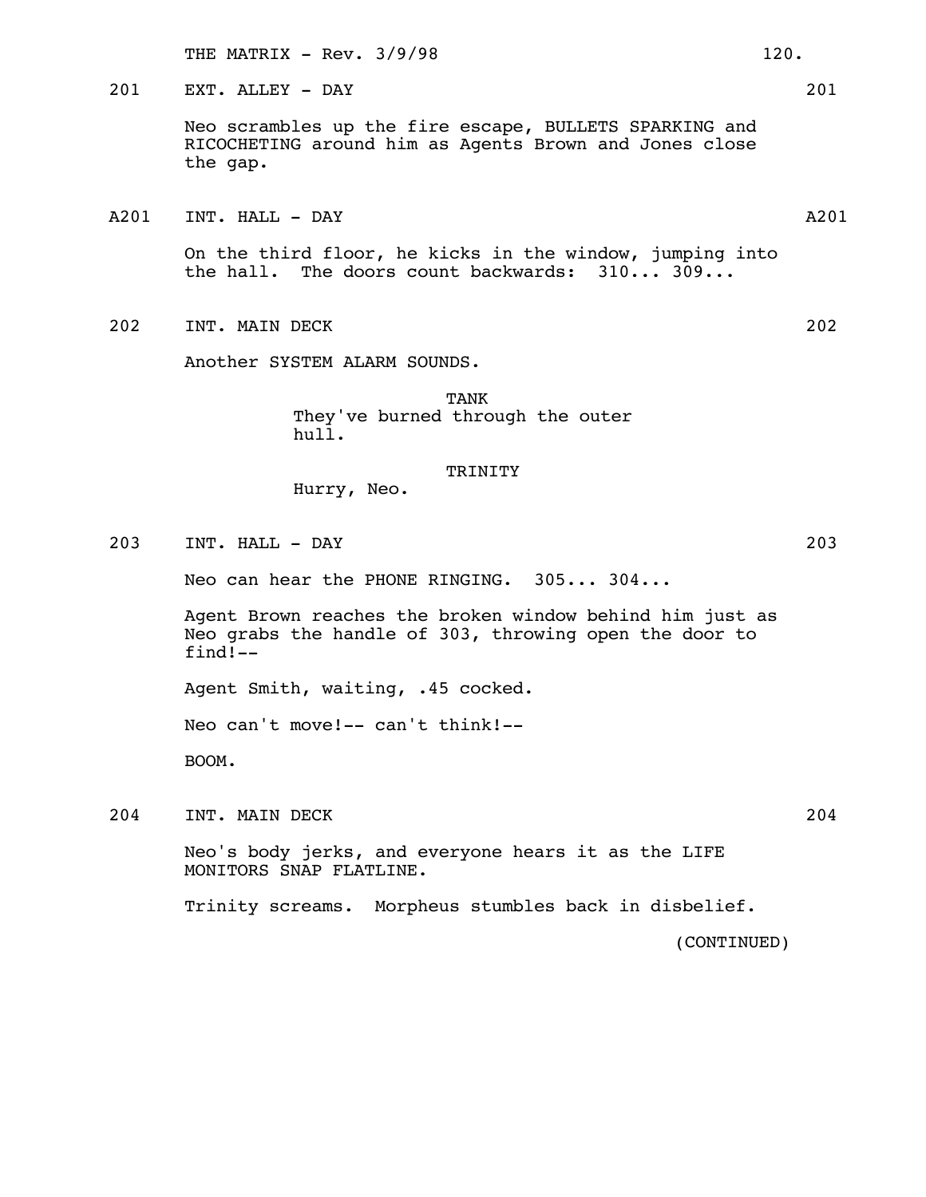201 EXT. ALLEY - DAY 201

Neo scrambles up the fire escape, BULLETS SPARKING and RICOCHETING around him as Agents Brown and Jones close the gap.

A201 INT. HALL - DAY A201

On the third floor, he kicks in the window, jumping into the hall. The doors count backwards: 310... 309...

202 INT. MAIN DECK 202

Another SYSTEM ALARM SOUNDS.

TANK
They've burned through the outer hull.

TRINITY
Hurry, Neo.

203 INT. HALL - DAY 203

Neo can hear the PHONE RINGING. 305... 304...

Agent Brown reaches the broken window behind him just as Neo grabs the handle of 303, throwing open the door to find!--

Agent Smith, waiting, .45 cocked.

Neo can't move!-- can't think!--

BOOM.

204 INT. MAIN DECK 204

Neo's body jerks, and everyone hears it as the LIFE MONITORS SNAP FLATLINE.

Trinity screams. Morpheus stumbles back in disbelief.

(CONTINUED)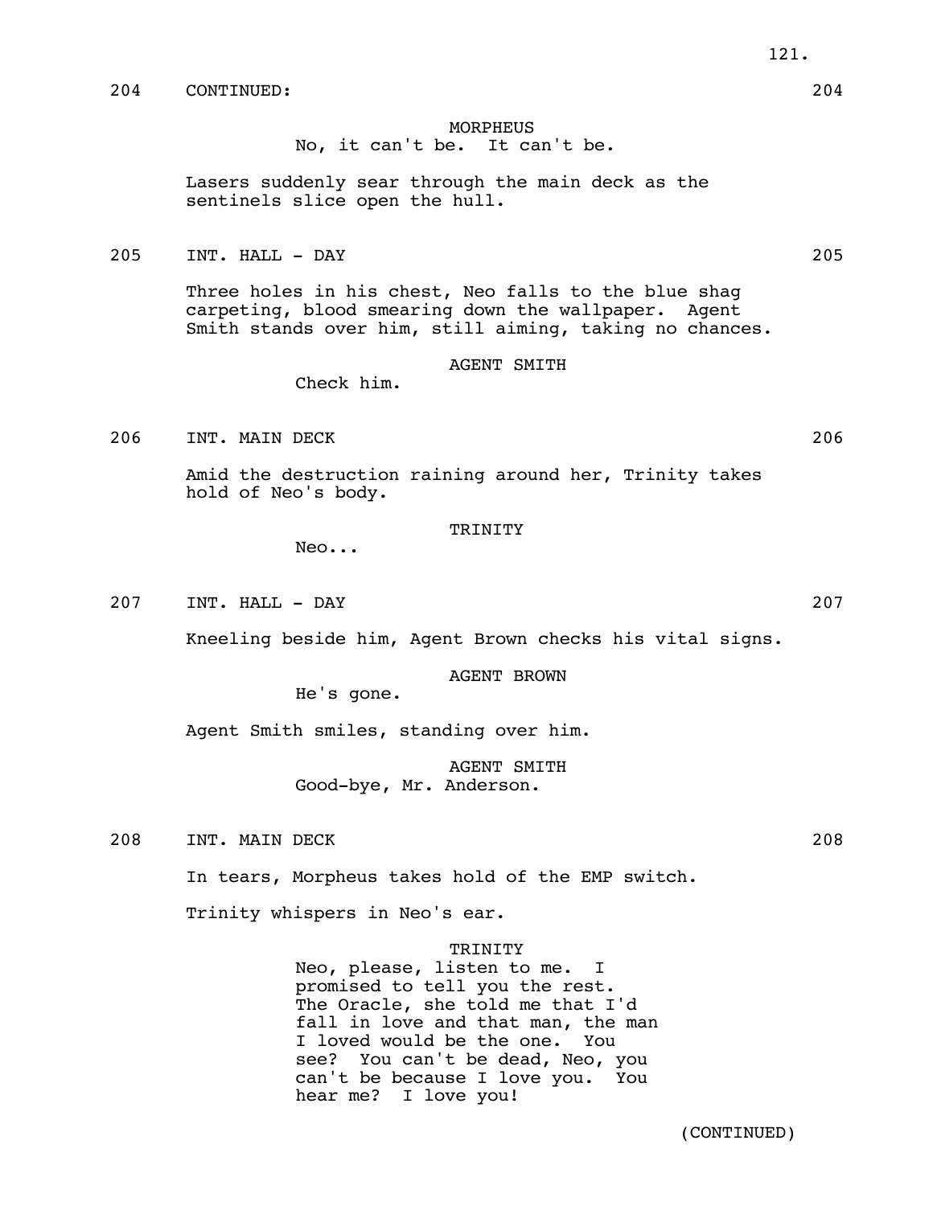204 CONTINUED: 204

MORPHEUS
No, it can't be. It can't be.

Lasers suddenly sear through the main deck as the sentinels slice open the hull.

205 INT. HALL - DAY 205

Three holes in his chest, Neo falls to the blue shag carpeting, blood smearing down the wallpaper. Agent Smith stands over him, still aiming, taking no chances.

AGENT SMITH
Check him.

206 INT. MAIN DECK 206

Amid the destruction raining around her, Trinity takes hold of Neo's body.

TRINITY
Neo...

207 INT. HALL - DAY 207

Kneeling beside him, Agent Brown checks his vital signs.

AGENT BROWN
He's gone.

Agent Smith smiles, standing over him.

AGENT SMITH
Good-bye, Mr. Anderson.

208 INT. MAIN DECK 208

In tears, Morpheus takes hold of the EMP switch.

Trinity whispers in Neo's ear.

TRINITY
Neo, please, listen to me. I promised to tell you the rest. The Oracle, she told me that I'd fall in love and that man, the man I loved would be the one. You see? You can't be dead, Neo, you can't be because I love you. You hear me? I love you!

(CONTINUED)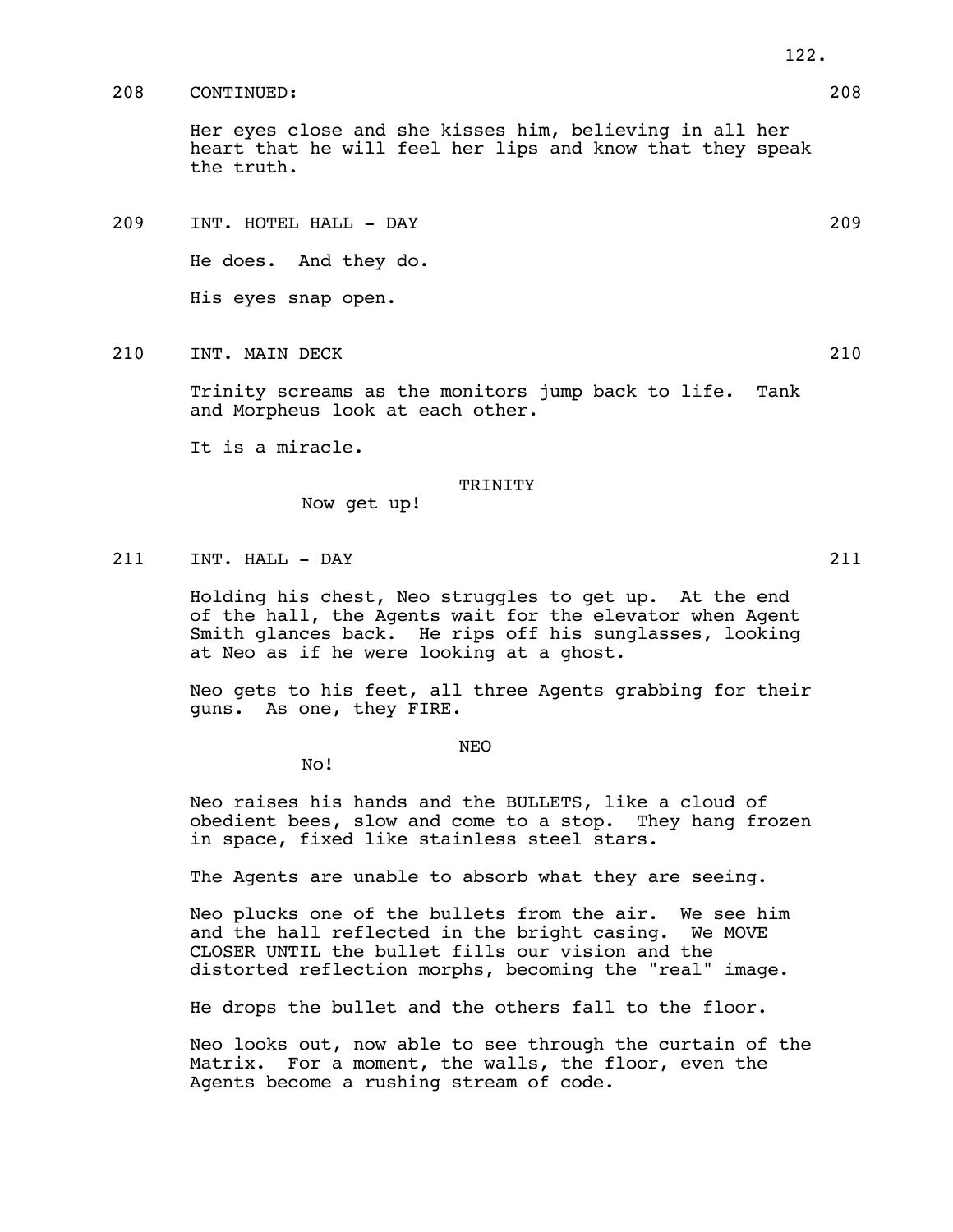208 CONTINUED: 208

Her eyes close and she kisses him, believing in all her heart that he will feel her lips and know that they speak the truth.

209 INT. HOTEL HALL - DAY 209

He does. And they do.

His eyes snap open.

210 INT. MAIN DECK 210

Trinity screams as the monitors jump back to life. Tank and Morpheus look at each other.

It is a miracle.

TRINITY

Now get up!

211 INT. HALL - DAY 211

Holding his chest, Neo struggles to get up. At the end of the hall, the Agents wait for the elevator when Agent Smith glances back. He rips off his sunglasses, looking at Neo as if he were looking at a ghost.

Neo gets to his feet, all three Agents grabbing for their guns. As one, they FIRE.

NEO

No!

Neo raises his hands and the BULLETS, like a cloud of obedient bees, slow and come to a stop. They hang frozen in space, fixed like stainless steel stars.

The Agents are unable to absorb what they are seeing.

Neo plucks one of the bullets from the air. We see him and the hall reflected in the bright casing. We MOVE CLOSER UNTIL the bullet fills our vision and the distorted reflection morphs, becoming the "real" image.

He drops the bullet and the others fall to the floor.

Neo looks out, now able to see through the curtain of the Matrix. For a moment, the walls, the floor, even the Agents become a rushing stream of code.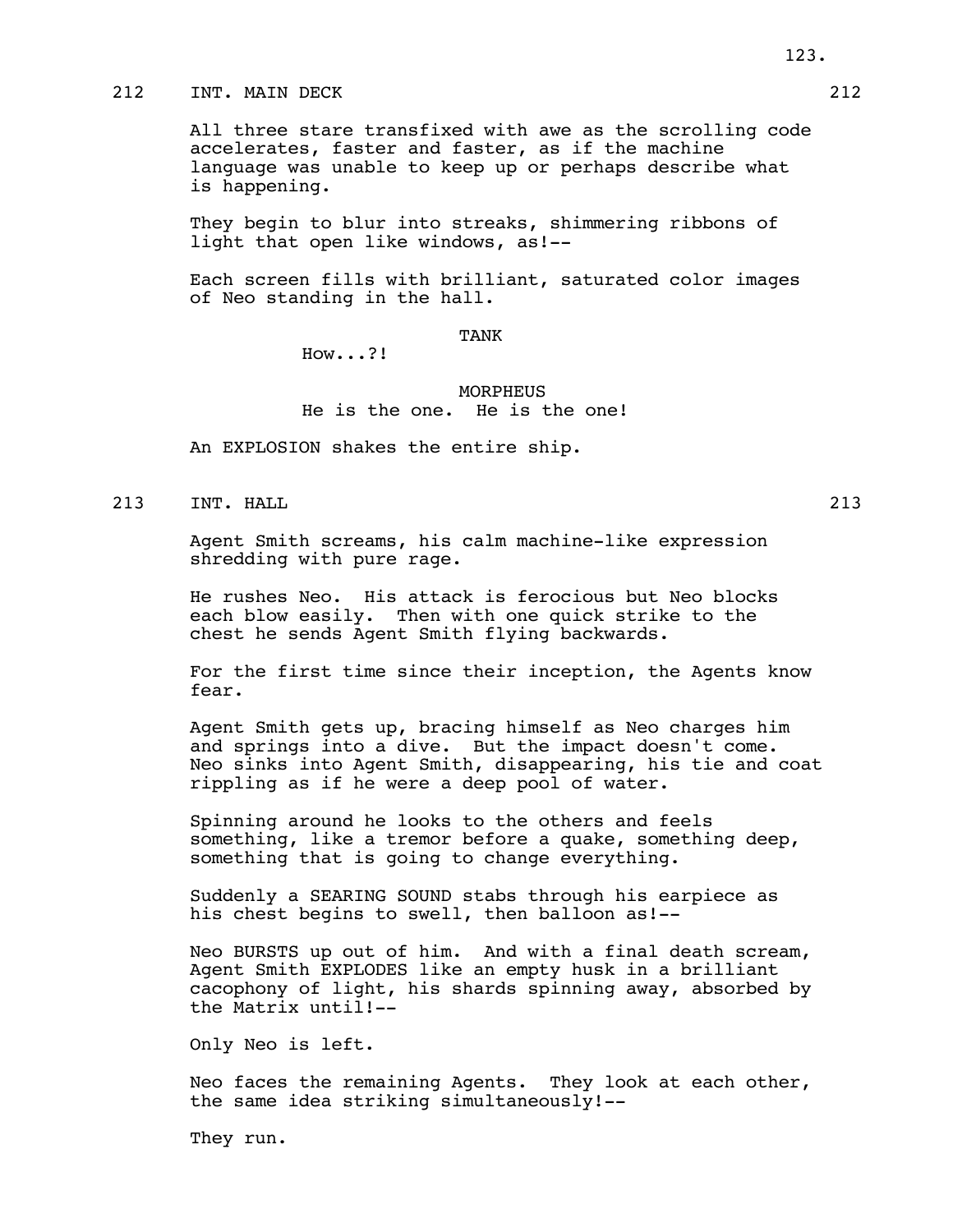212 INT. MAIN DECK 212

All three stare transfixed with awe as the scrolling code accelerates, faster and faster, as if the machine language was unable to keep up or perhaps describe what is happening.

They begin to blur into streaks, shimmering ribbons of light that open like windows, as!--

Each screen fills with brilliant, saturated color images of Neo standing in the hall.

TANK

How...?!

MORPHEUS

He is the one. He is the one!

An EXPLOSION shakes the entire ship.

213 INT. HALL 213

Agent Smith screams, his calm machine-like expression shredding with pure rage.

He rushes Neo. His attack is ferocious but Neo blocks each blow easily. Then with one quick strike to the chest he sends Agent Smith flying backwards.

For the first time since their inception, the Agents know fear.

Agent Smith gets up, bracing himself as Neo charges him and springs into a dive. But the impact doesn't come. Neo sinks into Agent Smith, disappearing, his tie and coat rippling as if he were a deep pool of water.

Spinning around he looks to the others and feels something, like a tremor before a quake, something deep, something that is going to change everything.

Suddenly a SEARING SOUND stabs through his earpiece as his chest begins to swell, then balloon as!--

Neo BURSTS up out of him. And with a final death scream, Agent Smith EXPLODES like an empty husk in a brilliant cacophony of light, his shards spinning away, absorbed by the Matrix until!--

Only Neo is left.

Neo faces the remaining Agents. They look at each other, the same idea striking simultaneously!--

They run.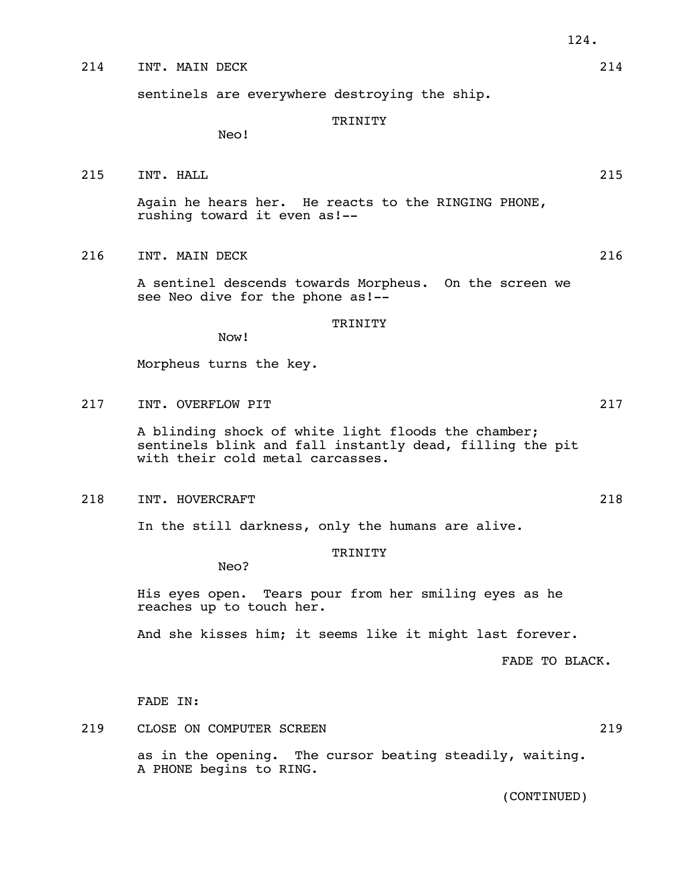214 INT. MAIN DECK 214

sentinels are everywhere destroying the ship.

TRINITY

Neo!

215 INT. HALL 215

Again he hears her. He reacts to the RINGING PHONE, rushing toward it even as!--

216 INT. MAIN DECK 216

A sentinel descends towards Morpheus. On the screen we see Neo dive for the phone as!--

TRINITY

Now!

Morpheus turns the key.

217 INT. OVERFLOW PIT 217

A blinding shock of white light floods the chamber; sentinels blink and fall instantly dead, filling the pit with their cold metal carcasses.

218 INT. HOVERCRAFT 218

In the still darkness, only the humans are alive.

TRINITY

Neo?

His eyes open. Tears pour from her smiling eyes as he reaches up to touch her.

And she kisses him; it seems like it might last forever.

FADE TO BLACK.

FADE IN:

219 CLOSE ON COMPUTER SCREEN 219

as in the opening. The cursor beating steadily, waiting. A PHONE begins to RING.

(CONTINUED)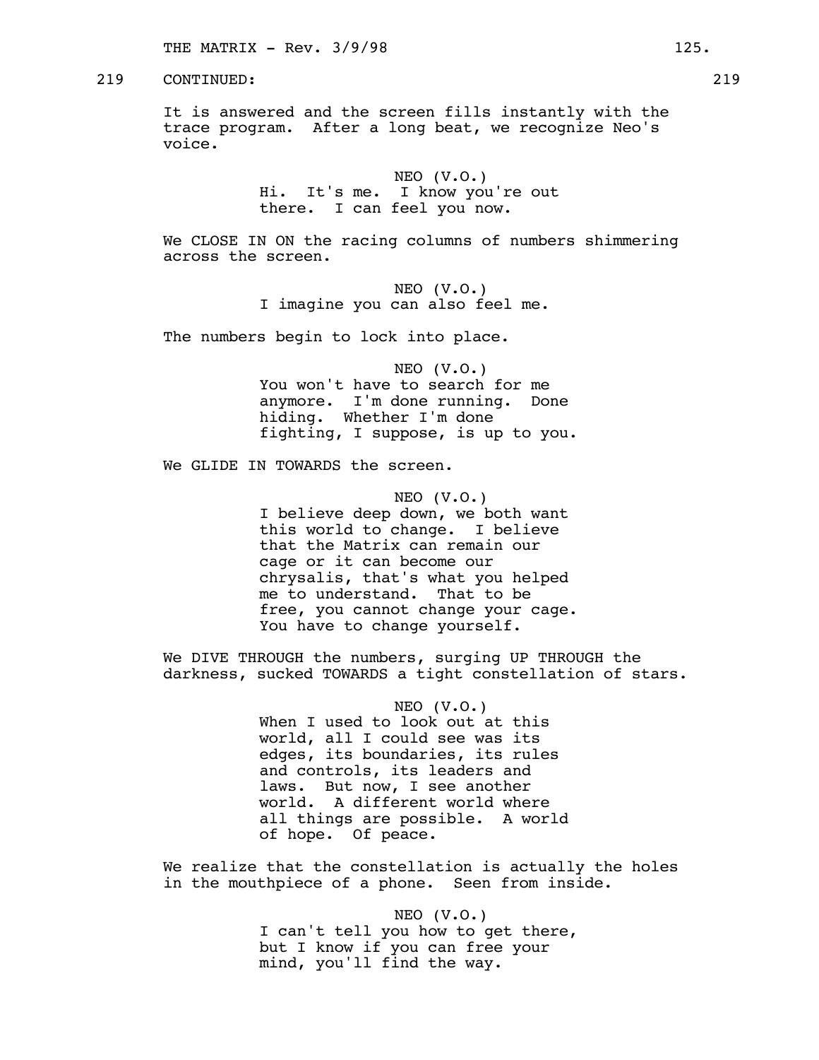219 CONTINUED: 219

It is answered and the screen fills instantly with the trace program. After a long beat, we recognize Neo's voice.

NEO (V.O.)
Hi. It's me. I know you're out there. I can feel you now.

We CLOSE IN ON the racing columns of numbers shimmering across the screen.

NEO (V.O.)
I imagine you can also feel me.

The numbers begin to lock into place.

NEO (V.O.)
You won't have to search for me anymore. I'm done running. Done hiding. Whether I'm done fighting, I suppose, is up to you.

We GLIDE IN TOWARDS the screen.

NEO (V.O.)
I believe deep down, we both want this world to change. I believe that the Matrix can remain our cage or it can become our chrysalis, that's what you helped me to understand. That to be free, you cannot change your cage. You have to change yourself.

We DIVE THROUGH the numbers, surging UP THROUGH the darkness, sucked TOWARDS a tight constellation of stars.

NEO (V.O.)
When I used to look out at this world, all I could see was its edges, its boundaries, its rules and controls, its leaders and laws. But now, I see another world. A different world where all things are possible. A world of hope. Of peace.

We realize that the constellation is actually the holes in the mouthpiece of a phone. Seen from inside.

NEO (V.O.)
I can't tell you how to get there, but I know if you can free your mind, you'll find the way.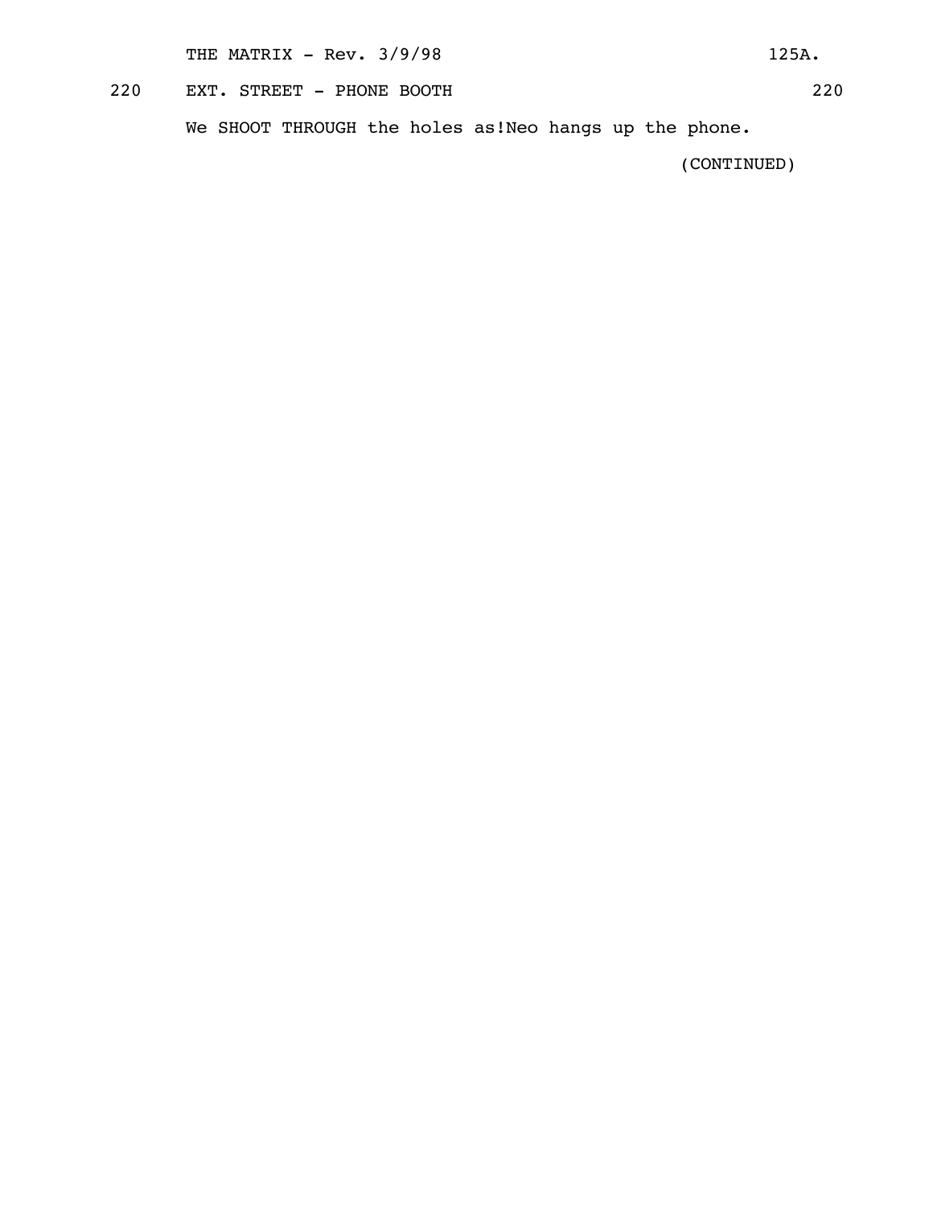220 EXT. STREET - PHONE BOOTH 220

We SHOOT THROUGH the holes as!Neo hangs up the phone.

(CONTINUED)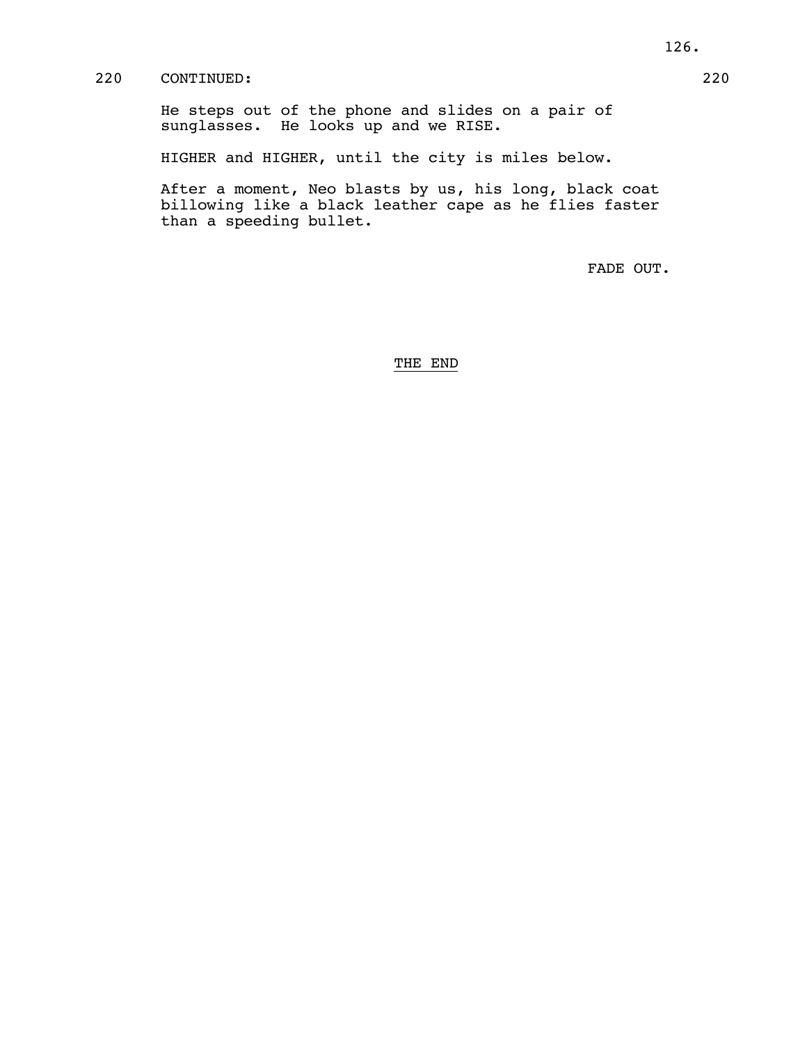220 CONTINUED: 220

He steps out of the phone and slides on a pair of sunglasses. He looks up and we RISE.

HIGHER and HIGHER, until the city is miles below.

After a moment, Neo blasts by us, his long, black coat billowing like a black leather cape as he flies faster than a speeding bullet.

FADE OUT.

THE END